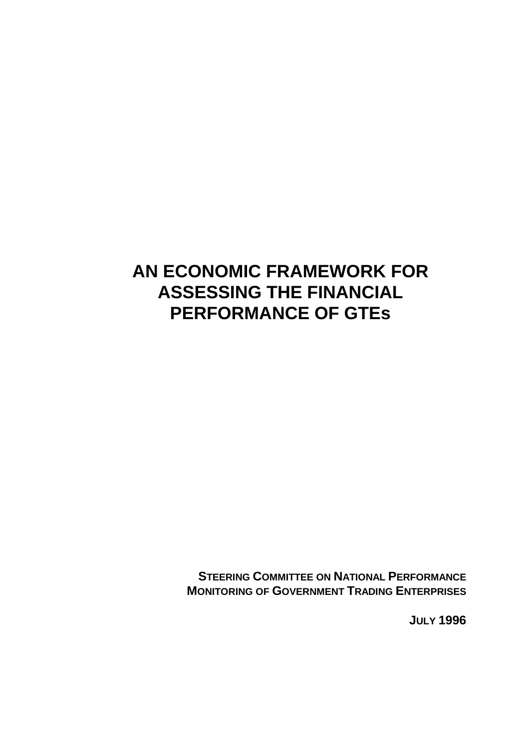# AN ECONOMIC FRAMEWORK FOR ASSESSING THE FINANCIAL PERFORMANCE OF GTEs

**STEERING COMMITTEE ON NATIONAL PERFORMANCE MONITORING OF GOVERNMENT TRADING ENTERPRISES**

**JULY 1996**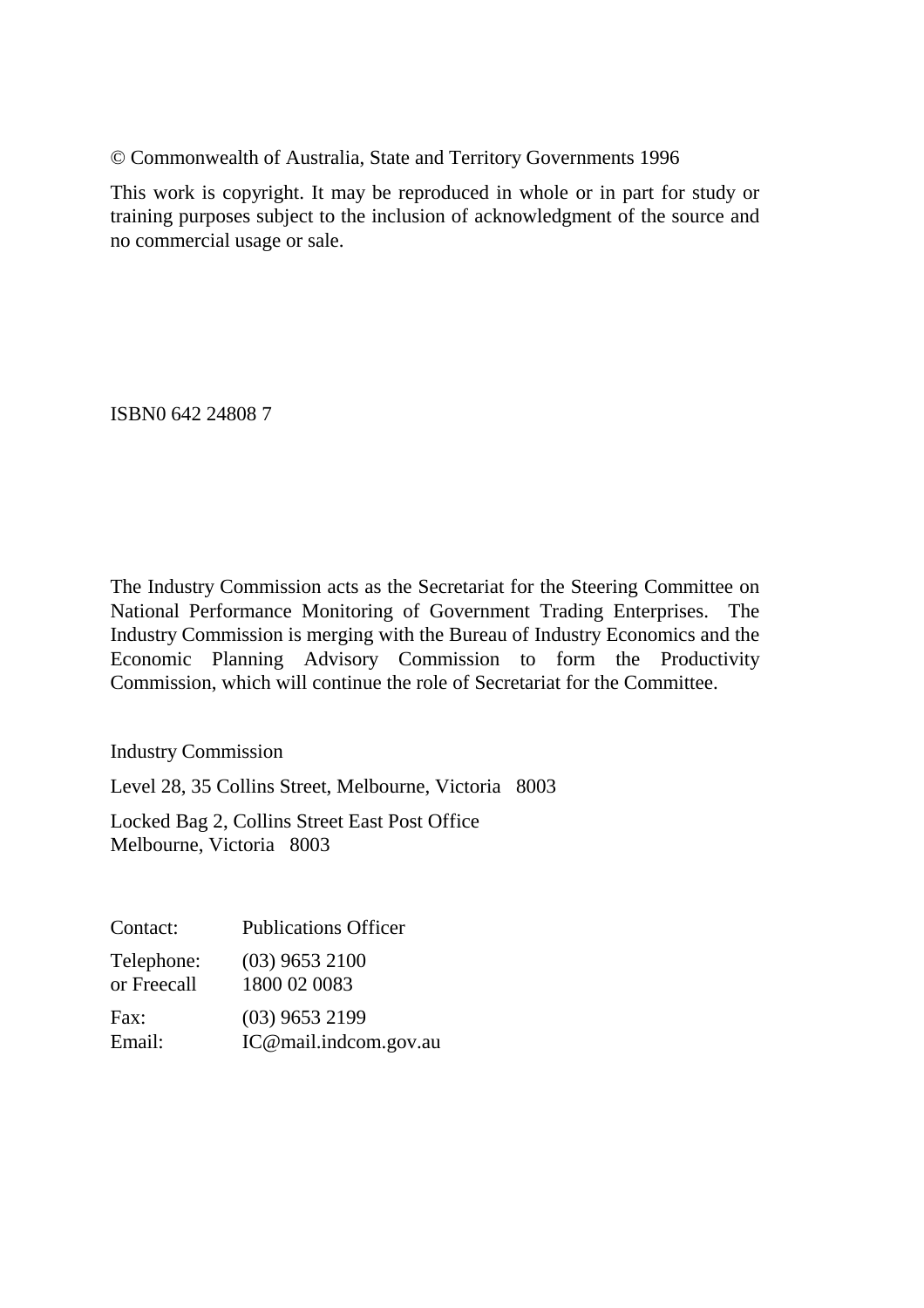© Commonwealth of Australia, State and Territory Governments 1996

This work is copyright. It may be reproduced in whole or in part for study or training purposes subject to the inclusion of acknowledgment of the source and no commercial usage or sale.

ISBN0 642 24808 7

The Industry Commission acts as the Secretariat for the Steering Committee on National Performance Monitoring of Government Trading Enterprises. The Industry Commission is merging with the Bureau of Industry Economics and the Economic Planning Advisory Commission to form the Productivity Commission, which will continue the role of Secretariat for the Committee.

Industry Commission

Level 28, 35 Collins Street, Melbourne, Victoria 8003

Locked Bag 2, Collins Street East Post Office
Melbourne, Victoria 8003

Contact: Publications Officer

Telephone: (03) 9653 2100
or Freecall 1800 02 0083

Fax: (03) 9653 2199
Email: IC@mail.indcom.gov.au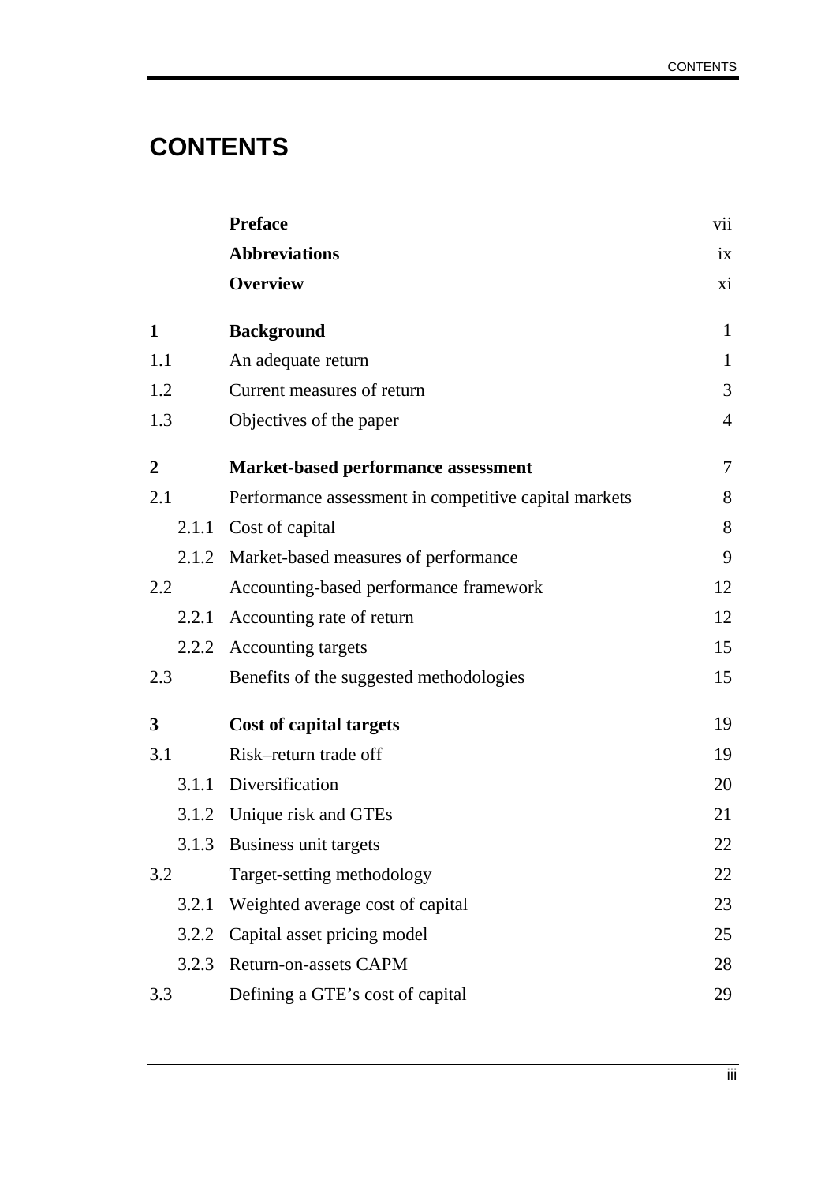# CONTENTS

| | | |
|---|---|---|
| | **Preface** | vii |
| | **Abbreviations** | ix |
| | **Overview** | xi |
| **1** | **Background** | 1 |
| 1.1 | An adequate return | 1 |
| 1.2 | Current measures of return | 3 |
| 1.3 | Objectives of the paper | 4 |
| **2** | **Market-based performance assessment** | 7 |
| 2.1 | Performance assessment in competitive capital markets | 8 |
| 2.1.1 | Cost of capital | 8 |
| 2.1.2 | Market-based measures of performance | 9 |
| 2.2 | Accounting-based performance framework | 12 |
| 2.2.1 | Accounting rate of return | 12 |
| 2.2.2 | Accounting targets | 15 |
| 2.3 | Benefits of the suggested methodologies | 15 |
| **3** | **Cost of capital targets** | 19 |
| 3.1 | Risk–return trade off | 19 |
| 3.1.1 | Diversification | 20 |
| 3.1.2 | Unique risk and GTEs | 21 |
| 3.1.3 | Business unit targets | 22 |
| 3.2 | Target-setting methodology | 22 |
| 3.2.1 | Weighted average cost of capital | 23 |
| 3.2.2 | Capital asset pricing model | 25 |
| 3.2.3 | Return-on-assets CAPM | 28 |
| 3.3 | Defining a GTE's cost of capital | 29 |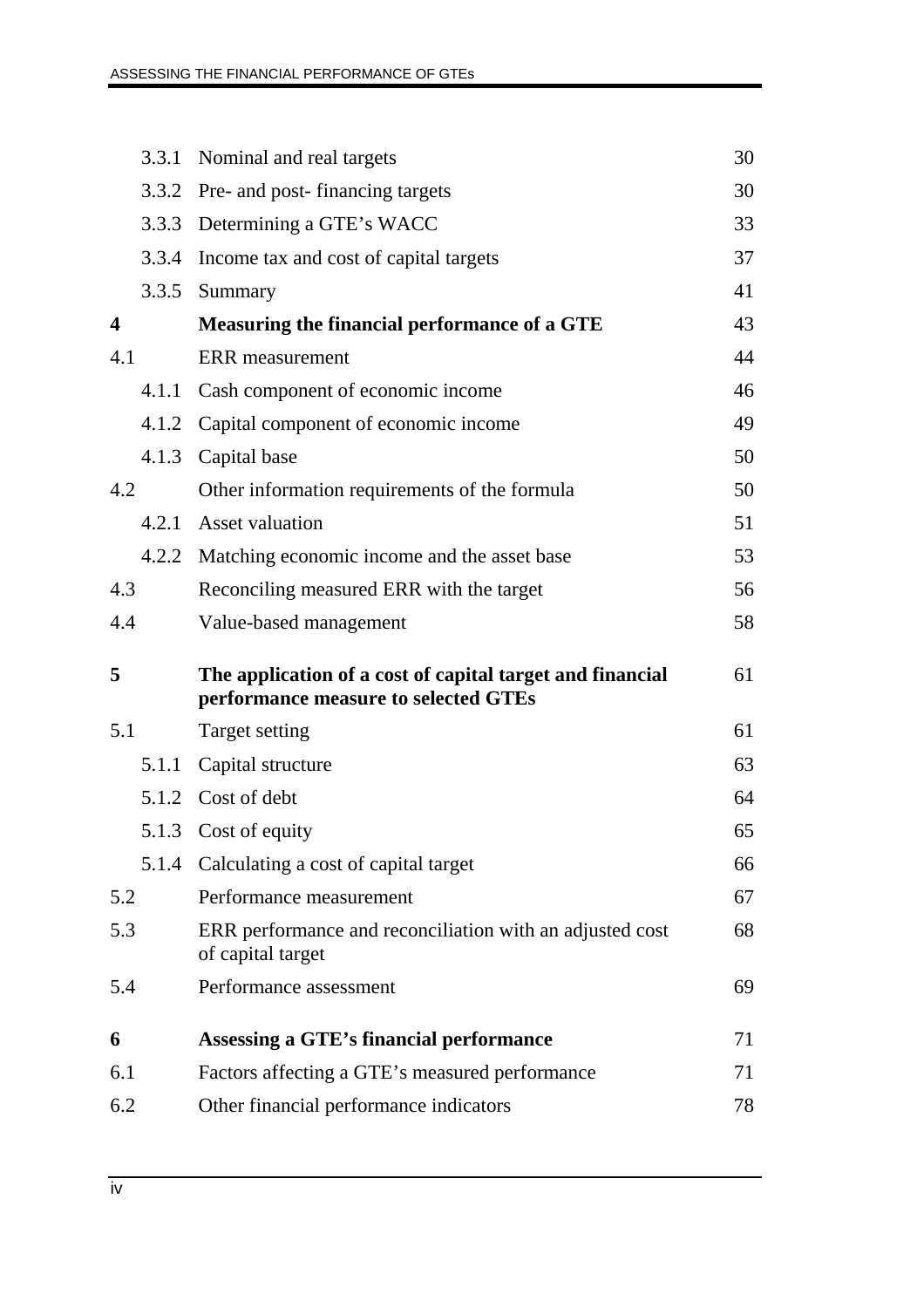| | | |
|---|---|---|
| 3.3.1 | Nominal and real targets | 30 |
| 3.3.2 | Pre- and post- financing targets | 30 |
| 3.3.3 | Determining a GTE's WACC | 33 |
| 3.3.4 | Income tax and cost of capital targets | 37 |
| 3.3.5 | Summary | 41 |
| **4** | **Measuring the financial performance of a GTE** | 43 |
| 4.1 | ERR measurement | 44 |
| 4.1.1 | Cash component of economic income | 46 |
| 4.1.2 | Capital component of economic income | 49 |
| 4.1.3 | Capital base | 50 |
| 4.2 | Other information requirements of the formula | 50 |
| 4.2.1 | Asset valuation | 51 |
| 4.2.2 | Matching economic income and the asset base | 53 |
| 4.3 | Reconciling measured ERR with the target | 56 |
| 4.4 | Value-based management | 58 |
| **5** | **The application of a cost of capital target and financial performance measure to selected GTEs** | 61 |
| 5.1 | Target setting | 61 |
| 5.1.1 | Capital structure | 63 |
| 5.1.2 | Cost of debt | 64 |
| 5.1.3 | Cost of equity | 65 |
| 5.1.4 | Calculating a cost of capital target | 66 |
| 5.2 | Performance measurement | 67 |
| 5.3 | ERR performance and reconciliation with an adjusted cost of capital target | 68 |
| 5.4 | Performance assessment | 69 |
| **6** | **Assessing a GTE's financial performance** | 71 |
| 6.1 | Factors affecting a GTE's measured performance | 71 |
| 6.2 | Other financial performance indicators | 78 |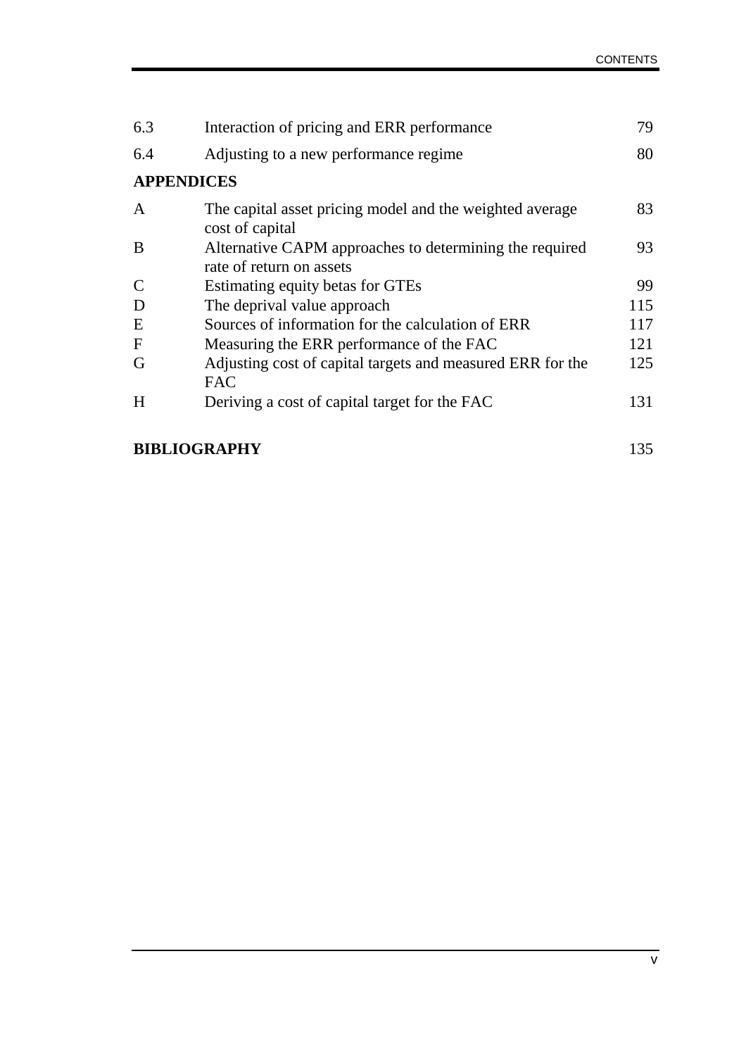| | | |
|---|---|---|
| 6.3 | Interaction of pricing and ERR performance | 79 |
| 6.4 | Adjusting to a new performance regime | 80 |

**APPENDICES**

| | | |
|---|---|---|
| A | The capital asset pricing model and the weighted average cost of capital | 83 |
| B | Alternative CAPM approaches to determining the required rate of return on assets | 93 |
| C | Estimating equity betas for GTEs | 99 |
| D | The deprival value approach | 115 |
| E | Sources of information for the calculation of ERR | 117 |
| F | Measuring the ERR performance of the FAC | 121 |
| G | Adjusting cost of capital targets and measured ERR for the FAC | 125 |
| H | Deriving a cost of capital target for the FAC | 131 |

**BIBLIOGRAPHY** 135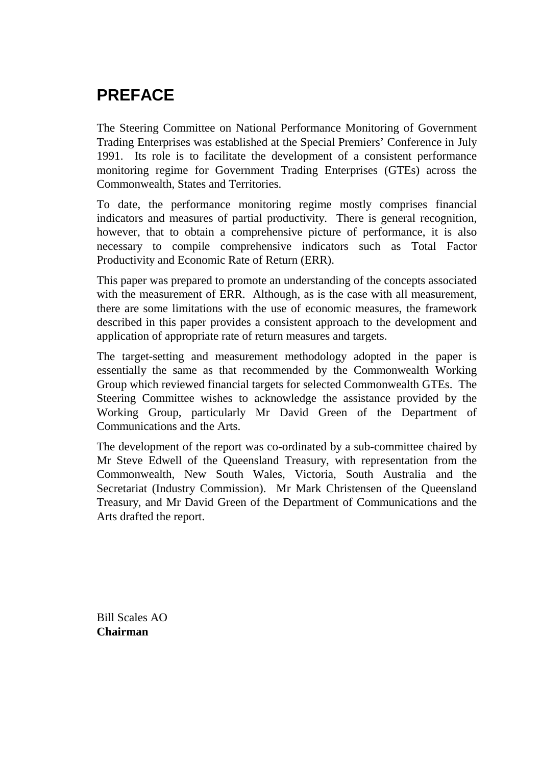# PREFACE

The Steering Committee on National Performance Monitoring of Government Trading Enterprises was established at the Special Premiers' Conference in July 1991. Its role is to facilitate the development of a consistent performance monitoring regime for Government Trading Enterprises (GTEs) across the Commonwealth, States and Territories.

To date, the performance monitoring regime mostly comprises financial indicators and measures of partial productivity. There is general recognition, however, that to obtain a comprehensive picture of performance, it is also necessary to compile comprehensive indicators such as Total Factor Productivity and Economic Rate of Return (ERR).

This paper was prepared to promote an understanding of the concepts associated with the measurement of ERR. Although, as is the case with all measurement, there are some limitations with the use of economic measures, the framework described in this paper provides a consistent approach to the development and application of appropriate rate of return measures and targets.

The target-setting and measurement methodology adopted in the paper is essentially the same as that recommended by the Commonwealth Working Group which reviewed financial targets for selected Commonwealth GTEs. The Steering Committee wishes to acknowledge the assistance provided by the Working Group, particularly Mr David Green of the Department of Communications and the Arts.

The development of the report was co-ordinated by a sub-committee chaired by Mr Steve Edwell of the Queensland Treasury, with representation from the Commonwealth, New South Wales, Victoria, South Australia and the Secretariat (Industry Commission). Mr Mark Christensen of the Queensland Treasury, and Mr David Green of the Department of Communications and the Arts drafted the report.

Bill Scales AO
**Chairman**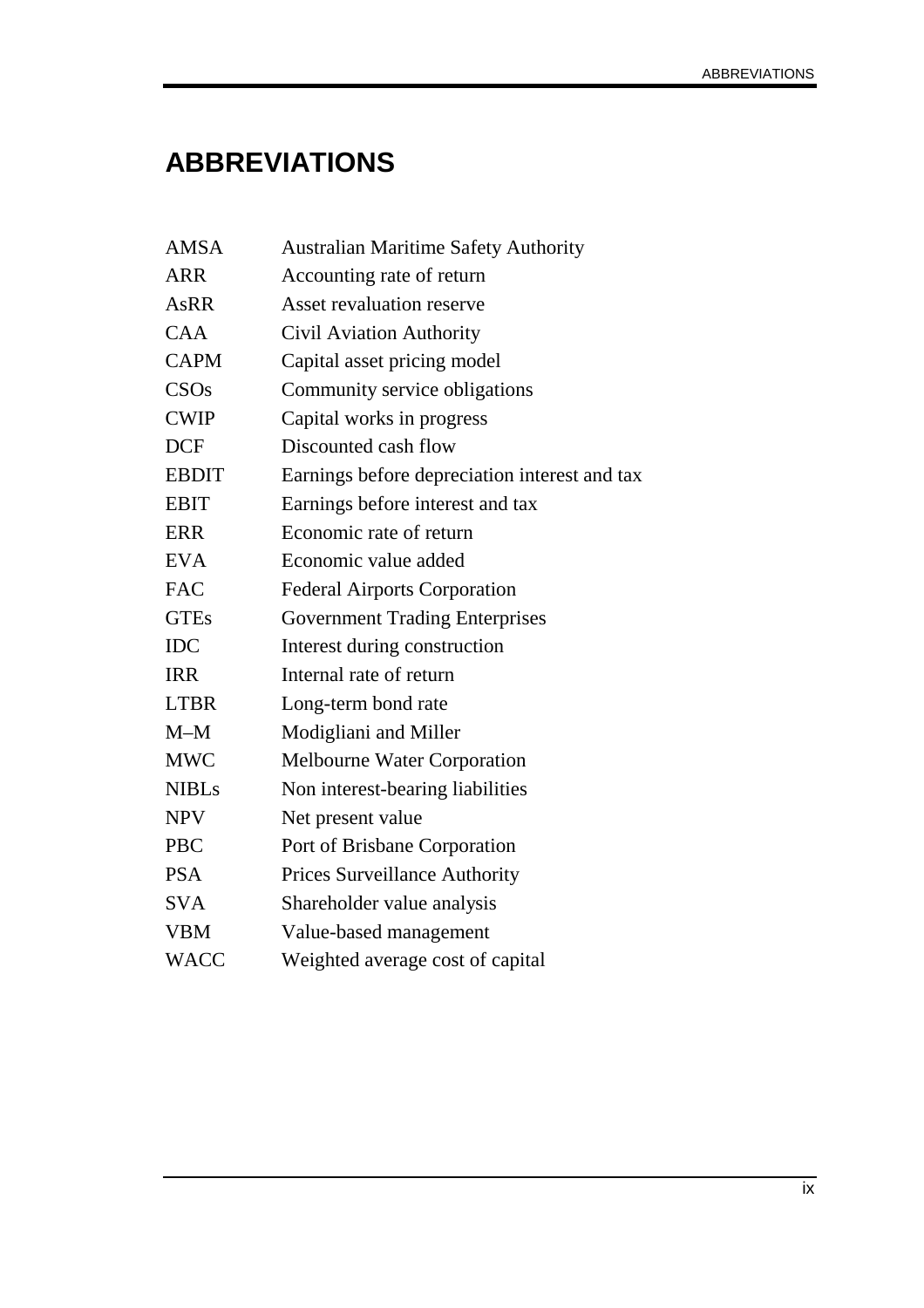# ABBREVIATIONS

| | |
|---|---|
| AMSA | Australian Maritime Safety Authority |
| ARR | Accounting rate of return |
| AsRR | Asset revaluation reserve |
| CAA | Civil Aviation Authority |
| CAPM | Capital asset pricing model |
| CSOs | Community service obligations |
| CWIP | Capital works in progress |
| DCF | Discounted cash flow |
| EBDIT | Earnings before depreciation interest and tax |
| EBIT | Earnings before interest and tax |
| ERR | Economic rate of return |
| EVA | Economic value added |
| FAC | Federal Airports Corporation |
| GTEs | Government Trading Enterprises |
| IDC | Interest during construction |
| IRR | Internal rate of return |
| LTBR | Long-term bond rate |
| M–M | Modigliani and Miller |
| MWC | Melbourne Water Corporation |
| NIBLs | Non interest-bearing liabilities |
| NPV | Net present value |
| PBC | Port of Brisbane Corporation |
| PSA | Prices Surveillance Authority |
| SVA | Shareholder value analysis |
| VBM | Value-based management |
| WACC | Weighted average cost of capital |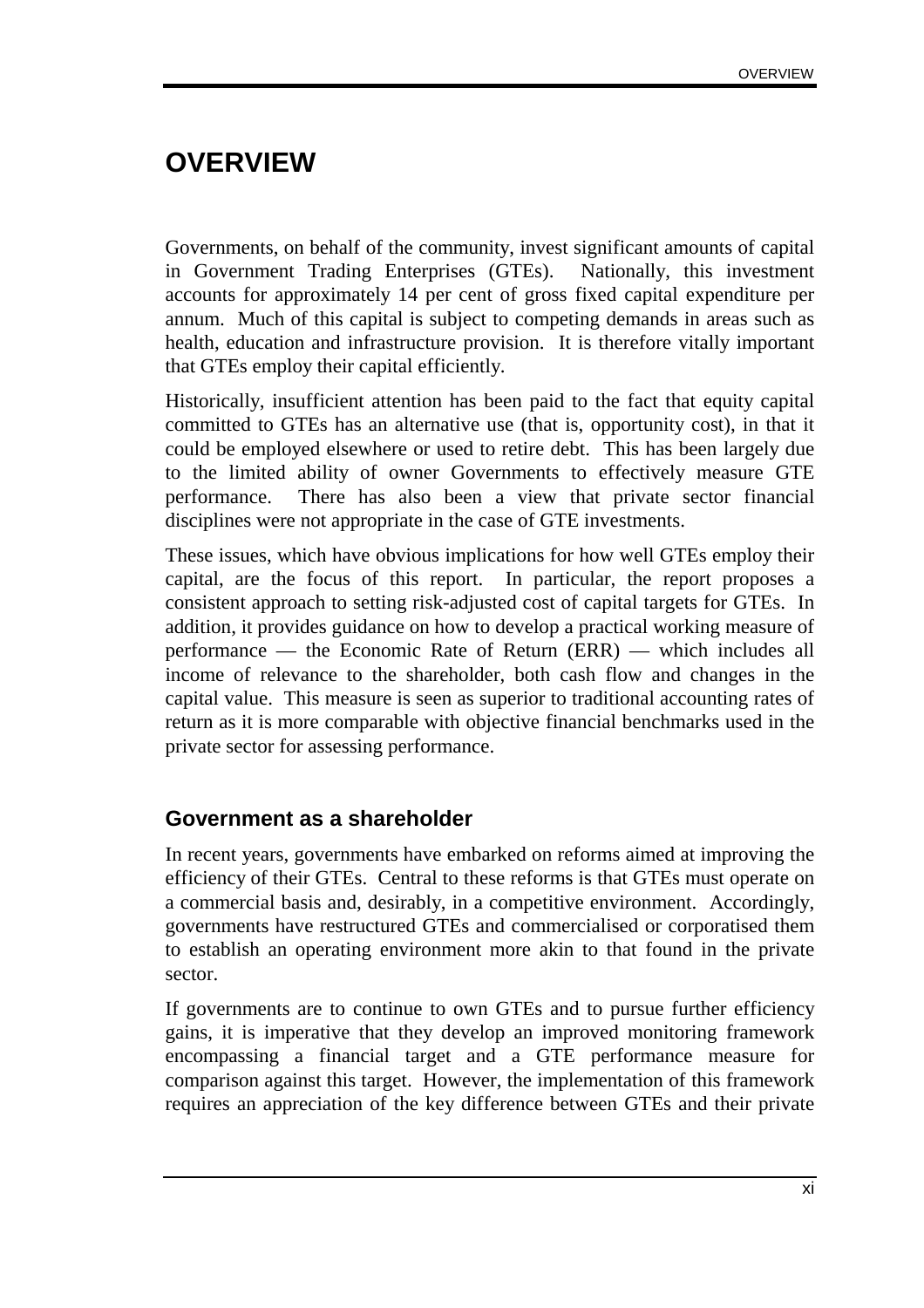# OVERVIEW

Governments, on behalf of the community, invest significant amounts of capital in Government Trading Enterprises (GTEs). Nationally, this investment accounts for approximately 14 per cent of gross fixed capital expenditure per annum. Much of this capital is subject to competing demands in areas such as health, education and infrastructure provision. It is therefore vitally important that GTEs employ their capital efficiently.

Historically, insufficient attention has been paid to the fact that equity capital committed to GTEs has an alternative use (that is, opportunity cost), in that it could be employed elsewhere or used to retire debt. This has been largely due to the limited ability of owner Governments to effectively measure GTE performance. There has also been a view that private sector financial disciplines were not appropriate in the case of GTE investments.

These issues, which have obvious implications for how well GTEs employ their capital, are the focus of this report. In particular, the report proposes a consistent approach to setting risk-adjusted cost of capital targets for GTEs. In addition, it provides guidance on how to develop a practical working measure of performance — the Economic Rate of Return (ERR) — which includes all income of relevance to the shareholder, both cash flow and changes in the capital value. This measure is seen as superior to traditional accounting rates of return as it is more comparable with objective financial benchmarks used in the private sector for assessing performance.

## Government as a shareholder

In recent years, governments have embarked on reforms aimed at improving the efficiency of their GTEs. Central to these reforms is that GTEs must operate on a commercial basis and, desirably, in a competitive environment. Accordingly, governments have restructured GTEs and commercialised or corporatised them to establish an operating environment more akin to that found in the private sector.

If governments are to continue to own GTEs and to pursue further efficiency gains, it is imperative that they develop an improved monitoring framework encompassing a financial target and a GTE performance measure for comparison against this target. However, the implementation of this framework requires an appreciation of the key difference between GTEs and their private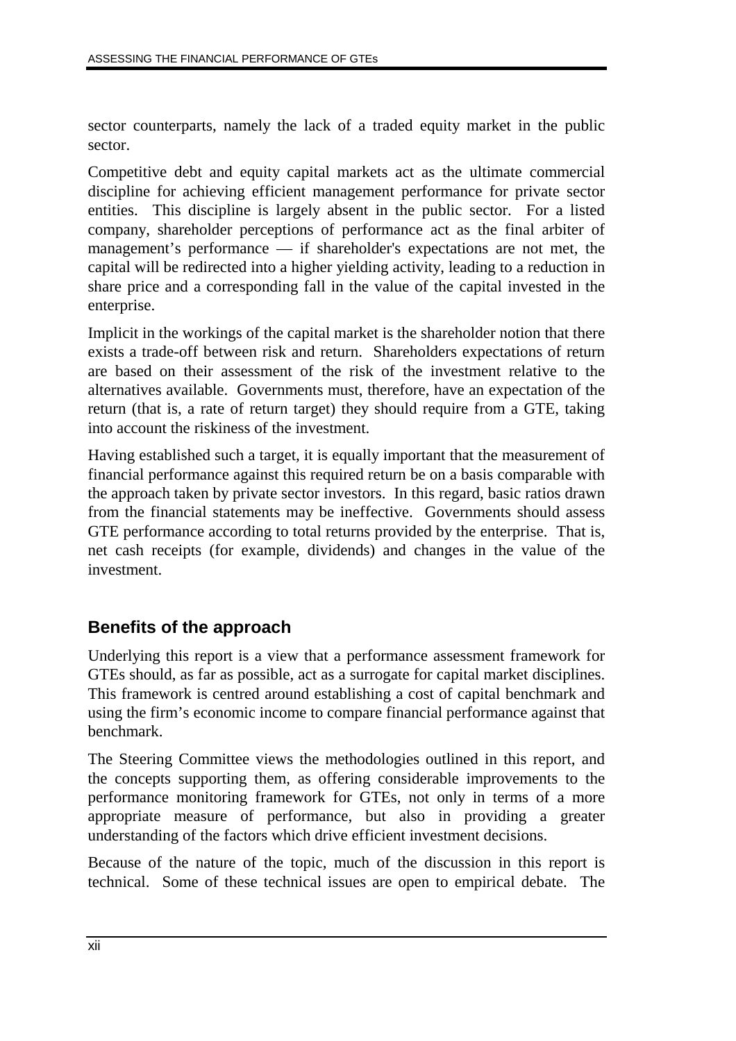sector counterparts, namely the lack of a traded equity market in the public sector.

Competitive debt and equity capital markets act as the ultimate commercial discipline for achieving efficient management performance for private sector entities. This discipline is largely absent in the public sector. For a listed company, shareholder perceptions of performance act as the final arbiter of management's performance — if shareholder's expectations are not met, the capital will be redirected into a higher yielding activity, leading to a reduction in share price and a corresponding fall in the value of the capital invested in the enterprise.

Implicit in the workings of the capital market is the shareholder notion that there exists a trade-off between risk and return. Shareholders expectations of return are based on their assessment of the risk of the investment relative to the alternatives available. Governments must, therefore, have an expectation of the return (that is, a rate of return target) they should require from a GTE, taking into account the riskiness of the investment.

Having established such a target, it is equally important that the measurement of financial performance against this required return be on a basis comparable with the approach taken by private sector investors. In this regard, basic ratios drawn from the financial statements may be ineffective. Governments should assess GTE performance according to total returns provided by the enterprise. That is, net cash receipts (for example, dividends) and changes in the value of the investment.

## Benefits of the approach

Underlying this report is a view that a performance assessment framework for GTEs should, as far as possible, act as a surrogate for capital market disciplines. This framework is centred around establishing a cost of capital benchmark and using the firm's economic income to compare financial performance against that benchmark.

The Steering Committee views the methodologies outlined in this report, and the concepts supporting them, as offering considerable improvements to the performance monitoring framework for GTEs, not only in terms of a more appropriate measure of performance, but also in providing a greater understanding of the factors which drive efficient investment decisions.

Because of the nature of the topic, much of the discussion in this report is technical. Some of these technical issues are open to empirical debate. The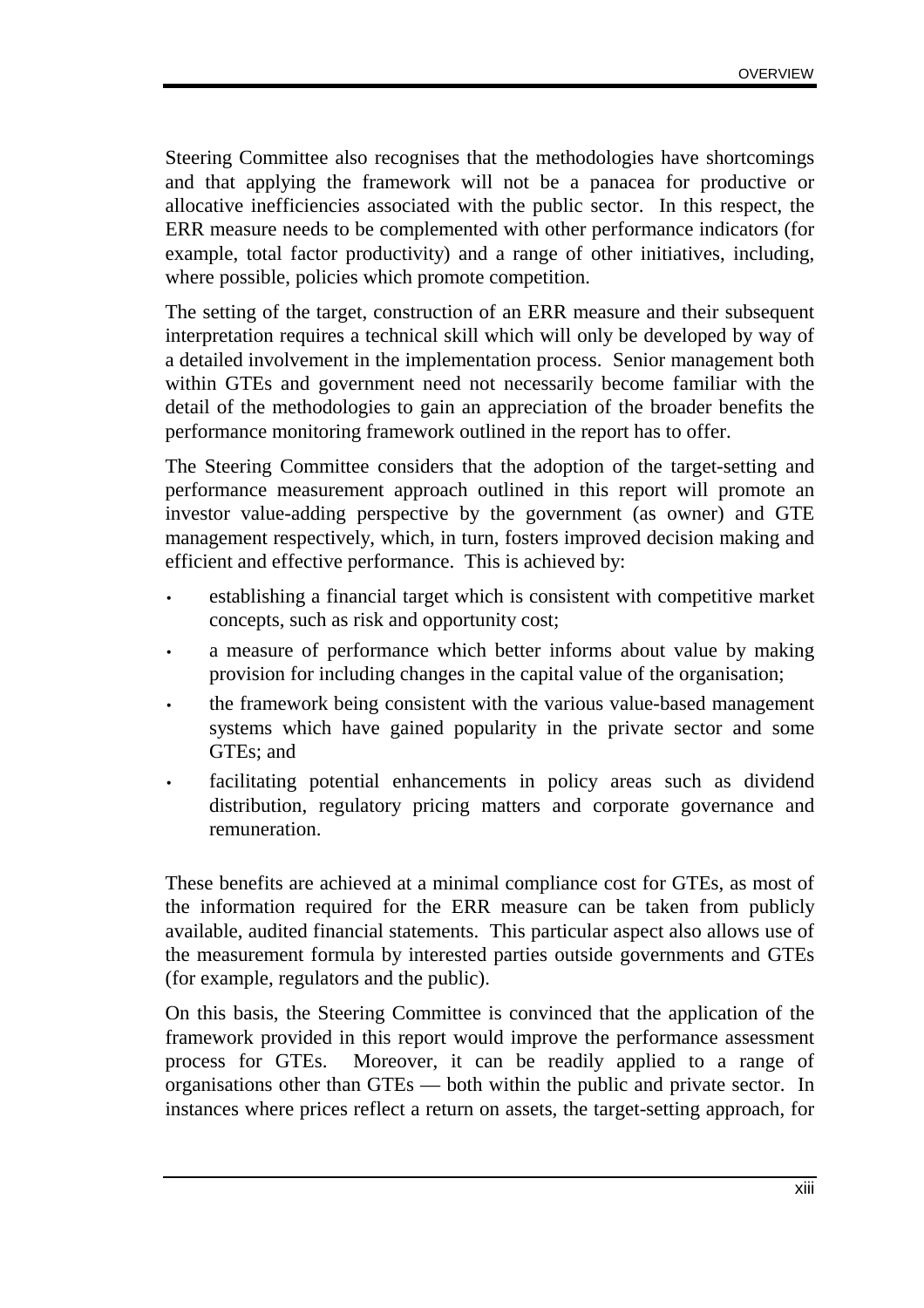Steering Committee also recognises that the methodologies have shortcomings and that applying the framework will not be a panacea for productive or allocative inefficiencies associated with the public sector. In this respect, the ERR measure needs to be complemented with other performance indicators (for example, total factor productivity) and a range of other initiatives, including, where possible, policies which promote competition.

The setting of the target, construction of an ERR measure and their subsequent interpretation requires a technical skill which will only be developed by way of a detailed involvement in the implementation process. Senior management both within GTEs and government need not necessarily become familiar with the detail of the methodologies to gain an appreciation of the broader benefits the performance monitoring framework outlined in the report has to offer.

The Steering Committee considers that the adoption of the target-setting and performance measurement approach outlined in this report will promote an investor value-adding perspective by the government (as owner) and GTE management respectively, which, in turn, fosters improved decision making and efficient and effective performance. This is achieved by:

- establishing a financial target which is consistent with competitive market concepts, such as risk and opportunity cost;
- a measure of performance which better informs about value by making provision for including changes in the capital value of the organisation;
- the framework being consistent with the various value-based management systems which have gained popularity in the private sector and some GTEs; and
- facilitating potential enhancements in policy areas such as dividend distribution, regulatory pricing matters and corporate governance and remuneration.

These benefits are achieved at a minimal compliance cost for GTEs, as most of the information required for the ERR measure can be taken from publicly available, audited financial statements. This particular aspect also allows use of the measurement formula by interested parties outside governments and GTEs (for example, regulators and the public).

On this basis, the Steering Committee is convinced that the application of the framework provided in this report would improve the performance assessment process for GTEs. Moreover, it can be readily applied to a range of organisations other than GTEs — both within the public and private sector. In instances where prices reflect a return on assets, the target-setting approach, for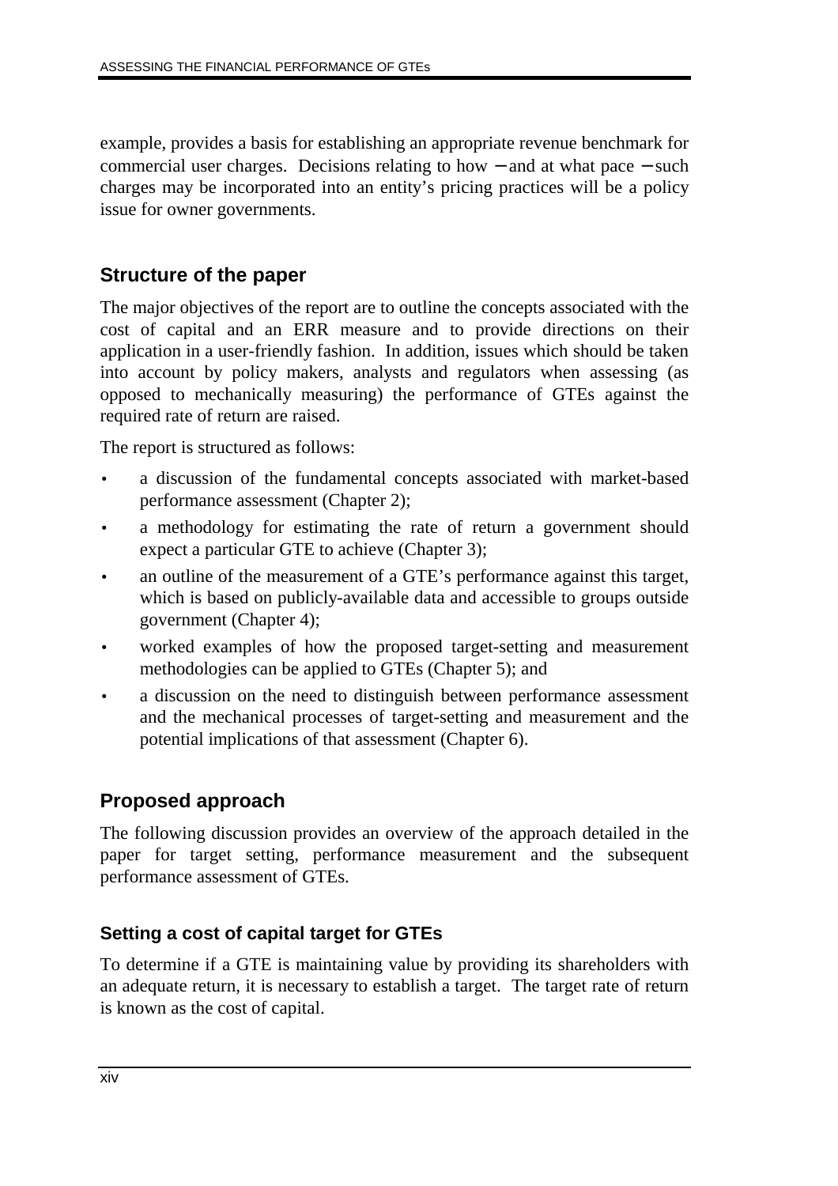example, provides a basis for establishing an appropriate revenue benchmark for commercial user charges. Decisions relating to how − and at what pace − such charges may be incorporated into an entity's pricing practices will be a policy issue for owner governments.

## Structure of the paper

The major objectives of the report are to outline the concepts associated with the cost of capital and an ERR measure and to provide directions on their application in a user-friendly fashion. In addition, issues which should be taken into account by policy makers, analysts and regulators when assessing (as opposed to mechanically measuring) the performance of GTEs against the required rate of return are raised.

The report is structured as follows:

- a discussion of the fundamental concepts associated with market-based performance assessment (Chapter 2);
- a methodology for estimating the rate of return a government should expect a particular GTE to achieve (Chapter 3);
- an outline of the measurement of a GTE's performance against this target, which is based on publicly-available data and accessible to groups outside government (Chapter 4);
- worked examples of how the proposed target-setting and measurement methodologies can be applied to GTEs (Chapter 5); and
- a discussion on the need to distinguish between performance assessment and the mechanical processes of target-setting and measurement and the potential implications of that assessment (Chapter 6).

## Proposed approach

The following discussion provides an overview of the approach detailed in the paper for target setting, performance measurement and the subsequent performance assessment of GTEs.

### Setting a cost of capital target for GTEs

To determine if a GTE is maintaining value by providing its shareholders with an adequate return, it is necessary to establish a target. The target rate of return is known as the cost of capital.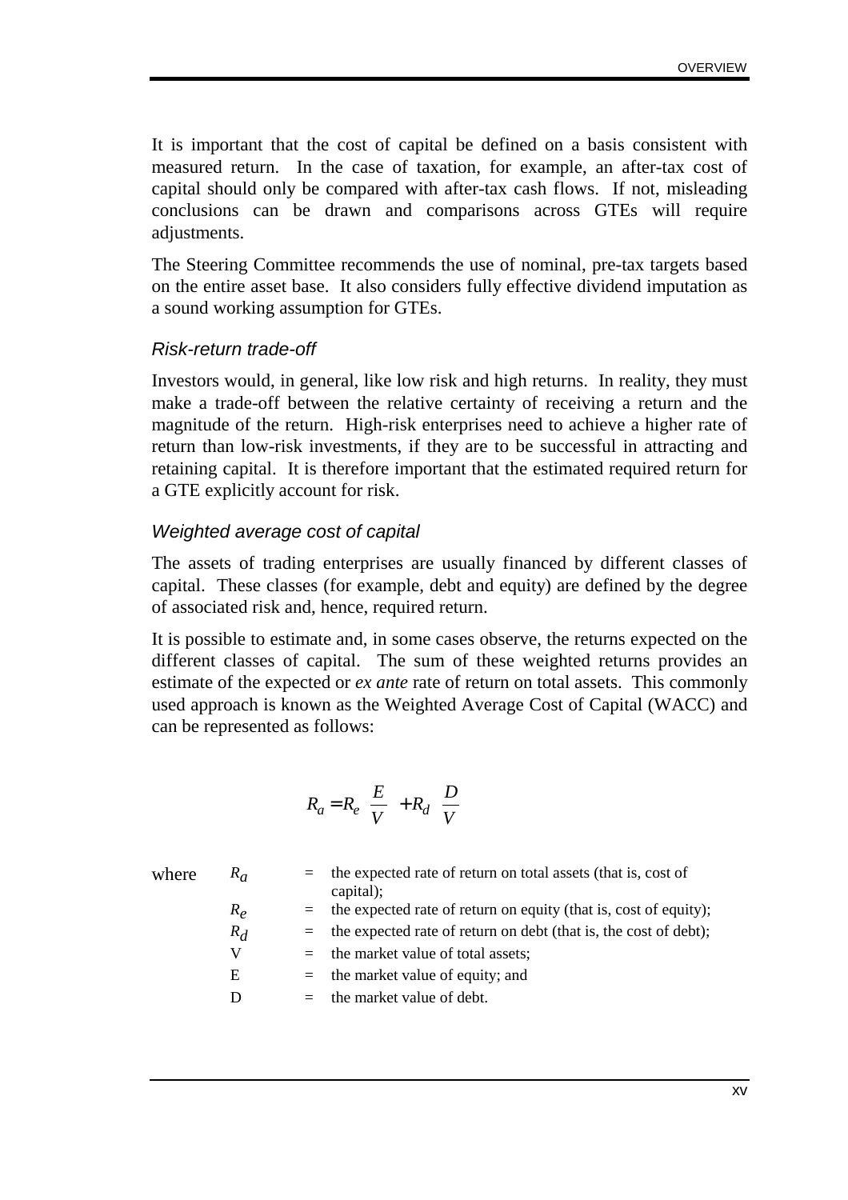It is important that the cost of capital be defined on a basis consistent with measured return. In the case of taxation, for example, an after-tax cost of capital should only be compared with after-tax cash flows. If not, misleading conclusions can be drawn and comparisons across GTEs will require adjustments.

The Steering Committee recommends the use of nominal, pre-tax targets based on the entire asset base. It also considers fully effective dividend imputation as a sound working assumption for GTEs.

### *Risk-return trade-off*

Investors would, in general, like low risk and high returns. In reality, they must make a trade-off between the relative certainty of receiving a return and the magnitude of the return. High-risk enterprises need to achieve a higher rate of return than low-risk investments, if they are to be successful in attracting and retaining capital. It is therefore important that the estimated required return for a GTE explicitly account for risk.

### *Weighted average cost of capital*

The assets of trading enterprises are usually financed by different classes of capital. These classes (for example, debt and equity) are defined by the degree of associated risk and, hence, required return.

It is possible to estimate and, in some cases observe, the returns expected on the different classes of capital. The sum of these weighted returns provides an estimate of the expected or *ex ante* rate of return on total assets. This commonly used approach is known as the Weighted Average Cost of Capital (WACC) and can be represented as follows:

$$R_a = R_e \left( \frac{E}{V} \right) + R_d \left( \frac{D}{V} \right)$$

where

| | | |
|---|---|---|
| $R_a$ | = | the expected rate of return on total assets (that is, cost of capital); |
| $R_e$ | = | the expected rate of return on equity (that is, cost of equity); |
| $R_d$ | = | the expected rate of return on debt (that is, the cost of debt); |
| V | = | the market value of total assets; |
| E | = | the market value of equity; and |
| D | = | the market value of debt. |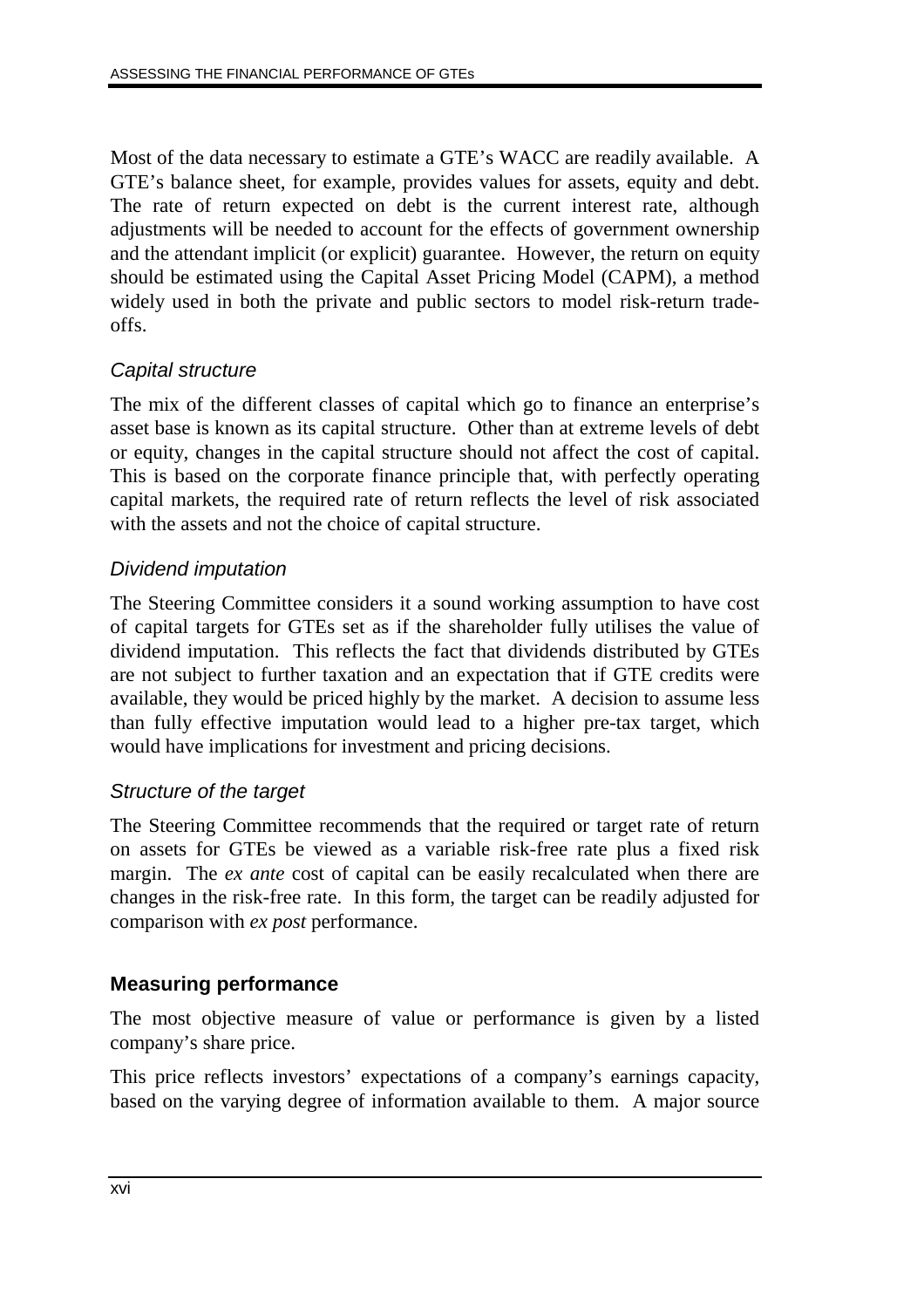Most of the data necessary to estimate a GTE's WACC are readily available. A GTE's balance sheet, for example, provides values for assets, equity and debt. The rate of return expected on debt is the current interest rate, although adjustments will be needed to account for the effects of government ownership and the attendant implicit (or explicit) guarantee. However, the return on equity should be estimated using the Capital Asset Pricing Model (CAPM), a method widely used in both the private and public sectors to model risk-return trade-offs.

### *Capital structure*

The mix of the different classes of capital which go to finance an enterprise's asset base is known as its capital structure. Other than at extreme levels of debt or equity, changes in the capital structure should not affect the cost of capital. This is based on the corporate finance principle that, with perfectly operating capital markets, the required rate of return reflects the level of risk associated with the assets and not the choice of capital structure.

### *Dividend imputation*

The Steering Committee considers it a sound working assumption to have cost of capital targets for GTEs set as if the shareholder fully utilises the value of dividend imputation. This reflects the fact that dividends distributed by GTEs are not subject to further taxation and an expectation that if GTE credits were available, they would be priced highly by the market. A decision to assume less than fully effective imputation would lead to a higher pre-tax target, which would have implications for investment and pricing decisions.

### *Structure of the target*

The Steering Committee recommends that the required or target rate of return on assets for GTEs be viewed as a variable risk-free rate plus a fixed risk margin. The *ex ante* cost of capital can be easily recalculated when there are changes in the risk-free rate. In this form, the target can be readily adjusted for comparison with *ex post* performance.

## **Measuring performance**

The most objective measure of value or performance is given by a listed company's share price.

This price reflects investors' expectations of a company's earnings capacity, based on the varying degree of information available to them. A major source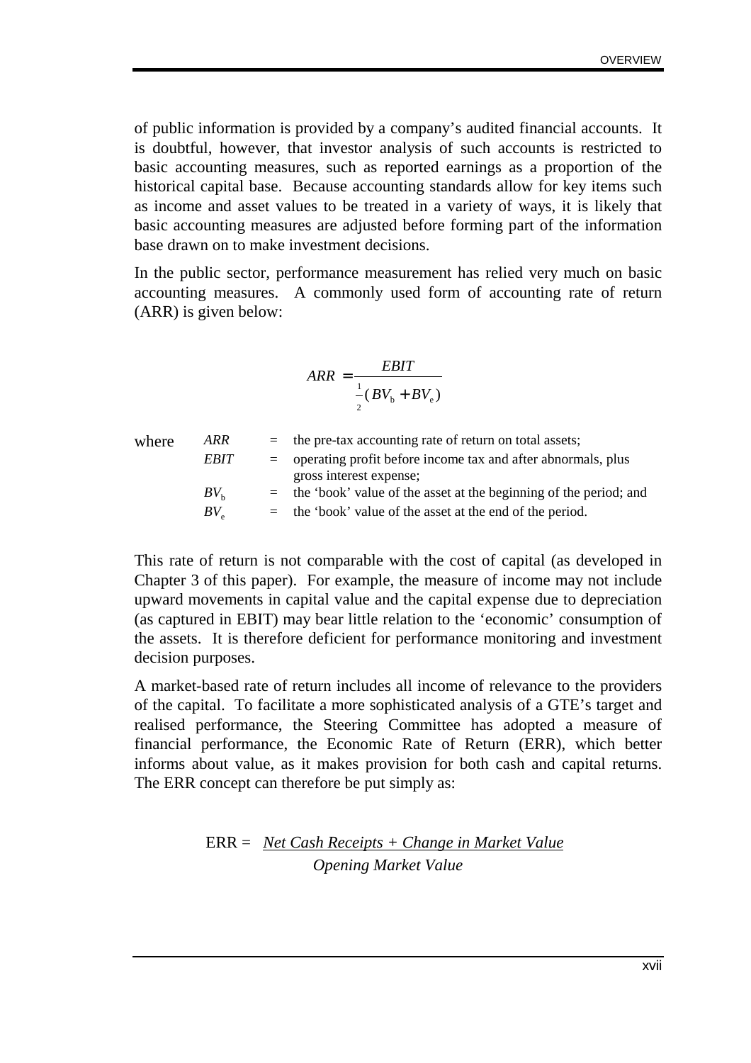of public information is provided by a company's audited financial accounts. It is doubtful, however, that investor analysis of such accounts is restricted to basic accounting measures, such as reported earnings as a proportion of the historical capital base. Because accounting standards allow for key items such as income and asset values to be treated in a variety of ways, it is likely that basic accounting measures are adjusted before forming part of the information base drawn on to make investment decisions.

In the public sector, performance measurement has relied very much on basic accounting measures. A commonly used form of accounting rate of return (ARR) is given below:

$$ARR = \frac{EBIT}{\frac{1}{2}(BV_b + BV_e)}$$

where

- $ARR$ = the pre-tax accounting rate of return on total assets;
- $EBIT$ = operating profit before income tax and after abnormals, plus gross interest expense;
- $BV_b$ = the 'book' value of the asset at the beginning of the period; and
- $BV_e$ = the 'book' value of the asset at the end of the period.

This rate of return is not comparable with the cost of capital (as developed in Chapter 3 of this paper). For example, the measure of income may not include upward movements in capital value and the capital expense due to depreciation (as captured in EBIT) may bear little relation to the 'economic' consumption of the assets. It is therefore deficient for performance monitoring and investment decision purposes.

A market-based rate of return includes all income of relevance to the providers of the capital. To facilitate a more sophisticated analysis of a GTE's target and realised performance, the Steering Committee has adopted a measure of financial performance, the Economic Rate of Return (ERR), which better informs about value, as it makes provision for both cash and capital returns. The ERR concept can therefore be put simply as:

$$\text{ERR} = \frac{\textit{Net Cash Receipts} + \textit{Change in Market Value}}{\textit{Opening Market Value}}$$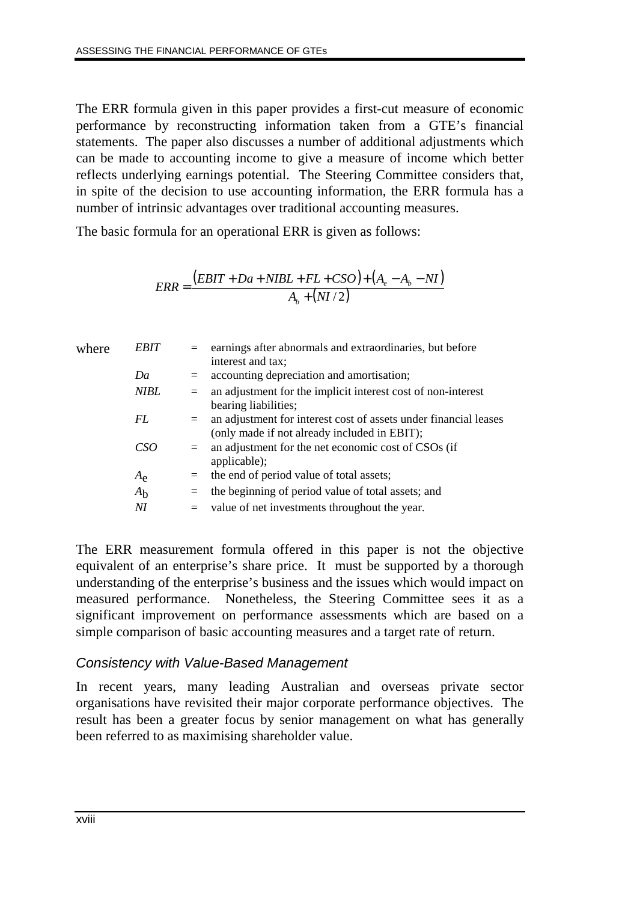The ERR formula given in this paper provides a first-cut measure of economic performance by reconstructing information taken from a GTE's financial statements. The paper also discusses a number of additional adjustments which can be made to accounting income to give a measure of income which better reflects underlying earnings potential. The Steering Committee considers that, in spite of the decision to use accounting information, the ERR formula has a number of intrinsic advantages over traditional accounting measures.

The basic formula for an operational ERR is given as follows:

$$ERR = \frac{\left(EBIT + Da + NIBL + FL + CSO\right) + \left(A_e - A_b - NI\right)}{A_b + \left(NI/2\right)}$$

where

| | | |
|---|---|---|
| $EBIT$ | = | earnings after abnormals and extraordinaries, but before interest and tax; |
| $Da$ | = | accounting depreciation and amortisation; |
| $NIBL$ | = | an adjustment for the implicit interest cost of non-interest bearing liabilities; |
| $FL$ | = | an adjustment for interest cost of assets under financial leases (only made if not already included in EBIT); |
| $CSO$ | = | an adjustment for the net economic cost of CSOs (if applicable); |
| $A_e$ | = | the end of period value of total assets; |
| $A_b$ | = | the beginning of period value of total assets; and |
| $NI$ | = | value of net investments throughout the year. |

The ERR measurement formula offered in this paper is not the objective equivalent of an enterprise's share price. It must be supported by a thorough understanding of the enterprise's business and the issues which would impact on measured performance. Nonetheless, the Steering Committee sees it as a significant improvement on performance assessments which are based on a simple comparison of basic accounting measures and a target rate of return.

### *Consistency with Value-Based Management*

In recent years, many leading Australian and overseas private sector organisations have revisited their major corporate performance objectives. The result has been a greater focus by senior management on what has generally been referred to as maximising shareholder value.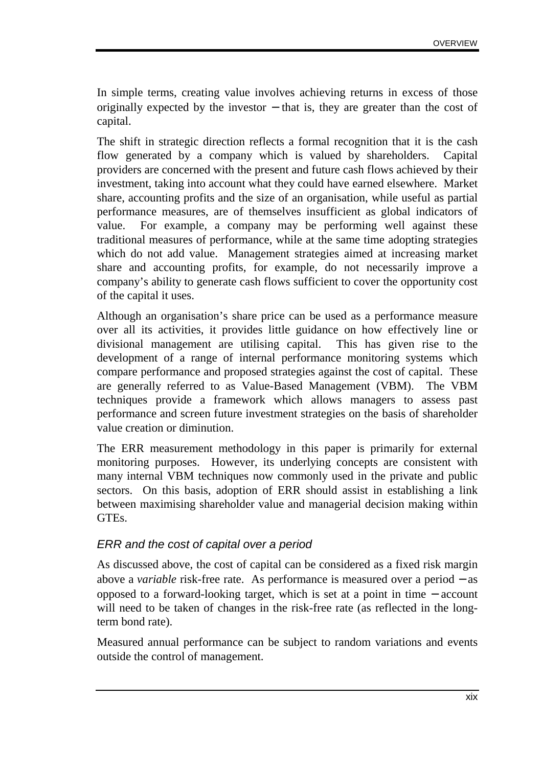In simple terms, creating value involves achieving returns in excess of those originally expected by the investor − that is, they are greater than the cost of capital.

The shift in strategic direction reflects a formal recognition that it is the cash flow generated by a company which is valued by shareholders. Capital providers are concerned with the present and future cash flows achieved by their investment, taking into account what they could have earned elsewhere. Market share, accounting profits and the size of an organisation, while useful as partial performance measures, are of themselves insufficient as global indicators of value. For example, a company may be performing well against these traditional measures of performance, while at the same time adopting strategies which do not add value. Management strategies aimed at increasing market share and accounting profits, for example, do not necessarily improve a company's ability to generate cash flows sufficient to cover the opportunity cost of the capital it uses.

Although an organisation's share price can be used as a performance measure over all its activities, it provides little guidance on how effectively line or divisional management are utilising capital. This has given rise to the development of a range of internal performance monitoring systems which compare performance and proposed strategies against the cost of capital. These are generally referred to as Value-Based Management (VBM). The VBM techniques provide a framework which allows managers to assess past performance and screen future investment strategies on the basis of shareholder value creation or diminution.

The ERR measurement methodology in this paper is primarily for external monitoring purposes. However, its underlying concepts are consistent with many internal VBM techniques now commonly used in the private and public sectors. On this basis, adoption of ERR should assist in establishing a link between maximising shareholder value and managerial decision making within GTEs.

### *ERR and the cost of capital over a period*

As discussed above, the cost of capital can be considered as a fixed risk margin above a *variable* risk-free rate. As performance is measured over a period − as opposed to a forward-looking target, which is set at a point in time − account will need to be taken of changes in the risk-free rate (as reflected in the long-term bond rate).

Measured annual performance can be subject to random variations and events outside the control of management.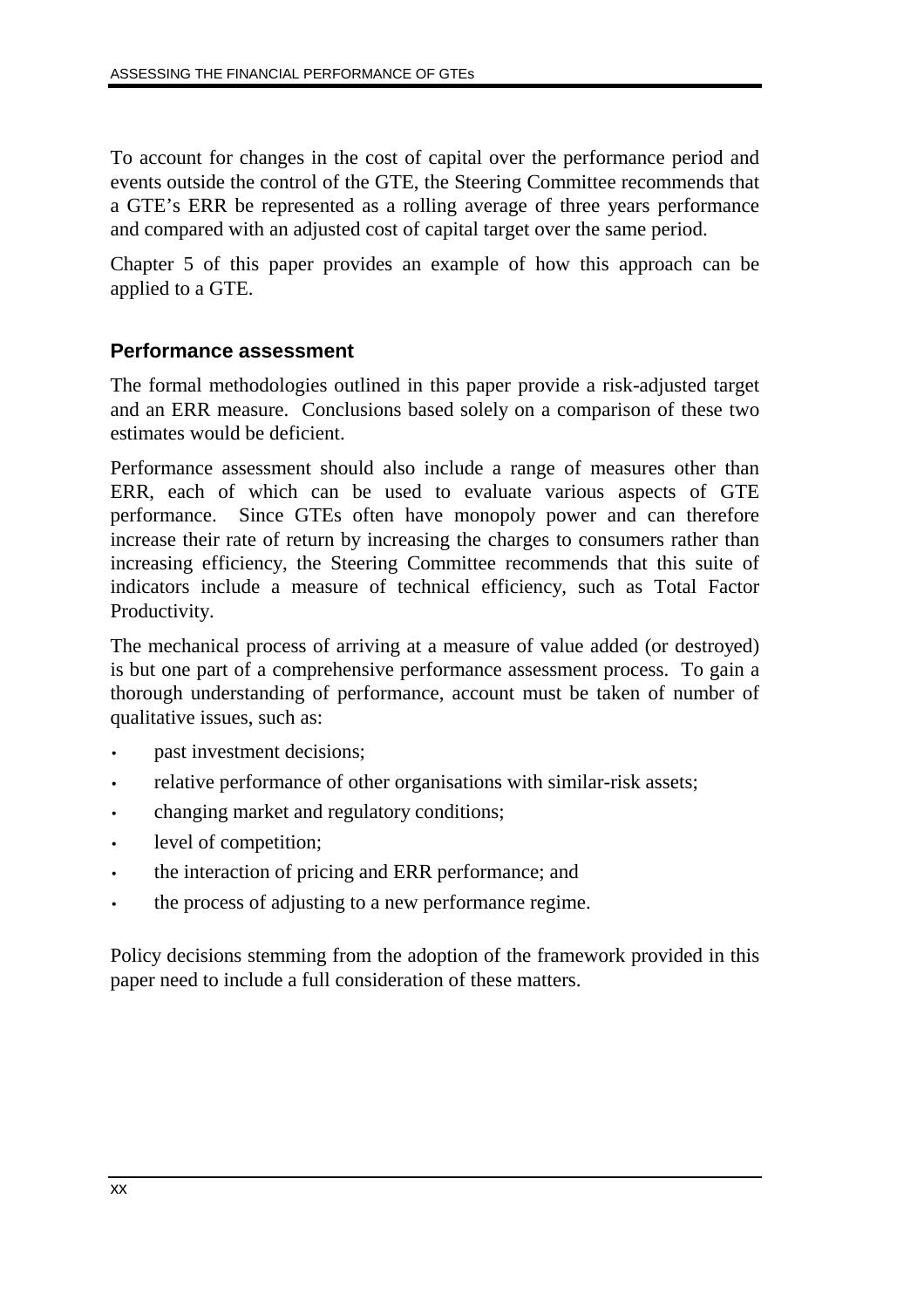To account for changes in the cost of capital over the performance period and events outside the control of the GTE, the Steering Committee recommends that a GTE's ERR be represented as a rolling average of three years performance and compared with an adjusted cost of capital target over the same period.

Chapter 5 of this paper provides an example of how this approach can be applied to a GTE.

### Performance assessment

The formal methodologies outlined in this paper provide a risk-adjusted target and an ERR measure. Conclusions based solely on a comparison of these two estimates would be deficient.

Performance assessment should also include a range of measures other than ERR, each of which can be used to evaluate various aspects of GTE performance. Since GTEs often have monopoly power and can therefore increase their rate of return by increasing the charges to consumers rather than increasing efficiency, the Steering Committee recommends that this suite of indicators include a measure of technical efficiency, such as Total Factor Productivity.

The mechanical process of arriving at a measure of value added (or destroyed) is but one part of a comprehensive performance assessment process. To gain a thorough understanding of performance, account must be taken of number of qualitative issues, such as:

- past investment decisions;
- relative performance of other organisations with similar-risk assets;
- changing market and regulatory conditions;
- level of competition;
- the interaction of pricing and ERR performance; and
- the process of adjusting to a new performance regime.

Policy decisions stemming from the adoption of the framework provided in this paper need to include a full consideration of these matters.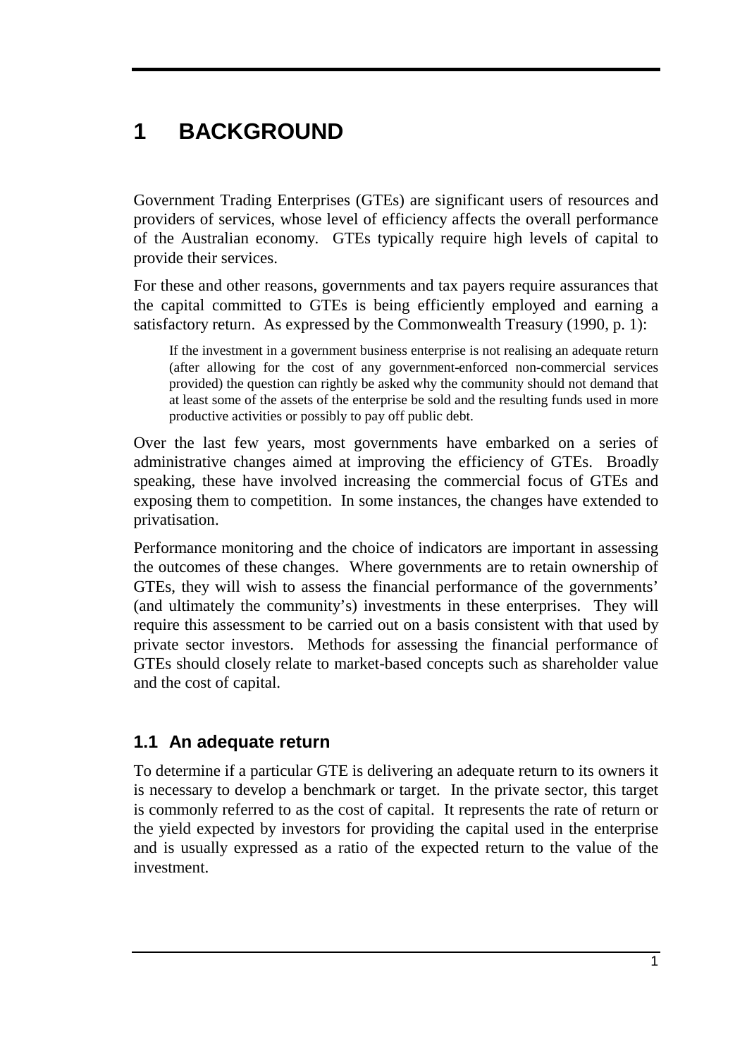# 1 BACKGROUND

Government Trading Enterprises (GTEs) are significant users of resources and providers of services, whose level of efficiency affects the overall performance of the Australian economy. GTEs typically require high levels of capital to provide their services.

For these and other reasons, governments and tax payers require assurances that the capital committed to GTEs is being efficiently employed and earning a satisfactory return. As expressed by the Commonwealth Treasury (1990, p. 1):

> If the investment in a government business enterprise is not realising an adequate return (after allowing for the cost of any government-enforced non-commercial services provided) the question can rightly be asked why the community should not demand that at least some of the assets of the enterprise be sold and the resulting funds used in more productive activities or possibly to pay off public debt.

Over the last few years, most governments have embarked on a series of administrative changes aimed at improving the efficiency of GTEs. Broadly speaking, these have involved increasing the commercial focus of GTEs and exposing them to competition. In some instances, the changes have extended to privatisation.

Performance monitoring and the choice of indicators are important in assessing the outcomes of these changes. Where governments are to retain ownership of GTEs, they will wish to assess the financial performance of the governments' (and ultimately the community's) investments in these enterprises. They will require this assessment to be carried out on a basis consistent with that used by private sector investors. Methods for assessing the financial performance of GTEs should closely relate to market-based concepts such as shareholder value and the cost of capital.

## 1.1 An adequate return

To determine if a particular GTE is delivering an adequate return to its owners it is necessary to develop a benchmark or target. In the private sector, this target is commonly referred to as the cost of capital. It represents the rate of return or the yield expected by investors for providing the capital used in the enterprise and is usually expressed as a ratio of the expected return to the value of the investment.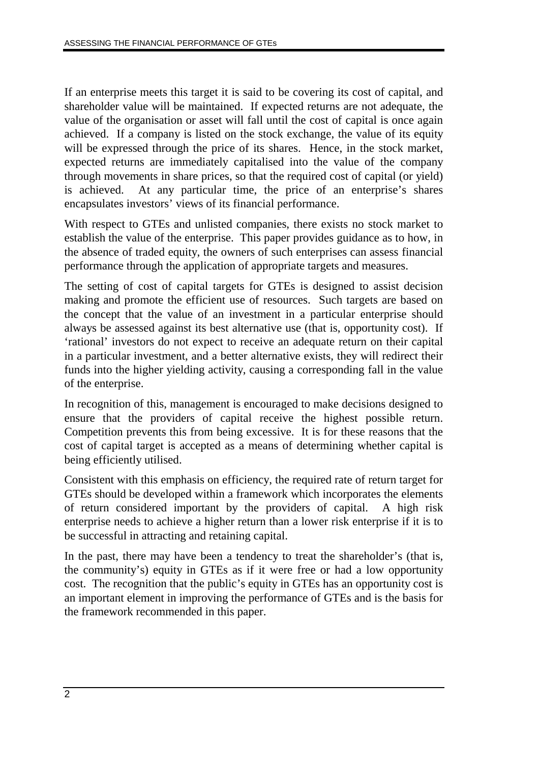If an enterprise meets this target it is said to be covering its cost of capital, and shareholder value will be maintained. If expected returns are not adequate, the value of the organisation or asset will fall until the cost of capital is once again achieved. If a company is listed on the stock exchange, the value of its equity will be expressed through the price of its shares. Hence, in the stock market, expected returns are immediately capitalised into the value of the company through movements in share prices, so that the required cost of capital (or yield) is achieved. At any particular time, the price of an enterprise's shares encapsulates investors' views of its financial performance.

With respect to GTEs and unlisted companies, there exists no stock market to establish the value of the enterprise. This paper provides guidance as to how, in the absence of traded equity, the owners of such enterprises can assess financial performance through the application of appropriate targets and measures.

The setting of cost of capital targets for GTEs is designed to assist decision making and promote the efficient use of resources. Such targets are based on the concept that the value of an investment in a particular enterprise should always be assessed against its best alternative use (that is, opportunity cost). If 'rational' investors do not expect to receive an adequate return on their capital in a particular investment, and a better alternative exists, they will redirect their funds into the higher yielding activity, causing a corresponding fall in the value of the enterprise.

In recognition of this, management is encouraged to make decisions designed to ensure that the providers of capital receive the highest possible return. Competition prevents this from being excessive. It is for these reasons that the cost of capital target is accepted as a means of determining whether capital is being efficiently utilised.

Consistent with this emphasis on efficiency, the required rate of return target for GTEs should be developed within a framework which incorporates the elements of return considered important by the providers of capital. A high risk enterprise needs to achieve a higher return than a lower risk enterprise if it is to be successful in attracting and retaining capital.

In the past, there may have been a tendency to treat the shareholder's (that is, the community's) equity in GTEs as if it were free or had a low opportunity cost. The recognition that the public's equity in GTEs has an opportunity cost is an important element in improving the performance of GTEs and is the basis for the framework recommended in this paper.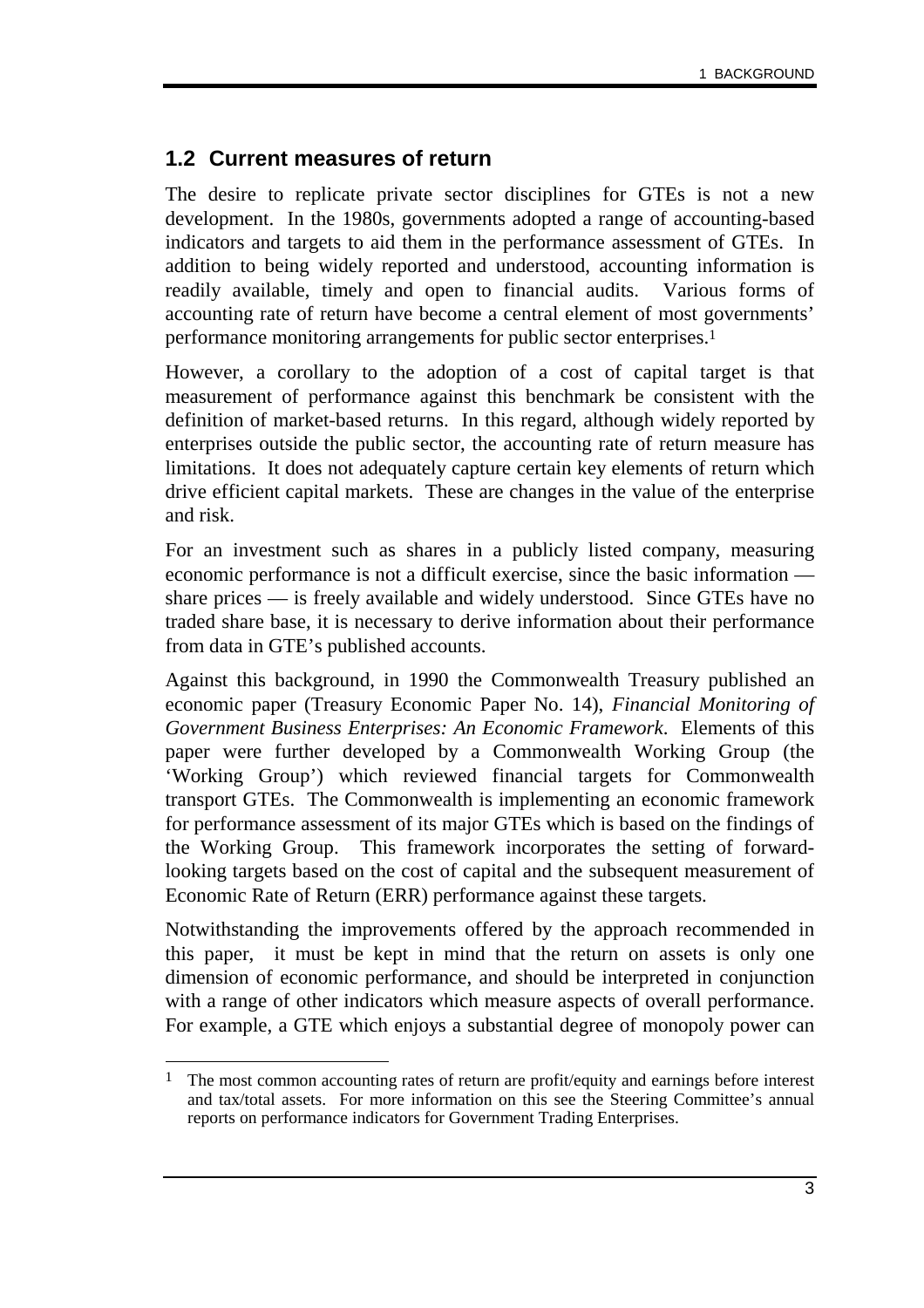## 1.2 Current measures of return

The desire to replicate private sector disciplines for GTEs is not a new development. In the 1980s, governments adopted a range of accounting-based indicators and targets to aid them in the performance assessment of GTEs. In addition to being widely reported and understood, accounting information is readily available, timely and open to financial audits. Various forms of accounting rate of return have become a central element of most governments' performance monitoring arrangements for public sector enterprises.[1]

However, a corollary to the adoption of a cost of capital target is that measurement of performance against this benchmark be consistent with the definition of market-based returns. In this regard, although widely reported by enterprises outside the public sector, the accounting rate of return measure has limitations. It does not adequately capture certain key elements of return which drive efficient capital markets. These are changes in the value of the enterprise and risk.

For an investment such as shares in a publicly listed company, measuring economic performance is not a difficult exercise, since the basic information — share prices — is freely available and widely understood. Since GTEs have no traded share base, it is necessary to derive information about their performance from data in GTE's published accounts.

Against this background, in 1990 the Commonwealth Treasury published an economic paper (Treasury Economic Paper No. 14), *Financial Monitoring of Government Business Enterprises: An Economic Framework*. Elements of this paper were further developed by a Commonwealth Working Group (the 'Working Group') which reviewed financial targets for Commonwealth transport GTEs. The Commonwealth is implementing an economic framework for performance assessment of its major GTEs which is based on the findings of the Working Group. This framework incorporates the setting of forward-looking targets based on the cost of capital and the subsequent measurement of Economic Rate of Return (ERR) performance against these targets.

Notwithstanding the improvements offered by the approach recommended in this paper, it must be kept in mind that the return on assets is only one dimension of economic performance, and should be interpreted in conjunction with a range of other indicators which measure aspects of overall performance. For example, a GTE which enjoys a substantial degree of monopoly power can

---

[1] The most common accounting rates of return are profit/equity and earnings before interest and tax/total assets. For more information on this see the Steering Committee's annual reports on performance indicators for Government Trading Enterprises.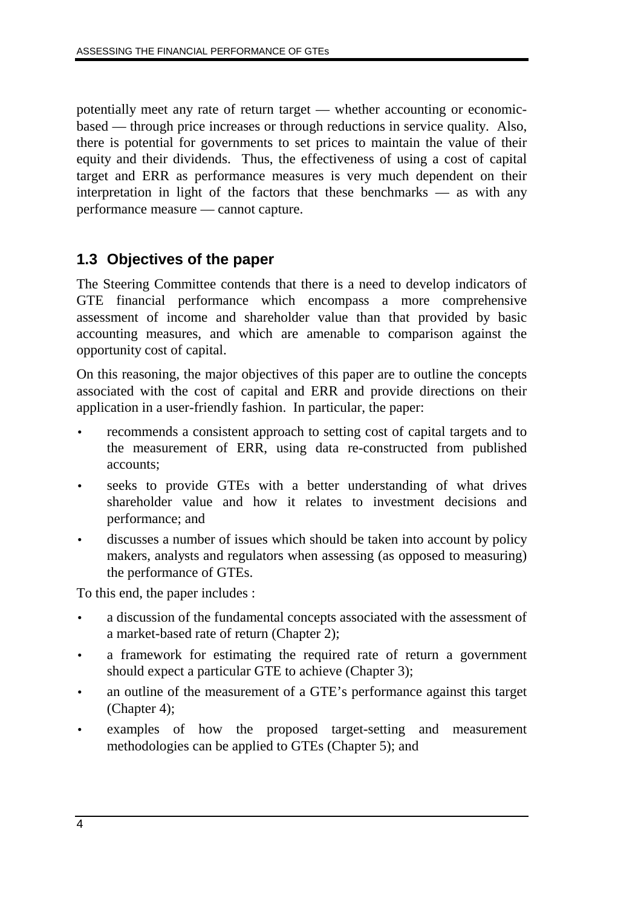potentially meet any rate of return target — whether accounting or economic-based — through price increases or through reductions in service quality. Also, there is potential for governments to set prices to maintain the value of their equity and their dividends. Thus, the effectiveness of using a cost of capital target and ERR as performance measures is very much dependent on their interpretation in light of the factors that these benchmarks — as with any performance measure — cannot capture.

## 1.3 Objectives of the paper

The Steering Committee contends that there is a need to develop indicators of GTE financial performance which encompass a more comprehensive assessment of income and shareholder value than that provided by basic accounting measures, and which are amenable to comparison against the opportunity cost of capital.

On this reasoning, the major objectives of this paper are to outline the concepts associated with the cost of capital and ERR and provide directions on their application in a user-friendly fashion. In particular, the paper:

- recommends a consistent approach to setting cost of capital targets and to the measurement of ERR, using data re-constructed from published accounts;
- seeks to provide GTEs with a better understanding of what drives shareholder value and how it relates to investment decisions and performance; and
- discusses a number of issues which should be taken into account by policy makers, analysts and regulators when assessing (as opposed to measuring) the performance of GTEs.

To this end, the paper includes :

- a discussion of the fundamental concepts associated with the assessment of a market-based rate of return (Chapter 2);
- a framework for estimating the required rate of return a government should expect a particular GTE to achieve (Chapter 3);
- an outline of the measurement of a GTE's performance against this target (Chapter 4);
- examples of how the proposed target-setting and measurement methodologies can be applied to GTEs (Chapter 5); and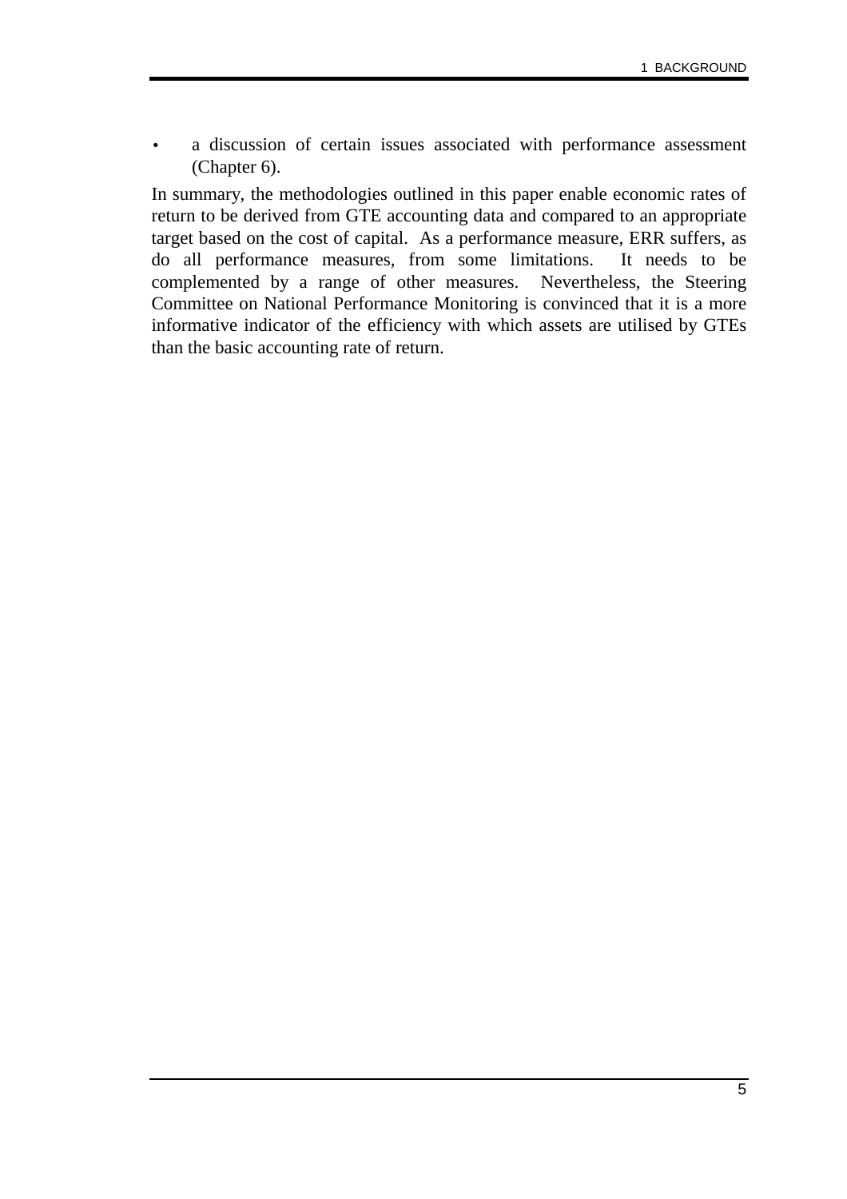- a discussion of certain issues associated with performance assessment (Chapter 6).

In summary, the methodologies outlined in this paper enable economic rates of return to be derived from GTE accounting data and compared to an appropriate target based on the cost of capital. As a performance measure, ERR suffers, as do all performance measures, from some limitations. It needs to be complemented by a range of other measures. Nevertheless, the Steering Committee on National Performance Monitoring is convinced that it is a more informative indicator of the efficiency with which assets are utilised by GTEs than the basic accounting rate of return.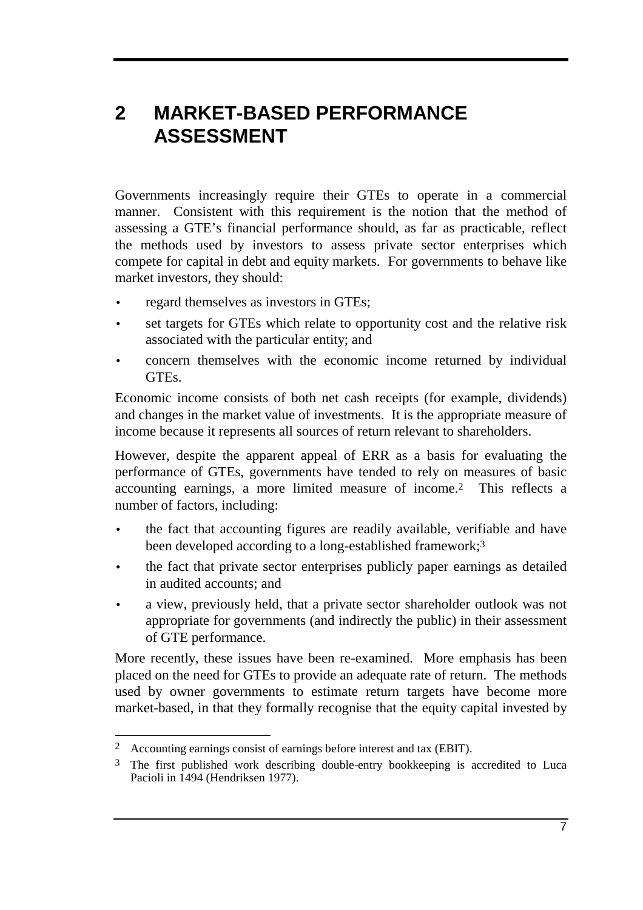# 2 MARKET-BASED PERFORMANCE ASSESSMENT

Governments increasingly require their GTEs to operate in a commercial manner. Consistent with this requirement is the notion that the method of assessing a GTE's financial performance should, as far as practicable, reflect the methods used by investors to assess private sector enterprises which compete for capital in debt and equity markets. For governments to behave like market investors, they should:

- regard themselves as investors in GTEs;
- set targets for GTEs which relate to opportunity cost and the relative risk associated with the particular entity; and
- concern themselves with the economic income returned by individual GTEs.

Economic income consists of both net cash receipts (for example, dividends) and changes in the market value of investments. It is the appropriate measure of income because it represents all sources of return relevant to shareholders.

However, despite the apparent appeal of ERR as a basis for evaluating the performance of GTEs, governments have tended to rely on measures of basic accounting earnings, a more limited measure of income.[2] This reflects a number of factors, including:

- the fact that accounting figures are readily available, verifiable and have been developed according to a long-established framework;[3]
- the fact that private sector enterprises publicly paper earnings as detailed in audited accounts; and
- a view, previously held, that a private sector shareholder outlook was not appropriate for governments (and indirectly the public) in their assessment of GTE performance.

More recently, these issues have been re-examined. More emphasis has been placed on the need for GTEs to provide an adequate rate of return. The methods used by owner governments to estimate return targets have become more market-based, in that they formally recognise that the equity capital invested by

---

[2] Accounting earnings consist of earnings before interest and tax (EBIT).

[3] The first published work describing double-entry bookkeeping is accredited to Luca Pacioli in 1494 (Hendriksen 1977).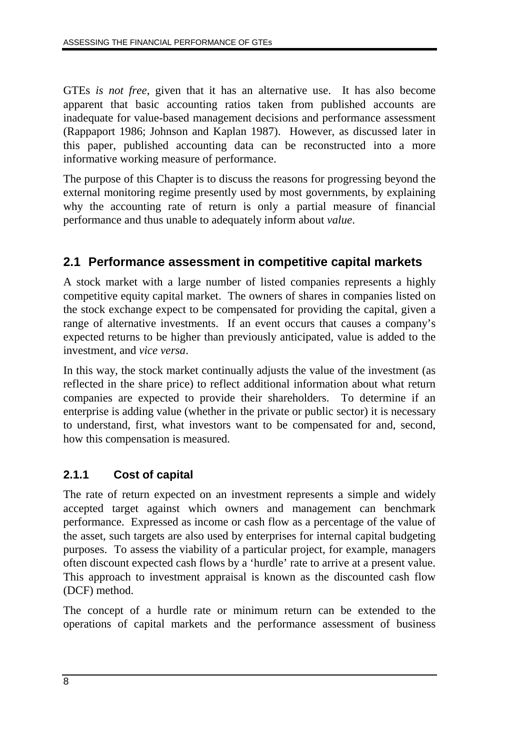GTEs *is not free*, given that it has an alternative use. It has also become apparent that basic accounting ratios taken from published accounts are inadequate for value-based management decisions and performance assessment (Rappaport 1986; Johnson and Kaplan 1987). However, as discussed later in this paper, published accounting data can be reconstructed into a more informative working measure of performance.

The purpose of this Chapter is to discuss the reasons for progressing beyond the external monitoring regime presently used by most governments, by explaining why the accounting rate of return is only a partial measure of financial performance and thus unable to adequately inform about *value*.

## 2.1 Performance assessment in competitive capital markets

A stock market with a large number of listed companies represents a highly competitive equity capital market. The owners of shares in companies listed on the stock exchange expect to be compensated for providing the capital, given a range of alternative investments. If an event occurs that causes a company's expected returns to be higher than previously anticipated, value is added to the investment, and *vice versa*.

In this way, the stock market continually adjusts the value of the investment (as reflected in the share price) to reflect additional information about what return companies are expected to provide their shareholders. To determine if an enterprise is adding value (whether in the private or public sector) it is necessary to understand, first, what investors want to be compensated for and, second, how this compensation is measured.

### 2.1.1 Cost of capital

The rate of return expected on an investment represents a simple and widely accepted target against which owners and management can benchmark performance. Expressed as income or cash flow as a percentage of the value of the asset, such targets are also used by enterprises for internal capital budgeting purposes. To assess the viability of a particular project, for example, managers often discount expected cash flows by a 'hurdle' rate to arrive at a present value. This approach to investment appraisal is known as the discounted cash flow (DCF) method.

The concept of a hurdle rate or minimum return can be extended to the operations of capital markets and the performance assessment of business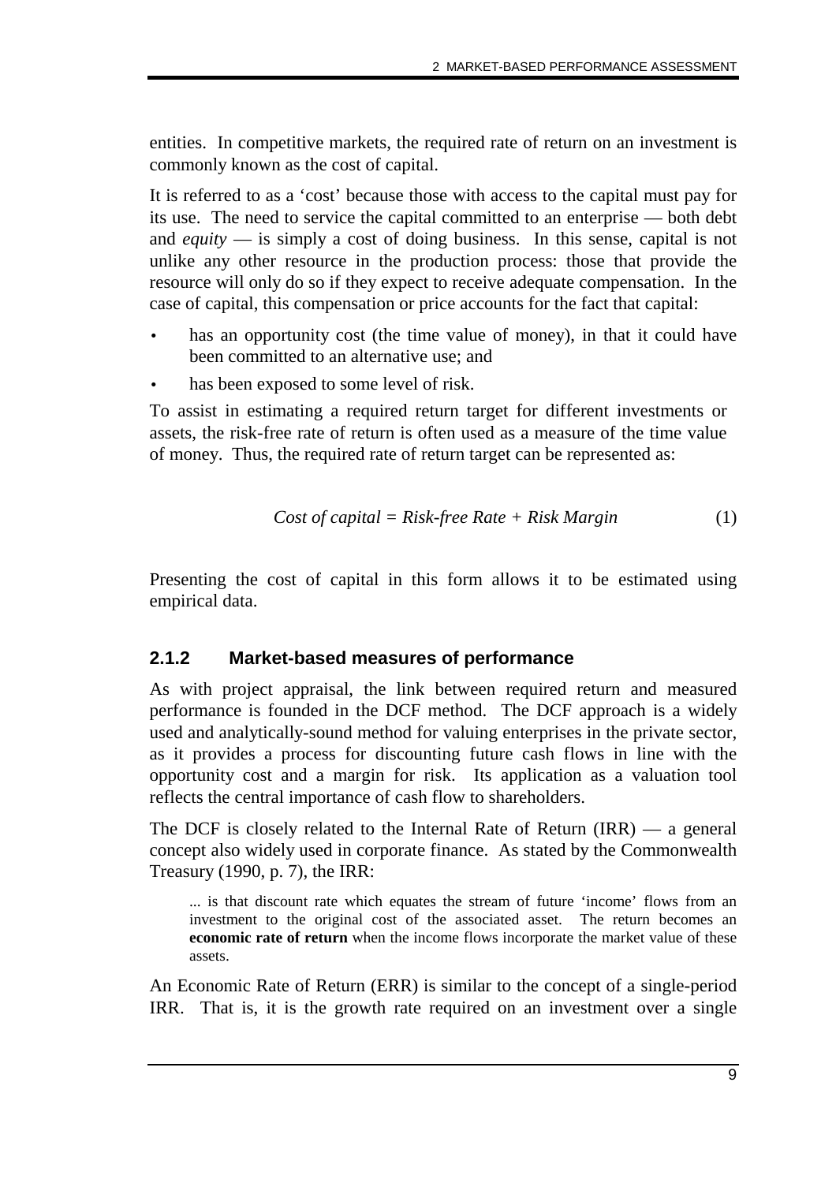entities. In competitive markets, the required rate of return on an investment is commonly known as the cost of capital.

It is referred to as a 'cost' because those with access to the capital must pay for its use. The need to service the capital committed to an enterprise — both debt and *equity* — is simply a cost of doing business. In this sense, capital is not unlike any other resource in the production process: those that provide the resource will only do so if they expect to receive adequate compensation. In the case of capital, this compensation or price accounts for the fact that capital:

- has an opportunity cost (the time value of money), in that it could have been committed to an alternative use; and
- has been exposed to some level of risk.

To assist in estimating a required return target for different investments or assets, the risk-free rate of return is often used as a measure of the time value of money. Thus, the required rate of return target can be represented as:

$$\text{Cost of capital} = \text{Risk-free Rate} + \text{Risk Margin} \qquad (1)$$

Presenting the cost of capital in this form allows it to be estimated using empirical data.

### 2.1.2 Market-based measures of performance

As with project appraisal, the link between required return and measured performance is founded in the DCF method. The DCF approach is a widely used and analytically-sound method for valuing enterprises in the private sector, as it provides a process for discounting future cash flows in line with the opportunity cost and a margin for risk. Its application as a valuation tool reflects the central importance of cash flow to shareholders.

The DCF is closely related to the Internal Rate of Return (IRR) — a general concept also widely used in corporate finance. As stated by the Commonwealth Treasury (1990, p. 7), the IRR:

> ... is that discount rate which equates the stream of future 'income' flows from an investment to the original cost of the associated asset. The return becomes an **economic rate of return** when the income flows incorporate the market value of these assets.

An Economic Rate of Return (ERR) is similar to the concept of a single-period IRR. That is, it is the growth rate required on an investment over a single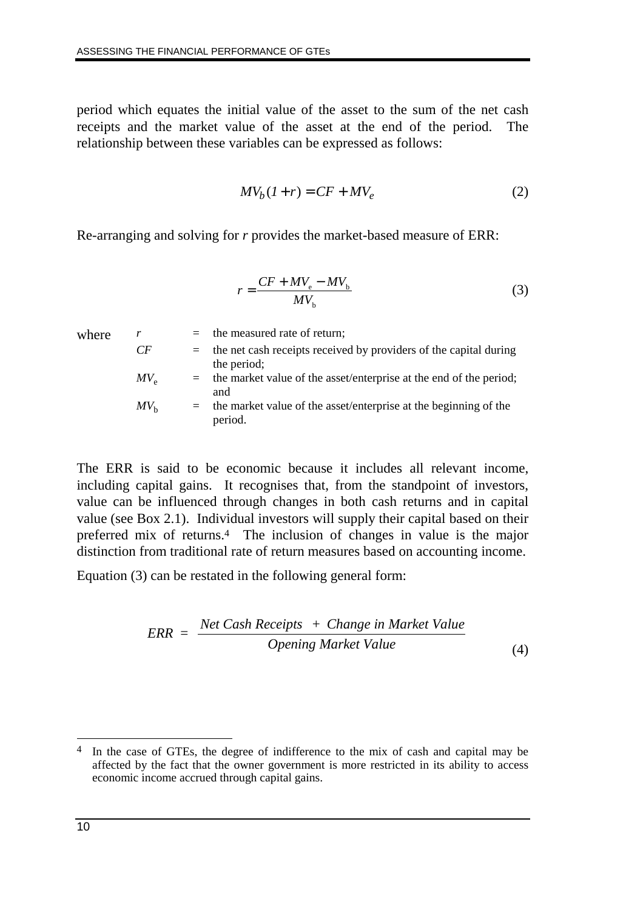period which equates the initial value of the asset to the sum of the net cash receipts and the market value of the asset at the end of the period. The relationship between these variables can be expressed as follows:

$$MV_b(1+r) = CF + MV_e \tag{2}$$

Re-arranging and solving for *r* provides the market-based measure of ERR:

$$r = \frac{CF + MV_e - MV_b}{MV_b} \tag{3}$$

where

| | | |
|---|---|---|
| $r$ | = | the measured rate of return; |
| $CF$ | = | the net cash receipts received by providers of the capital during the period; |
| $MV_e$ | = | the market value of the asset/enterprise at the end of the period; and |
| $MV_b$ | = | the market value of the asset/enterprise at the beginning of the period. |

The ERR is said to be economic because it includes all relevant income, including capital gains. It recognises that, from the standpoint of investors, value can be influenced through changes in both cash returns and in capital value (see Box 2.1). Individual investors will supply their capital based on their preferred mix of returns.[4] The inclusion of changes in value is the major distinction from traditional rate of return measures based on accounting income.

Equation (3) can be restated in the following general form:

$$ERR = \frac{\textit{Net Cash Receipts} + \textit{Change in Market Value}}{\textit{Opening Market Value}} \tag{4}$$

---

[4] In the case of GTEs, the degree of indifference to the mix of cash and capital may be affected by the fact that the owner government is more restricted in its ability to access economic income accrued through capital gains.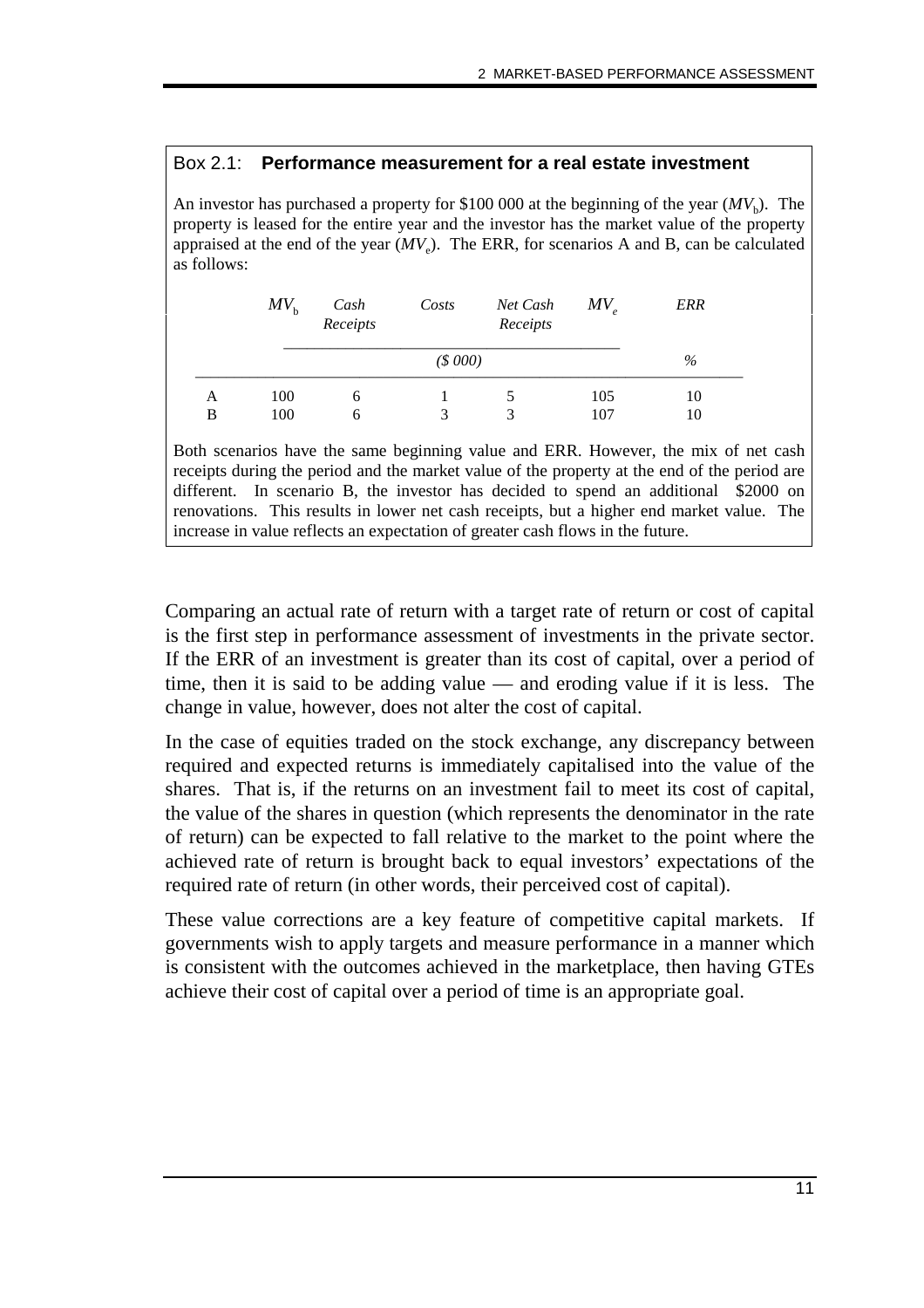### Box 2.1: **Performance measurement for a real estate investment**

An investor has purchased a property for \$100 000 at the beginning of the year ($MV_b$). The property is leased for the entire year and the investor has the market value of the property appraised at the end of the year ($MV_e$). The ERR, for scenarios A and B, can be calculated as follows:

| | $MV_b$ | *Cash Receipts* | *Costs* | *Net Cash Receipts* | $MV_e$ | *ERR* |
|---|---|---|---|---|---|---|
| | *(\$ 000)* | | | | | *%* |
| A | 100 | 6 | 1 | 5 | 105 | 10 |
| B | 100 | 6 | 3 | 3 | 107 | 10 |

Both scenarios have the same beginning value and ERR. However, the mix of net cash receipts during the period and the market value of the property at the end of the period are different. In scenario B, the investor has decided to spend an additional \$2000 on renovations. This results in lower net cash receipts, but a higher end market value. The increase in value reflects an expectation of greater cash flows in the future.

Comparing an actual rate of return with a target rate of return or cost of capital is the first step in performance assessment of investments in the private sector. If the ERR of an investment is greater than its cost of capital, over a period of time, then it is said to be adding value — and eroding value if it is less. The change in value, however, does not alter the cost of capital.

In the case of equities traded on the stock exchange, any discrepancy between required and expected returns is immediately capitalised into the value of the shares. That is, if the returns on an investment fail to meet its cost of capital, the value of the shares in question (which represents the denominator in the rate of return) can be expected to fall relative to the market to the point where the achieved rate of return is brought back to equal investors' expectations of the required rate of return (in other words, their perceived cost of capital).

These value corrections are a key feature of competitive capital markets. If governments wish to apply targets and measure performance in a manner which is consistent with the outcomes achieved in the marketplace, then having GTEs achieve their cost of capital over a period of time is an appropriate goal.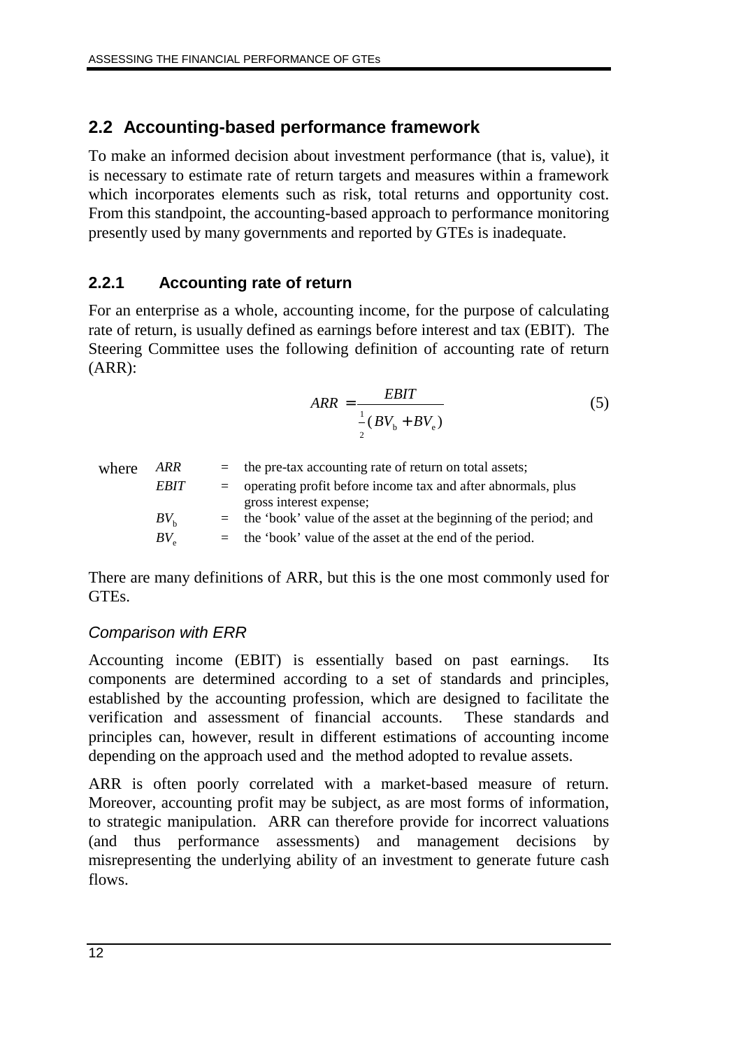## 2.2 Accounting-based performance framework

To make an informed decision about investment performance (that is, value), it is necessary to estimate rate of return targets and measures within a framework which incorporates elements such as risk, total returns and opportunity cost. From this standpoint, the accounting-based approach to performance monitoring presently used by many governments and reported by GTEs is inadequate.

### 2.2.1 Accounting rate of return

For an enterprise as a whole, accounting income, for the purpose of calculating rate of return, is usually defined as earnings before interest and tax (EBIT). The Steering Committee uses the following definition of accounting rate of return (ARR):

$$ARR = \frac{EBIT}{\frac{1}{2}(BV_b + BV_e)} \tag{5}$$

where

- $ARR$ = the pre-tax accounting rate of return on total assets;
- $EBIT$ = operating profit before income tax and after abnormals, plus gross interest expense;
- $BV_b$ = the 'book' value of the asset at the beginning of the period; and
- $BV_e$ = the 'book' value of the asset at the end of the period.

There are many definitions of ARR, but this is the one most commonly used for GTEs.

*Comparison with ERR*

Accounting income (EBIT) is essentially based on past earnings. Its components are determined according to a set of standards and principles, established by the accounting profession, which are designed to facilitate the verification and assessment of financial accounts. These standards and principles can, however, result in different estimations of accounting income depending on the approach used and the method adopted to revalue assets.

ARR is often poorly correlated with a market-based measure of return. Moreover, accounting profit may be subject, as are most forms of information, to strategic manipulation. ARR can therefore provide for incorrect valuations (and thus performance assessments) and management decisions by misrepresenting the underlying ability of an investment to generate future cash flows.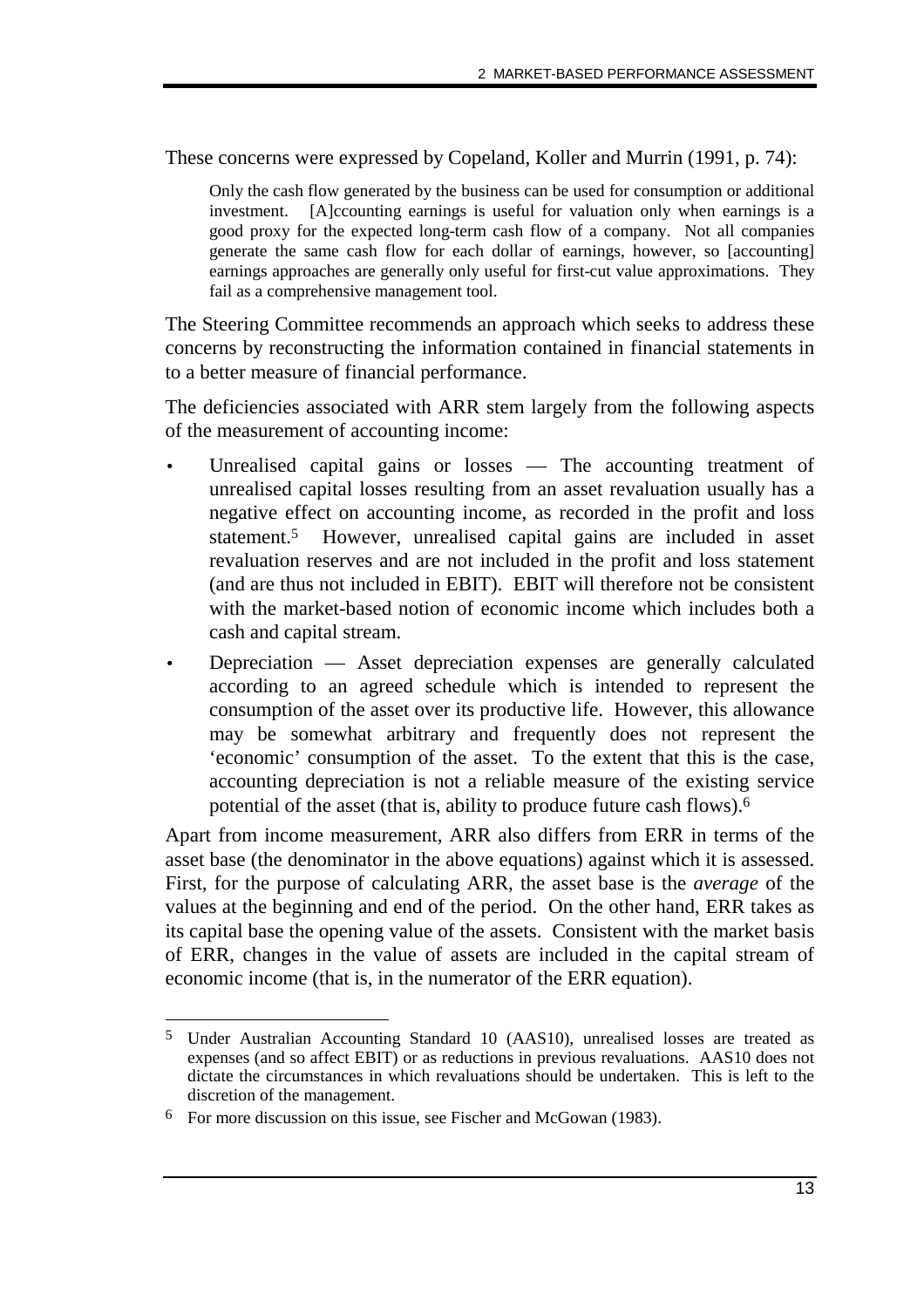These concerns were expressed by Copeland, Koller and Murrin (1991, p. 74):

> Only the cash flow generated by the business can be used for consumption or additional investment. [A]ccounting earnings is useful for valuation only when earnings is a good proxy for the expected long-term cash flow of a company. Not all companies generate the same cash flow for each dollar of earnings, however, so [accounting] earnings approaches are generally only useful for first-cut value approximations. They fail as a comprehensive management tool.

The Steering Committee recommends an approach which seeks to address these concerns by reconstructing the information contained in financial statements in to a better measure of financial performance.

The deficiencies associated with ARR stem largely from the following aspects of the measurement of accounting income:

- Unrealised capital gains or losses — The accounting treatment of unrealised capital losses resulting from an asset revaluation usually has a negative effect on accounting income, as recorded in the profit and loss statement.[5] However, unrealised capital gains are included in asset revaluation reserves and are not included in the profit and loss statement (and are thus not included in EBIT). EBIT will therefore not be consistent with the market-based notion of economic income which includes both a cash and capital stream.
- Depreciation — Asset depreciation expenses are generally calculated according to an agreed schedule which is intended to represent the consumption of the asset over its productive life. However, this allowance may be somewhat arbitrary and frequently does not represent the 'economic' consumption of the asset. To the extent that this is the case, accounting depreciation is not a reliable measure of the existing service potential of the asset (that is, ability to produce future cash flows).[6]

Apart from income measurement, ARR also differs from ERR in terms of the asset base (the denominator in the above equations) against which it is assessed. First, for the purpose of calculating ARR, the asset base is the *average* of the values at the beginning and end of the period. On the other hand, ERR takes as its capital base the opening value of the assets. Consistent with the market basis of ERR, changes in the value of assets are included in the capital stream of economic income (that is, in the numerator of the ERR equation).

---

[5] Under Australian Accounting Standard 10 (AAS10), unrealised losses are treated as expenses (and so affect EBIT) or as reductions in previous revaluations. AAS10 does not dictate the circumstances in which revaluations should be undertaken. This is left to the discretion of the management.

[6] For more discussion on this issue, see Fischer and McGowan (1983).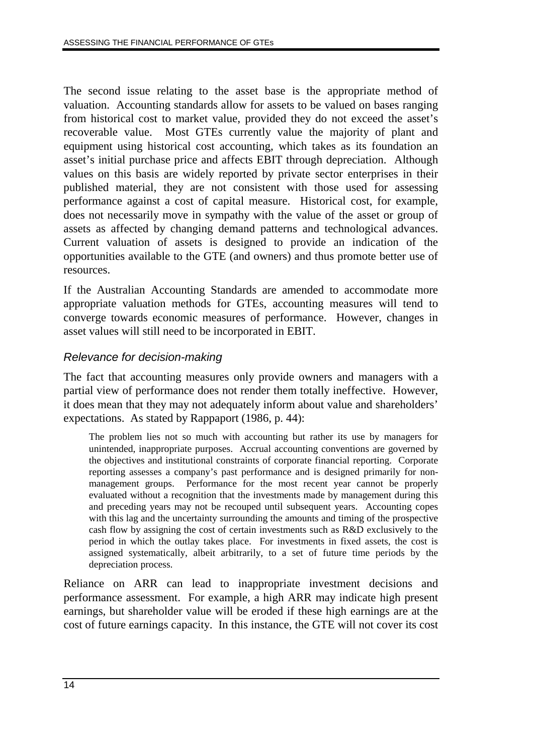The second issue relating to the asset base is the appropriate method of valuation. Accounting standards allow for assets to be valued on bases ranging from historical cost to market value, provided they do not exceed the asset's recoverable value. Most GTEs currently value the majority of plant and equipment using historical cost accounting, which takes as its foundation an asset's initial purchase price and affects EBIT through depreciation. Although values on this basis are widely reported by private sector enterprises in their published material, they are not consistent with those used for assessing performance against a cost of capital measure. Historical cost, for example, does not necessarily move in sympathy with the value of the asset or group of assets as affected by changing demand patterns and technological advances. Current valuation of assets is designed to provide an indication of the opportunities available to the GTE (and owners) and thus promote better use of resources.

If the Australian Accounting Standards are amended to accommodate more appropriate valuation methods for GTEs, accounting measures will tend to converge towards economic measures of performance. However, changes in asset values will still need to be incorporated in EBIT.

### *Relevance for decision-making*

The fact that accounting measures only provide owners and managers with a partial view of performance does not render them totally ineffective. However, it does mean that they may not adequately inform about value and shareholders' expectations. As stated by Rappaport (1986, p. 44):

> The problem lies not so much with accounting but rather its use by managers for unintended, inappropriate purposes. Accrual accounting conventions are governed by the objectives and institutional constraints of corporate financial reporting. Corporate reporting assesses a company's past performance and is designed primarily for non-management groups. Performance for the most recent year cannot be properly evaluated without a recognition that the investments made by management during this and preceding years may not be recouped until subsequent years. Accounting copes with this lag and the uncertainty surrounding the amounts and timing of the prospective cash flow by assigning the cost of certain investments such as R&D exclusively to the period in which the outlay takes place. For investments in fixed assets, the cost is assigned systematically, albeit arbitrarily, to a set of future time periods by the depreciation process.

Reliance on ARR can lead to inappropriate investment decisions and performance assessment. For example, a high ARR may indicate high present earnings, but shareholder value will be eroded if these high earnings are at the cost of future earnings capacity. In this instance, the GTE will not cover its cost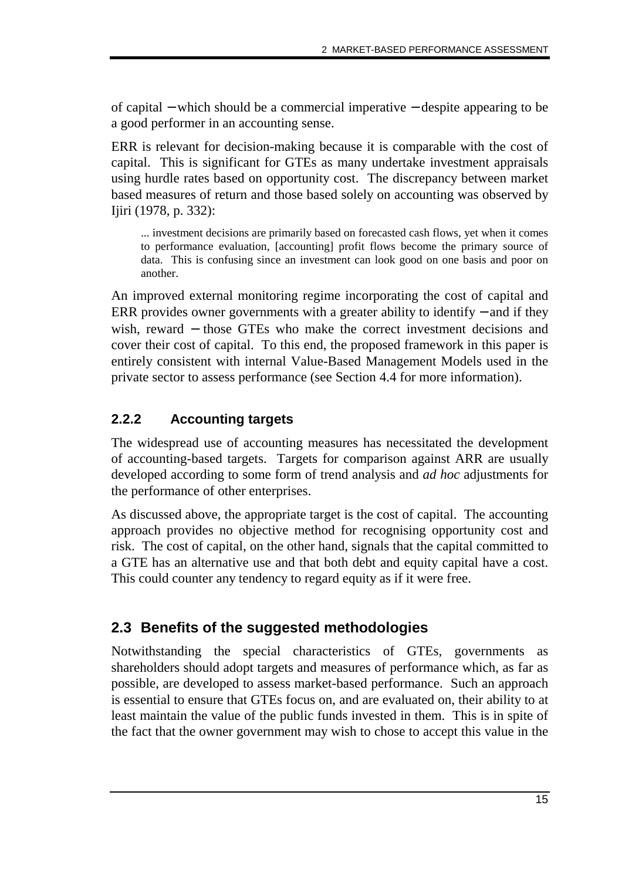of capital − which should be a commercial imperative − despite appearing to be a good performer in an accounting sense.

ERR is relevant for decision-making because it is comparable with the cost of capital. This is significant for GTEs as many undertake investment appraisals using hurdle rates based on opportunity cost. The discrepancy between market based measures of return and those based solely on accounting was observed by Ijiri (1978, p. 332):

> ... investment decisions are primarily based on forecasted cash flows, yet when it comes to performance evaluation, [accounting] profit flows become the primary source of data. This is confusing since an investment can look good on one basis and poor on another.

An improved external monitoring regime incorporating the cost of capital and ERR provides owner governments with a greater ability to identify − and if they wish, reward − those GTEs who make the correct investment decisions and cover their cost of capital. To this end, the proposed framework in this paper is entirely consistent with internal Value-Based Management Models used in the private sector to assess performance (see Section 4.4 for more information).

### 2.2.2 Accounting targets

The widespread use of accounting measures has necessitated the development of accounting-based targets. Targets for comparison against ARR are usually developed according to some form of trend analysis and *ad hoc* adjustments for the performance of other enterprises.

As discussed above, the appropriate target is the cost of capital. The accounting approach provides no objective method for recognising opportunity cost and risk. The cost of capital, on the other hand, signals that the capital committed to a GTE has an alternative use and that both debt and equity capital have a cost. This could counter any tendency to regard equity as if it were free.

## 2.3 Benefits of the suggested methodologies

Notwithstanding the special characteristics of GTEs, governments as shareholders should adopt targets and measures of performance which, as far as possible, are developed to assess market-based performance. Such an approach is essential to ensure that GTEs focus on, and are evaluated on, their ability to at least maintain the value of the public funds invested in them. This is in spite of the fact that the owner government may wish to chose to accept this value in the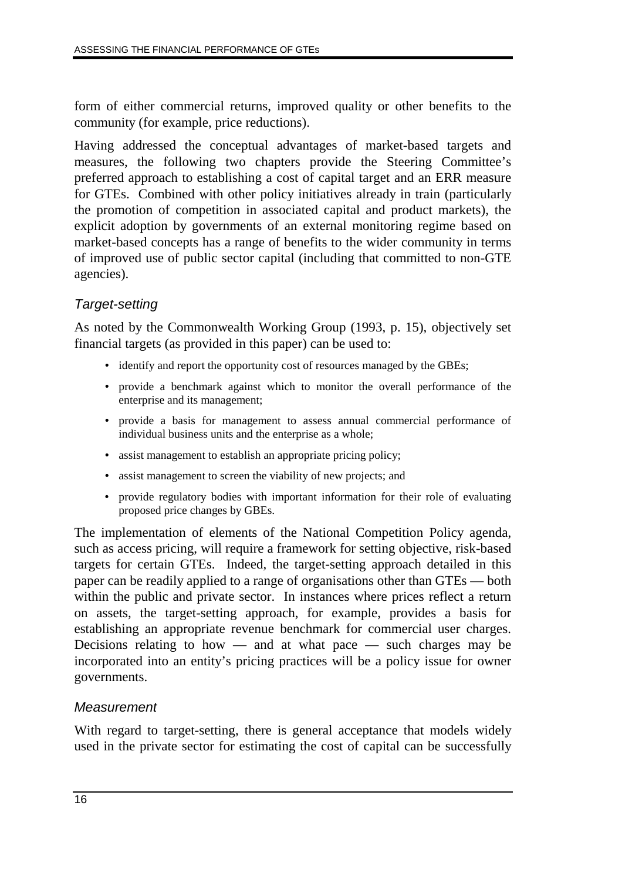form of either commercial returns, improved quality or other benefits to the community (for example, price reductions).

Having addressed the conceptual advantages of market-based targets and measures, the following two chapters provide the Steering Committee's preferred approach to establishing a cost of capital target and an ERR measure for GTEs. Combined with other policy initiatives already in train (particularly the promotion of competition in associated capital and product markets), the explicit adoption by governments of an external monitoring regime based on market-based concepts has a range of benefits to the wider community in terms of improved use of public sector capital (including that committed to non-GTE agencies).

### *Target-setting*

As noted by the Commonwealth Working Group (1993, p. 15), objectively set financial targets (as provided in this paper) can be used to:

- identify and report the opportunity cost of resources managed by the GBEs;
- provide a benchmark against which to monitor the overall performance of the enterprise and its management;
- provide a basis for management to assess annual commercial performance of individual business units and the enterprise as a whole;
- assist management to establish an appropriate pricing policy;
- assist management to screen the viability of new projects; and
- provide regulatory bodies with important information for their role of evaluating proposed price changes by GBEs.

The implementation of elements of the National Competition Policy agenda, such as access pricing, will require a framework for setting objective, risk-based targets for certain GTEs. Indeed, the target-setting approach detailed in this paper can be readily applied to a range of organisations other than GTEs — both within the public and private sector. In instances where prices reflect a return on assets, the target-setting approach, for example, provides a basis for establishing an appropriate revenue benchmark for commercial user charges. Decisions relating to how — and at what pace — such charges may be incorporated into an entity's pricing practices will be a policy issue for owner governments.

### *Measurement*

With regard to target-setting, there is general acceptance that models widely used in the private sector for estimating the cost of capital can be successfully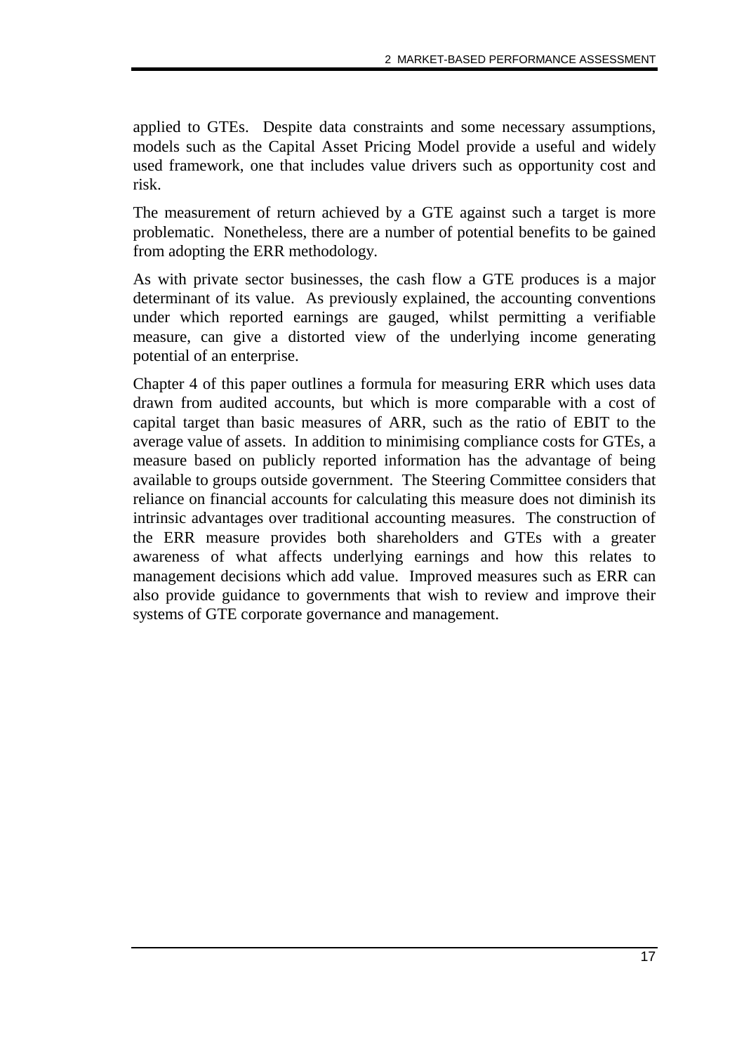applied to GTEs.  Despite data constraints and some necessary assumptions, models such as the Capital Asset Pricing Model provide a useful and widely used framework, one that includes value drivers such as opportunity cost and risk.

The measurement of return achieved by a GTE against such a target is more problematic.  Nonetheless, there are a number of potential benefits to be gained from adopting the ERR methodology.

As with private sector businesses, the cash flow a GTE produces is a major determinant of its value.  As previously explained, the accounting conventions under which reported earnings are gauged, whilst permitting a verifiable measure, can give a distorted view of the underlying income generating potential of an enterprise.

Chapter 4 of this paper outlines a formula for measuring ERR which uses data drawn from audited accounts, but which is more comparable with a cost of capital target than basic measures of ARR, such as the ratio of EBIT to the average value of assets.  In addition to minimising compliance costs for GTEs, a measure based on publicly reported information has the advantage of being available to groups outside government.  The Steering Committee considers that reliance on financial accounts for calculating this measure does not diminish its intrinsic advantages over traditional accounting measures.  The construction of the ERR measure provides both shareholders and GTEs with a greater awareness of what affects underlying earnings and how this relates to management decisions which add value.  Improved measures such as ERR can also provide guidance to governments that wish to review and improve their systems of GTE corporate governance and management.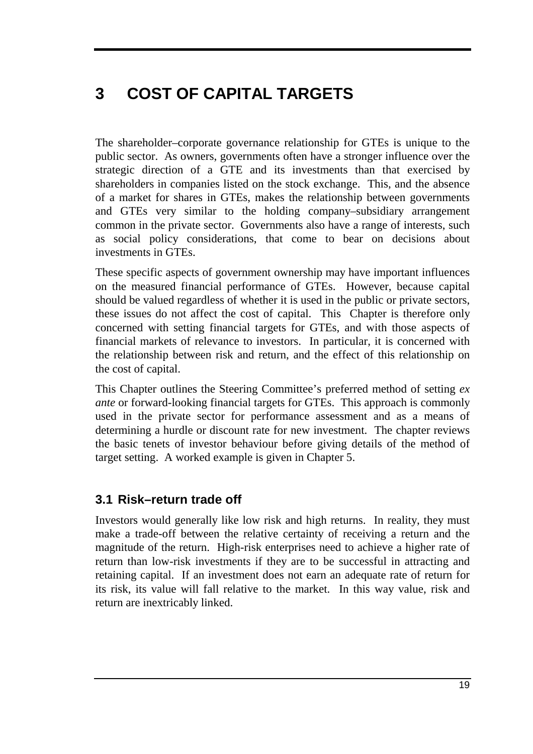# 3 COST OF CAPITAL TARGETS

The shareholder–corporate governance relationship for GTEs is unique to the public sector. As owners, governments often have a stronger influence over the strategic direction of a GTE and its investments than that exercised by shareholders in companies listed on the stock exchange. This, and the absence of a market for shares in GTEs, makes the relationship between governments and GTEs very similar to the holding company–subsidiary arrangement common in the private sector. Governments also have a range of interests, such as social policy considerations, that come to bear on decisions about investments in GTEs.

These specific aspects of government ownership may have important influences on the measured financial performance of GTEs. However, because capital should be valued regardless of whether it is used in the public or private sectors, these issues do not affect the cost of capital. This Chapter is therefore only concerned with setting financial targets for GTEs, and with those aspects of financial markets of relevance to investors. In particular, it is concerned with the relationship between risk and return, and the effect of this relationship on the cost of capital.

This Chapter outlines the Steering Committee's preferred method of setting *ex ante* or forward-looking financial targets for GTEs. This approach is commonly used in the private sector for performance assessment and as a means of determining a hurdle or discount rate for new investment. The chapter reviews the basic tenets of investor behaviour before giving details of the method of target setting. A worked example is given in Chapter 5.

## 3.1 Risk–return trade off

Investors would generally like low risk and high returns. In reality, they must make a trade-off between the relative certainty of receiving a return and the magnitude of the return. High-risk enterprises need to achieve a higher rate of return than low-risk investments if they are to be successful in attracting and retaining capital. If an investment does not earn an adequate rate of return for its risk, its value will fall relative to the market. In this way value, risk and return are inextricably linked.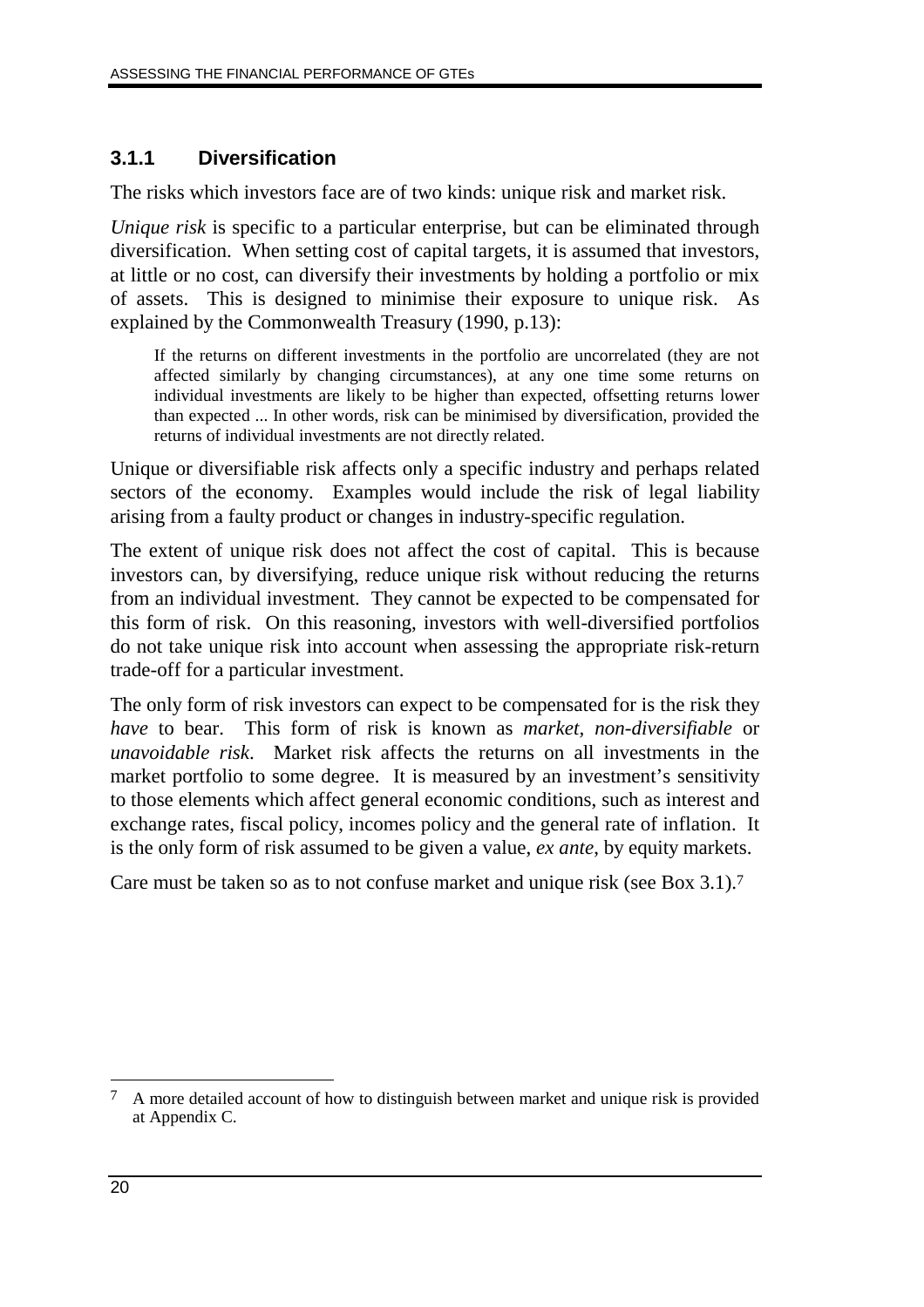### 3.1.1 Diversification

The risks which investors face are of two kinds: unique risk and market risk.

*Unique risk* is specific to a particular enterprise, but can be eliminated through diversification. When setting cost of capital targets, it is assumed that investors, at little or no cost, can diversify their investments by holding a portfolio or mix of assets. This is designed to minimise their exposure to unique risk. As explained by the Commonwealth Treasury (1990, p.13):

> If the returns on different investments in the portfolio are uncorrelated (they are not affected similarly by changing circumstances), at any one time some returns on individual investments are likely to be higher than expected, offsetting returns lower than expected ... In other words, risk can be minimised by diversification, provided the returns of individual investments are not directly related.

Unique or diversifiable risk affects only a specific industry and perhaps related sectors of the economy. Examples would include the risk of legal liability arising from a faulty product or changes in industry-specific regulation.

The extent of unique risk does not affect the cost of capital. This is because investors can, by diversifying, reduce unique risk without reducing the returns from an individual investment. They cannot be expected to be compensated for this form of risk. On this reasoning, investors with well-diversified portfolios do not take unique risk into account when assessing the appropriate risk-return trade-off for a particular investment.

The only form of risk investors can expect to be compensated for is the risk they *have* to bear. This form of risk is known as *market, non-diversifiable* or *unavoidable risk*. Market risk affects the returns on all investments in the market portfolio to some degree. It is measured by an investment's sensitivity to those elements which affect general economic conditions, such as interest and exchange rates, fiscal policy, incomes policy and the general rate of inflation. It is the only form of risk assumed to be given a value, *ex ante*, by equity markets.

Care must be taken so as to not confuse market and unique risk (see Box 3.1).[7]

---

[7] A more detailed account of how to distinguish between market and unique risk is provided at Appendix C.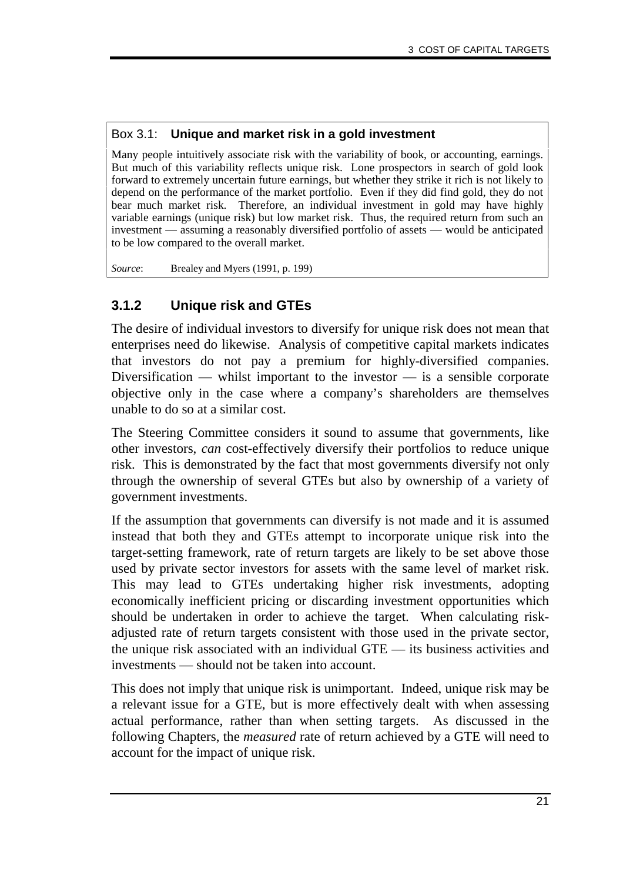Box 3.1: **Unique and market risk in a gold investment**

Many people intuitively associate risk with the variability of book, or accounting, earnings. But much of this variability reflects unique risk. Lone prospectors in search of gold look forward to extremely uncertain future earnings, but whether they strike it rich is not likely to depend on the performance of the market portfolio. Even if they did find gold, they do not bear much market risk. Therefore, an individual investment in gold may have highly variable earnings (unique risk) but low market risk. Thus, the required return from such an investment — assuming a reasonably diversified portfolio of assets — would be anticipated to be low compared to the overall market.

*Source*: Brealey and Myers (1991, p. 199)

### 3.1.2 Unique risk and GTEs

The desire of individual investors to diversify for unique risk does not mean that enterprises need do likewise. Analysis of competitive capital markets indicates that investors do not pay a premium for highly-diversified companies. Diversification — whilst important to the investor — is a sensible corporate objective only in the case where a company's shareholders are themselves unable to do so at a similar cost.

The Steering Committee considers it sound to assume that governments, like other investors, *can* cost-effectively diversify their portfolios to reduce unique risk. This is demonstrated by the fact that most governments diversify not only through the ownership of several GTEs but also by ownership of a variety of government investments.

If the assumption that governments can diversify is not made and it is assumed instead that both they and GTEs attempt to incorporate unique risk into the target-setting framework, rate of return targets are likely to be set above those used by private sector investors for assets with the same level of market risk. This may lead to GTEs undertaking higher risk investments, adopting economically inefficient pricing or discarding investment opportunities which should be undertaken in order to achieve the target. When calculating risk-adjusted rate of return targets consistent with those used in the private sector, the unique risk associated with an individual GTE — its business activities and investments — should not be taken into account.

This does not imply that unique risk is unimportant. Indeed, unique risk may be a relevant issue for a GTE, but is more effectively dealt with when assessing actual performance, rather than when setting targets. As discussed in the following Chapters, the *measured* rate of return achieved by a GTE will need to account for the impact of unique risk.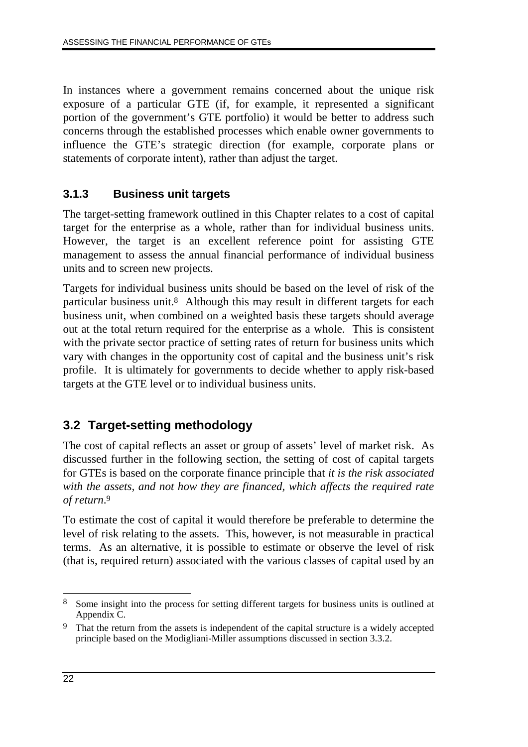In instances where a government remains concerned about the unique risk exposure of a particular GTE (if, for example, it represented a significant portion of the government's GTE portfolio) it would be better to address such concerns through the established processes which enable owner governments to influence the GTE's strategic direction (for example, corporate plans or statements of corporate intent), rather than adjust the target.

### 3.1.3 Business unit targets

The target-setting framework outlined in this Chapter relates to a cost of capital target for the enterprise as a whole, rather than for individual business units. However, the target is an excellent reference point for assisting GTE management to assess the annual financial performance of individual business units and to screen new projects.

Targets for individual business units should be based on the level of risk of the particular business unit.[8] Although this may result in different targets for each business unit, when combined on a weighted basis these targets should average out at the total return required for the enterprise as a whole. This is consistent with the private sector practice of setting rates of return for business units which vary with changes in the opportunity cost of capital and the business unit's risk profile. It is ultimately for governments to decide whether to apply risk-based targets at the GTE level or to individual business units.

## 3.2 Target-setting methodology

The cost of capital reflects an asset or group of assets' level of market risk. As discussed further in the following section, the setting of cost of capital targets for GTEs is based on the corporate finance principle that *it is the risk associated with the assets, and not how they are financed, which affects the required rate of return*.[9]

To estimate the cost of capital it would therefore be preferable to determine the level of risk relating to the assets. This, however, is not measurable in practical terms. As an alternative, it is possible to estimate or observe the level of risk (that is, required return) associated with the various classes of capital used by an

---

[8] Some insight into the process for setting different targets for business units is outlined at Appendix C.

[9] That the return from the assets is independent of the capital structure is a widely accepted principle based on the Modigliani-Miller assumptions discussed in section 3.3.2.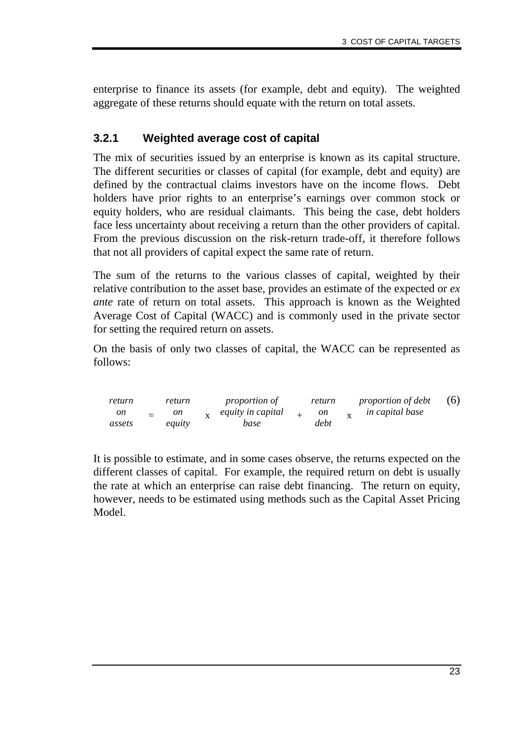enterprise to finance its assets (for example, debt and equity). The weighted aggregate of these returns should equate with the return on total assets.

### 3.2.1 Weighted average cost of capital

The mix of securities issued by an enterprise is known as its capital structure. The different securities or classes of capital (for example, debt and equity) are defined by the contractual claims investors have on the income flows. Debt holders have prior rights to an enterprise's earnings over common stock or equity holders, who are residual claimants. This being the case, debt holders face less uncertainty about receiving a return than the other providers of capital. From the previous discussion on the risk-return trade-off, it therefore follows that not all providers of capital expect the same rate of return.

The sum of the returns to the various classes of capital, weighted by their relative contribution to the asset base, provides an estimate of the expected or *ex ante* rate of return on total assets. This approach is known as the Weighted Average Cost of Capital (WACC) and is commonly used in the private sector for setting the required return on assets.

On the basis of only two classes of capital, the WACC can be represented as follows:

$$\textit{return on assets} = \textit{return on equity} \times \textit{proportion of equity in capital base} + \textit{return on debt} \times \textit{proportion of debt in capital base} \qquad (6)$$

It is possible to estimate, and in some cases observe, the returns expected on the different classes of capital. For example, the required return on debt is usually the rate at which an enterprise can raise debt financing. The return on equity, however, needs to be estimated using methods such as the Capital Asset Pricing Model.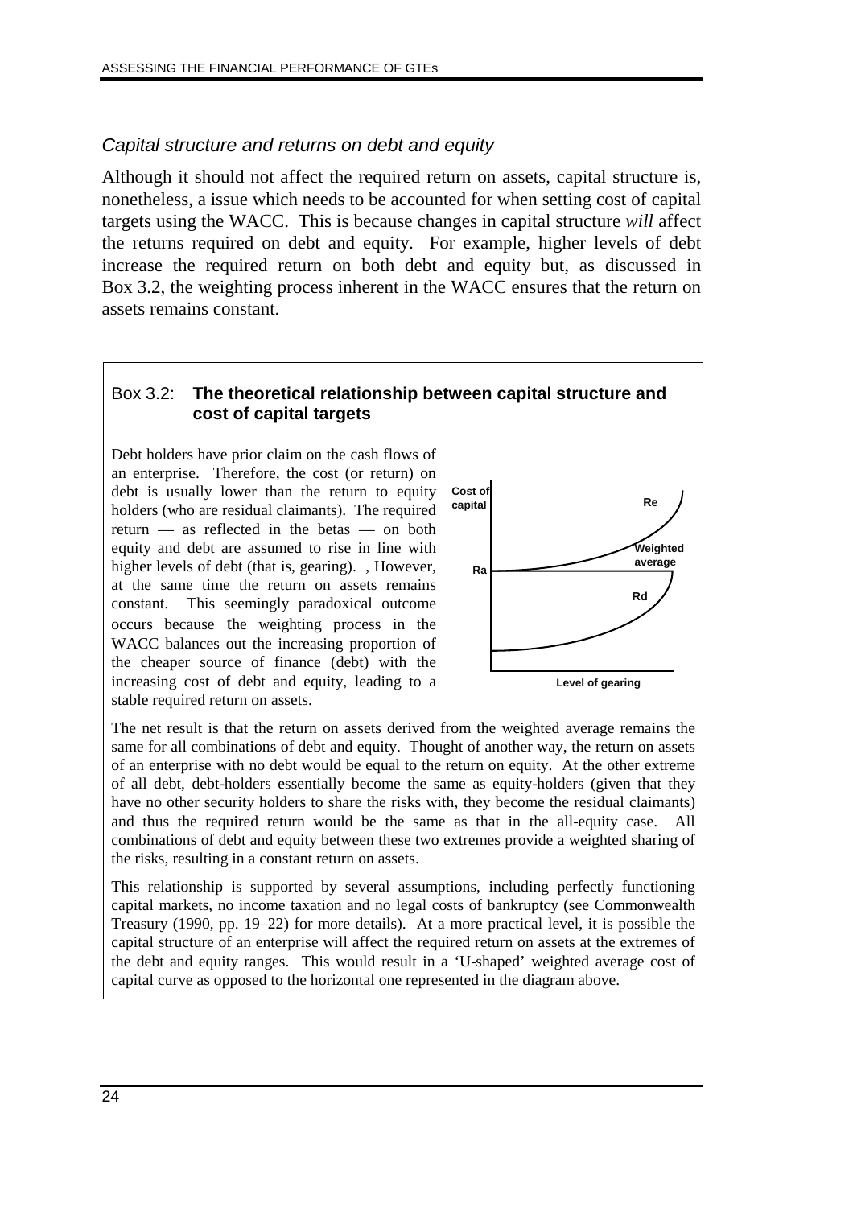### *Capital structure and returns on debt and equity*

Although it should not affect the required return on assets, capital structure is, nonetheless, a issue which needs to be accounted for when setting cost of capital targets using the WACC. This is because changes in capital structure *will* affect the returns required on debt and equity. For example, higher levels of debt increase the required return on both debt and equity but, as discussed in Box 3.2, the weighting process inherent in the WACC ensures that the return on assets remains constant.

---

Box 3.2: **The theoretical relationship between capital structure and cost of capital targets**

Debt holders have prior claim on the cash flows of an enterprise. Therefore, the cost (or return) on debt is usually lower than the return to equity holders (who are residual claimants). The required return — as reflected in the betas — on both equity and debt are assumed to rise in line with higher levels of debt (that is, gearing). , However, at the same time the return on assets remains constant. This seemingly paradoxical outcome occurs because the weighting process in the WACC balances out the increasing proportion of the cheaper source of finance (debt) with the increasing cost of debt and equity, leading to a stable required return on assets.

The net result is that the return on assets derived from the weighted average remains the same for all combinations of debt and equity. Thought of another way, the return on assets of an enterprise with no debt would be equal to the return on equity. At the other extreme of all debt, debt-holders essentially become the same as equity-holders (given that they have no other security holders to share the risks with, they become the residual claimants) and thus the required return would be the same as that in the all-equity case. All combinations of debt and equity between these two extremes provide a weighted sharing of the risks, resulting in a constant return on assets.

This relationship is supported by several assumptions, including perfectly functioning capital markets, no income taxation and no legal costs of bankruptcy (see Commonwealth Treasury (1990, pp. 19–22) for more details). At a more practical level, it is possible the capital structure of an enterprise will affect the required return on assets at the extremes of the debt and equity ranges. This would result in a 'U-shaped' weighted average cost of capital curve as opposed to the horizontal one represented in the diagram above.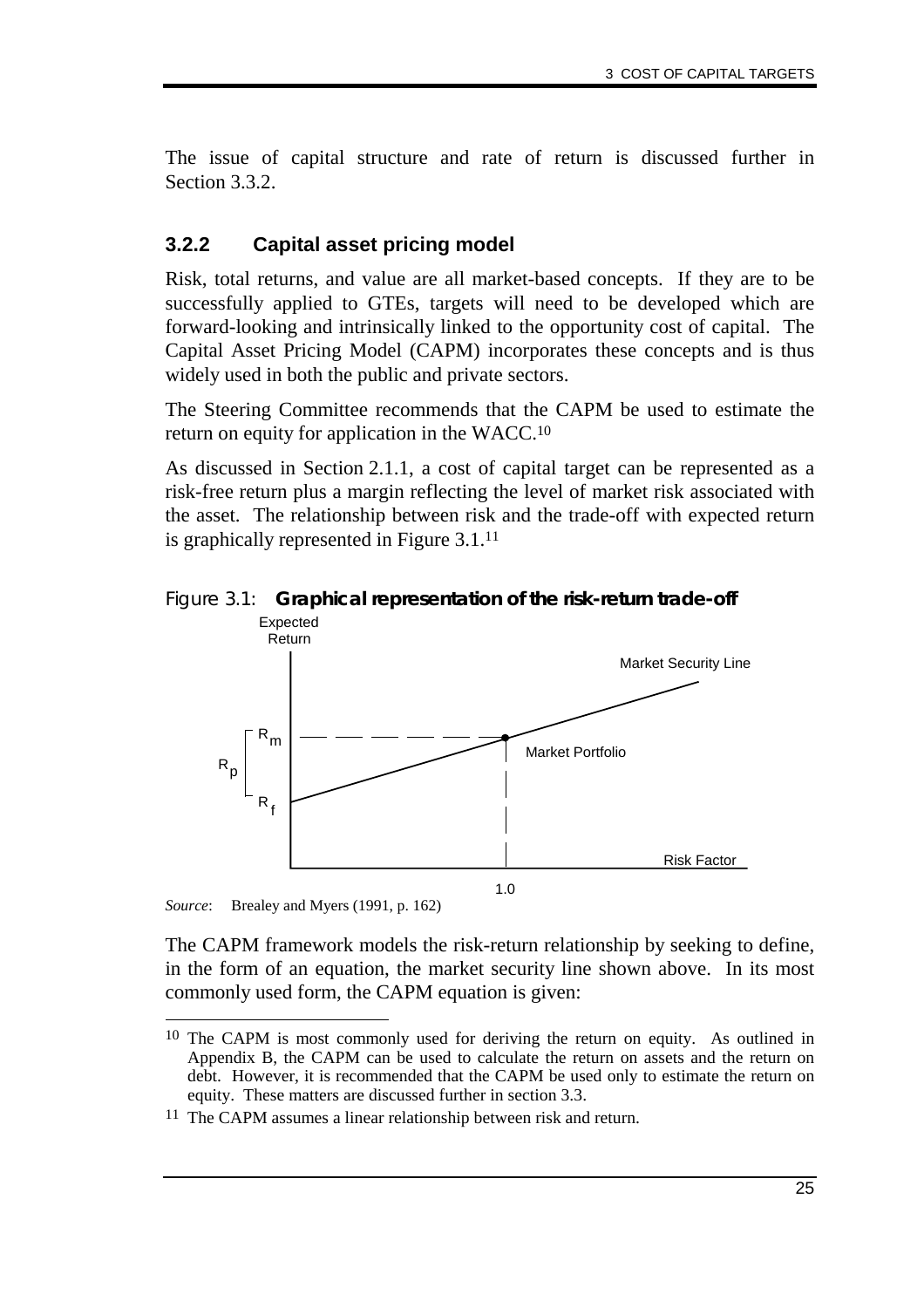The issue of capital structure and rate of return is discussed further in Section 3.3.2.

### 3.2.2 Capital asset pricing model

Risk, total returns, and value are all market-based concepts. If they are to be successfully applied to GTEs, targets will need to be developed which are forward-looking and intrinsically linked to the opportunity cost of capital. The Capital Asset Pricing Model (CAPM) incorporates these concepts and is thus widely used in both the public and private sectors.

The Steering Committee recommends that the CAPM be used to estimate the return on equity for application in the WACC.[10]

As discussed in Section 2.1.1, a cost of capital target can be represented as a risk-free return plus a margin reflecting the level of market risk associated with the asset. The relationship between risk and the trade-off with expected return is graphically represented in Figure 3.1.[11]

Figure 3.1: **Graphical representation of the risk-return trade-off**

*Source*: Brealey and Myers (1991, p. 162)

The CAPM framework models the risk-return relationship by seeking to define, in the form of an equation, the market security line shown above. In its most commonly used form, the CAPM equation is given:

---

[10] The CAPM is most commonly used for deriving the return on equity. As outlined in Appendix B, the CAPM can be used to calculate the return on assets and the return on debt. However, it is recommended that the CAPM be used only to estimate the return on equity. These matters are discussed further in section 3.3.

[11] The CAPM assumes a linear relationship between risk and return.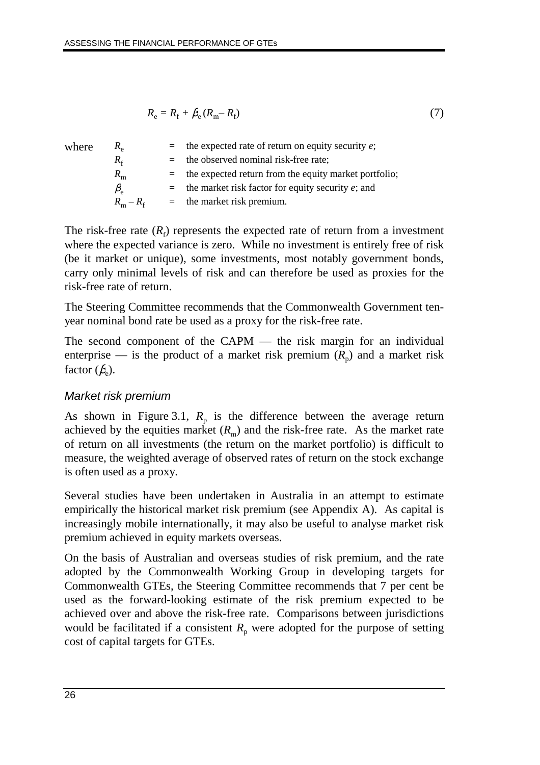$$R_e = R_f + \beta_e (R_m - R_f) \tag{7}$$

where

| | | |
|---|---|---|
| $R_e$ | = | the expected rate of return on equity security *e*; |
| $R_f$ | = | the observed nominal risk-free rate; |
| $R_m$ | = | the expected return from the equity market portfolio; |
| $\beta_e$ | = | the market risk factor for equity security *e*; and |
| $R_m - R_f$ | = | the market risk premium. |

The risk-free rate ($R_f$) represents the expected rate of return from a investment where the expected variance is zero. While no investment is entirely free of risk (be it market or unique), some investments, most notably government bonds, carry only minimal levels of risk and can therefore be used as proxies for the risk-free rate of return.

The Steering Committee recommends that the Commonwealth Government ten-year nominal bond rate be used as a proxy for the risk-free rate.

The second component of the CAPM — the risk margin for an individual enterprise — is the product of a market risk premium ($R_p$) and a market risk factor ($\beta_e$).

### *Market risk premium*

As shown in Figure 3.1, $R_p$ is the difference between the average return achieved by the equities market ($R_m$) and the risk-free rate. As the market rate of return on all investments (the return on the market portfolio) is difficult to measure, the weighted average of observed rates of return on the stock exchange is often used as a proxy.

Several studies have been undertaken in Australia in an attempt to estimate empirically the historical market risk premium (see Appendix A). As capital is increasingly mobile internationally, it may also be useful to analyse market risk premium achieved in equity markets overseas.

On the basis of Australian and overseas studies of risk premium, and the rate adopted by the Commonwealth Working Group in developing targets for Commonwealth GTEs, the Steering Committee recommends that 7 per cent be used as the forward-looking estimate of the risk premium expected to be achieved over and above the risk-free rate. Comparisons between jurisdictions would be facilitated if a consistent $R_p$ were adopted for the purpose of setting cost of capital targets for GTEs.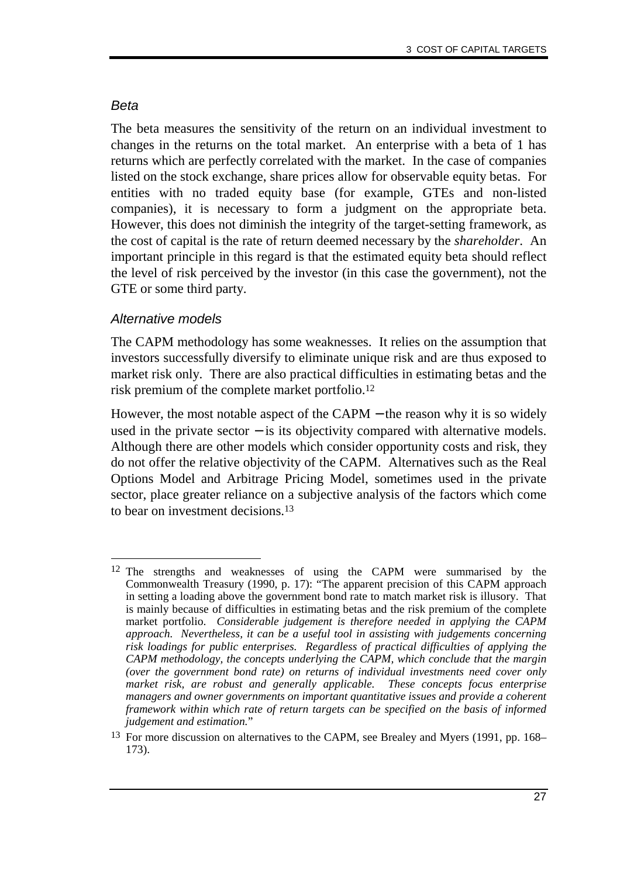*Beta*

The beta measures the sensitivity of the return on an individual investment to changes in the returns on the total market. An enterprise with a beta of 1 has returns which are perfectly correlated with the market. In the case of companies listed on the stock exchange, share prices allow for observable equity betas. For entities with no traded equity base (for example, GTEs and non-listed companies), it is necessary to form a judgment on the appropriate beta. However, this does not diminish the integrity of the target-setting framework, as the cost of capital is the rate of return deemed necessary by the *shareholder*. An important principle in this regard is that the estimated equity beta should reflect the level of risk perceived by the investor (in this case the government), not the GTE or some third party.

*Alternative models*

The CAPM methodology has some weaknesses. It relies on the assumption that investors successfully diversify to eliminate unique risk and are thus exposed to market risk only. There are also practical difficulties in estimating betas and the risk premium of the complete market portfolio.[12]

However, the most notable aspect of the CAPM − the reason why it is so widely used in the private sector − is its objectivity compared with alternative models. Although there are other models which consider opportunity costs and risk, they do not offer the relative objectivity of the CAPM. Alternatives such as the Real Options Model and Arbitrage Pricing Model, sometimes used in the private sector, place greater reliance on a subjective analysis of the factors which come to bear on investment decisions.[13]

---

[12] The strengths and weaknesses of using the CAPM were summarised by the Commonwealth Treasury (1990, p. 17): "The apparent precision of this CAPM approach in setting a loading above the government bond rate to match market risk is illusory. That is mainly because of difficulties in estimating betas and the risk premium of the complete market portfolio. *Considerable judgement is therefore needed in applying the CAPM approach. Nevertheless, it can be a useful tool in assisting with judgements concerning risk loadings for public enterprises. Regardless of practical difficulties of applying the CAPM methodology, the concepts underlying the CAPM, which conclude that the margin (over the government bond rate) on returns of individual investments need cover only market risk, are robust and generally applicable. These concepts focus enterprise managers and owner governments on important quantitative issues and provide a coherent framework within which rate of return targets can be specified on the basis of informed judgement and estimation.*"

[13] For more discussion on alternatives to the CAPM, see Brealey and Myers (1991, pp. 168–173).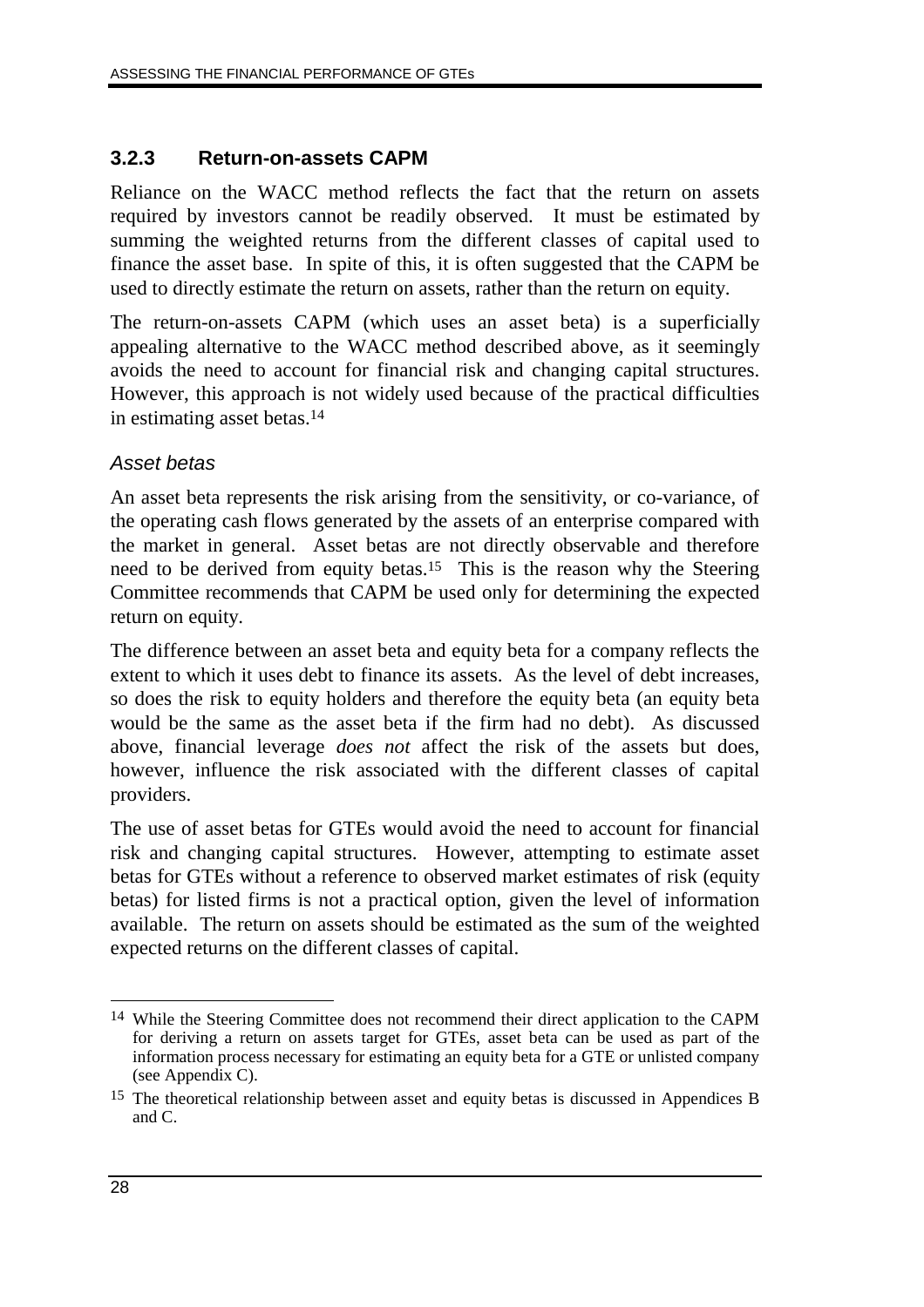### 3.2.3 Return-on-assets CAPM

Reliance on the WACC method reflects the fact that the return on assets required by investors cannot be readily observed. It must be estimated by summing the weighted returns from the different classes of capital used to finance the asset base. In spite of this, it is often suggested that the CAPM be used to directly estimate the return on assets, rather than the return on equity.

The return-on-assets CAPM (which uses an asset beta) is a superficially appealing alternative to the WACC method described above, as it seemingly avoids the need to account for financial risk and changing capital structures. However, this approach is not widely used because of the practical difficulties in estimating asset betas.[14]

#### *Asset betas*

An asset beta represents the risk arising from the sensitivity, or co-variance, of the operating cash flows generated by the assets of an enterprise compared with the market in general. Asset betas are not directly observable and therefore need to be derived from equity betas.[15] This is the reason why the Steering Committee recommends that CAPM be used only for determining the expected return on equity.

The difference between an asset beta and equity beta for a company reflects the extent to which it uses debt to finance its assets. As the level of debt increases, so does the risk to equity holders and therefore the equity beta (an equity beta would be the same as the asset beta if the firm had no debt). As discussed above, financial leverage *does not* affect the risk of the assets but does, however, influence the risk associated with the different classes of capital providers.

The use of asset betas for GTEs would avoid the need to account for financial risk and changing capital structures. However, attempting to estimate asset betas for GTEs without a reference to observed market estimates of risk (equity betas) for listed firms is not a practical option, given the level of information available. The return on assets should be estimated as the sum of the weighted expected returns on the different classes of capital.

---

[14] While the Steering Committee does not recommend their direct application to the CAPM for deriving a return on assets target for GTEs, asset beta can be used as part of the information process necessary for estimating an equity beta for a GTE or unlisted company (see Appendix C).

[15] The theoretical relationship between asset and equity betas is discussed in Appendices B and C.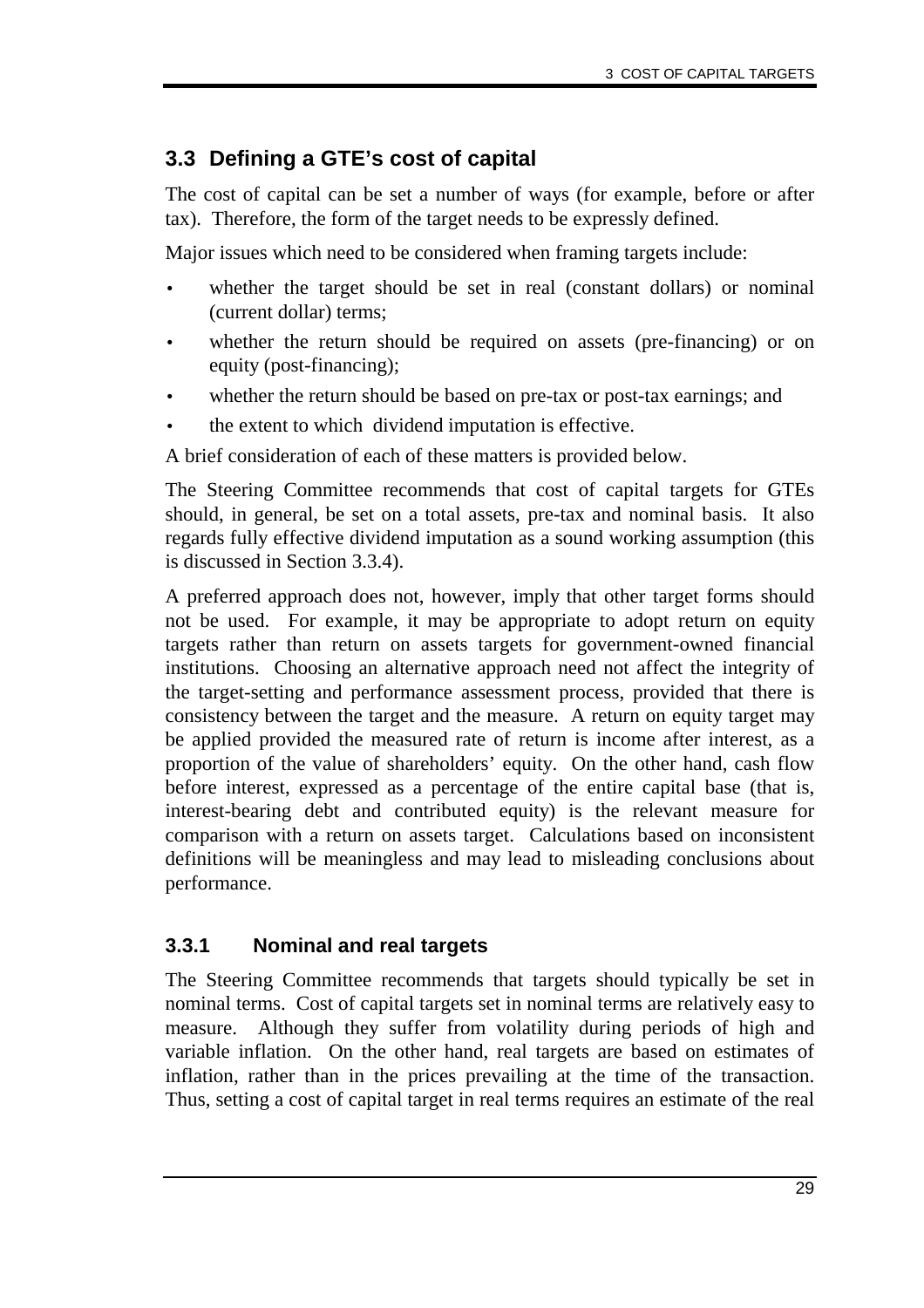## 3.3 Defining a GTE's cost of capital

The cost of capital can be set a number of ways (for example, before or after tax). Therefore, the form of the target needs to be expressly defined.

Major issues which need to be considered when framing targets include:

- whether the target should be set in real (constant dollars) or nominal (current dollar) terms;
- whether the return should be required on assets (pre-financing) or on equity (post-financing);
- whether the return should be based on pre-tax or post-tax earnings; and
- the extent to which dividend imputation is effective.

A brief consideration of each of these matters is provided below.

The Steering Committee recommends that cost of capital targets for GTEs should, in general, be set on a total assets, pre-tax and nominal basis. It also regards fully effective dividend imputation as a sound working assumption (this is discussed in Section 3.3.4).

A preferred approach does not, however, imply that other target forms should not be used. For example, it may be appropriate to adopt return on equity targets rather than return on assets targets for government-owned financial institutions. Choosing an alternative approach need not affect the integrity of the target-setting and performance assessment process, provided that there is consistency between the target and the measure. A return on equity target may be applied provided the measured rate of return is income after interest, as a proportion of the value of shareholders' equity. On the other hand, cash flow before interest, expressed as a percentage of the entire capital base (that is, interest-bearing debt and contributed equity) is the relevant measure for comparison with a return on assets target. Calculations based on inconsistent definitions will be meaningless and may lead to misleading conclusions about performance.

### 3.3.1 Nominal and real targets

The Steering Committee recommends that targets should typically be set in nominal terms. Cost of capital targets set in nominal terms are relatively easy to measure. Although they suffer from volatility during periods of high and variable inflation. On the other hand, real targets are based on estimates of inflation, rather than in the prices prevailing at the time of the transaction. Thus, setting a cost of capital target in real terms requires an estimate of the real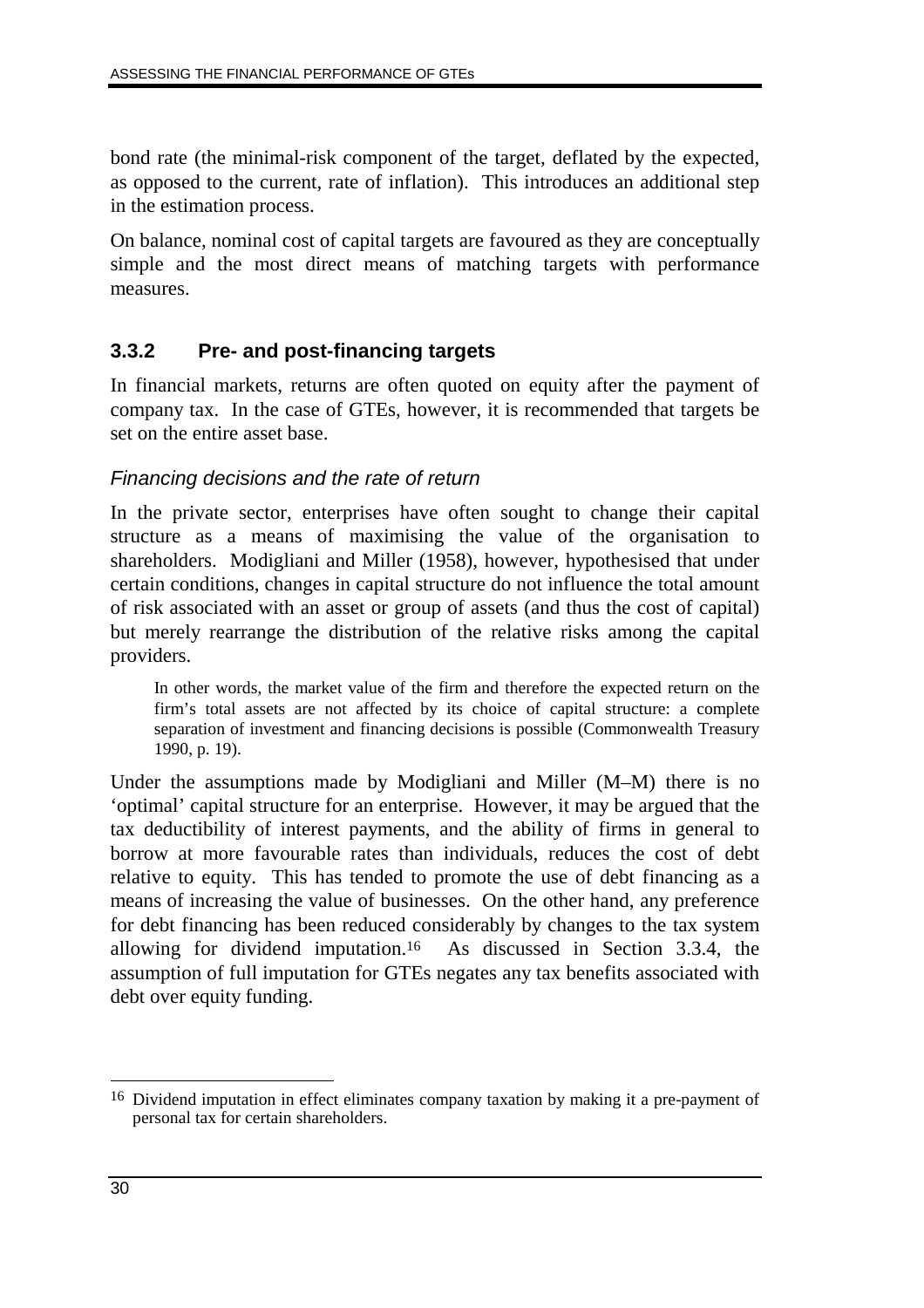bond rate (the minimal-risk component of the target, deflated by the expected, as opposed to the current, rate of inflation). This introduces an additional step in the estimation process.

On balance, nominal cost of capital targets are favoured as they are conceptually simple and the most direct means of matching targets with performance measures.

### 3.3.2 Pre- and post-financing targets

In financial markets, returns are often quoted on equity after the payment of company tax. In the case of GTEs, however, it is recommended that targets be set on the entire asset base.

*Financing decisions and the rate of return*

In the private sector, enterprises have often sought to change their capital structure as a means of maximising the value of the organisation to shareholders. Modigliani and Miller (1958), however, hypothesised that under certain conditions, changes in capital structure do not influence the total amount of risk associated with an asset or group of assets (and thus the cost of capital) but merely rearrange the distribution of the relative risks among the capital providers.

> In other words, the market value of the firm and therefore the expected return on the firm's total assets are not affected by its choice of capital structure: a complete separation of investment and financing decisions is possible (Commonwealth Treasury 1990, p. 19).

Under the assumptions made by Modigliani and Miller (M–M) there is no 'optimal' capital structure for an enterprise. However, it may be argued that the tax deductibility of interest payments, and the ability of firms in general to borrow at more favourable rates than individuals, reduces the cost of debt relative to equity. This has tended to promote the use of debt financing as a means of increasing the value of businesses. On the other hand, any preference for debt financing has been reduced considerably by changes to the tax system allowing for dividend imputation.[16] As discussed in Section 3.3.4, the assumption of full imputation for GTEs negates any tax benefits associated with debt over equity funding.

---

[16] Dividend imputation in effect eliminates company taxation by making it a pre-payment of personal tax for certain shareholders.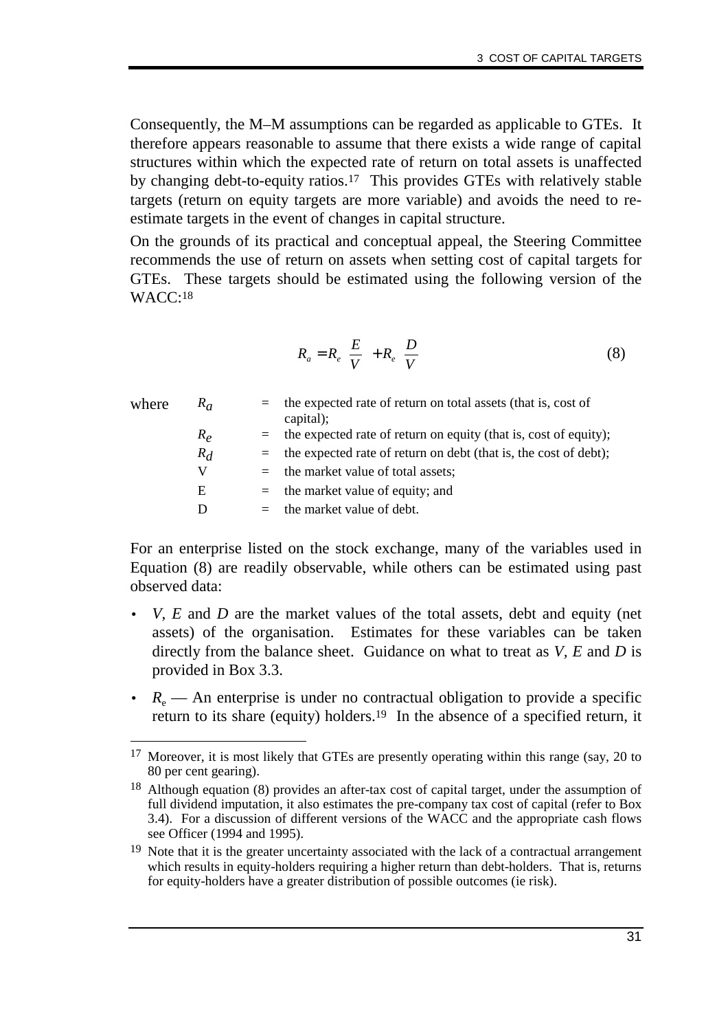Consequently, the M–M assumptions can be regarded as applicable to GTEs. It therefore appears reasonable to assume that there exists a wide range of capital structures within which the expected rate of return on total assets is unaffected by changing debt-to-equity ratios.[17] This provides GTEs with relatively stable targets (return on equity targets are more variable) and avoids the need to re-estimate targets in the event of changes in capital structure.

On the grounds of its practical and conceptual appeal, the Steering Committee recommends the use of return on assets when setting cost of capital targets for GTEs. These targets should be estimated using the following version of the WACC:[18]

$$R_a = R_e \frac{E}{V} + R_e \frac{D}{V} \tag{8}$$

where

| | | |
|---|---|---|
| $R_a$ | = | the expected rate of return on total assets (that is, cost of capital); |
| $R_e$ | = | the expected rate of return on equity (that is, cost of equity); |
| $R_d$ | = | the expected rate of return on debt (that is, the cost of debt); |
| V | = | the market value of total assets; |
| E | = | the market value of equity; and |
| D | = | the market value of debt. |

For an enterprise listed on the stock exchange, many of the variables used in Equation (8) are readily observable, while others can be estimated using past observed data:

- *V*, *E* and *D* are the market values of the total assets, debt and equity (net assets) of the organisation. Estimates for these variables can be taken directly from the balance sheet. Guidance on what to treat as *V*, *E* and *D* is provided in Box 3.3.
- $R_e$ — An enterprise is under no contractual obligation to provide a specific return to its share (equity) holders.[19] In the absence of a specified return, it

---

[17] Moreover, it is most likely that GTEs are presently operating within this range (say, 20 to 80 per cent gearing).

[18] Although equation (8) provides an after-tax cost of capital target, under the assumption of full dividend imputation, it also estimates the pre-company tax cost of capital (refer to Box 3.4). For a discussion of different versions of the WACC and the appropriate cash flows see Officer (1994 and 1995).

[19] Note that it is the greater uncertainty associated with the lack of a contractual arrangement which results in equity-holders requiring a higher return than debt-holders. That is, returns for equity-holders have a greater distribution of possible outcomes (ie risk).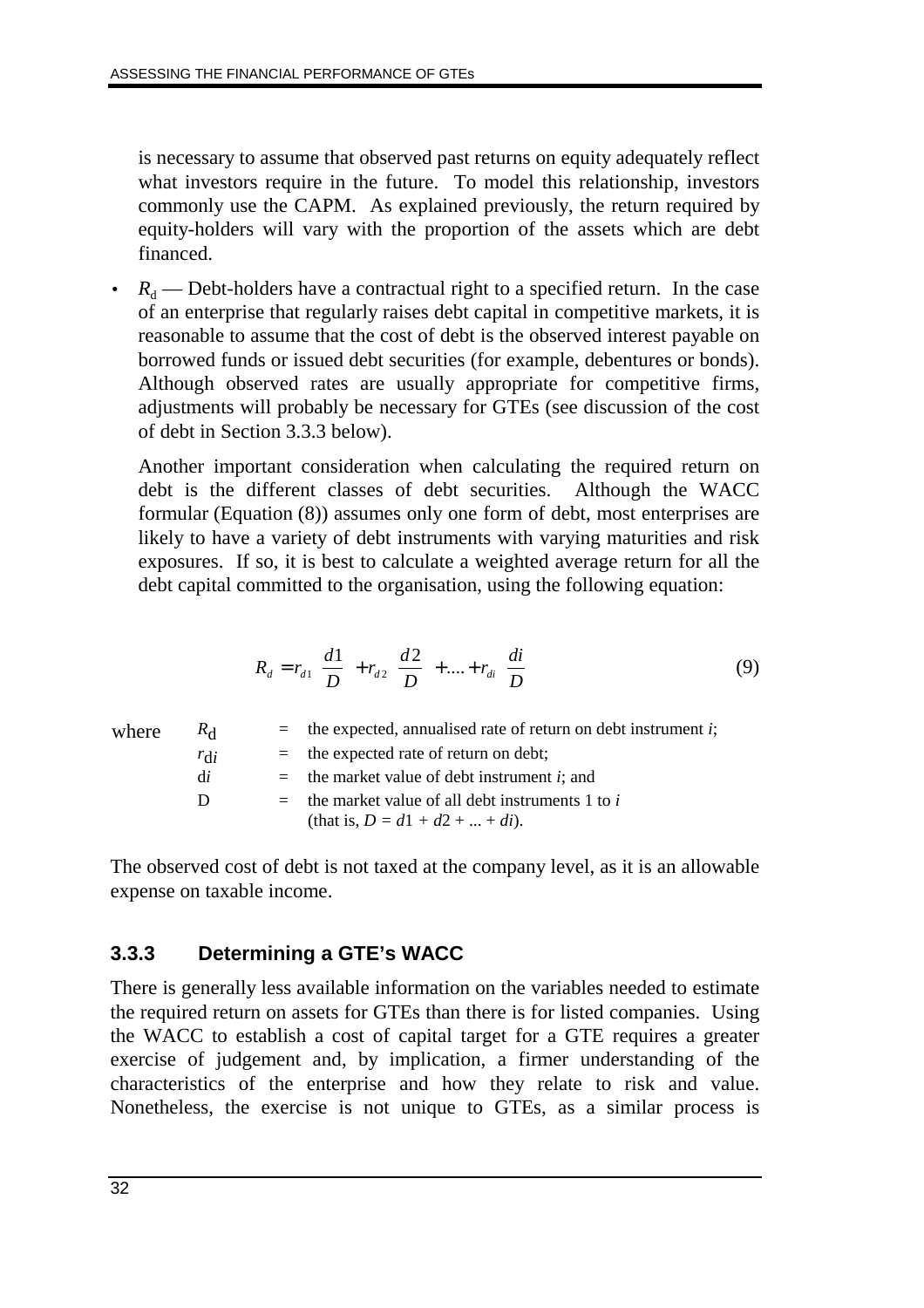is necessary to assume that observed past returns on equity adequately reflect what investors require in the future. To model this relationship, investors commonly use the CAPM. As explained previously, the return required by equity-holders will vary with the proportion of the assets which are debt financed.

- $R_d$ — Debt-holders have a contractual right to a specified return. In the case of an enterprise that regularly raises debt capital in competitive markets, it is reasonable to assume that the cost of debt is the observed interest payable on borrowed funds or issued debt securities (for example, debentures or bonds). Although observed rates are usually appropriate for competitive firms, adjustments will probably be necessary for GTEs (see discussion of the cost of debt in Section 3.3.3 below).

  Another important consideration when calculating the required return on debt is the different classes of debt securities. Although the WACC formular (Equation (8)) assumes only one form of debt, most enterprises are likely to have a variety of debt instruments with varying maturities and risk exposures. If so, it is best to calculate a weighted average return for all the debt capital committed to the organisation, using the following equation:

$$R_d = r_{d1}\left(\frac{d1}{D}\right) + r_{d2}\left(\frac{d2}{D}\right) + .... + r_{di}\left(\frac{di}{D}\right) \tag{9}$$

where

$R_d$ = the expected, annualised rate of return on debt instrument *i*;
$r_{di}$ = the expected rate of return on debt;
d*i* = the market value of debt instrument *i*; and
D = the market value of all debt instruments 1 to *i* (that is, $D = d1 + d2 + ... + di$).

The observed cost of debt is not taxed at the company level, as it is an allowable expense on taxable income.

### 3.3.3 Determining a GTE's WACC

There is generally less available information on the variables needed to estimate the required return on assets for GTEs than there is for listed companies. Using the WACC to establish a cost of capital target for a GTE requires a greater exercise of judgement and, by implication, a firmer understanding of the characteristics of the enterprise and how they relate to risk and value. Nonetheless, the exercise is not unique to GTEs, as a similar process is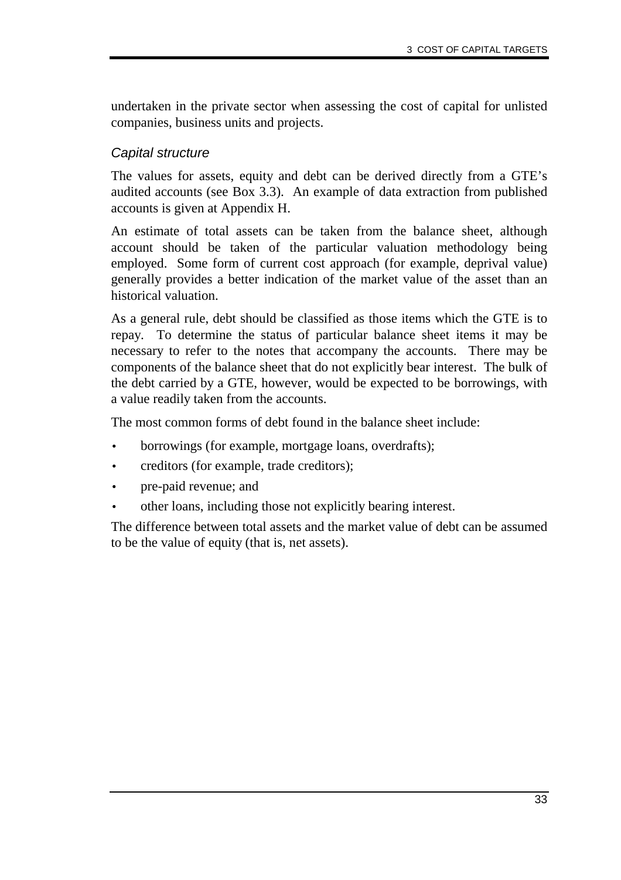undertaken in the private sector when assessing the cost of capital for unlisted companies, business units and projects.

### *Capital structure*

The values for assets, equity and debt can be derived directly from a GTE's audited accounts (see Box 3.3). An example of data extraction from published accounts is given at Appendix H.

An estimate of total assets can be taken from the balance sheet, although account should be taken of the particular valuation methodology being employed. Some form of current cost approach (for example, deprival value) generally provides a better indication of the market value of the asset than an historical valuation.

As a general rule, debt should be classified as those items which the GTE is to repay. To determine the status of particular balance sheet items it may be necessary to refer to the notes that accompany the accounts. There may be components of the balance sheet that do not explicitly bear interest. The bulk of the debt carried by a GTE, however, would be expected to be borrowings, with a value readily taken from the accounts.

The most common forms of debt found in the balance sheet include:

- borrowings (for example, mortgage loans, overdrafts);
- creditors (for example, trade creditors);
- pre-paid revenue; and
- other loans, including those not explicitly bearing interest.

The difference between total assets and the market value of debt can be assumed to be the value of equity (that is, net assets).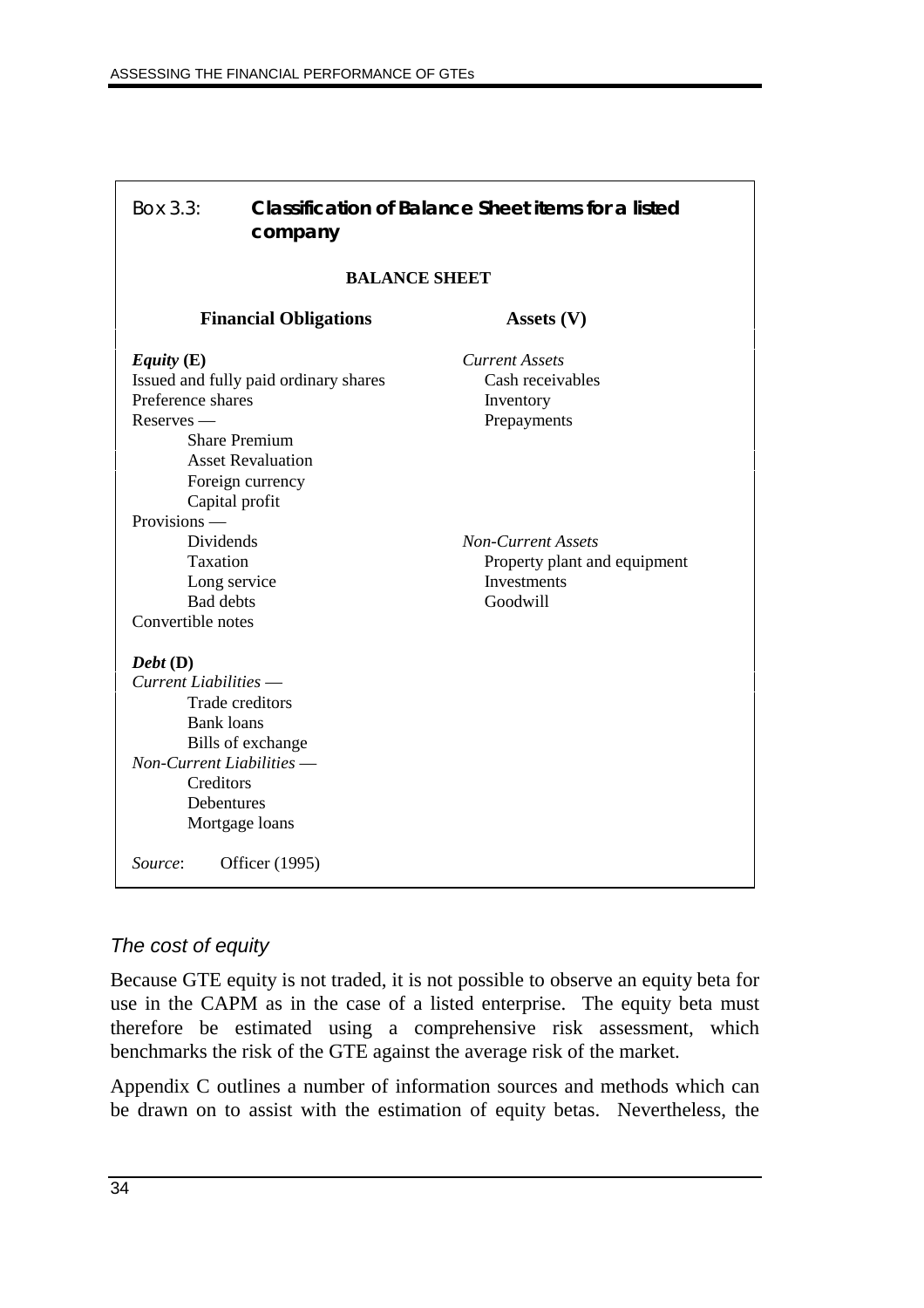**Box 3.3: Classification of Balance Sheet items for a listed company**

**BALANCE SHEET**

| **Financial Obligations** | **Assets (V)** |
|---|---|
| ***Equity* (E)** | *Current Assets* |
| Issued and fully paid ordinary shares | Cash receivables |
| Preference shares | Inventory |
| Reserves — | Prepayments |
| Share Premium | |
| Asset Revaluation | |
| Foreign currency | |
| Capital profit | |
| Provisions — | |
| Dividends | *Non-Current Assets* |
| Taxation | Property plant and equipment |
| Long service | Investments |
| Bad debts | Goodwill |
| Convertible notes | |
| ***Debt* (D)** | |
| *Current Liabilities* — | |
| Trade creditors | |
| Bank loans | |
| Bills of exchange | |
| *Non-Current Liabilities* — | |
| Creditors | |
| Debentures | |
| Mortgage loans | |

*Source*: Officer (1995)

### *The cost of equity*

Because GTE equity is not traded, it is not possible to observe an equity beta for use in the CAPM as in the case of a listed enterprise. The equity beta must therefore be estimated using a comprehensive risk assessment, which benchmarks the risk of the GTE against the average risk of the market.

Appendix C outlines a number of information sources and methods which can be drawn on to assist with the estimation of equity betas. Nevertheless, the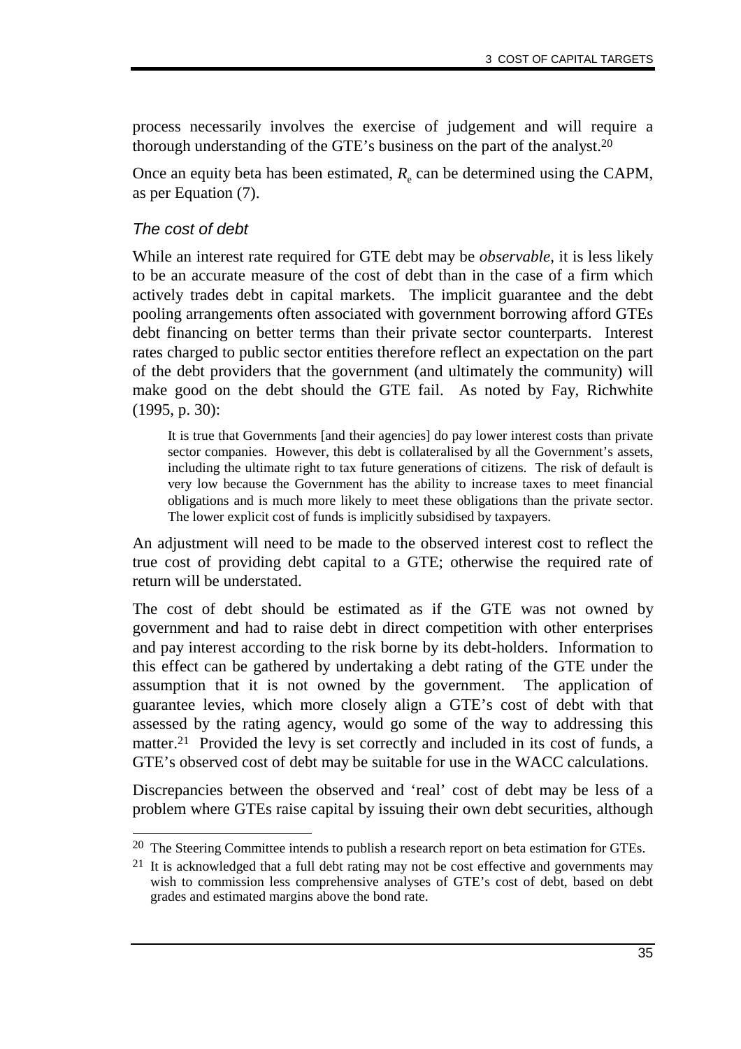process necessarily involves the exercise of judgement and will require a thorough understanding of the GTE's business on the part of the analyst.[20]

Once an equity beta has been estimated, $R_e$ can be determined using the CAPM, as per Equation (7).

### *The cost of debt*

While an interest rate required for GTE debt may be *observable*, it is less likely to be an accurate measure of the cost of debt than in the case of a firm which actively trades debt in capital markets. The implicit guarantee and the debt pooling arrangements often associated with government borrowing afford GTEs debt financing on better terms than their private sector counterparts. Interest rates charged to public sector entities therefore reflect an expectation on the part of the debt providers that the government (and ultimately the community) will make good on the debt should the GTE fail. As noted by Fay, Richwhite (1995, p. 30):

> It is true that Governments [and their agencies] do pay lower interest costs than private sector companies. However, this debt is collateralised by all the Government's assets, including the ultimate right to tax future generations of citizens. The risk of default is very low because the Government has the ability to increase taxes to meet financial obligations and is much more likely to meet these obligations than the private sector. The lower explicit cost of funds is implicitly subsidised by taxpayers.

An adjustment will need to be made to the observed interest cost to reflect the true cost of providing debt capital to a GTE; otherwise the required rate of return will be understated.

The cost of debt should be estimated as if the GTE was not owned by government and had to raise debt in direct competition with other enterprises and pay interest according to the risk borne by its debt-holders. Information to this effect can be gathered by undertaking a debt rating of the GTE under the assumption that it is not owned by the government. The application of guarantee levies, which more closely align a GTE's cost of debt with that assessed by the rating agency, would go some of the way to addressing this matter.[21] Provided the levy is set correctly and included in its cost of funds, a GTE's observed cost of debt may be suitable for use in the WACC calculations.

Discrepancies between the observed and 'real' cost of debt may be less of a problem where GTEs raise capital by issuing their own debt securities, although

---

[20] The Steering Committee intends to publish a research report on beta estimation for GTEs.

[21] It is acknowledged that a full debt rating may not be cost effective and governments may wish to commission less comprehensive analyses of GTE's cost of debt, based on debt grades and estimated margins above the bond rate.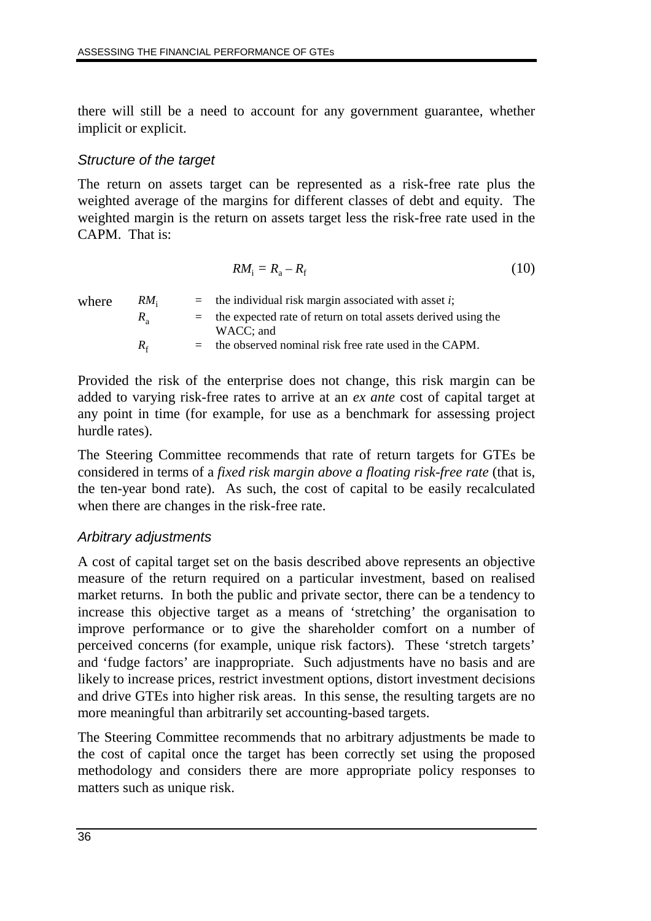there will still be a need to account for any government guarantee, whether implicit or explicit.

### *Structure of the target*

The return on assets target can be represented as a risk-free rate plus the weighted average of the margins for different classes of debt and equity. The weighted margin is the return on assets target less the risk-free rate used in the CAPM. That is:

$$RM_i = R_a - R_f \tag{10}$$

where
- $RM_i$ = the individual risk margin associated with asset *i*;
- $R_a$ = the expected rate of return on total assets derived using the WACC; and
- $R_f$ = the observed nominal risk free rate used in the CAPM.

Provided the risk of the enterprise does not change, this risk margin can be added to varying risk-free rates to arrive at an *ex ante* cost of capital target at any point in time (for example, for use as a benchmark for assessing project hurdle rates).

The Steering Committee recommends that rate of return targets for GTEs be considered in terms of a *fixed risk margin above a floating risk-free rate* (that is, the ten-year bond rate). As such, the cost of capital to be easily recalculated when there are changes in the risk-free rate.

### *Arbitrary adjustments*

A cost of capital target set on the basis described above represents an objective measure of the return required on a particular investment, based on realised market returns. In both the public and private sector, there can be a tendency to increase this objective target as a means of 'stretching' the organisation to improve performance or to give the shareholder comfort on a number of perceived concerns (for example, unique risk factors). These 'stretch targets' and 'fudge factors' are inappropriate. Such adjustments have no basis and are likely to increase prices, restrict investment options, distort investment decisions and drive GTEs into higher risk areas. In this sense, the resulting targets are no more meaningful than arbitrarily set accounting-based targets.

The Steering Committee recommends that no arbitrary adjustments be made to the cost of capital once the target has been correctly set using the proposed methodology and considers there are more appropriate policy responses to matters such as unique risk.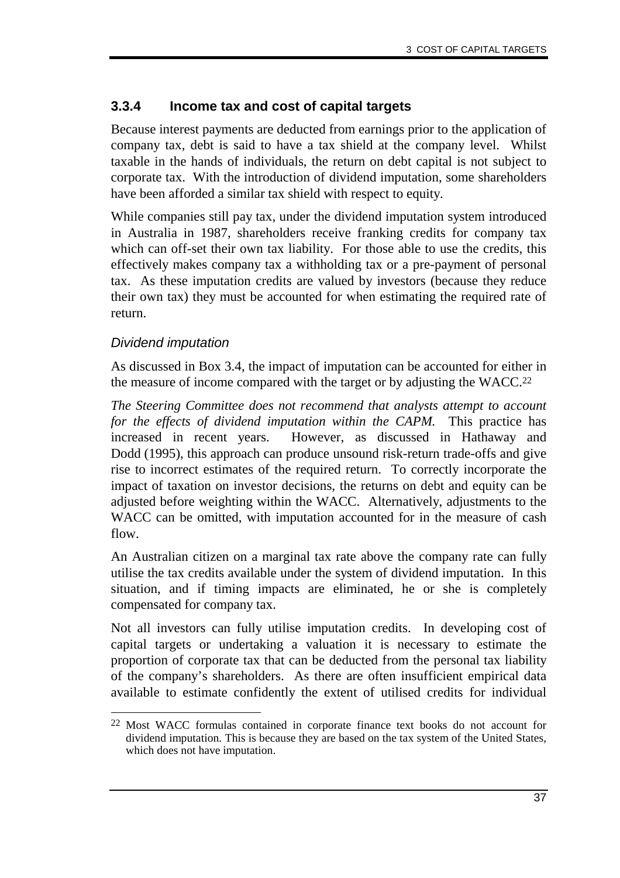### 3.3.4 Income tax and cost of capital targets

Because interest payments are deducted from earnings prior to the application of company tax, debt is said to have a tax shield at the company level. Whilst taxable in the hands of individuals, the return on debt capital is not subject to corporate tax. With the introduction of dividend imputation, some shareholders have been afforded a similar tax shield with respect to equity.

While companies still pay tax, under the dividend imputation system introduced in Australia in 1987, shareholders receive franking credits for company tax which can off-set their own tax liability. For those able to use the credits, this effectively makes company tax a withholding tax or a pre-payment of personal tax. As these imputation credits are valued by investors (because they reduce their own tax) they must be accounted for when estimating the required rate of return.

*Dividend imputation*

As discussed in Box 3.4, the impact of imputation can be accounted for either in the measure of income compared with the target or by adjusting the WACC.[22]

*The Steering Committee does not recommend that analysts attempt to account for the effects of dividend imputation within the CAPM.* This practice has increased in recent years. However, as discussed in Hathaway and Dodd (1995), this approach can produce unsound risk-return trade-offs and give rise to incorrect estimates of the required return. To correctly incorporate the impact of taxation on investor decisions, the returns on debt and equity can be adjusted before weighting within the WACC. Alternatively, adjustments to the WACC can be omitted, with imputation accounted for in the measure of cash flow.

An Australian citizen on a marginal tax rate above the company rate can fully utilise the tax credits available under the system of dividend imputation. In this situation, and if timing impacts are eliminated, he or she is completely compensated for company tax.

Not all investors can fully utilise imputation credits. In developing cost of capital targets or undertaking a valuation it is necessary to estimate the proportion of corporate tax that can be deducted from the personal tax liability of the company's shareholders. As there are often insufficient empirical data available to estimate confidently the extent of utilised credits for individual

[22] Most WACC formulas contained in corporate finance text books do not account for dividend imputation. This is because they are based on the tax system of the United States, which does not have imputation.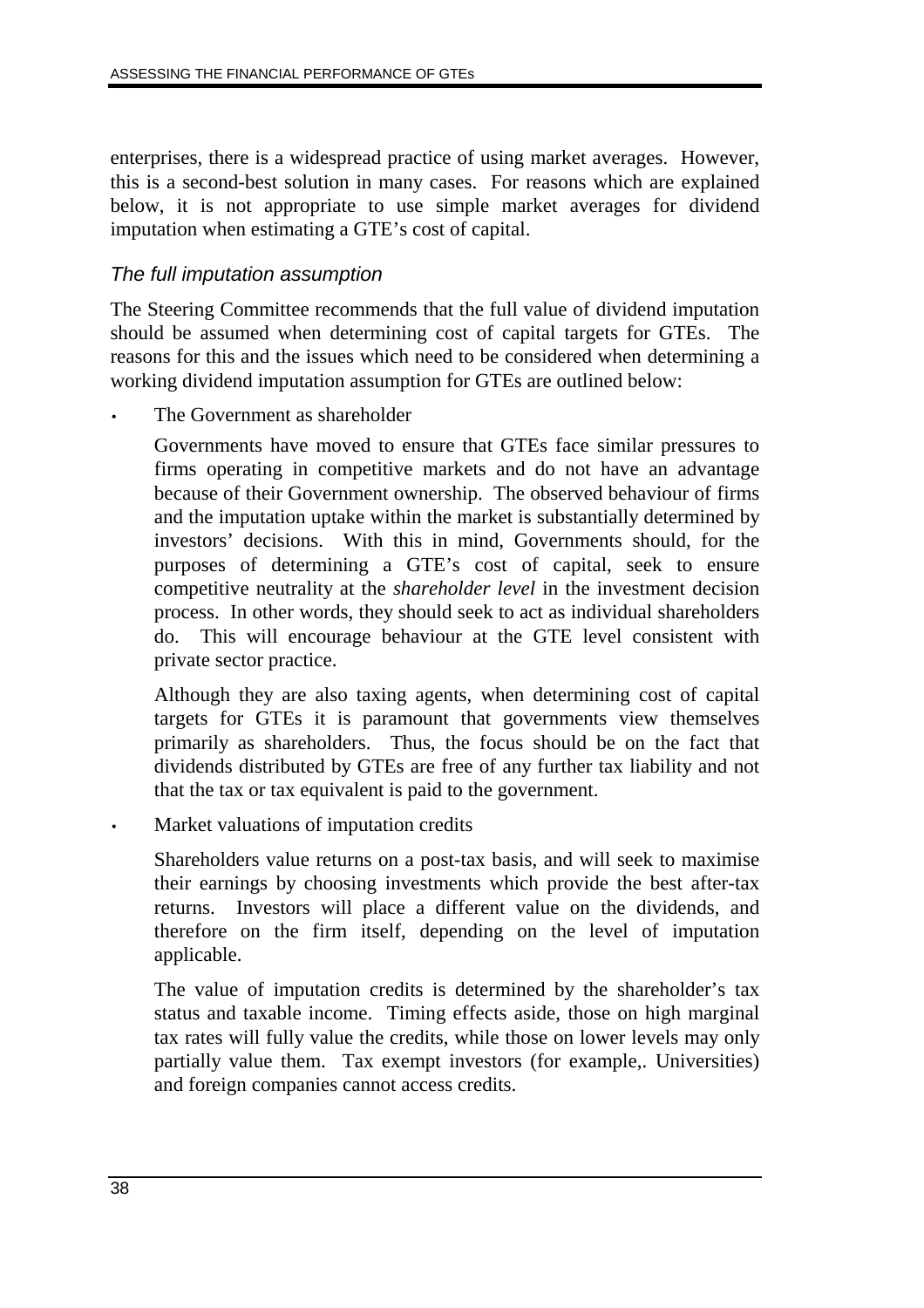enterprises, there is a widespread practice of using market averages. However, this is a second-best solution in many cases. For reasons which are explained below, it is not appropriate to use simple market averages for dividend imputation when estimating a GTE's cost of capital.

### *The full imputation assumption*

The Steering Committee recommends that the full value of dividend imputation should be assumed when determining cost of capital targets for GTEs. The reasons for this and the issues which need to be considered when determining a working dividend imputation assumption for GTEs are outlined below:

- The Government as shareholder

  Governments have moved to ensure that GTEs face similar pressures to firms operating in competitive markets and do not have an advantage because of their Government ownership. The observed behaviour of firms and the imputation uptake within the market is substantially determined by investors' decisions. With this in mind, Governments should, for the purposes of determining a GTE's cost of capital, seek to ensure competitive neutrality at the *shareholder level* in the investment decision process. In other words, they should seek to act as individual shareholders do. This will encourage behaviour at the GTE level consistent with private sector practice.

  Although they are also taxing agents, when determining cost of capital targets for GTEs it is paramount that governments view themselves primarily as shareholders. Thus, the focus should be on the fact that dividends distributed by GTEs are free of any further tax liability and not that the tax or tax equivalent is paid to the government.

- Market valuations of imputation credits

  Shareholders value returns on a post-tax basis, and will seek to maximise their earnings by choosing investments which provide the best after-tax returns. Investors will place a different value on the dividends, and therefore on the firm itself, depending on the level of imputation applicable.

  The value of imputation credits is determined by the shareholder's tax status and taxable income. Timing effects aside, those on high marginal tax rates will fully value the credits, while those on lower levels may only partially value them. Tax exempt investors (for example,. Universities) and foreign companies cannot access credits.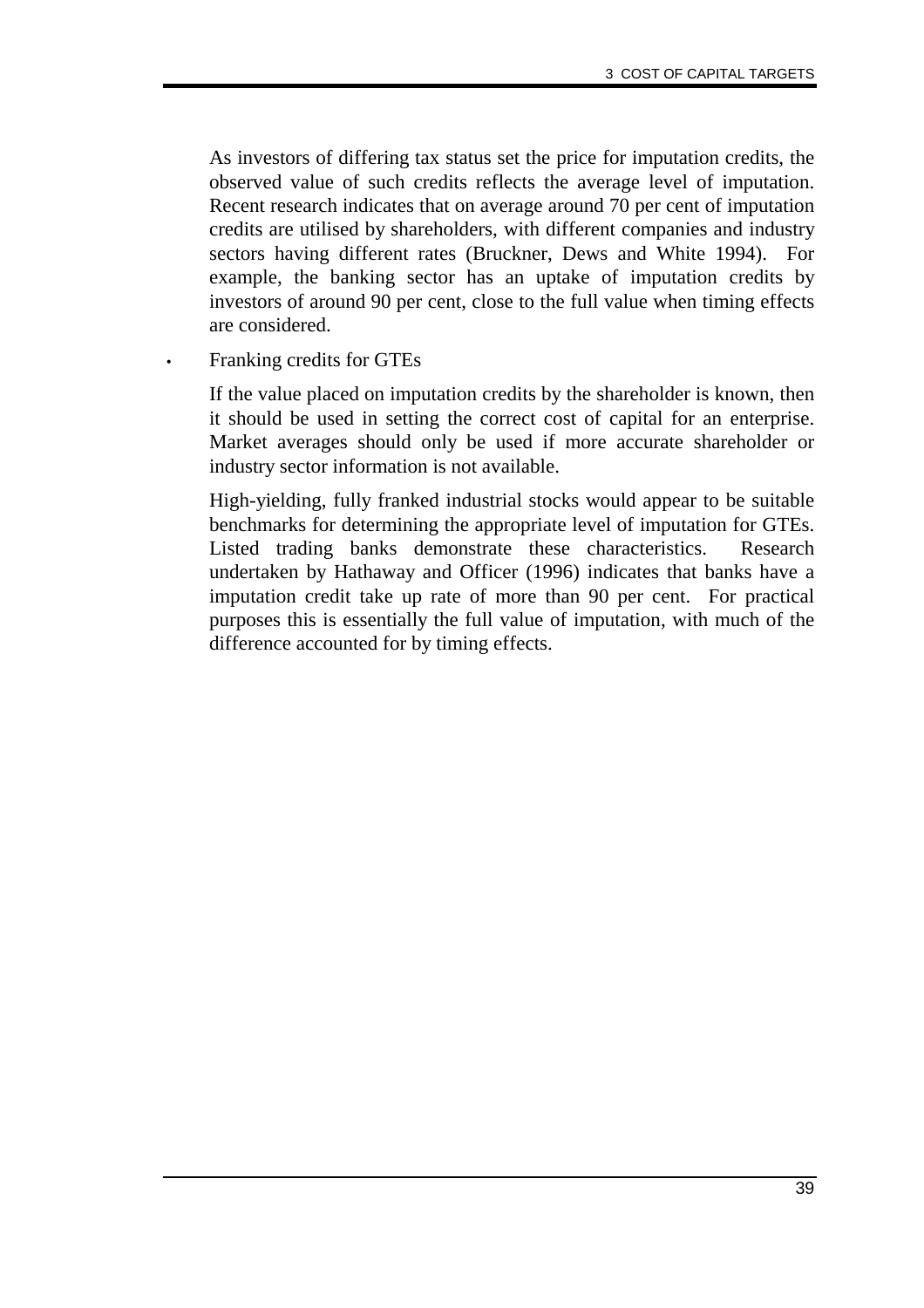As investors of differing tax status set the price for imputation credits, the observed value of such credits reflects the average level of imputation. Recent research indicates that on average around 70 per cent of imputation credits are utilised by shareholders, with different companies and industry sectors having different rates (Bruckner, Dews and White 1994). For example, the banking sector has an uptake of imputation credits by investors of around 90 per cent, close to the full value when timing effects are considered.

- Franking credits for GTEs

If the value placed on imputation credits by the shareholder is known, then it should be used in setting the correct cost of capital for an enterprise. Market averages should only be used if more accurate shareholder or industry sector information is not available.

High-yielding, fully franked industrial stocks would appear to be suitable benchmarks for determining the appropriate level of imputation for GTEs. Listed trading banks demonstrate these characteristics. Research undertaken by Hathaway and Officer (1996) indicates that banks have a imputation credit take up rate of more than 90 per cent. For practical purposes this is essentially the full value of imputation, with much of the difference accounted for by timing effects.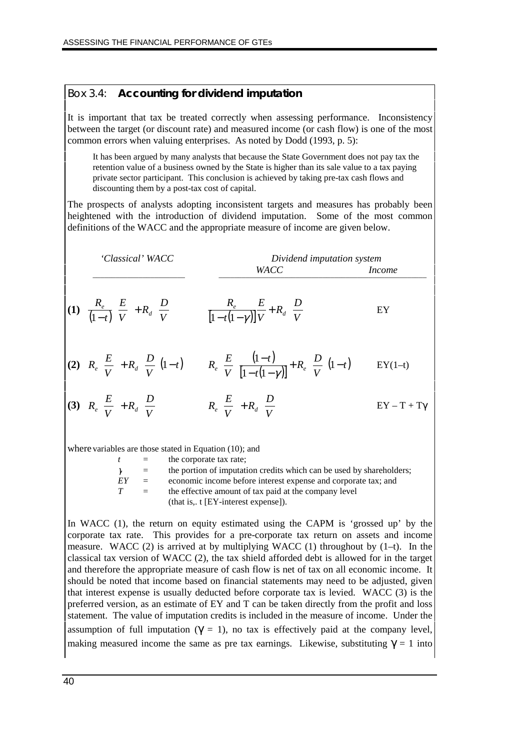## Box 3.4: **Accounting for dividend imputation**

It is important that tax be treated correctly when assessing performance. Inconsistency between the target (or discount rate) and measured income (or cash flow) is one of the most common errors when valuing enterprises. As noted by Dodd (1993, p. 5):

> It has been argued by many analysts that because the State Government does not pay tax the retention value of a business owned by the State is higher than its sale value to a tax paying private sector participant. This conclusion is achieved by taking pre-tax cash flows and discounting them by a post-tax cost of capital.

The prospects of analysts adopting inconsistent targets and measures has probably been heightened with the introduction of dividend imputation. Some of the most common definitions of the WACC and the appropriate measure of income are given below.

| | *'Classical' WACC* | *Dividend imputation system WACC* | *Income* |
|---|---|---|---|
| **(1)** | $\frac{R_e}{(1-t)}\frac{E}{V} + R_d\frac{D}{V}$ | $\frac{R_e}{[1-t(1-\gamma)]}\frac{E}{V} + R_d\frac{D}{V}$ | EY |
| **(2)** | $R_e\frac{E}{V} + R_d\frac{D}{V}(1-t)$ | $R_e\frac{E}{V}\frac{(1-t)}{[1-t(1-\gamma)]} + R_e\frac{D}{V}(1-t)$ | EY(1–t) |
| **(3)** | $R_e\frac{E}{V} + R_d\frac{D}{V}$ | $R_e\frac{E}{V} + R_d\frac{D}{V}$ | EY – T + T$\gamma$ |

where variables are those stated in Equation (10); and

- $t$ = the corporate tax rate;
- $\gamma$ = the portion of imputation credits which can be used by shareholders;
- $EY$ = economic income before interest expense and corporate tax; and
- $T$ = the effective amount of tax paid at the company level (that is,. t [EY-interest expense]).

In WACC (1), the return on equity estimated using the CAPM is 'grossed up' by the corporate tax rate. This provides for a pre-corporate tax return on assets and income measure. WACC (2) is arrived at by multiplying WACC (1) throughout by (1–t). In the classical tax version of WACC (2), the tax shield afforded debt is allowed for in the target and therefore the appropriate measure of cash flow is net of tax on all economic income. It should be noted that income based on financial statements may need to be adjusted, given that interest expense is usually deducted before corporate tax is levied. WACC (3) is the preferred version, as an estimate of EY and T can be taken directly from the profit and loss statement. The value of imputation credits is included in the measure of income. Under the assumption of full imputation ($\gamma = 1$), no tax is effectively paid at the company level, making measured income the same as pre tax earnings. Likewise, substituting $\gamma = 1$ into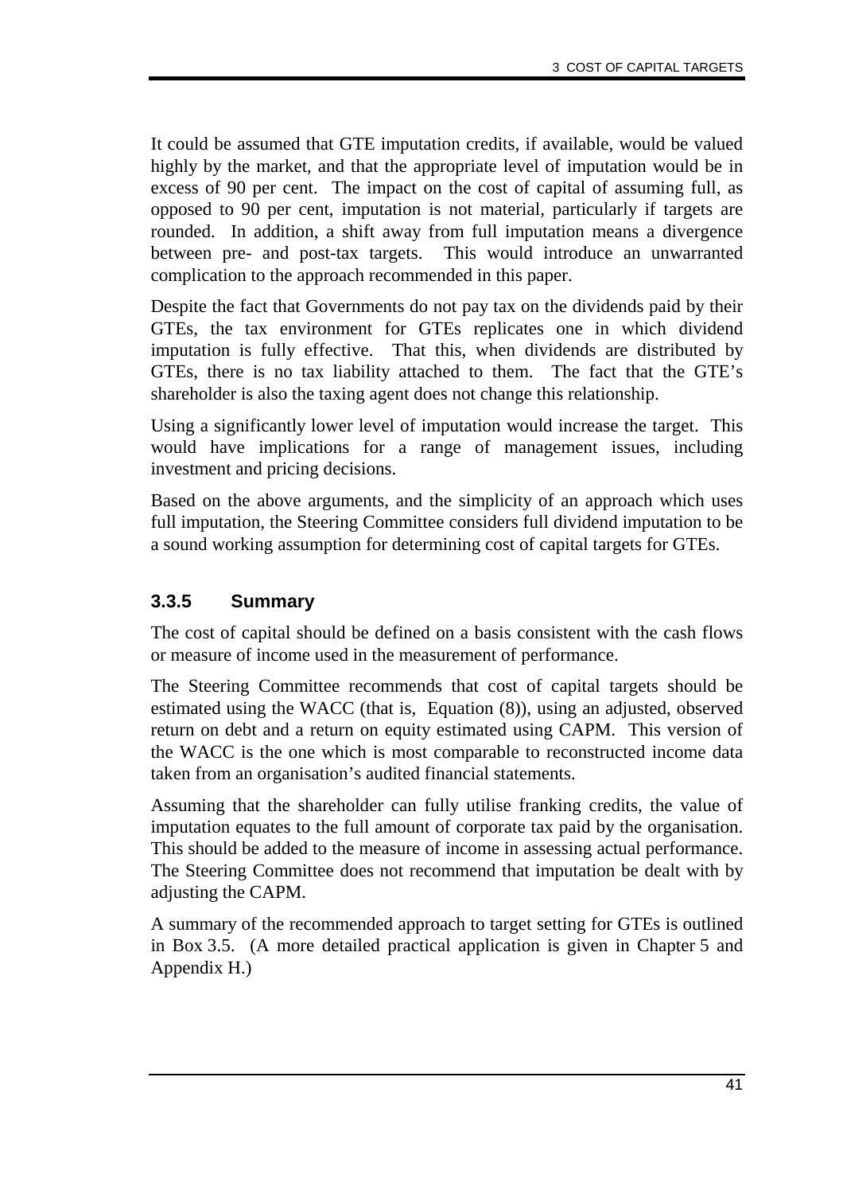It could be assumed that GTE imputation credits, if available, would be valued highly by the market, and that the appropriate level of imputation would be in excess of 90 per cent. The impact on the cost of capital of assuming full, as opposed to 90 per cent, imputation is not material, particularly if targets are rounded. In addition, a shift away from full imputation means a divergence between pre- and post-tax targets. This would introduce an unwarranted complication to the approach recommended in this paper.

Despite the fact that Governments do not pay tax on the dividends paid by their GTEs, the tax environment for GTEs replicates one in which dividend imputation is fully effective. That this, when dividends are distributed by GTEs, there is no tax liability attached to them. The fact that the GTE's shareholder is also the taxing agent does not change this relationship.

Using a significantly lower level of imputation would increase the target. This would have implications for a range of management issues, including investment and pricing decisions.

Based on the above arguments, and the simplicity of an approach which uses full imputation, the Steering Committee considers full dividend imputation to be a sound working assumption for determining cost of capital targets for GTEs.

### 3.3.5 Summary

The cost of capital should be defined on a basis consistent with the cash flows or measure of income used in the measurement of performance.

The Steering Committee recommends that cost of capital targets should be estimated using the WACC (that is, Equation (8)), using an adjusted, observed return on debt and a return on equity estimated using CAPM. This version of the WACC is the one which is most comparable to reconstructed income data taken from an organisation's audited financial statements.

Assuming that the shareholder can fully utilise franking credits, the value of imputation equates to the full amount of corporate tax paid by the organisation. This should be added to the measure of income in assessing actual performance. The Steering Committee does not recommend that imputation be dealt with by adjusting the CAPM.

A summary of the recommended approach to target setting for GTEs is outlined in Box 3.5. (A more detailed practical application is given in Chapter 5 and Appendix H.)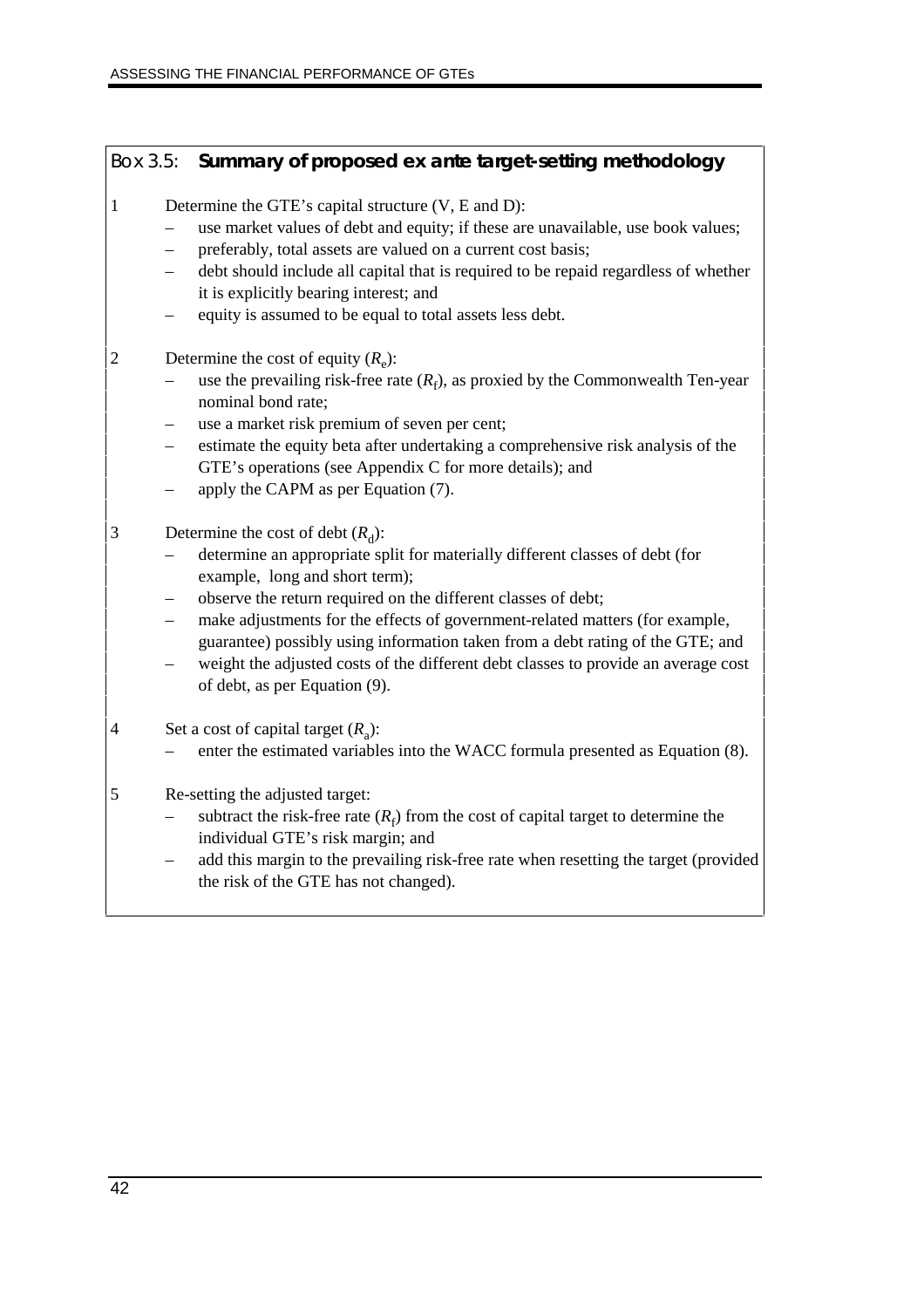### Box 3.5: Summary of proposed ex ante target-setting methodology

1. Determine the GTE's capital structure (V, E and D):
   - use market values of debt and equity; if these are unavailable, use book values;
   - preferably, total assets are valued on a current cost basis;
   - debt should include all capital that is required to be repaid regardless of whether it is explicitly bearing interest; and
   - equity is assumed to be equal to total assets less debt.

2. Determine the cost of equity ($R_e$):
   - use the prevailing risk-free rate ($R_f$), as proxied by the Commonwealth Ten-year nominal bond rate;
   - use a market risk premium of seven per cent;
   - estimate the equity beta after undertaking a comprehensive risk analysis of the GTE's operations (see Appendix C for more details); and
   - apply the CAPM as per Equation (7).

3. Determine the cost of debt ($R_d$):
   - determine an appropriate split for materially different classes of debt (for example, long and short term);
   - observe the return required on the different classes of debt;
   - make adjustments for the effects of government-related matters (for example, guarantee) possibly using information taken from a debt rating of the GTE; and
   - weight the adjusted costs of the different debt classes to provide an average cost of debt, as per Equation (9).

4. Set a cost of capital target ($R_a$):
   - enter the estimated variables into the WACC formula presented as Equation (8).

5. Re-setting the adjusted target:
   - subtract the risk-free rate ($R_f$) from the cost of capital target to determine the individual GTE's risk margin; and
   - add this margin to the prevailing risk-free rate when resetting the target (provided the risk of the GTE has not changed).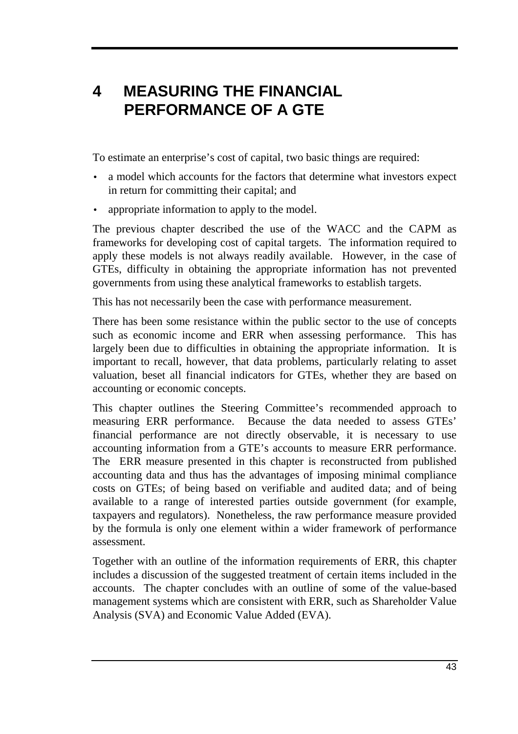# 4 MEASURING THE FINANCIAL PERFORMANCE OF A GTE

To estimate an enterprise's cost of capital, two basic things are required:

- a model which accounts for the factors that determine what investors expect in return for committing their capital; and
- appropriate information to apply to the model.

The previous chapter described the use of the WACC and the CAPM as frameworks for developing cost of capital targets. The information required to apply these models is not always readily available. However, in the case of GTEs, difficulty in obtaining the appropriate information has not prevented governments from using these analytical frameworks to establish targets.

This has not necessarily been the case with performance measurement.

There has been some resistance within the public sector to the use of concepts such as economic income and ERR when assessing performance. This has largely been due to difficulties in obtaining the appropriate information. It is important to recall, however, that data problems, particularly relating to asset valuation, beset all financial indicators for GTEs, whether they are based on accounting or economic concepts.

This chapter outlines the Steering Committee's recommended approach to measuring ERR performance. Because the data needed to assess GTEs' financial performance are not directly observable, it is necessary to use accounting information from a GTE's accounts to measure ERR performance. The ERR measure presented in this chapter is reconstructed from published accounting data and thus has the advantages of imposing minimal compliance costs on GTEs; of being based on verifiable and audited data; and of being available to a range of interested parties outside government (for example, taxpayers and regulators). Nonetheless, the raw performance measure provided by the formula is only one element within a wider framework of performance assessment.

Together with an outline of the information requirements of ERR, this chapter includes a discussion of the suggested treatment of certain items included in the accounts. The chapter concludes with an outline of some of the value-based management systems which are consistent with ERR, such as Shareholder Value Analysis (SVA) and Economic Value Added (EVA).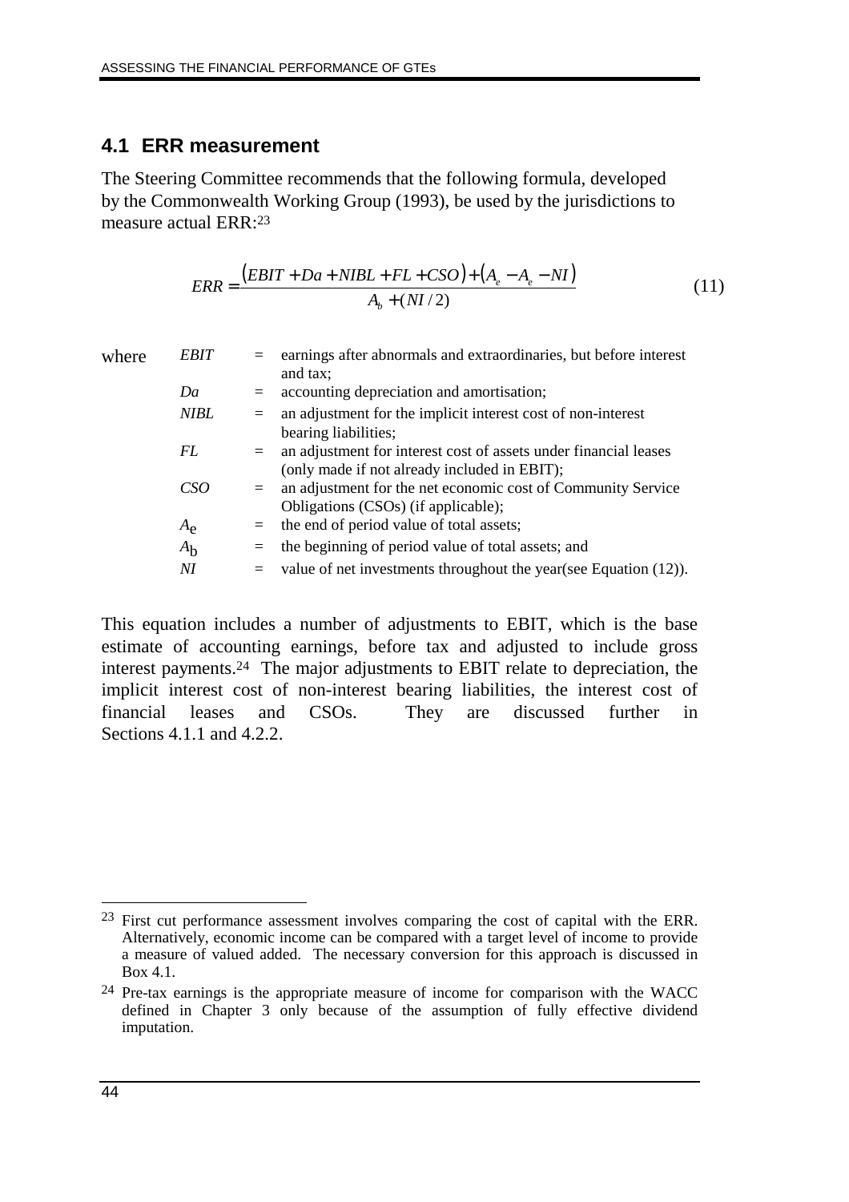## 4.1 ERR measurement

The Steering Committee recommends that the following formula, developed by the Commonwealth Working Group (1993), be used by the jurisdictions to measure actual ERR:[23]

$$ERR = \frac{(EBIT + Da + NIBL + FL + CSO) + (A_e - A_e - NI)}{A_b + (NI/2)} \tag{11}$$

where

| | | |
|---|---|---|
| *EBIT* | = | earnings after abnormals and extraordinaries, but before interest and tax; |
| *Da* | = | accounting depreciation and amortisation; |
| *NIBL* | = | an adjustment for the implicit interest cost of non-interest bearing liabilities; |
| *FL* | = | an adjustment for interest cost of assets under financial leases (only made if not already included in EBIT); |
| *CSO* | = | an adjustment for the net economic cost of Community Service Obligations (CSOs) (if applicable); |
| $A_e$ | = | the end of period value of total assets; |
| $A_b$ | = | the beginning of period value of total assets; and |
| *NI* | = | value of net investments throughout the year(see Equation (12)). |

This equation includes a number of adjustments to EBIT, which is the base estimate of accounting earnings, before tax and adjusted to include gross interest payments.[24] The major adjustments to EBIT relate to depreciation, the implicit interest cost of non-interest bearing liabilities, the interest cost of financial leases and CSOs. They are discussed further in Sections 4.1.1 and 4.2.2.

---

[23] First cut performance assessment involves comparing the cost of capital with the ERR. Alternatively, economic income can be compared with a target level of income to provide a measure of valued added. The necessary conversion for this approach is discussed in Box 4.1.

[24] Pre-tax earnings is the appropriate measure of income for comparison with the WACC defined in Chapter 3 only because of the assumption of fully effective dividend imputation.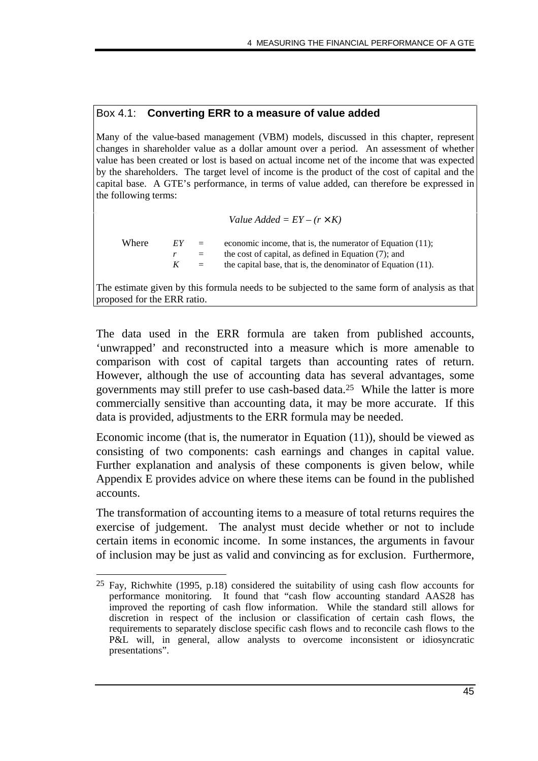### Box 4.1: **Converting ERR to a measure of value added**

Many of the value-based management (VBM) models, discussed in this chapter, represent changes in shareholder value as a dollar amount over a period. An assessment of whether value has been created or lost is based on actual income net of the income that was expected by the shareholders. The target level of income is the product of the cost of capital and the capital base. A GTE's performance, in terms of value added, can therefore be expressed in the following terms:

$$Value\ Added = EY - (r \times K)$$

Where
- $EY$ = economic income, that is, the numerator of Equation (11);
- $r$ = the cost of capital, as defined in Equation (7); and
- $K$ = the capital base, that is, the denominator of Equation (11).

The estimate given by this formula needs to be subjected to the same form of analysis as that proposed for the ERR ratio.

The data used in the ERR formula are taken from published accounts, 'unwrapped' and reconstructed into a measure which is more amenable to comparison with cost of capital targets than accounting rates of return. However, although the use of accounting data has several advantages, some governments may still prefer to use cash-based data.[25] While the latter is more commercially sensitive than accounting data, it may be more accurate. If this data is provided, adjustments to the ERR formula may be needed.

Economic income (that is, the numerator in Equation (11)), should be viewed as consisting of two components: cash earnings and changes in capital value. Further explanation and analysis of these components is given below, while Appendix E provides advice on where these items can be found in the published accounts.

The transformation of accounting items to a measure of total returns requires the exercise of judgement. The analyst must decide whether or not to include certain items in economic income. In some instances, the arguments in favour of inclusion may be just as valid and convincing as for exclusion. Furthermore,

---

[25] Fay, Richwhite (1995, p.18) considered the suitability of using cash flow accounts for performance monitoring. It found that "cash flow accounting standard AAS28 has improved the reporting of cash flow information. While the standard still allows for discretion in respect of the inclusion or classification of certain cash flows, the requirements to separately disclose specific cash flows and to reconcile cash flows to the P&L will, in general, allow analysts to overcome inconsistent or idiosyncratic presentations".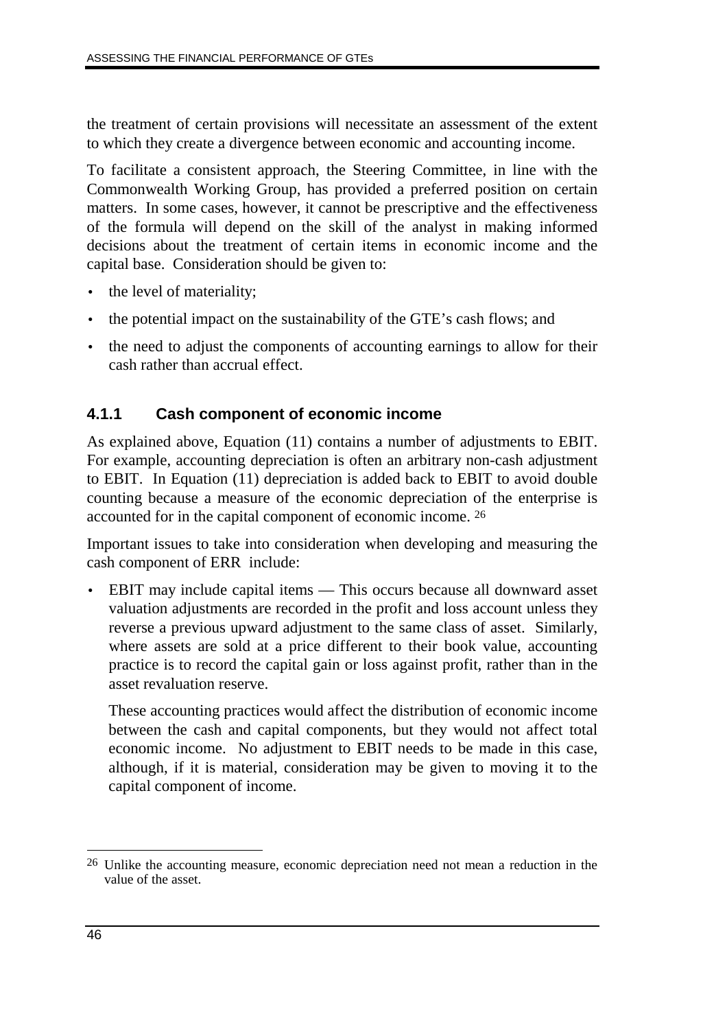the treatment of certain provisions will necessitate an assessment of the extent to which they create a divergence between economic and accounting income.

To facilitate a consistent approach, the Steering Committee, in line with the Commonwealth Working Group, has provided a preferred position on certain matters. In some cases, however, it cannot be prescriptive and the effectiveness of the formula will depend on the skill of the analyst in making informed decisions about the treatment of certain items in economic income and the capital base. Consideration should be given to:

- the level of materiality;
- the potential impact on the sustainability of the GTE's cash flows; and
- the need to adjust the components of accounting earnings to allow for their cash rather than accrual effect.

### 4.1.1 Cash component of economic income

As explained above, Equation (11) contains a number of adjustments to EBIT. For example, accounting depreciation is often an arbitrary non-cash adjustment to EBIT. In Equation (11) depreciation is added back to EBIT to avoid double counting because a measure of the economic depreciation of the enterprise is accounted for in the capital component of economic income. [26]

Important issues to take into consideration when developing and measuring the cash component of ERR include:

- EBIT may include capital items — This occurs because all downward asset valuation adjustments are recorded in the profit and loss account unless they reverse a previous upward adjustment to the same class of asset. Similarly, where assets are sold at a price different to their book value, accounting practice is to record the capital gain or loss against profit, rather than in the asset revaluation reserve.

  These accounting practices would affect the distribution of economic income between the cash and capital components, but they would not affect total economic income. No adjustment to EBIT needs to be made in this case, although, if it is material, consideration may be given to moving it to the capital component of income.

---

[26] Unlike the accounting measure, economic depreciation need not mean a reduction in the value of the asset.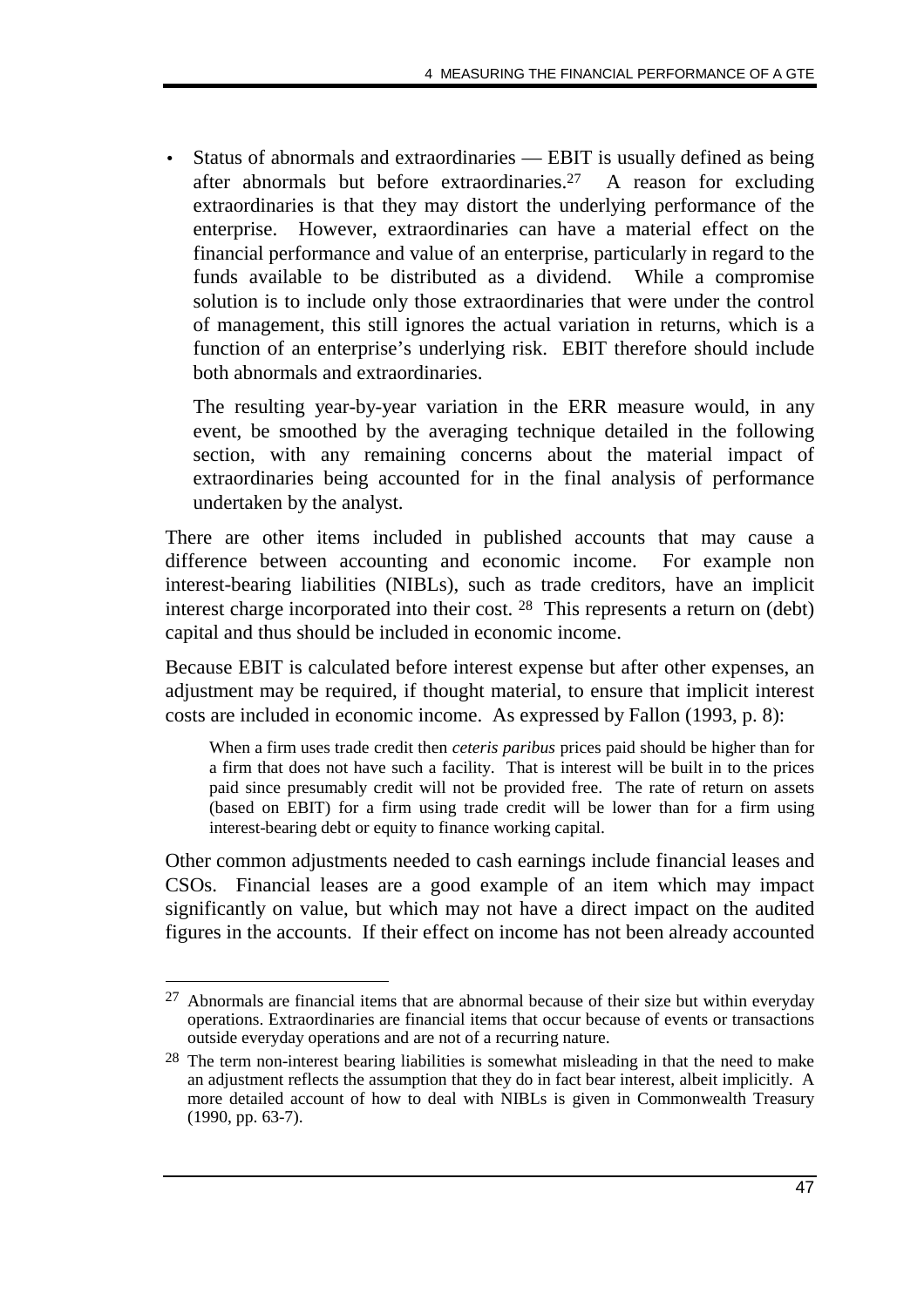- Status of abnormals and extraordinaries — EBIT is usually defined as being after abnormals but before extraordinaries.[27] A reason for excluding extraordinaries is that they may distort the underlying performance of the enterprise. However, extraordinaries can have a material effect on the financial performance and value of an enterprise, particularly in regard to the funds available to be distributed as a dividend. While a compromise solution is to include only those extraordinaries that were under the control of management, this still ignores the actual variation in returns, which is a function of an enterprise's underlying risk. EBIT therefore should include both abnormals and extraordinaries.

  The resulting year-by-year variation in the ERR measure would, in any event, be smoothed by the averaging technique detailed in the following section, with any remaining concerns about the material impact of extraordinaries being accounted for in the final analysis of performance undertaken by the analyst.

There are other items included in published accounts that may cause a difference between accounting and economic income. For example non interest-bearing liabilities (NIBLs), such as trade creditors, have an implicit interest charge incorporated into their cost. [28] This represents a return on (debt) capital and thus should be included in economic income.

Because EBIT is calculated before interest expense but after other expenses, an adjustment may be required, if thought material, to ensure that implicit interest costs are included in economic income. As expressed by Fallon (1993, p. 8):

> When a firm uses trade credit then *ceteris paribus* prices paid should be higher than for a firm that does not have such a facility. That is interest will be built in to the prices paid since presumably credit will not be provided free. The rate of return on assets (based on EBIT) for a firm using trade credit will be lower than for a firm using interest-bearing debt or equity to finance working capital.

Other common adjustments needed to cash earnings include financial leases and CSOs. Financial leases are a good example of an item which may impact significantly on value, but which may not have a direct impact on the audited figures in the accounts. If their effect on income has not been already accounted

---

[27] Abnormals are financial items that are abnormal because of their size but within everyday operations. Extraordinaries are financial items that occur because of events or transactions outside everyday operations and are not of a recurring nature.

[28] The term non-interest bearing liabilities is somewhat misleading in that the need to make an adjustment reflects the assumption that they do in fact bear interest, albeit implicitly. A more detailed account of how to deal with NIBLs is given in Commonwealth Treasury (1990, pp. 63-7).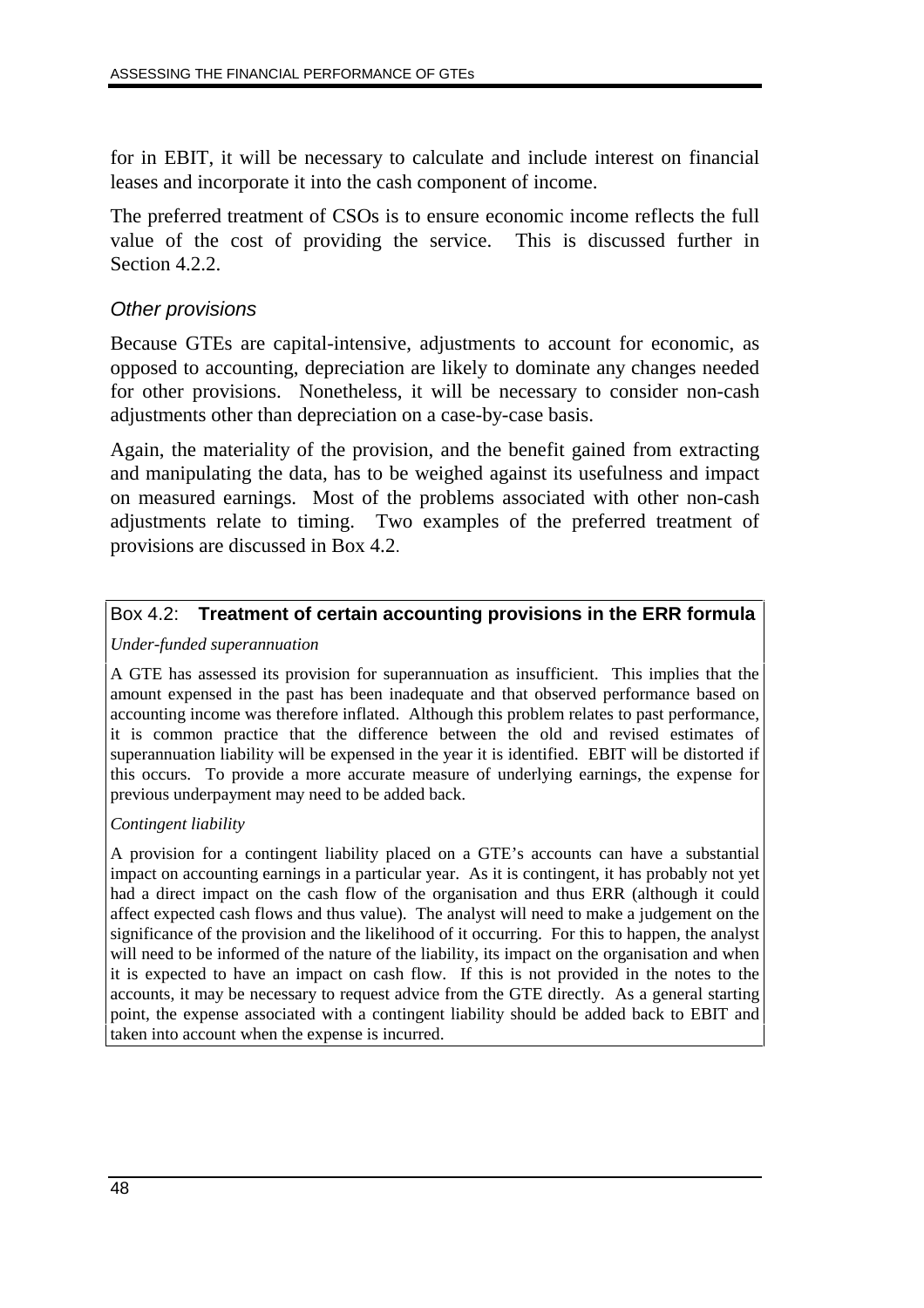for in EBIT, it will be necessary to calculate and include interest on financial leases and incorporate it into the cash component of income.

The preferred treatment of CSOs is to ensure economic income reflects the full value of the cost of providing the service. This is discussed further in Section 4.2.2.

### *Other provisions*

Because GTEs are capital-intensive, adjustments to account for economic, as opposed to accounting, depreciation are likely to dominate any changes needed for other provisions. Nonetheless, it will be necessary to consider non-cash adjustments other than depreciation on a case-by-case basis.

Again, the materiality of the provision, and the benefit gained from extracting and manipulating the data, has to be weighed against its usefulness and impact on measured earnings. Most of the problems associated with other non-cash adjustments relate to timing. Two examples of the preferred treatment of provisions are discussed in Box 4.2.

#### Box 4.2: **Treatment of certain accounting provisions in the ERR formula**

*Under-funded superannuation*

A GTE has assessed its provision for superannuation as insufficient. This implies that the amount expensed in the past has been inadequate and that observed performance based on accounting income was therefore inflated. Although this problem relates to past performance, it is common practice that the difference between the old and revised estimates of superannuation liability will be expensed in the year it is identified. EBIT will be distorted if this occurs. To provide a more accurate measure of underlying earnings, the expense for previous underpayment may need to be added back.

*Contingent liability*

A provision for a contingent liability placed on a GTE's accounts can have a substantial impact on accounting earnings in a particular year. As it is contingent, it has probably not yet had a direct impact on the cash flow of the organisation and thus ERR (although it could affect expected cash flows and thus value). The analyst will need to make a judgement on the significance of the provision and the likelihood of it occurring. For this to happen, the analyst will need to be informed of the nature of the liability, its impact on the organisation and when it is expected to have an impact on cash flow. If this is not provided in the notes to the accounts, it may be necessary to request advice from the GTE directly. As a general starting point, the expense associated with a contingent liability should be added back to EBIT and taken into account when the expense is incurred.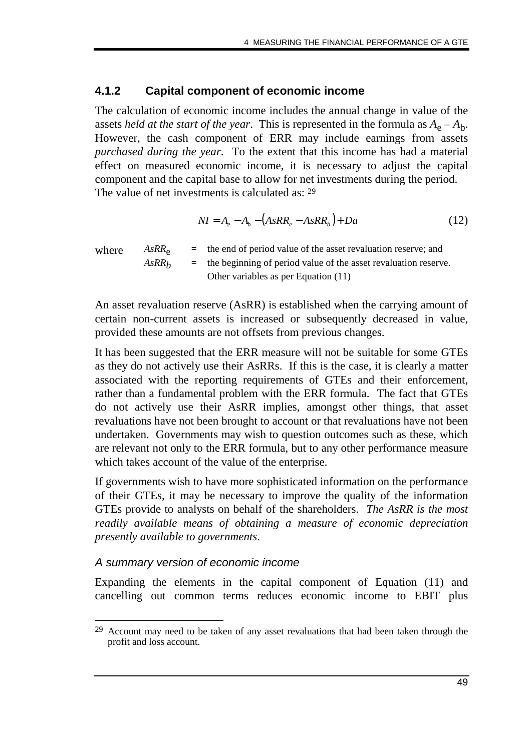### 4.1.2 Capital component of economic income

The calculation of economic income includes the annual change in value of the assets *held at the start of the year*. This is represented in the formula as $A_e - A_b$. However, the cash component of ERR may include earnings from assets *purchased during the year*. To the extent that this income has had a material effect on measured economic income, it is necessary to adjust the capital component and the capital base to allow for net investments during the period. The value of net investments is calculated as: [29]

$$NI = A_e - A_b - \left(AsRR_e - AsRR_b\right) + Da \tag{12}$$

where $AsRR_e$ = the end of period value of the asset revaluation reserve; and
$AsRR_b$ = the beginning of period value of the asset revaluation reserve.
Other variables as per Equation (11)

An asset revaluation reserve (AsRR) is established when the carrying amount of certain non-current assets is increased or subsequently decreased in value, provided these amounts are not offsets from previous changes.

It has been suggested that the ERR measure will not be suitable for some GTEs as they do not actively use their AsRRs. If this is the case, it is clearly a matter associated with the reporting requirements of GTEs and their enforcement, rather than a fundamental problem with the ERR formula. The fact that GTEs do not actively use their AsRR implies, amongst other things, that asset revaluations have not been brought to account or that revaluations have not been undertaken. Governments may wish to question outcomes such as these, which are relevant not only to the ERR formula, but to any other performance measure which takes account of the value of the enterprise.

If governments wish to have more sophisticated information on the performance of their GTEs, it may be necessary to improve the quality of the information GTEs provide to analysts on behalf of the shareholders. *The AsRR is the most readily available means of obtaining a measure of economic depreciation presently available to governments*.

*A summary version of economic income*

Expanding the elements in the capital component of Equation (11) and cancelling out common terms reduces economic income to EBIT plus

[29] Account may need to be taken of any asset revaluations that had been taken through the profit and loss account.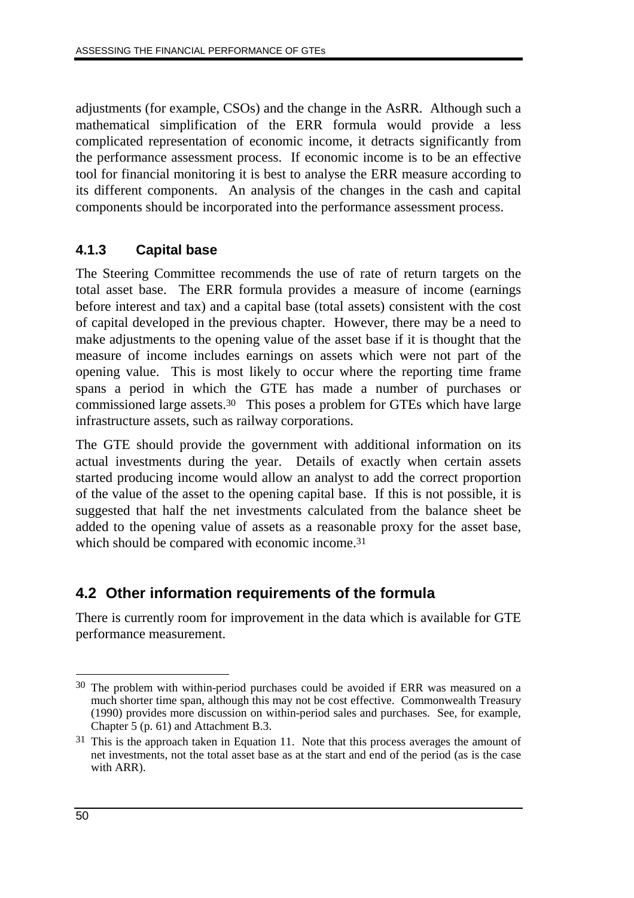adjustments (for example, CSOs) and the change in the AsRR. Although such a mathematical simplification of the ERR formula would provide a less complicated representation of economic income, it detracts significantly from the performance assessment process. If economic income is to be an effective tool for financial monitoring it is best to analyse the ERR measure according to its different components. An analysis of the changes in the cash and capital components should be incorporated into the performance assessment process.

### 4.1.3 Capital base

The Steering Committee recommends the use of rate of return targets on the total asset base. The ERR formula provides a measure of income (earnings before interest and tax) and a capital base (total assets) consistent with the cost of capital developed in the previous chapter. However, there may be a need to make adjustments to the opening value of the asset base if it is thought that the measure of income includes earnings on assets which were not part of the opening value. This is most likely to occur where the reporting time frame spans a period in which the GTE has made a number of purchases or commissioned large assets.[30] This poses a problem for GTEs which have large infrastructure assets, such as railway corporations.

The GTE should provide the government with additional information on its actual investments during the year. Details of exactly when certain assets started producing income would allow an analyst to add the correct proportion of the value of the asset to the opening capital base. If this is not possible, it is suggested that half the net investments calculated from the balance sheet be added to the opening value of assets as a reasonable proxy for the asset base, which should be compared with economic income.[31]

## 4.2 Other information requirements of the formula

There is currently room for improvement in the data which is available for GTE performance measurement.

---

[30] The problem with within-period purchases could be avoided if ERR was measured on a much shorter time span, although this may not be cost effective. Commonwealth Treasury (1990) provides more discussion on within-period sales and purchases. See, for example, Chapter 5 (p. 61) and Attachment B.3.

[31] This is the approach taken in Equation 11. Note that this process averages the amount of net investments, not the total asset base as at the start and end of the period (as is the case with ARR).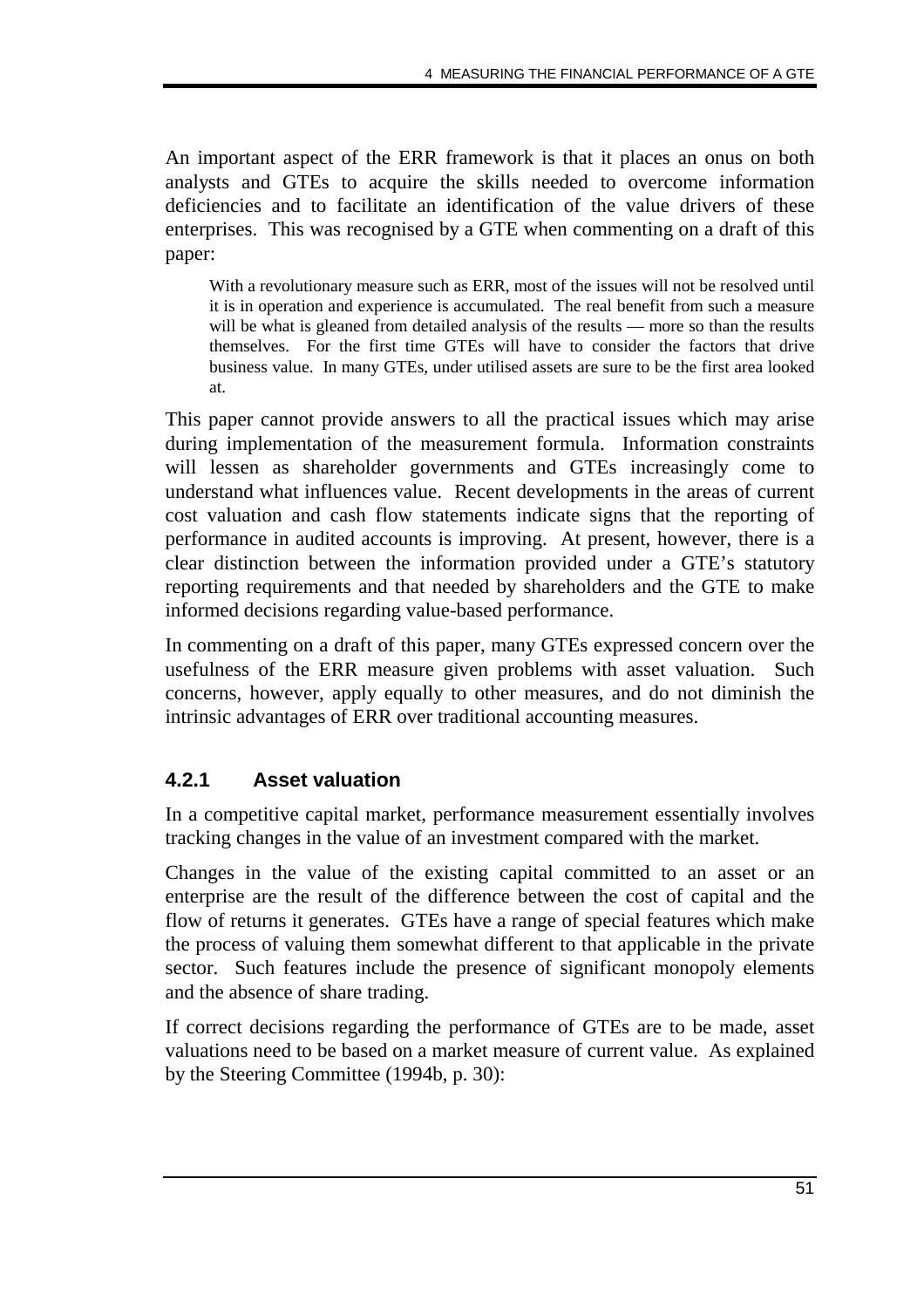An important aspect of the ERR framework is that it places an onus on both analysts and GTEs to acquire the skills needed to overcome information deficiencies and to facilitate an identification of the value drivers of these enterprises. This was recognised by a GTE when commenting on a draft of this paper:

> With a revolutionary measure such as ERR, most of the issues will not be resolved until it is in operation and experience is accumulated. The real benefit from such a measure will be what is gleaned from detailed analysis of the results — more so than the results themselves. For the first time GTEs will have to consider the factors that drive business value. In many GTEs, under utilised assets are sure to be the first area looked at.

This paper cannot provide answers to all the practical issues which may arise during implementation of the measurement formula. Information constraints will lessen as shareholder governments and GTEs increasingly come to understand what influences value. Recent developments in the areas of current cost valuation and cash flow statements indicate signs that the reporting of performance in audited accounts is improving. At present, however, there is a clear distinction between the information provided under a GTE's statutory reporting requirements and that needed by shareholders and the GTE to make informed decisions regarding value-based performance.

In commenting on a draft of this paper, many GTEs expressed concern over the usefulness of the ERR measure given problems with asset valuation. Such concerns, however, apply equally to other measures, and do not diminish the intrinsic advantages of ERR over traditional accounting measures.

### 4.2.1 Asset valuation

In a competitive capital market, performance measurement essentially involves tracking changes in the value of an investment compared with the market.

Changes in the value of the existing capital committed to an asset or an enterprise are the result of the difference between the cost of capital and the flow of returns it generates. GTEs have a range of special features which make the process of valuing them somewhat different to that applicable in the private sector. Such features include the presence of significant monopoly elements and the absence of share trading.

If correct decisions regarding the performance of GTEs are to be made, asset valuations need to be based on a market measure of current value. As explained by the Steering Committee (1994b, p. 30):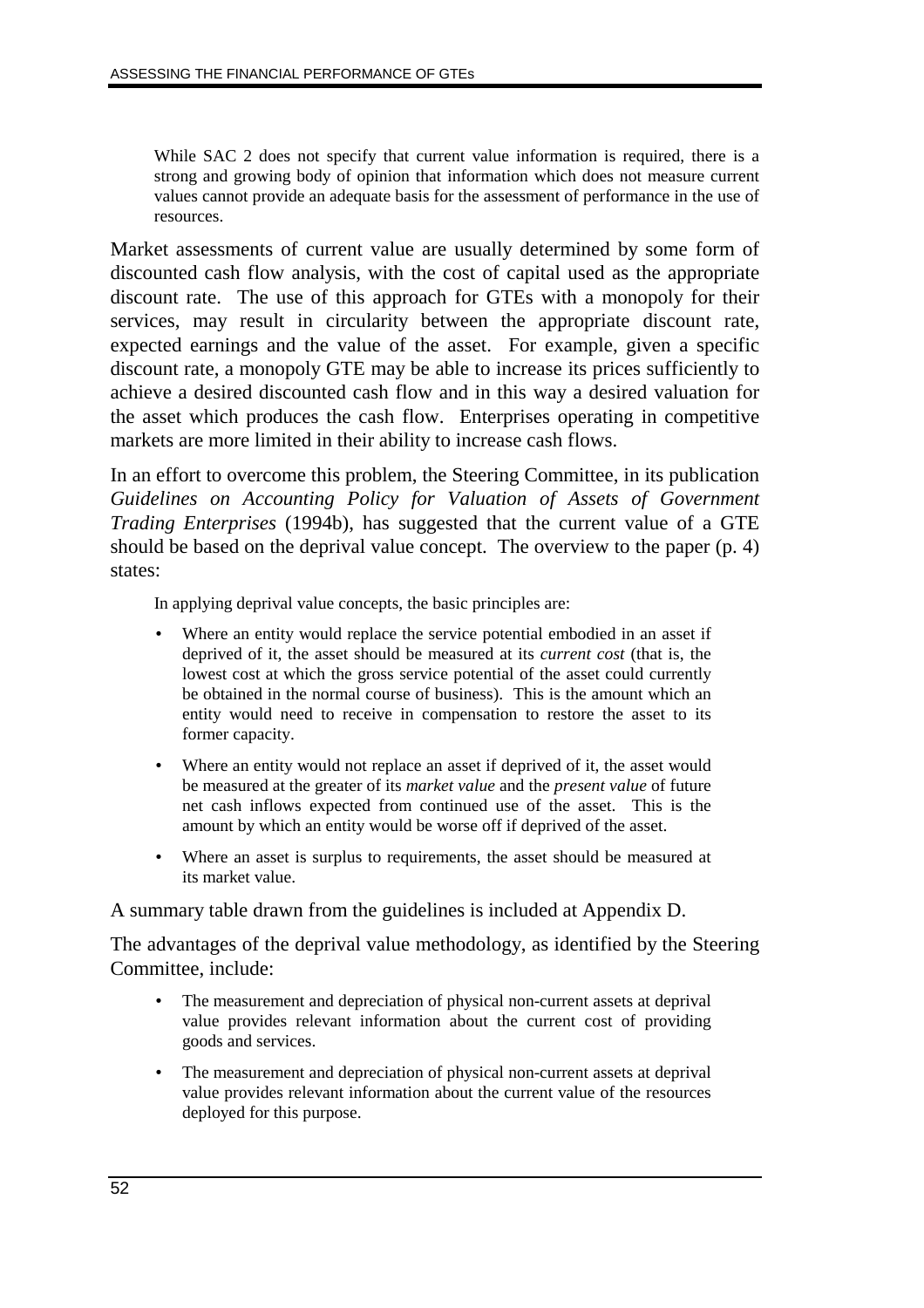> While SAC 2 does not specify that current value information is required, there is a strong and growing body of opinion that information which does not measure current values cannot provide an adequate basis for the assessment of performance in the use of resources.

Market assessments of current value are usually determined by some form of discounted cash flow analysis, with the cost of capital used as the appropriate discount rate. The use of this approach for GTEs with a monopoly for their services, may result in circularity between the appropriate discount rate, expected earnings and the value of the asset. For example, given a specific discount rate, a monopoly GTE may be able to increase its prices sufficiently to achieve a desired discounted cash flow and in this way a desired valuation for the asset which produces the cash flow. Enterprises operating in competitive markets are more limited in their ability to increase cash flows.

In an effort to overcome this problem, the Steering Committee, in its publication *Guidelines on Accounting Policy for Valuation of Assets of Government Trading Enterprises* (1994b), has suggested that the current value of a GTE should be based on the deprival value concept. The overview to the paper (p. 4) states:

> In applying deprival value concepts, the basic principles are:
>
> - Where an entity would replace the service potential embodied in an asset if deprived of it, the asset should be measured at its *current cost* (that is, the lowest cost at which the gross service potential of the asset could currently be obtained in the normal course of business). This is the amount which an entity would need to receive in compensation to restore the asset to its former capacity.
> - Where an entity would not replace an asset if deprived of it, the asset would be measured at the greater of its *market value* and the *present value* of future net cash inflows expected from continued use of the asset. This is the amount by which an entity would be worse off if deprived of the asset.
> - Where an asset is surplus to requirements, the asset should be measured at its market value.

A summary table drawn from the guidelines is included at Appendix D.

The advantages of the deprival value methodology, as identified by the Steering Committee, include:

> - The measurement and depreciation of physical non-current assets at deprival value provides relevant information about the current cost of providing goods and services.
> - The measurement and depreciation of physical non-current assets at deprival value provides relevant information about the current value of the resources deployed for this purpose.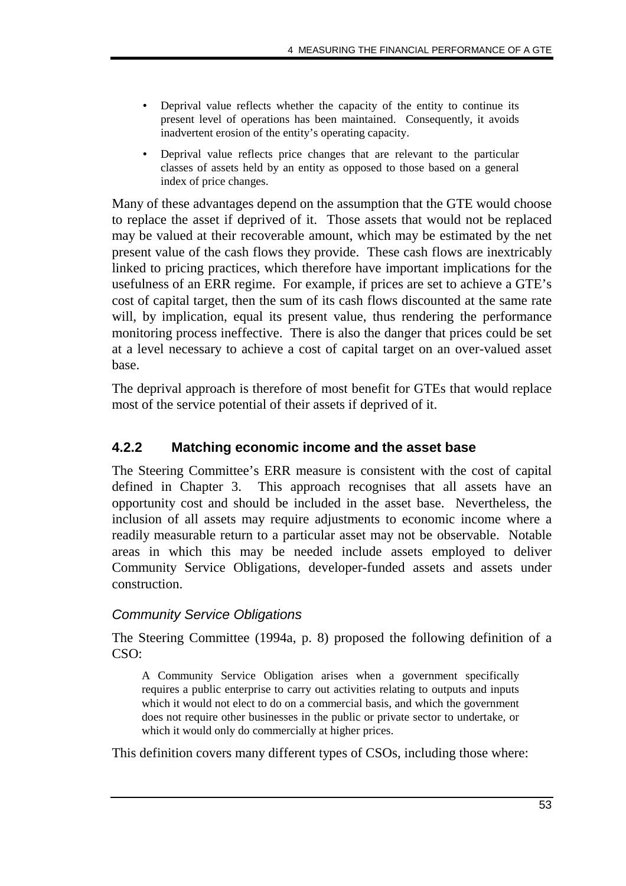- Deprival value reflects whether the capacity of the entity to continue its present level of operations has been maintained. Consequently, it avoids inadvertent erosion of the entity's operating capacity.
- Deprival value reflects price changes that are relevant to the particular classes of assets held by an entity as opposed to those based on a general index of price changes.

Many of these advantages depend on the assumption that the GTE would choose to replace the asset if deprived of it. Those assets that would not be replaced may be valued at their recoverable amount, which may be estimated by the net present value of the cash flows they provide. These cash flows are inextricably linked to pricing practices, which therefore have important implications for the usefulness of an ERR regime. For example, if prices are set to achieve a GTE's cost of capital target, then the sum of its cash flows discounted at the same rate will, by implication, equal its present value, thus rendering the performance monitoring process ineffective. There is also the danger that prices could be set at a level necessary to achieve a cost of capital target on an over-valued asset base.

The deprival approach is therefore of most benefit for GTEs that would replace most of the service potential of their assets if deprived of it.

### 4.2.2 Matching economic income and the asset base

The Steering Committee's ERR measure is consistent with the cost of capital defined in Chapter 3. This approach recognises that all assets have an opportunity cost and should be included in the asset base. Nevertheless, the inclusion of all assets may require adjustments to economic income where a readily measurable return to a particular asset may not be observable. Notable areas in which this may be needed include assets employed to deliver Community Service Obligations, developer-funded assets and assets under construction.

*Community Service Obligations*

The Steering Committee (1994a, p. 8) proposed the following definition of a CSO:

> A Community Service Obligation arises when a government specifically requires a public enterprise to carry out activities relating to outputs and inputs which it would not elect to do on a commercial basis, and which the government does not require other businesses in the public or private sector to undertake, or which it would only do commercially at higher prices.

This definition covers many different types of CSOs, including those where: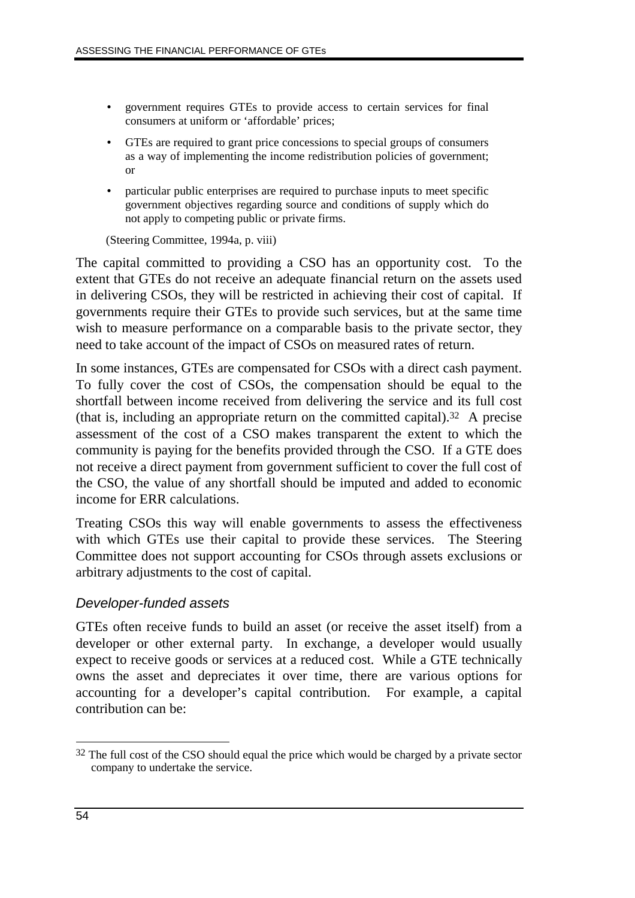- government requires GTEs to provide access to certain services for final consumers at uniform or 'affordable' prices;
- GTEs are required to grant price concessions to special groups of consumers as a way of implementing the income redistribution policies of government; or
- particular public enterprises are required to purchase inputs to meet specific government objectives regarding source and conditions of supply which do not apply to competing public or private firms.

(Steering Committee, 1994a, p. viii)

The capital committed to providing a CSO has an opportunity cost. To the extent that GTEs do not receive an adequate financial return on the assets used in delivering CSOs, they will be restricted in achieving their cost of capital. If governments require their GTEs to provide such services, but at the same time wish to measure performance on a comparable basis to the private sector, they need to take account of the impact of CSOs on measured rates of return.

In some instances, GTEs are compensated for CSOs with a direct cash payment. To fully cover the cost of CSOs, the compensation should be equal to the shortfall between income received from delivering the service and its full cost (that is, including an appropriate return on the committed capital).[32] A precise assessment of the cost of a CSO makes transparent the extent to which the community is paying for the benefits provided through the CSO. If a GTE does not receive a direct payment from government sufficient to cover the full cost of the CSO, the value of any shortfall should be imputed and added to economic income for ERR calculations.

Treating CSOs this way will enable governments to assess the effectiveness with which GTEs use their capital to provide these services. The Steering Committee does not support accounting for CSOs through assets exclusions or arbitrary adjustments to the cost of capital.

### *Developer-funded assets*

GTEs often receive funds to build an asset (or receive the asset itself) from a developer or other external party. In exchange, a developer would usually expect to receive goods or services at a reduced cost. While a GTE technically owns the asset and depreciates it over time, there are various options for accounting for a developer's capital contribution. For example, a capital contribution can be:

---

[32] The full cost of the CSO should equal the price which would be charged by a private sector company to undertake the service.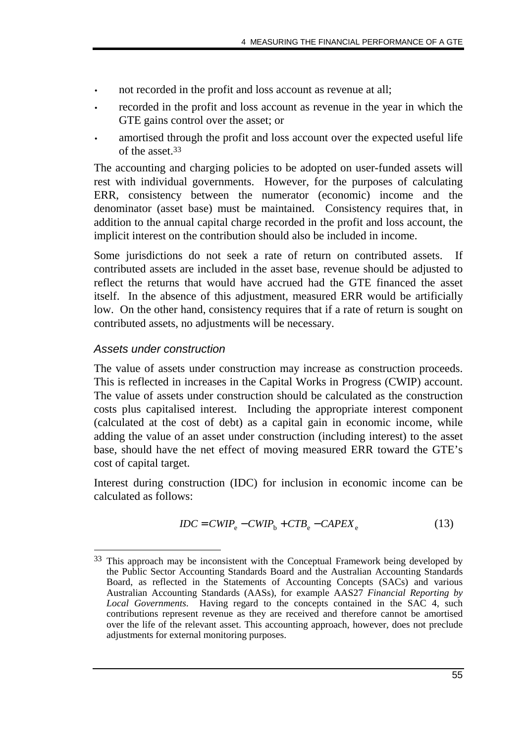- not recorded in the profit and loss account as revenue at all;
- recorded in the profit and loss account as revenue in the year in which the GTE gains control over the asset; or
- amortised through the profit and loss account over the expected useful life of the asset.[33]

The accounting and charging policies to be adopted on user-funded assets will rest with individual governments. However, for the purposes of calculating ERR, consistency between the numerator (economic) income and the denominator (asset base) must be maintained. Consistency requires that, in addition to the annual capital charge recorded in the profit and loss account, the implicit interest on the contribution should also be included in income.

Some jurisdictions do not seek a rate of return on contributed assets. If contributed assets are included in the asset base, revenue should be adjusted to reflect the returns that would have accrued had the GTE financed the asset itself. In the absence of this adjustment, measured ERR would be artificially low. On the other hand, consistency requires that if a rate of return is sought on contributed assets, no adjustments will be necessary.

### *Assets under construction*

The value of assets under construction may increase as construction proceeds. This is reflected in increases in the Capital Works in Progress (CWIP) account. The value of assets under construction should be calculated as the construction costs plus capitalised interest. Including the appropriate interest component (calculated at the cost of debt) as a capital gain in economic income, while adding the value of an asset under construction (including interest) to the asset base, should have the net effect of moving measured ERR toward the GTE's cost of capital target.

Interest during construction (IDC) for inclusion in economic income can be calculated as follows:

$$IDC = CWIP_e - CWIP_b + CTB_e - CAPEX_e \qquad (13)$$

---

[33] This approach may be inconsistent with the Conceptual Framework being developed by the Public Sector Accounting Standards Board and the Australian Accounting Standards Board, as reflected in the Statements of Accounting Concepts (SACs) and various Australian Accounting Standards (AASs), for example AAS27 *Financial Reporting by Local Governments*. Having regard to the concepts contained in the SAC 4, such contributions represent revenue as they are received and therefore cannot be amortised over the life of the relevant asset. This accounting approach, however, does not preclude adjustments for external monitoring purposes.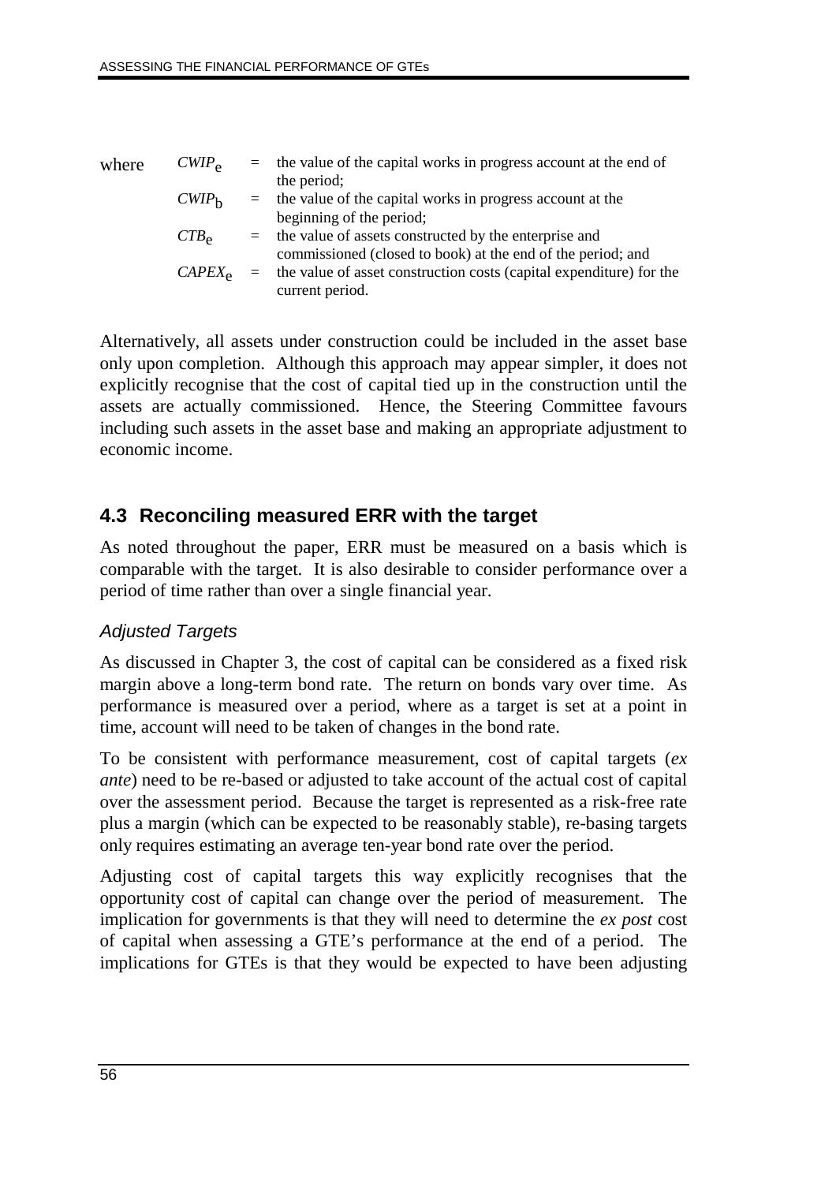where $CWIP_e$ = the value of the capital works in progress account at the end of the period;

$CWIP_b$ = the value of the capital works in progress account at the beginning of the period;

$CTB_e$ = the value of assets constructed by the enterprise and commissioned (closed to book) at the end of the period; and

$CAPEX_e$ = the value of asset construction costs (capital expenditure) for the current period.

Alternatively, all assets under construction could be included in the asset base only upon completion. Although this approach may appear simpler, it does not explicitly recognise that the cost of capital tied up in the construction until the assets are actually commissioned. Hence, the Steering Committee favours including such assets in the asset base and making an appropriate adjustment to economic income.

## 4.3 Reconciling measured ERR with the target

As noted throughout the paper, ERR must be measured on a basis which is comparable with the target. It is also desirable to consider performance over a period of time rather than over a single financial year.

### *Adjusted Targets*

As discussed in Chapter 3, the cost of capital can be considered as a fixed risk margin above a long-term bond rate. The return on bonds vary over time. As performance is measured over a period, where as a target is set at a point in time, account will need to be taken of changes in the bond rate.

To be consistent with performance measurement, cost of capital targets (*ex ante*) need to be re-based or adjusted to take account of the actual cost of capital over the assessment period. Because the target is represented as a risk-free rate plus a margin (which can be expected to be reasonably stable), re-basing targets only requires estimating an average ten-year bond rate over the period.

Adjusting cost of capital targets this way explicitly recognises that the opportunity cost of capital can change over the period of measurement. The implication for governments is that they will need to determine the *ex post* cost of capital when assessing a GTE's performance at the end of a period. The implications for GTEs is that they would be expected to have been adjusting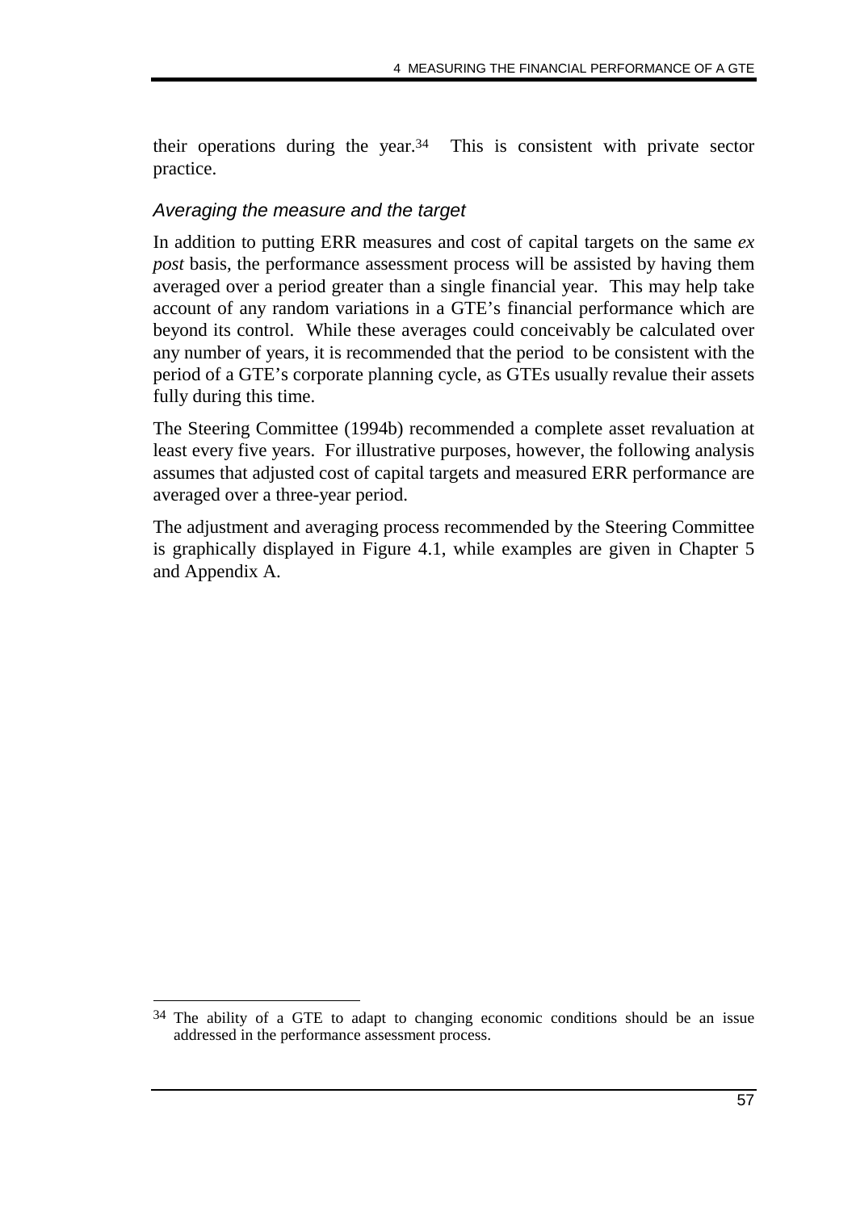their operations during the year.[34] This is consistent with private sector practice.

### *Averaging the measure and the target*

In addition to putting ERR measures and cost of capital targets on the same *ex post* basis, the performance assessment process will be assisted by having them averaged over a period greater than a single financial year. This may help take account of any random variations in a GTE's financial performance which are beyond its control. While these averages could conceivably be calculated over any number of years, it is recommended that the period to be consistent with the period of a GTE's corporate planning cycle, as GTEs usually revalue their assets fully during this time.

The Steering Committee (1994b) recommended a complete asset revaluation at least every five years. For illustrative purposes, however, the following analysis assumes that adjusted cost of capital targets and measured ERR performance are averaged over a three-year period.

The adjustment and averaging process recommended by the Steering Committee is graphically displayed in Figure 4.1, while examples are given in Chapter 5 and Appendix A.

---

[34] The ability of a GTE to adapt to changing economic conditions should be an issue addressed in the performance assessment process.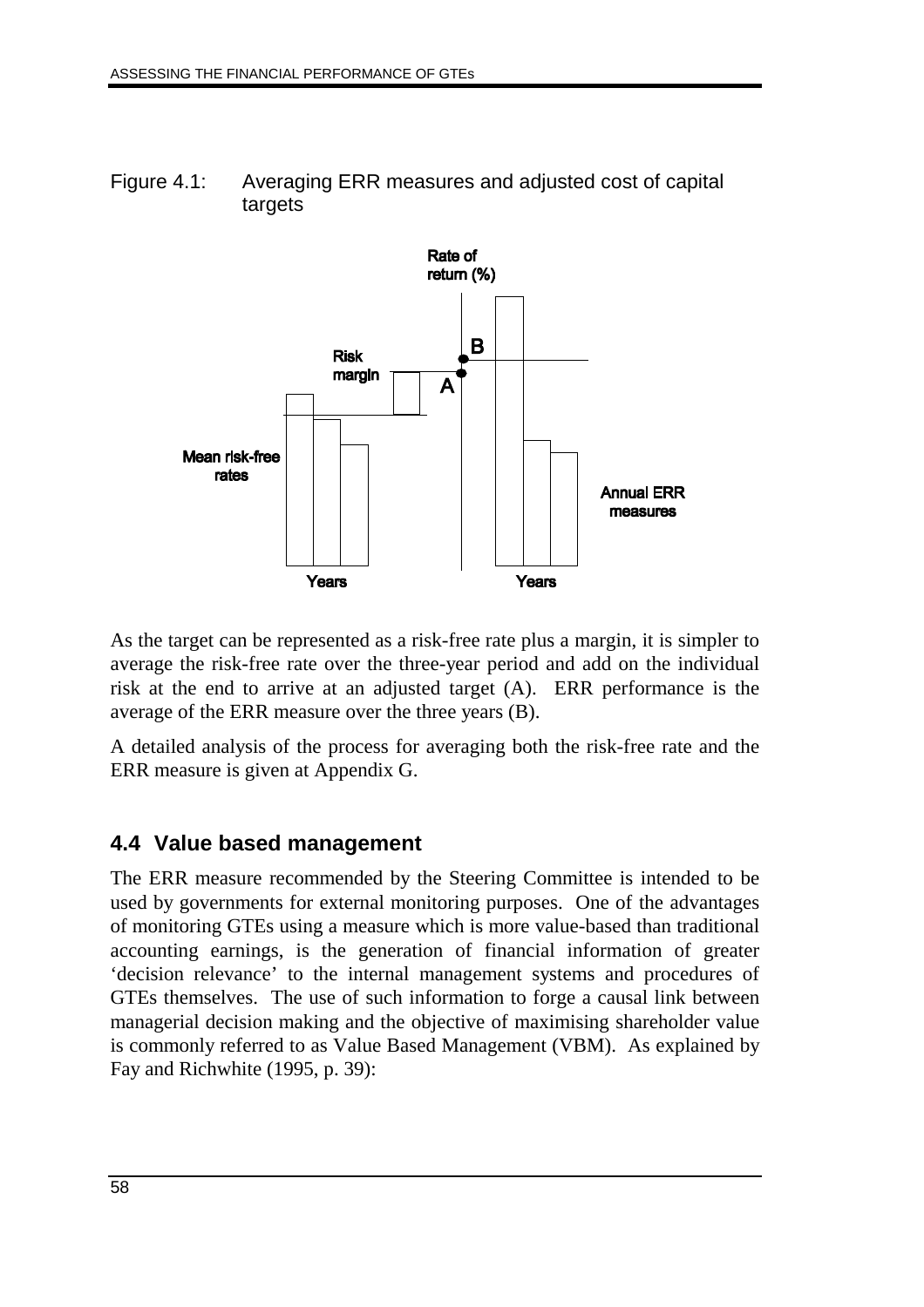Figure 4.1: Averaging ERR measures and adjusted cost of capital targets

As the target can be represented as a risk-free rate plus a margin, it is simpler to average the risk-free rate over the three-year period and add on the individual risk at the end to arrive at an adjusted target (A). ERR performance is the average of the ERR measure over the three years (B).

A detailed analysis of the process for averaging both the risk-free rate and the ERR measure is given at Appendix G.

## 4.4 Value based management

The ERR measure recommended by the Steering Committee is intended to be used by governments for external monitoring purposes. One of the advantages of monitoring GTEs using a measure which is more value-based than traditional accounting earnings, is the generation of financial information of greater 'decision relevance' to the internal management systems and procedures of GTEs themselves. The use of such information to forge a causal link between managerial decision making and the objective of maximising shareholder value is commonly referred to as Value Based Management (VBM). As explained by Fay and Richwhite (1995, p. 39):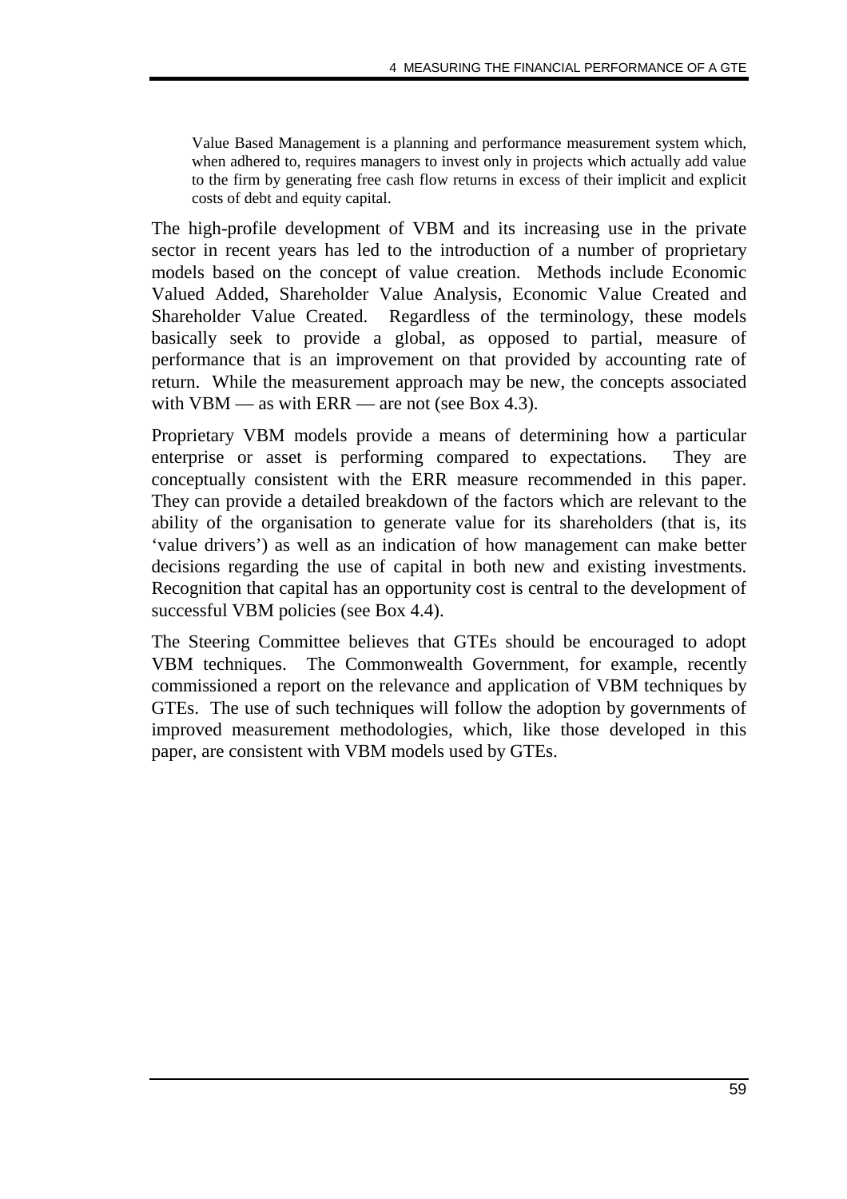> Value Based Management is a planning and performance measurement system which, when adhered to, requires managers to invest only in projects which actually add value to the firm by generating free cash flow returns in excess of their implicit and explicit costs of debt and equity capital.

The high-profile development of VBM and its increasing use in the private sector in recent years has led to the introduction of a number of proprietary models based on the concept of value creation. Methods include Economic Valued Added, Shareholder Value Analysis, Economic Value Created and Shareholder Value Created. Regardless of the terminology, these models basically seek to provide a global, as opposed to partial, measure of performance that is an improvement on that provided by accounting rate of return. While the measurement approach may be new, the concepts associated with VBM — as with ERR — are not (see Box 4.3).

Proprietary VBM models provide a means of determining how a particular enterprise or asset is performing compared to expectations. They are conceptually consistent with the ERR measure recommended in this paper. They can provide a detailed breakdown of the factors which are relevant to the ability of the organisation to generate value for its shareholders (that is, its 'value drivers') as well as an indication of how management can make better decisions regarding the use of capital in both new and existing investments. Recognition that capital has an opportunity cost is central to the development of successful VBM policies (see Box 4.4).

The Steering Committee believes that GTEs should be encouraged to adopt VBM techniques. The Commonwealth Government, for example, recently commissioned a report on the relevance and application of VBM techniques by GTEs. The use of such techniques will follow the adoption by governments of improved measurement methodologies, which, like those developed in this paper, are consistent with VBM models used by GTEs.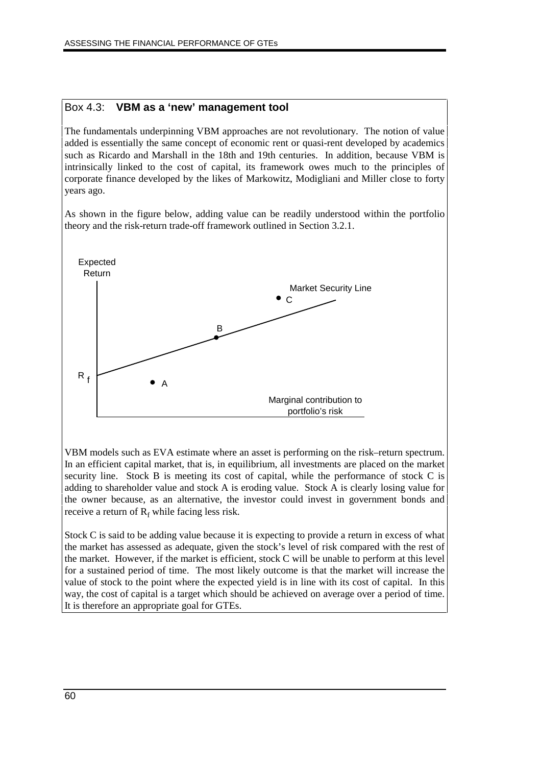## Box 4.3: **VBM as a 'new' management tool**

The fundamentals underpinning VBM approaches are not revolutionary. The notion of value added is essentially the same concept of economic rent or quasi-rent developed by academics such as Ricardo and Marshall in the 18th and 19th centuries. In addition, because VBM is intrinsically linked to the cost of capital, its framework owes much to the principles of corporate finance developed by the likes of Markowitz, Modigliani and Miller close to forty years ago.

As shown in the figure below, adding value can be readily understood within the portfolio theory and the risk-return trade-off framework outlined in Section 3.2.1.

Expected Return

Market Security Line

C

B

$R_f$

A

Marginal contribution to portfolio's risk

VBM models such as EVA estimate where an asset is performing on the risk–return spectrum. In an efficient capital market, that is, in equilibrium, all investments are placed on the market security line. Stock B is meeting its cost of capital, while the performance of stock C is adding to shareholder value and stock A is eroding value. Stock A is clearly losing value for the owner because, as an alternative, the investor could invest in government bonds and receive a return of $R_f$ while facing less risk.

Stock C is said to be adding value because it is expecting to provide a return in excess of what the market has assessed as adequate, given the stock's level of risk compared with the rest of the market. However, if the market is efficient, stock C will be unable to perform at this level for a sustained period of time. The most likely outcome is that the market will increase the value of stock to the point where the expected yield is in line with its cost of capital. In this way, the cost of capital is a target which should be achieved on average over a period of time. It is therefore an appropriate goal for GTEs.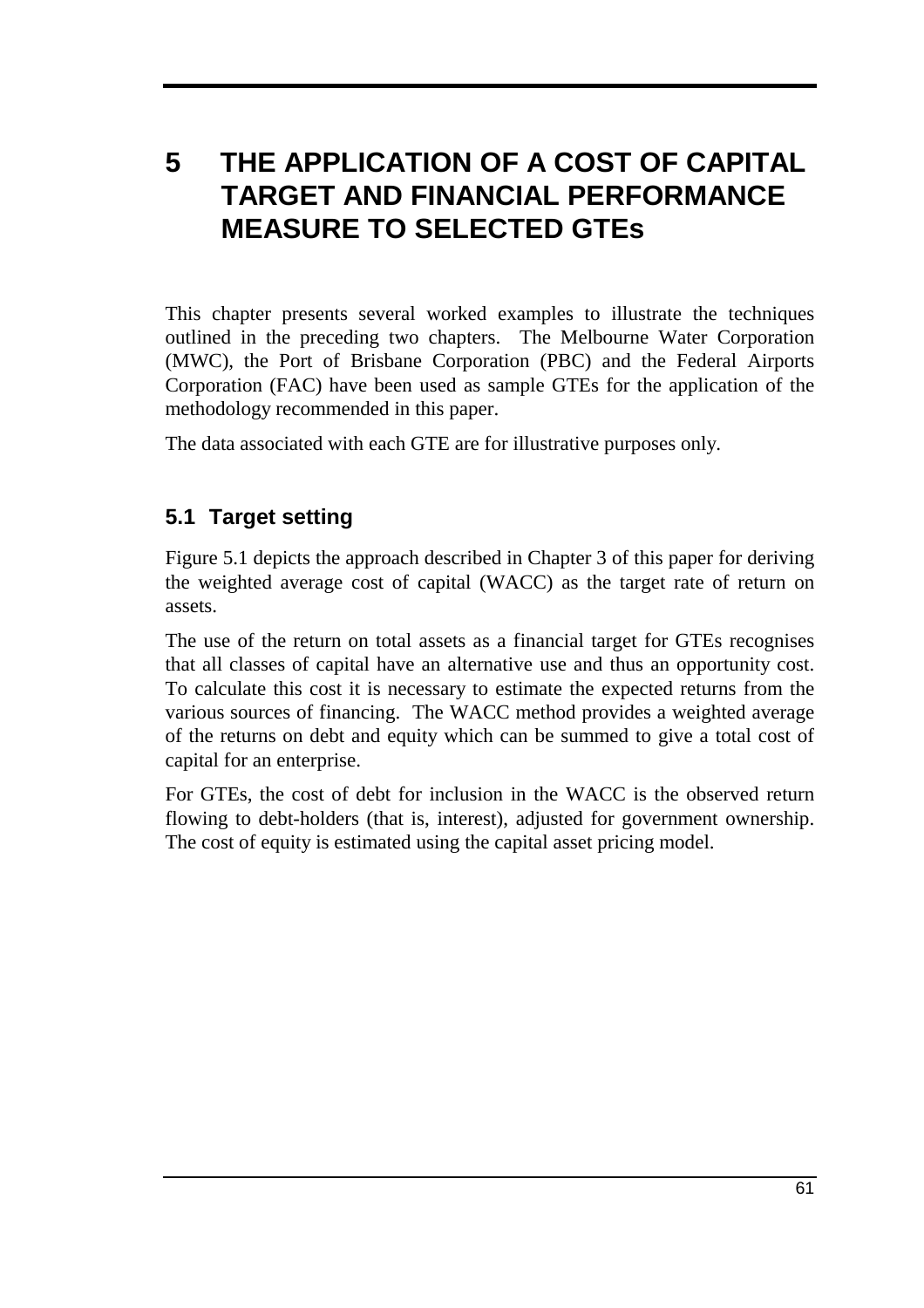# 5 THE APPLICATION OF A COST OF CAPITAL TARGET AND FINANCIAL PERFORMANCE MEASURE TO SELECTED GTEs

This chapter presents several worked examples to illustrate the techniques outlined in the preceding two chapters. The Melbourne Water Corporation (MWC), the Port of Brisbane Corporation (PBC) and the Federal Airports Corporation (FAC) have been used as sample GTEs for the application of the methodology recommended in this paper.

The data associated with each GTE are for illustrative purposes only.

## 5.1 Target setting

Figure 5.1 depicts the approach described in Chapter 3 of this paper for deriving the weighted average cost of capital (WACC) as the target rate of return on assets.

The use of the return on total assets as a financial target for GTEs recognises that all classes of capital have an alternative use and thus an opportunity cost. To calculate this cost it is necessary to estimate the expected returns from the various sources of financing. The WACC method provides a weighted average of the returns on debt and equity which can be summed to give a total cost of capital for an enterprise.

For GTEs, the cost of debt for inclusion in the WACC is the observed return flowing to debt-holders (that is, interest), adjusted for government ownership. The cost of equity is estimated using the capital asset pricing model.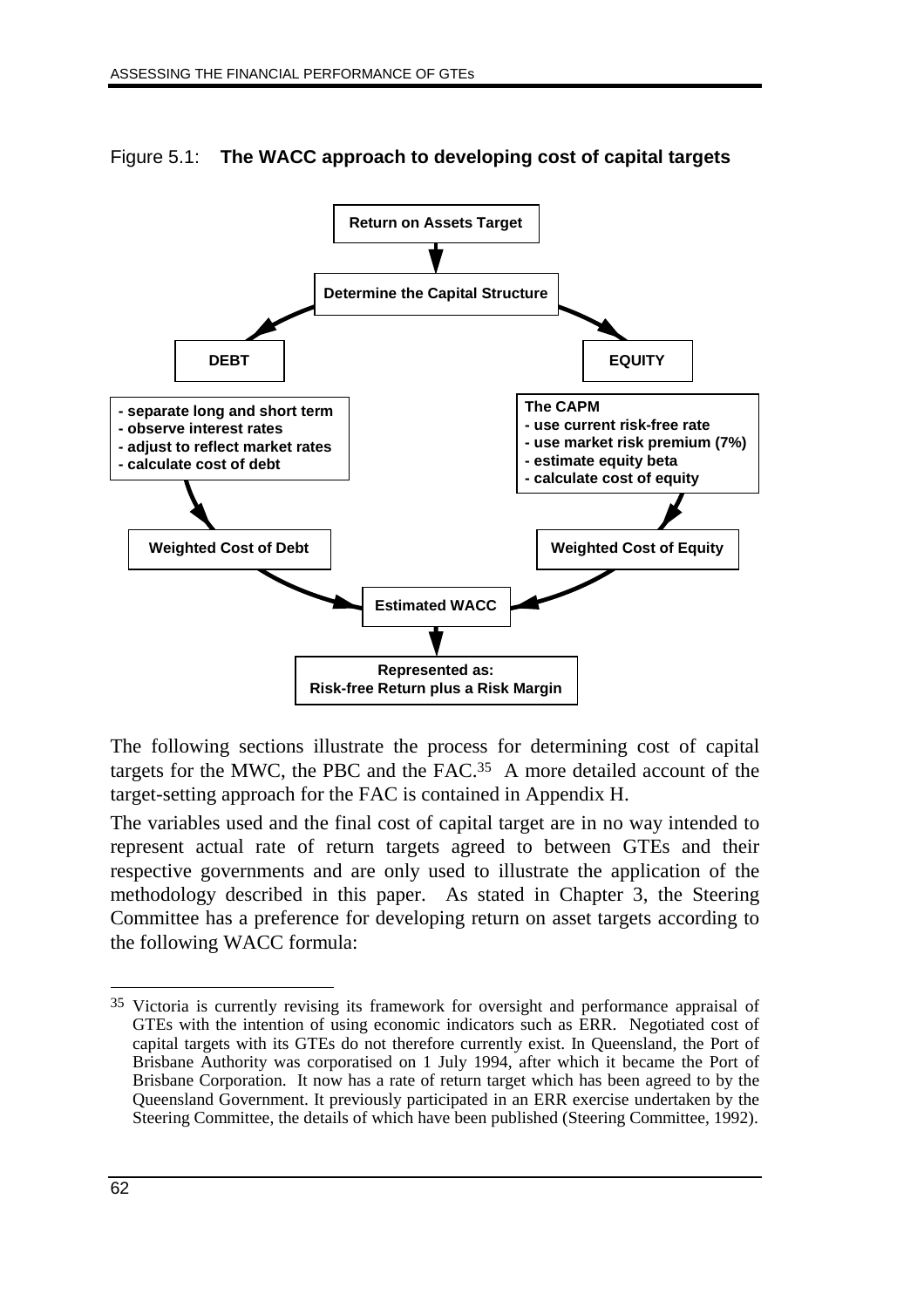Figure 5.1: **The WACC approach to developing cost of capital targets**

**Return on Assets Target**

↓

**Determine the Capital Structure**

**DEBT**

- separate long and short term
- observe interest rates
- adjust to reflect market rates
- calculate cost of debt

**Weighted Cost of Debt**

**EQUITY**

The CAPM
- use current risk-free rate
- use market risk premium (7%)
- estimate equity beta
- calculate cost of equity

**Weighted Cost of Equity**

**Estimated WACC**

↓

**Represented as: Risk-free Return plus a Risk Margin**

The following sections illustrate the process for determining cost of capital targets for the MWC, the PBC and the FAC.[35] A more detailed account of the target-setting approach for the FAC is contained in Appendix H.

The variables used and the final cost of capital target are in no way intended to represent actual rate of return targets agreed to between GTEs and their respective governments and are only used to illustrate the application of the methodology described in this paper. As stated in Chapter 3, the Steering Committee has a preference for developing return on asset targets according to the following WACC formula:

---

[35] Victoria is currently revising its framework for oversight and performance appraisal of GTEs with the intention of using economic indicators such as ERR. Negotiated cost of capital targets with its GTEs do not therefore currently exist. In Queensland, the Port of Brisbane Authority was corporatised on 1 July 1994, after which it became the Port of Brisbane Corporation. It now has a rate of return target which has been agreed to by the Queensland Government. It previously participated in an ERR exercise undertaken by the Steering Committee, the details of which have been published (Steering Committee, 1992).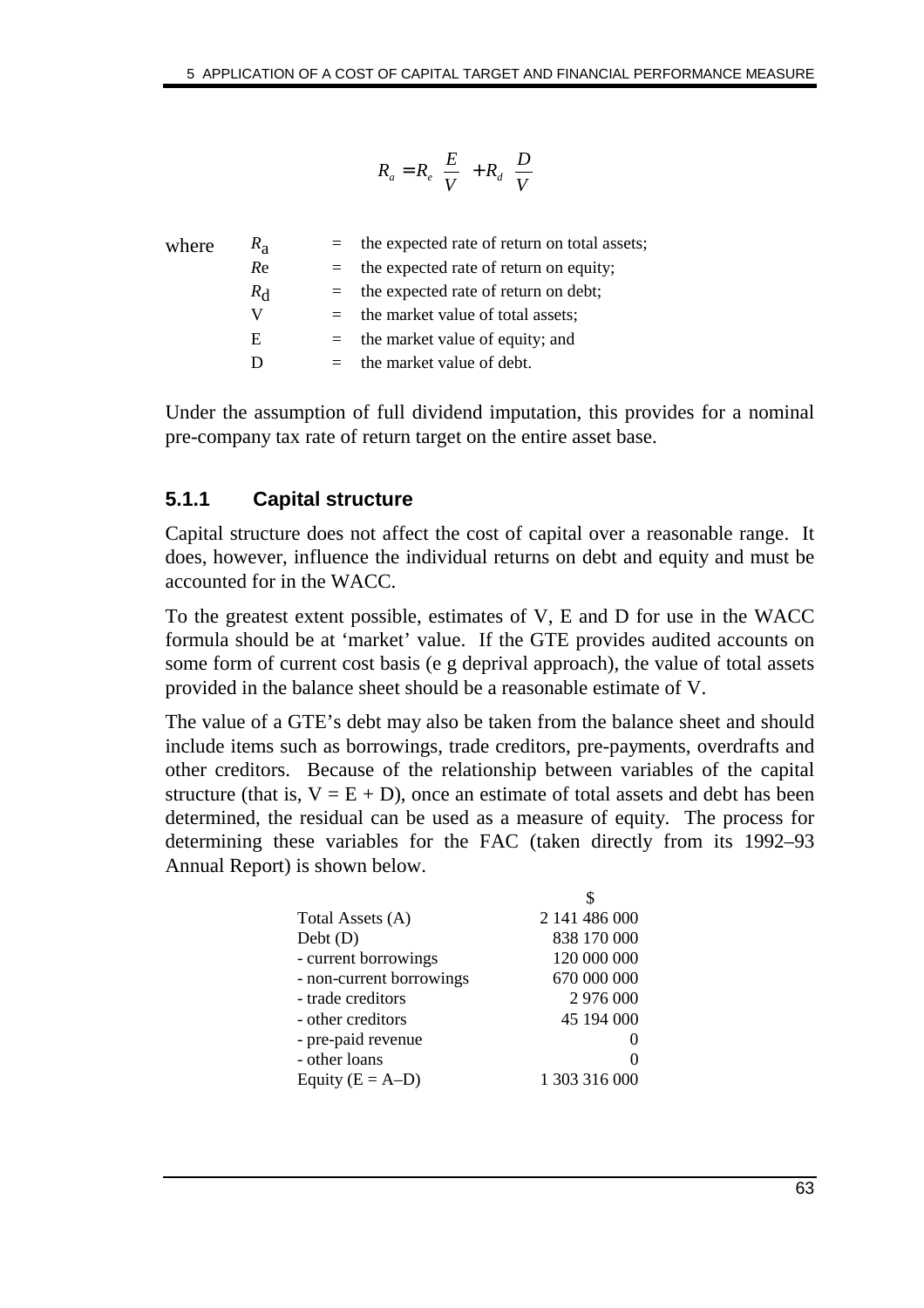$$R_a = R_e \left(\frac{E}{V}\right) + R_d \left(\frac{D}{V}\right)$$

where

| | | |
|---|---|---|
| $R_a$ | = | the expected rate of return on total assets; |
| $R_e$ | = | the expected rate of return on equity; |
| $R_d$ | = | the expected rate of return on debt; |
| V | = | the market value of total assets; |
| E | = | the market value of equity; and |
| D | = | the market value of debt. |

Under the assumption of full dividend imputation, this provides for a nominal pre-company tax rate of return target on the entire asset base.

### 5.1.1 Capital structure

Capital structure does not affect the cost of capital over a reasonable range. It does, however, influence the individual returns on debt and equity and must be accounted for in the WACC.

To the greatest extent possible, estimates of V, E and D for use in the WACC formula should be at 'market' value. If the GTE provides audited accounts on some form of current cost basis (e g deprival approach), the value of total assets provided in the balance sheet should be a reasonable estimate of V.

The value of a GTE's debt may also be taken from the balance sheet and should include items such as borrowings, trade creditors, pre-payments, overdrafts and other creditors. Because of the relationship between variables of the capital structure (that is, V = E + D), once an estimate of total assets and debt has been determined, the residual can be used as a measure of equity. The process for determining these variables for the FAC (taken directly from its 1992–93 Annual Report) is shown below.

| | $ |
|---|---|
| Total Assets (A) | 2 141 486 000 |
| Debt (D) | 838 170 000 |
| - current borrowings | 120 000 000 |
| - non-current borrowings | 670 000 000 |
| - trade creditors | 2 976 000 |
| - other creditors | 45 194 000 |
| - pre-paid revenue | 0 |
| - other loans | 0 |
| Equity (E = A–D) | 1 303 316 000 |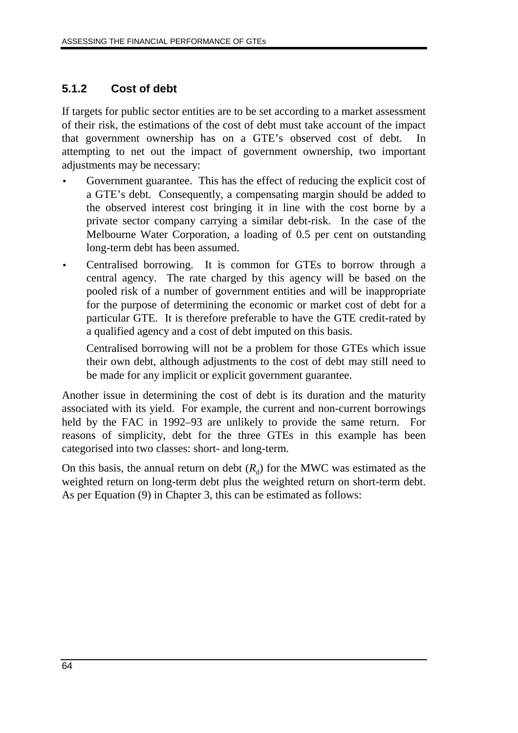### 5.1.2 Cost of debt

If targets for public sector entities are to be set according to a market assessment of their risk, the estimations of the cost of debt must take account of the impact that government ownership has on a GTE's observed cost of debt. In attempting to net out the impact of government ownership, two important adjustments may be necessary:

- Government guarantee. This has the effect of reducing the explicit cost of a GTE's debt. Consequently, a compensating margin should be added to the observed interest cost bringing it in line with the cost borne by a private sector company carrying a similar debt-risk. In the case of the Melbourne Water Corporation, a loading of 0.5 per cent on outstanding long-term debt has been assumed.
- Centralised borrowing. It is common for GTEs to borrow through a central agency. The rate charged by this agency will be based on the pooled risk of a number of government entities and will be inappropriate for the purpose of determining the economic or market cost of debt for a particular GTE. It is therefore preferable to have the GTE credit-rated by a qualified agency and a cost of debt imputed on this basis.

  Centralised borrowing will not be a problem for those GTEs which issue their own debt, although adjustments to the cost of debt may still need to be made for any implicit or explicit government guarantee.

Another issue in determining the cost of debt is its duration and the maturity associated with its yield. For example, the current and non-current borrowings held by the FAC in 1992–93 are unlikely to provide the same return. For reasons of simplicity, debt for the three GTEs in this example has been categorised into two classes: short- and long-term.

On this basis, the annual return on debt ($R_d$) for the MWC was estimated as the weighted return on long-term debt plus the weighted return on short-term debt. As per Equation (9) in Chapter 3, this can be estimated as follows: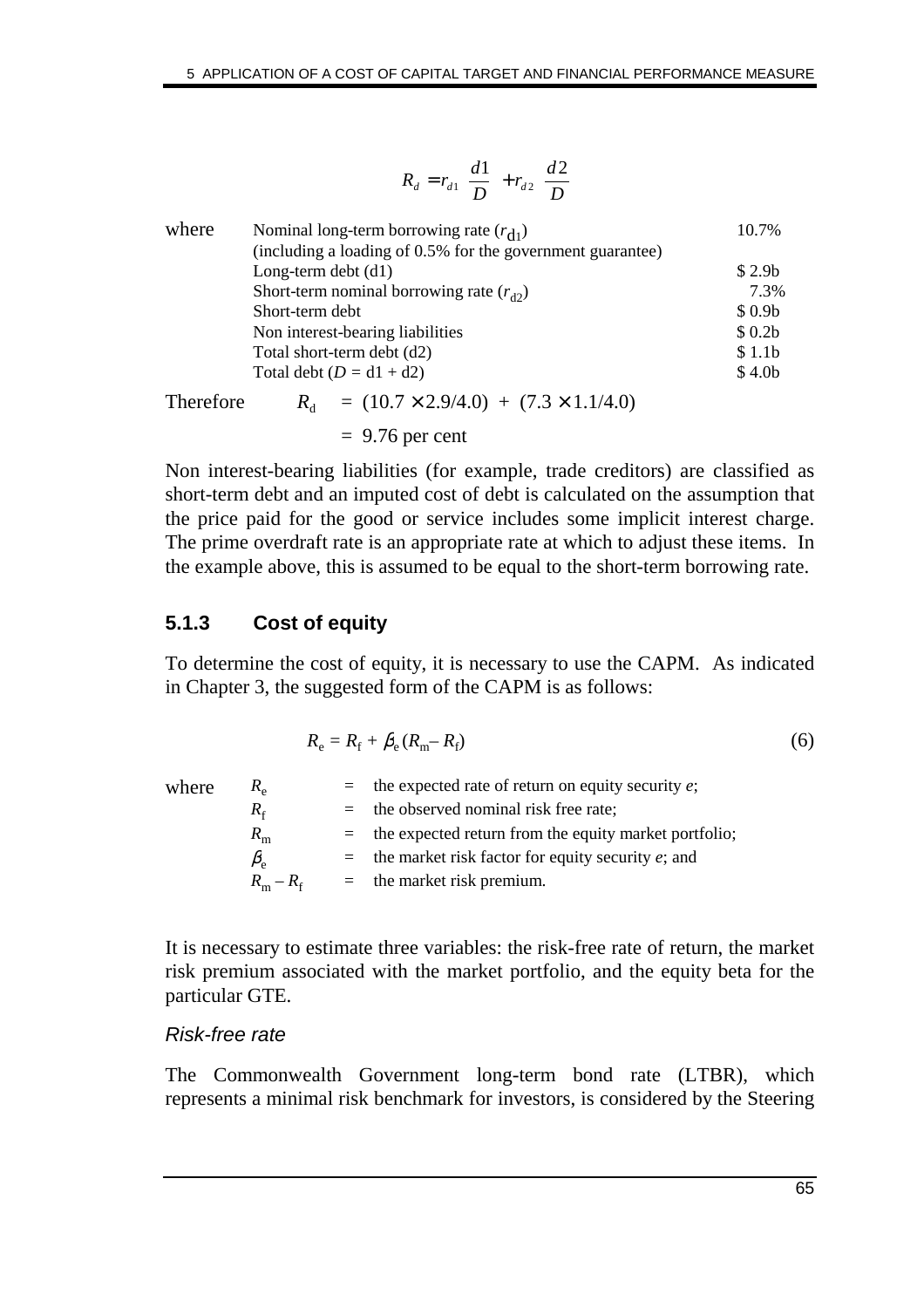$$R_d = r_{d1}\left(\frac{d1}{D}\right) + r_{d2}\left(\frac{d2}{D}\right)$$

| where | | |
|---|---|---|
| | Nominal long-term borrowing rate ($r_{d1}$) (including a loading of 0.5% for the government guarantee) | 10.7% |
| | Long-term debt (d1) | $ 2.9b |
| | Short-term nominal borrowing rate ($r_{d2}$) | 7.3% |
| | Short-term debt | $ 0.9b |
| | Non interest-bearing liabilities | $ 0.2b |
| | Total short-term debt (d2) | $ 1.1b |
| | Total debt ($D$ = d1 + d2) | $ 4.0b |

Therefore $R_d = (10.7 \times 2.9/4.0) + (7.3 \times 1.1/4.0)$

$= 9.76$ per cent

Non interest-bearing liabilities (for example, trade creditors) are classified as short-term debt and an imputed cost of debt is calculated on the assumption that the price paid for the good or service includes some implicit interest charge. The prime overdraft rate is an appropriate rate at which to adjust these items. In the example above, this is assumed to be equal to the short-term borrowing rate.

### 5.1.3 Cost of equity

To determine the cost of equity, it is necessary to use the CAPM. As indicated in Chapter 3, the suggested form of the CAPM is as follows:

$$R_e = R_f + \beta_e (R_m - R_f) \tag{6}$$

where

- $R_e$ = the expected rate of return on equity security *e*;
- $R_f$ = the observed nominal risk free rate;
- $R_m$ = the expected return from the equity market portfolio;
- $\beta_e$ = the market risk factor for equity security *e*; and
- $R_m - R_f$ = the market risk premium.

It is necessary to estimate three variables: the risk-free rate of return, the market risk premium associated with the market portfolio, and the equity beta for the particular GTE.

*Risk-free rate*

The Commonwealth Government long-term bond rate (LTBR), which represents a minimal risk benchmark for investors, is considered by the Steering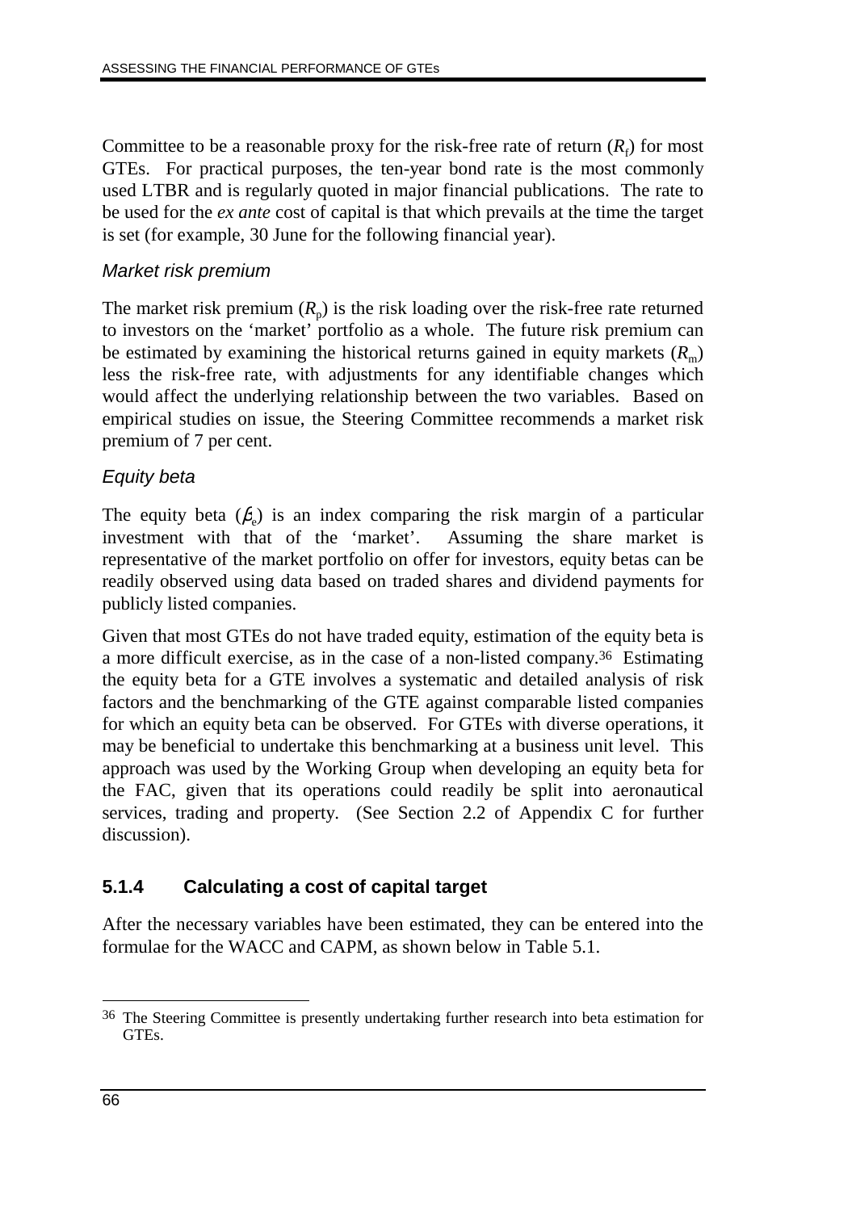Committee to be a reasonable proxy for the risk-free rate of return ($R_f$) for most GTEs. For practical purposes, the ten-year bond rate is the most commonly used LTBR and is regularly quoted in major financial publications. The rate to be used for the *ex ante* cost of capital is that which prevails at the time the target is set (for example, 30 June for the following financial year).

### *Market risk premium*

The market risk premium ($R_p$) is the risk loading over the risk-free rate returned to investors on the 'market' portfolio as a whole. The future risk premium can be estimated by examining the historical returns gained in equity markets ($R_m$) less the risk-free rate, with adjustments for any identifiable changes which would affect the underlying relationship between the two variables. Based on empirical studies on issue, the Steering Committee recommends a market risk premium of 7 per cent.

### *Equity beta*

The equity beta ($\beta_e$) is an index comparing the risk margin of a particular investment with that of the 'market'. Assuming the share market is representative of the market portfolio on offer for investors, equity betas can be readily observed using data based on traded shares and dividend payments for publicly listed companies.

Given that most GTEs do not have traded equity, estimation of the equity beta is a more difficult exercise, as in the case of a non-listed company.[36] Estimating the equity beta for a GTE involves a systematic and detailed analysis of risk factors and the benchmarking of the GTE against comparable listed companies for which an equity beta can be observed. For GTEs with diverse operations, it may be beneficial to undertake this benchmarking at a business unit level. This approach was used by the Working Group when developing an equity beta for the FAC, given that its operations could readily be split into aeronautical services, trading and property. (See Section 2.2 of Appendix C for further discussion).

## 5.1.4 Calculating a cost of capital target

After the necessary variables have been estimated, they can be entered into the formulae for the WACC and CAPM, as shown below in Table 5.1.

---

[36] The Steering Committee is presently undertaking further research into beta estimation for GTEs.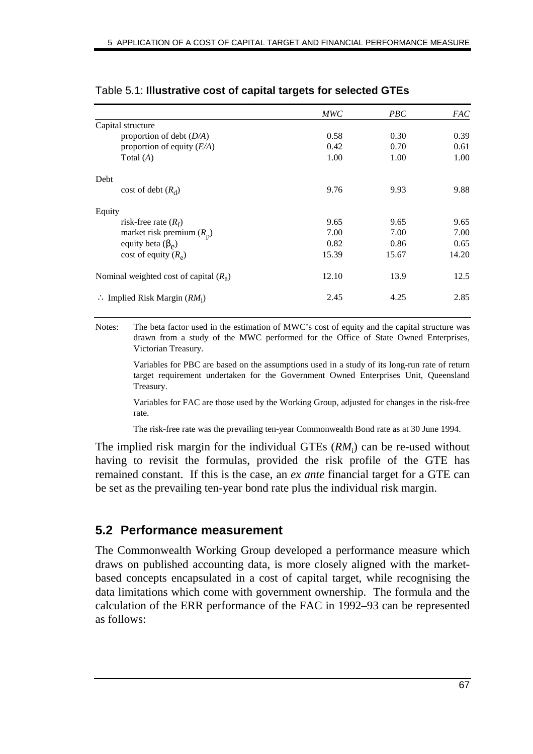Table 5.1: **Illustrative cost of capital targets for selected GTEs**

| | *MWC* | *PBC* | *FAC* |
|---|---|---|---|
| Capital structure | | | |
| proportion of debt (*D/A*) | 0.58 | 0.30 | 0.39 |
| proportion of equity (*E/A*) | 0.42 | 0.70 | 0.61 |
| Total (*A*) | 1.00 | 1.00 | 1.00 |
| Debt | | | |
| cost of debt ($R_d$) | 9.76 | 9.93 | 9.88 |
| Equity | | | |
| risk-free rate ($R_f$) | 9.65 | 9.65 | 9.65 |
| market risk premium ($R_p$) | 7.00 | 7.00 | 7.00 |
| equity beta ($\beta_e$) | 0.82 | 0.86 | 0.65 |
| cost of equity ($R_e$) | 15.39 | 15.67 | 14.20 |
| Nominal weighted cost of capital ($R_a$) | 12.10 | 13.9 | 12.5 |
| $\therefore$ Implied Risk Margin ($RM_i$) | 2.45 | 4.25 | 2.85 |

Notes: The beta factor used in the estimation of MWC's cost of equity and the capital structure was drawn from a study of the MWC performed for the Office of State Owned Enterprises, Victorian Treasury.

Variables for PBC are based on the assumptions used in a study of its long-run rate of return target requirement undertaken for the Government Owned Enterprises Unit, Queensland Treasury.

Variables for FAC are those used by the Working Group, adjusted for changes in the risk-free rate.

The risk-free rate was the prevailing ten-year Commonwealth Bond rate as at 30 June 1994.

The implied risk margin for the individual GTEs ($RM_i$) can be re-used without having to revisit the formulas, provided the risk profile of the GTE has remained constant. If this is the case, an *ex ante* financial target for a GTE can be set as the prevailing ten-year bond rate plus the individual risk margin.

## 5.2 Performance measurement

The Commonwealth Working Group developed a performance measure which draws on published accounting data, is more closely aligned with the market-based concepts encapsulated in a cost of capital target, while recognising the data limitations which come with government ownership. The formula and the calculation of the ERR performance of the FAC in 1992–93 can be represented as follows: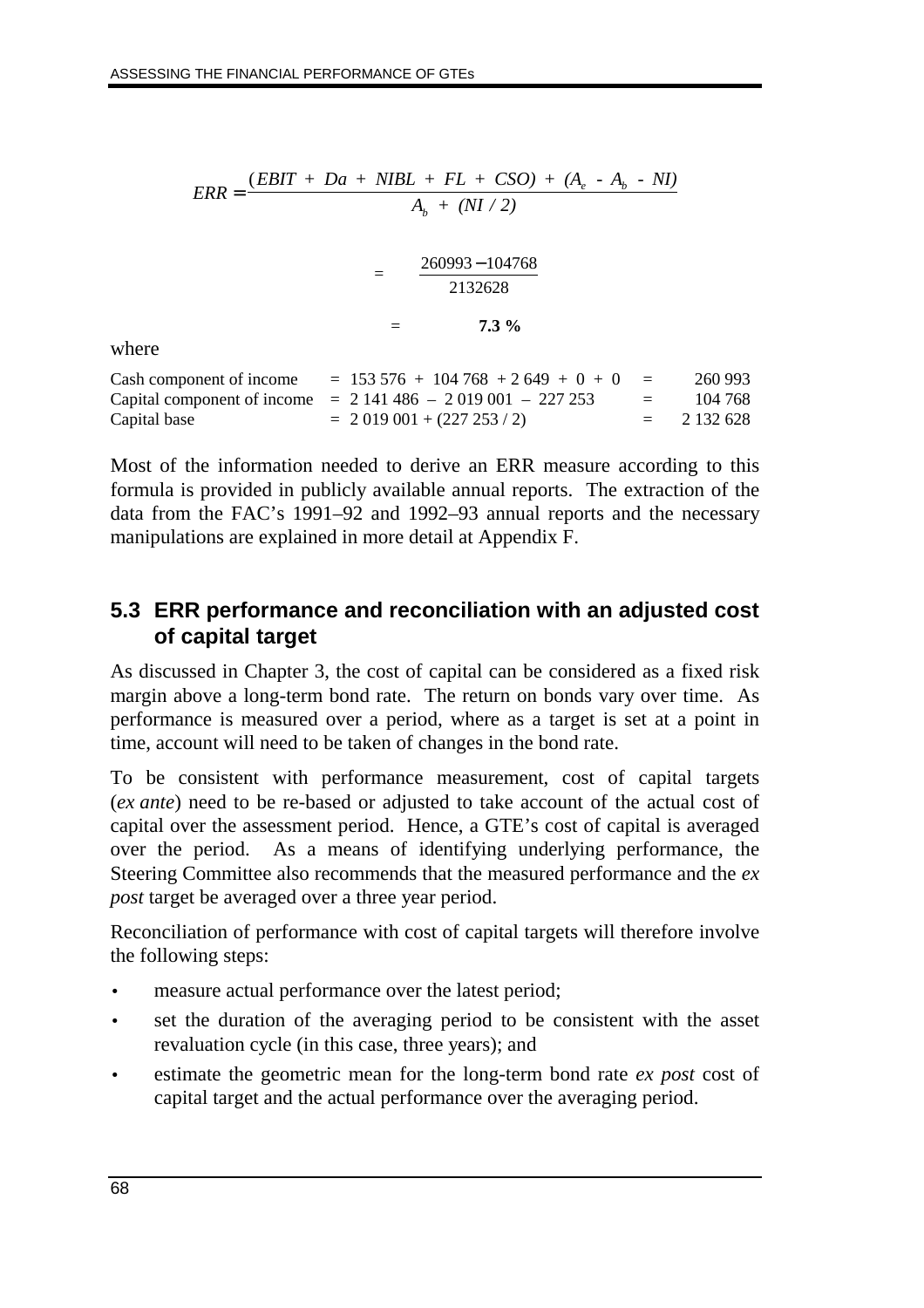$$ERR = \frac{(EBIT + Da + NIBL + FL + CSO) + (A_e - A_b - NI)}{A_b + (NI / 2)}$$

$$= \frac{260993 - 104768}{2132628}$$

$$= \mathbf{7.3\ \%}$$

where

| | | | |
|---|---|---|---|
| Cash component of income | = 153 576 + 104 768 + 2 649 + 0 + 0 | = | 260 993 |
| Capital component of income | = 2 141 486 – 2 019 001 – 227 253 | = | 104 768 |
| Capital base | = 2 019 001 + (227 253 / 2) | = | 2 132 628 |

Most of the information needed to derive an ERR measure according to this formula is provided in publicly available annual reports. The extraction of the data from the FAC's 1991–92 and 1992–93 annual reports and the necessary manipulations are explained in more detail at Appendix F.

## 5.3 ERR performance and reconciliation with an adjusted cost of capital target

As discussed in Chapter 3, the cost of capital can be considered as a fixed risk margin above a long-term bond rate. The return on bonds vary over time. As performance is measured over a period, where as a target is set at a point in time, account will need to be taken of changes in the bond rate.

To be consistent with performance measurement, cost of capital targets (*ex ante*) need to be re-based or adjusted to take account of the actual cost of capital over the assessment period. Hence, a GTE's cost of capital is averaged over the period. As a means of identifying underlying performance, the Steering Committee also recommends that the measured performance and the *ex post* target be averaged over a three year period.

Reconciliation of performance with cost of capital targets will therefore involve the following steps:

- measure actual performance over the latest period;
- set the duration of the averaging period to be consistent with the asset revaluation cycle (in this case, three years); and
- estimate the geometric mean for the long-term bond rate *ex post* cost of capital target and the actual performance over the averaging period.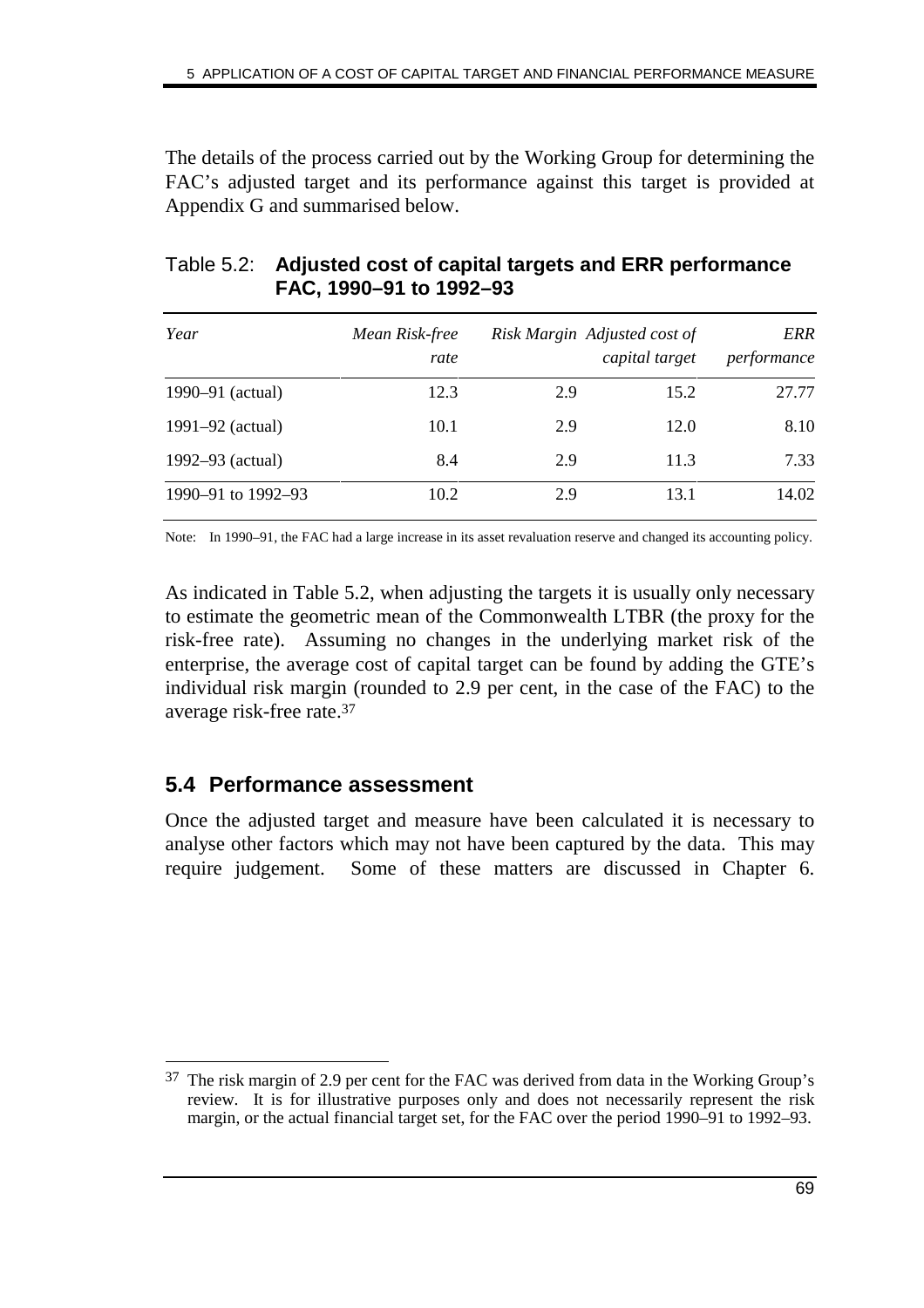The details of the process carried out by the Working Group for determining the FAC's adjusted target and its performance against this target is provided at Appendix G and summarised below.

Table 5.2: **Adjusted cost of capital targets and ERR performance FAC, 1990–91 to 1992–93**

| *Year* | *Mean Risk-free rate* | *Risk Margin* | *Adjusted cost of capital target* | *ERR performance* |
|---|---|---|---|---|
| 1990–91 (actual) | 12.3 | 2.9 | 15.2 | 27.77 |
| 1991–92 (actual) | 10.1 | 2.9 | 12.0 | 8.10 |
| 1992–93 (actual) | 8.4 | 2.9 | 11.3 | 7.33 |
| 1990–91 to 1992–93 | 10.2 | 2.9 | 13.1 | 14.02 |

Note: In 1990–91, the FAC had a large increase in its asset revaluation reserve and changed its accounting policy.

As indicated in Table 5.2, when adjusting the targets it is usually only necessary to estimate the geometric mean of the Commonwealth LTBR (the proxy for the risk-free rate). Assuming no changes in the underlying market risk of the enterprise, the average cost of capital target can be found by adding the GTE's individual risk margin (rounded to 2.9 per cent, in the case of the FAC) to the average risk-free rate.[37]

## 5.4 Performance assessment

Once the adjusted target and measure have been calculated it is necessary to analyse other factors which may not have been captured by the data. This may require judgement. Some of these matters are discussed in Chapter 6.

[37] The risk margin of 2.9 per cent for the FAC was derived from data in the Working Group's review. It is for illustrative purposes only and does not necessarily represent the risk margin, or the actual financial target set, for the FAC over the period 1990–91 to 1992–93.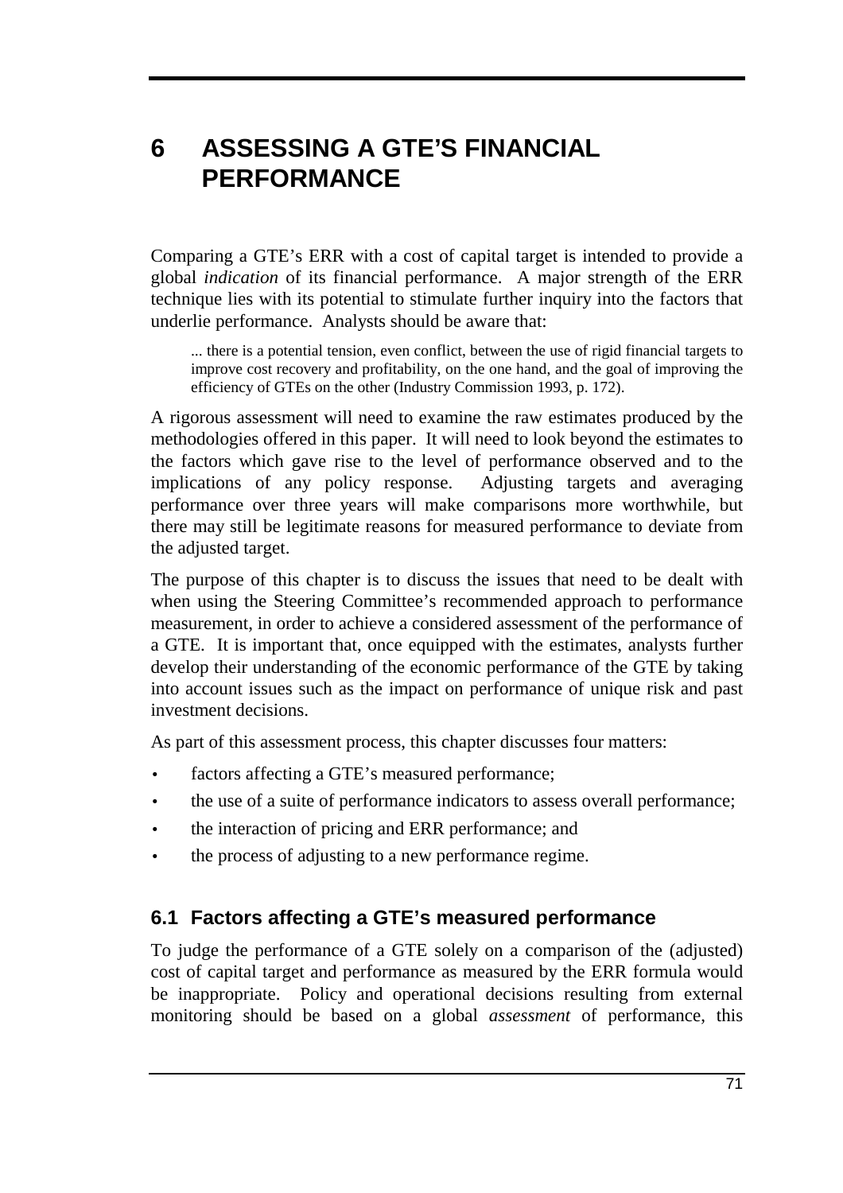# 6 ASSESSING A GTE'S FINANCIAL PERFORMANCE

Comparing a GTE's ERR with a cost of capital target is intended to provide a global *indication* of its financial performance. A major strength of the ERR technique lies with its potential to stimulate further inquiry into the factors that underlie performance. Analysts should be aware that:

> ... there is a potential tension, even conflict, between the use of rigid financial targets to improve cost recovery and profitability, on the one hand, and the goal of improving the efficiency of GTEs on the other (Industry Commission 1993, p. 172).

A rigorous assessment will need to examine the raw estimates produced by the methodologies offered in this paper. It will need to look beyond the estimates to the factors which gave rise to the level of performance observed and to the implications of any policy response. Adjusting targets and averaging performance over three years will make comparisons more worthwhile, but there may still be legitimate reasons for measured performance to deviate from the adjusted target.

The purpose of this chapter is to discuss the issues that need to be dealt with when using the Steering Committee's recommended approach to performance measurement, in order to achieve a considered assessment of the performance of a GTE. It is important that, once equipped with the estimates, analysts further develop their understanding of the economic performance of the GTE by taking into account issues such as the impact on performance of unique risk and past investment decisions.

As part of this assessment process, this chapter discusses four matters:

- factors affecting a GTE's measured performance;
- the use of a suite of performance indicators to assess overall performance;
- the interaction of pricing and ERR performance; and
- the process of adjusting to a new performance regime.

## 6.1 Factors affecting a GTE's measured performance

To judge the performance of a GTE solely on a comparison of the (adjusted) cost of capital target and performance as measured by the ERR formula would be inappropriate. Policy and operational decisions resulting from external monitoring should be based on a global *assessment* of performance, this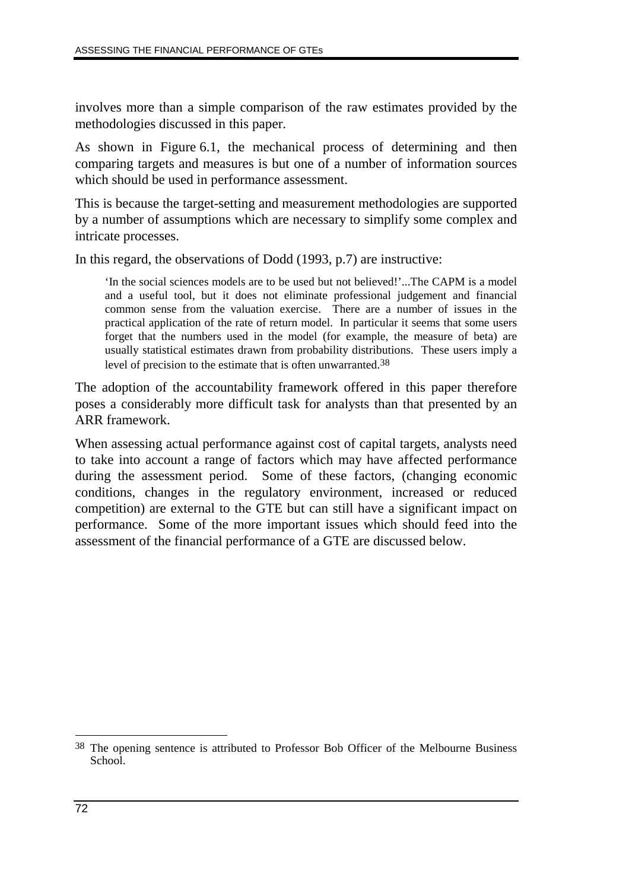involves more than a simple comparison of the raw estimates provided by the methodologies discussed in this paper.

As shown in Figure 6.1, the mechanical process of determining and then comparing targets and measures is but one of a number of information sources which should be used in performance assessment.

This is because the target-setting and measurement methodologies are supported by a number of assumptions which are necessary to simplify some complex and intricate processes.

In this regard, the observations of Dodd (1993, p.7) are instructive:

> 'In the social sciences models are to be used but not believed!'...The CAPM is a model and a useful tool, but it does not eliminate professional judgement and financial common sense from the valuation exercise. There are a number of issues in the practical application of the rate of return model. In particular it seems that some users forget that the numbers used in the model (for example, the measure of beta) are usually statistical estimates drawn from probability distributions. These users imply a level of precision to the estimate that is often unwarranted.[38]

The adoption of the accountability framework offered in this paper therefore poses a considerably more difficult task for analysts than that presented by an ARR framework.

When assessing actual performance against cost of capital targets, analysts need to take into account a range of factors which may have affected performance during the assessment period. Some of these factors, (changing economic conditions, changes in the regulatory environment, increased or reduced competition) are external to the GTE but can still have a significant impact on performance. Some of the more important issues which should feed into the assessment of the financial performance of a GTE are discussed below.

---

[38] The opening sentence is attributed to Professor Bob Officer of the Melbourne Business School.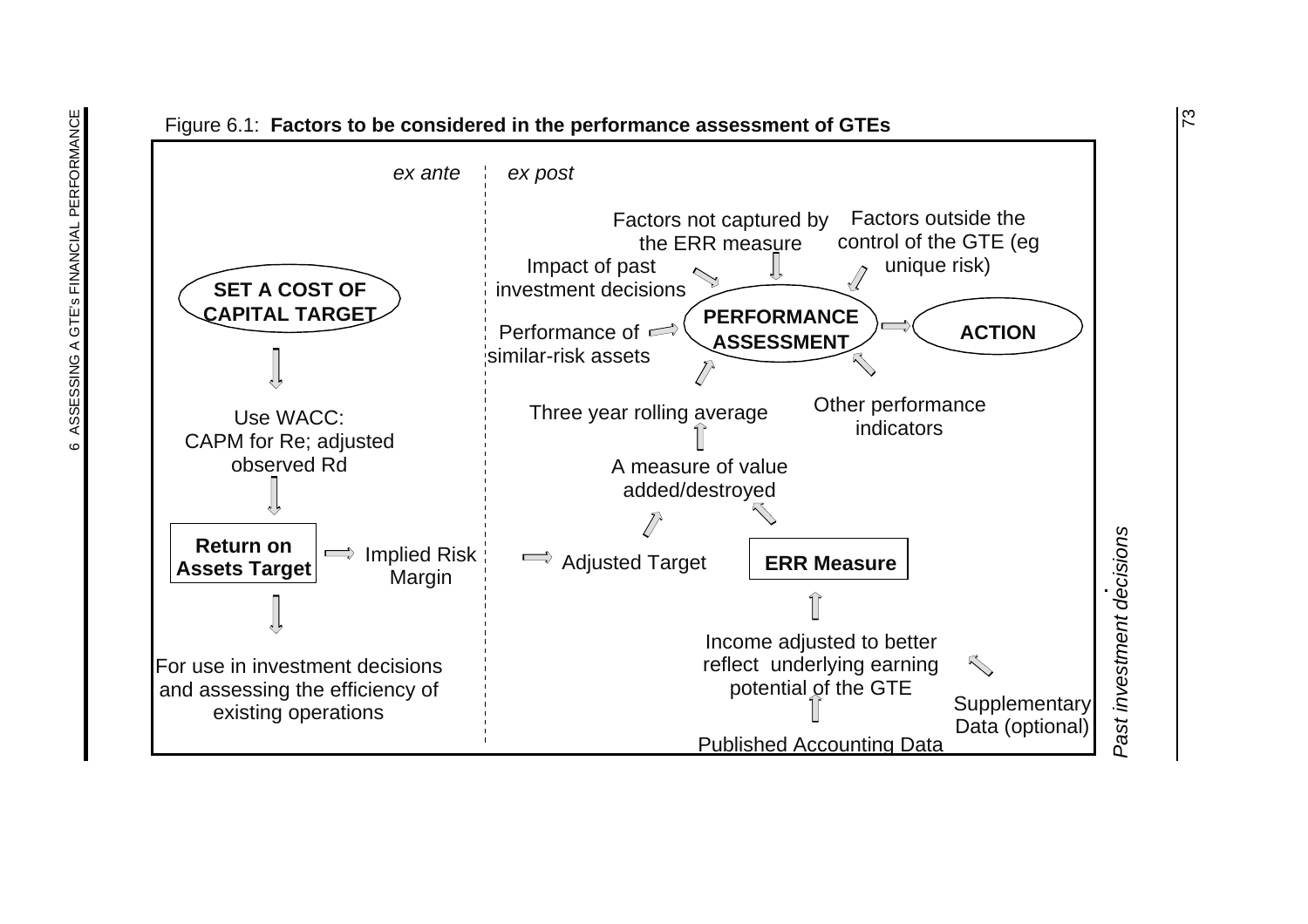Figure 6.1: **Factors to be considered in the performance assessment of GTEs**

*ex ante*

**SET A COST OF CAPITAL TARGET**

Use WACC: CAPM for Re; adjusted observed Rd

**Return on Assets Target** → Implied Risk Margin

For use in investment decisions and assessing the efficiency of existing operations

*ex post*

Factors not captured by the ERR measure

Factors outside the control of the GTE (eg unique risk)

Impact of past investment decisions

Performance of similar-risk assets

**PERFORMANCE ASSESSMENT** → **ACTION**

Other performance indicators

Three year rolling average

A measure of value added/destroyed

Adjusted Target

**ERR Measure**

Income adjusted to better reflect underlying earning potential of the GTE

Supplementary Data (optional)

Published Accounting Data

*Past investment decisions*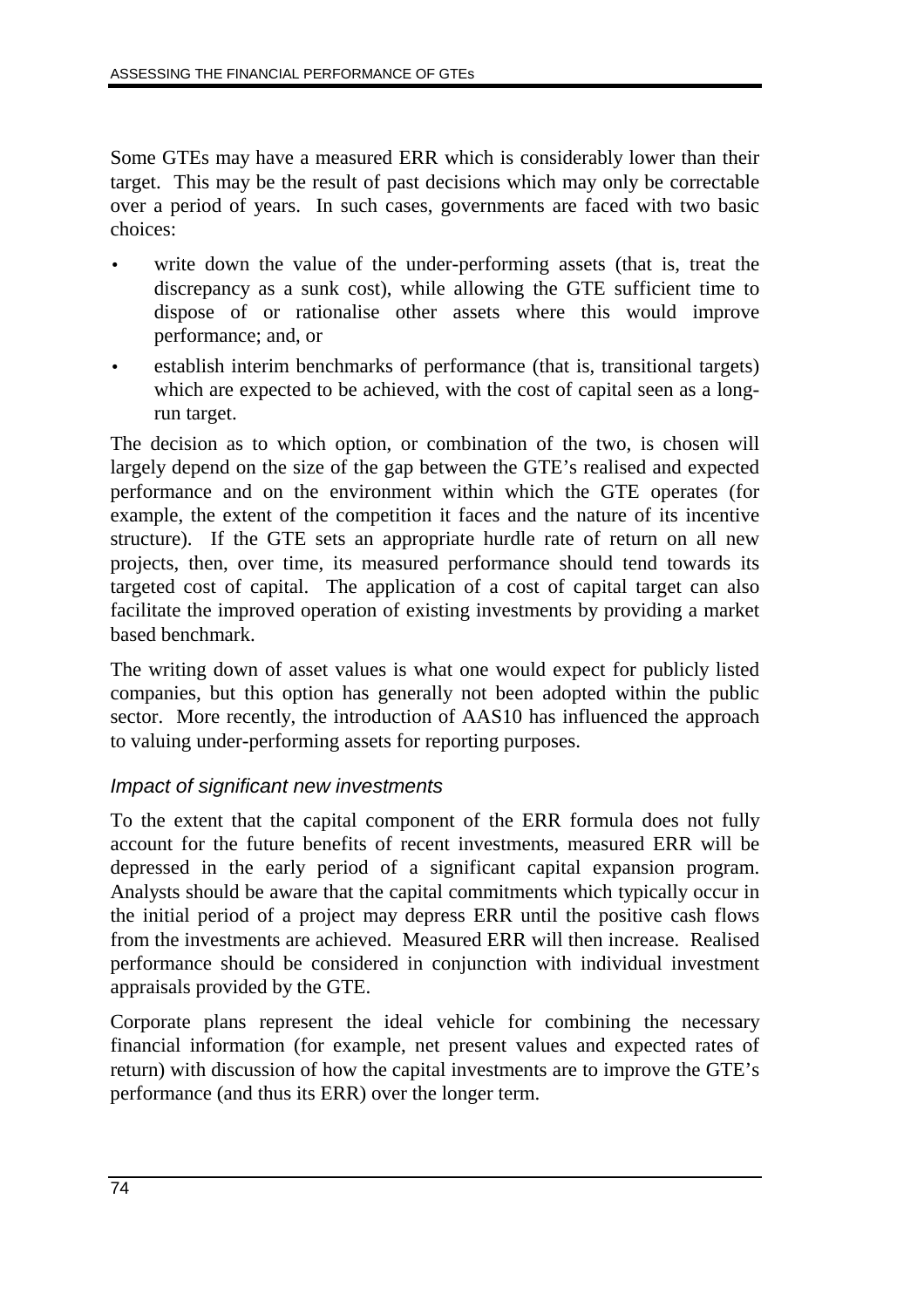Some GTEs may have a measured ERR which is considerably lower than their target. This may be the result of past decisions which may only be correctable over a period of years. In such cases, governments are faced with two basic choices:

- write down the value of the under-performing assets (that is, treat the discrepancy as a sunk cost), while allowing the GTE sufficient time to dispose of or rationalise other assets where this would improve performance; and, or
- establish interim benchmarks of performance (that is, transitional targets) which are expected to be achieved, with the cost of capital seen as a long-run target.

The decision as to which option, or combination of the two, is chosen will largely depend on the size of the gap between the GTE's realised and expected performance and on the environment within which the GTE operates (for example, the extent of the competition it faces and the nature of its incentive structure). If the GTE sets an appropriate hurdle rate of return on all new projects, then, over time, its measured performance should tend towards its targeted cost of capital. The application of a cost of capital target can also facilitate the improved operation of existing investments by providing a market based benchmark.

The writing down of asset values is what one would expect for publicly listed companies, but this option has generally not been adopted within the public sector. More recently, the introduction of AAS10 has influenced the approach to valuing under-performing assets for reporting purposes.

### *Impact of significant new investments*

To the extent that the capital component of the ERR formula does not fully account for the future benefits of recent investments, measured ERR will be depressed in the early period of a significant capital expansion program. Analysts should be aware that the capital commitments which typically occur in the initial period of a project may depress ERR until the positive cash flows from the investments are achieved. Measured ERR will then increase. Realised performance should be considered in conjunction with individual investment appraisals provided by the GTE.

Corporate plans represent the ideal vehicle for combining the necessary financial information (for example, net present values and expected rates of return) with discussion of how the capital investments are to improve the GTE's performance (and thus its ERR) over the longer term.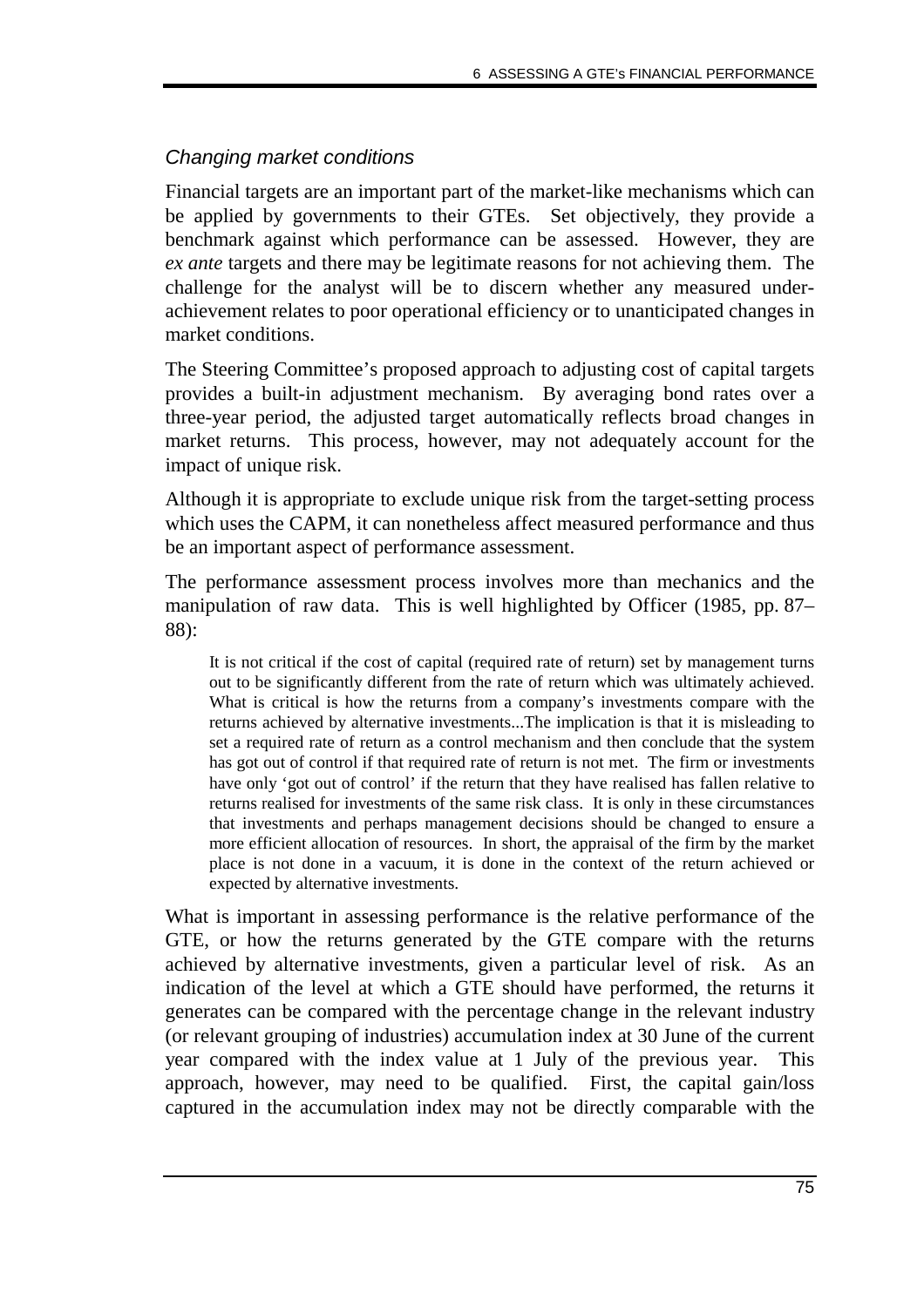### *Changing market conditions*

Financial targets are an important part of the market-like mechanisms which can be applied by governments to their GTEs. Set objectively, they provide a benchmark against which performance can be assessed. However, they are *ex ante* targets and there may be legitimate reasons for not achieving them. The challenge for the analyst will be to discern whether any measured under-achievement relates to poor operational efficiency or to unanticipated changes in market conditions.

The Steering Committee's proposed approach to adjusting cost of capital targets provides a built-in adjustment mechanism. By averaging bond rates over a three-year period, the adjusted target automatically reflects broad changes in market returns. This process, however, may not adequately account for the impact of unique risk.

Although it is appropriate to exclude unique risk from the target-setting process which uses the CAPM, it can nonetheless affect measured performance and thus be an important aspect of performance assessment.

The performance assessment process involves more than mechanics and the manipulation of raw data. This is well highlighted by Officer (1985, pp. 87–88):

> It is not critical if the cost of capital (required rate of return) set by management turns out to be significantly different from the rate of return which was ultimately achieved. What is critical is how the returns from a company's investments compare with the returns achieved by alternative investments...The implication is that it is misleading to set a required rate of return as a control mechanism and then conclude that the system has got out of control if that required rate of return is not met. The firm or investments have only 'got out of control' if the return that they have realised has fallen relative to returns realised for investments of the same risk class. It is only in these circumstances that investments and perhaps management decisions should be changed to ensure a more efficient allocation of resources. In short, the appraisal of the firm by the market place is not done in a vacuum, it is done in the context of the return achieved or expected by alternative investments.

What is important in assessing performance is the relative performance of the GTE, or how the returns generated by the GTE compare with the returns achieved by alternative investments, given a particular level of risk. As an indication of the level at which a GTE should have performed, the returns it generates can be compared with the percentage change in the relevant industry (or relevant grouping of industries) accumulation index at 30 June of the current year compared with the index value at 1 July of the previous year. This approach, however, may need to be qualified. First, the capital gain/loss captured in the accumulation index may not be directly comparable with the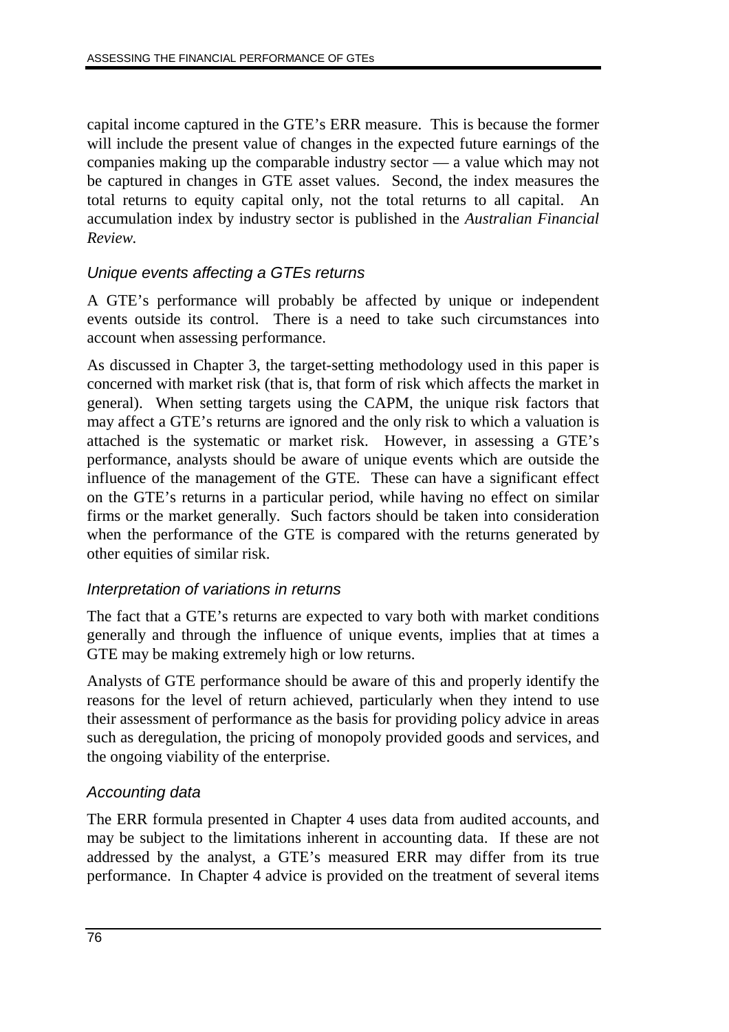capital income captured in the GTE's ERR measure. This is because the former will include the present value of changes in the expected future earnings of the companies making up the comparable industry sector — a value which may not be captured in changes in GTE asset values. Second, the index measures the total returns to equity capital only, not the total returns to all capital. An accumulation index by industry sector is published in the *Australian Financial Review.*

### *Unique events affecting a GTEs returns*

A GTE's performance will probably be affected by unique or independent events outside its control. There is a need to take such circumstances into account when assessing performance.

As discussed in Chapter 3, the target-setting methodology used in this paper is concerned with market risk (that is, that form of risk which affects the market in general). When setting targets using the CAPM, the unique risk factors that may affect a GTE's returns are ignored and the only risk to which a valuation is attached is the systematic or market risk. However, in assessing a GTE's performance, analysts should be aware of unique events which are outside the influence of the management of the GTE. These can have a significant effect on the GTE's returns in a particular period, while having no effect on similar firms or the market generally. Such factors should be taken into consideration when the performance of the GTE is compared with the returns generated by other equities of similar risk.

### *Interpretation of variations in returns*

The fact that a GTE's returns are expected to vary both with market conditions generally and through the influence of unique events, implies that at times a GTE may be making extremely high or low returns.

Analysts of GTE performance should be aware of this and properly identify the reasons for the level of return achieved, particularly when they intend to use their assessment of performance as the basis for providing policy advice in areas such as deregulation, the pricing of monopoly provided goods and services, and the ongoing viability of the enterprise.

### *Accounting data*

The ERR formula presented in Chapter 4 uses data from audited accounts, and may be subject to the limitations inherent in accounting data. If these are not addressed by the analyst, a GTE's measured ERR may differ from its true performance. In Chapter 4 advice is provided on the treatment of several items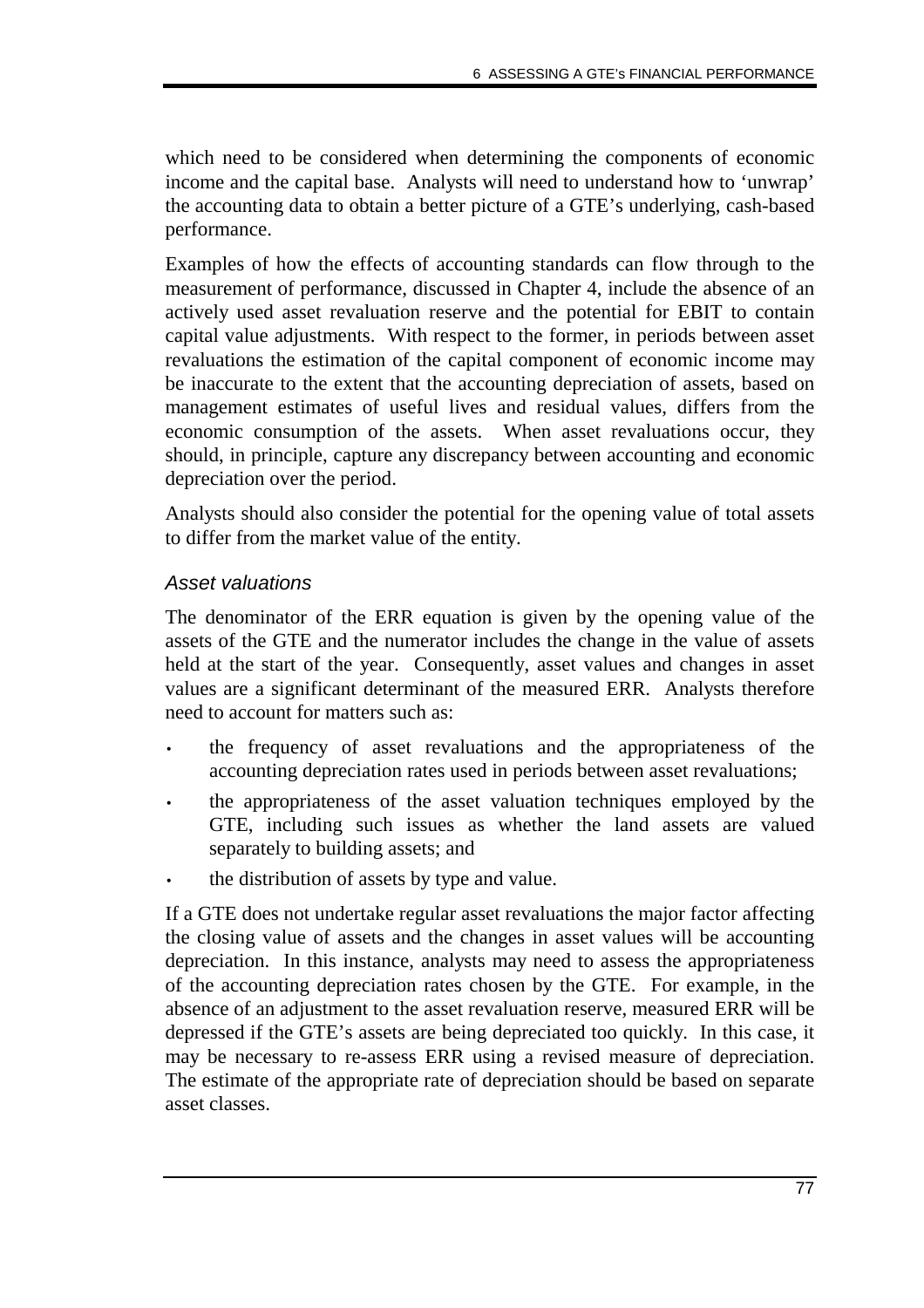which need to be considered when determining the components of economic income and the capital base. Analysts will need to understand how to 'unwrap' the accounting data to obtain a better picture of a GTE's underlying, cash-based performance.

Examples of how the effects of accounting standards can flow through to the measurement of performance, discussed in Chapter 4, include the absence of an actively used asset revaluation reserve and the potential for EBIT to contain capital value adjustments. With respect to the former, in periods between asset revaluations the estimation of the capital component of economic income may be inaccurate to the extent that the accounting depreciation of assets, based on management estimates of useful lives and residual values, differs from the economic consumption of the assets. When asset revaluations occur, they should, in principle, capture any discrepancy between accounting and economic depreciation over the period.

Analysts should also consider the potential for the opening value of total assets to differ from the market value of the entity.

### *Asset valuations*

The denominator of the ERR equation is given by the opening value of the assets of the GTE and the numerator includes the change in the value of assets held at the start of the year. Consequently, asset values and changes in asset values are a significant determinant of the measured ERR. Analysts therefore need to account for matters such as:

- the frequency of asset revaluations and the appropriateness of the accounting depreciation rates used in periods between asset revaluations;
- the appropriateness of the asset valuation techniques employed by the GTE, including such issues as whether the land assets are valued separately to building assets; and
- the distribution of assets by type and value.

If a GTE does not undertake regular asset revaluations the major factor affecting the closing value of assets and the changes in asset values will be accounting depreciation. In this instance, analysts may need to assess the appropriateness of the accounting depreciation rates chosen by the GTE. For example, in the absence of an adjustment to the asset revaluation reserve, measured ERR will be depressed if the GTE's assets are being depreciated too quickly. In this case, it may be necessary to re-assess ERR using a revised measure of depreciation. The estimate of the appropriate rate of depreciation should be based on separate asset classes.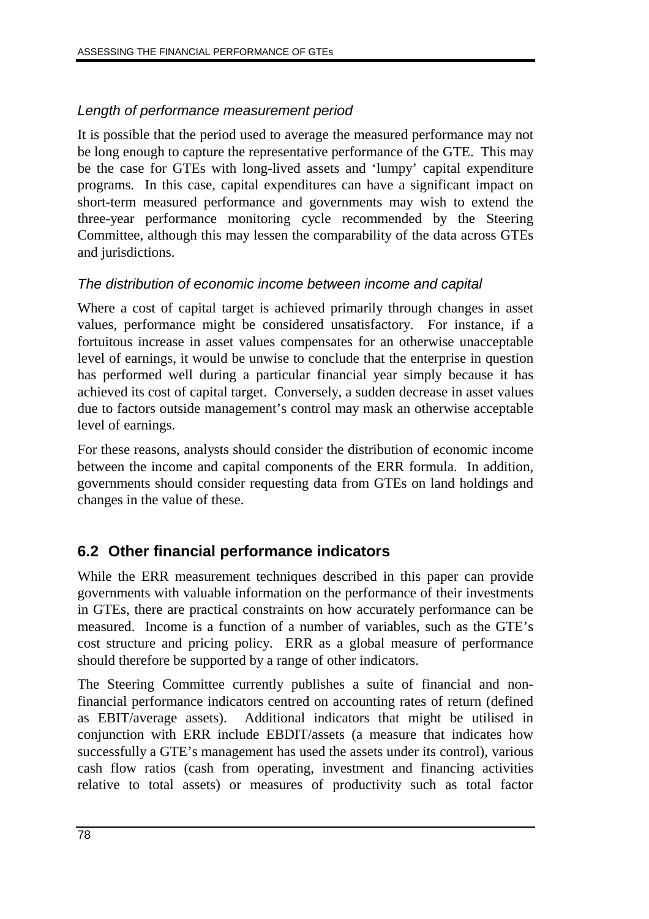*Length of performance measurement period*

It is possible that the period used to average the measured performance may not be long enough to capture the representative performance of the GTE. This may be the case for GTEs with long-lived assets and 'lumpy' capital expenditure programs. In this case, capital expenditures can have a significant impact on short-term measured performance and governments may wish to extend the three-year performance monitoring cycle recommended by the Steering Committee, although this may lessen the comparability of the data across GTEs and jurisdictions.

*The distribution of economic income between income and capital*

Where a cost of capital target is achieved primarily through changes in asset values, performance might be considered unsatisfactory. For instance, if a fortuitous increase in asset values compensates for an otherwise unacceptable level of earnings, it would be unwise to conclude that the enterprise in question has performed well during a particular financial year simply because it has achieved its cost of capital target. Conversely, a sudden decrease in asset values due to factors outside management's control may mask an otherwise acceptable level of earnings.

For these reasons, analysts should consider the distribution of economic income between the income and capital components of the ERR formula. In addition, governments should consider requesting data from GTEs on land holdings and changes in the value of these.

## 6.2 Other financial performance indicators

While the ERR measurement techniques described in this paper can provide governments with valuable information on the performance of their investments in GTEs, there are practical constraints on how accurately performance can be measured. Income is a function of a number of variables, such as the GTE's cost structure and pricing policy. ERR as a global measure of performance should therefore be supported by a range of other indicators.

The Steering Committee currently publishes a suite of financial and non-financial performance indicators centred on accounting rates of return (defined as EBIT/average assets). Additional indicators that might be utilised in conjunction with ERR include EBDIT/assets (a measure that indicates how successfully a GTE's management has used the assets under its control), various cash flow ratios (cash from operating, investment and financing activities relative to total assets) or measures of productivity such as total factor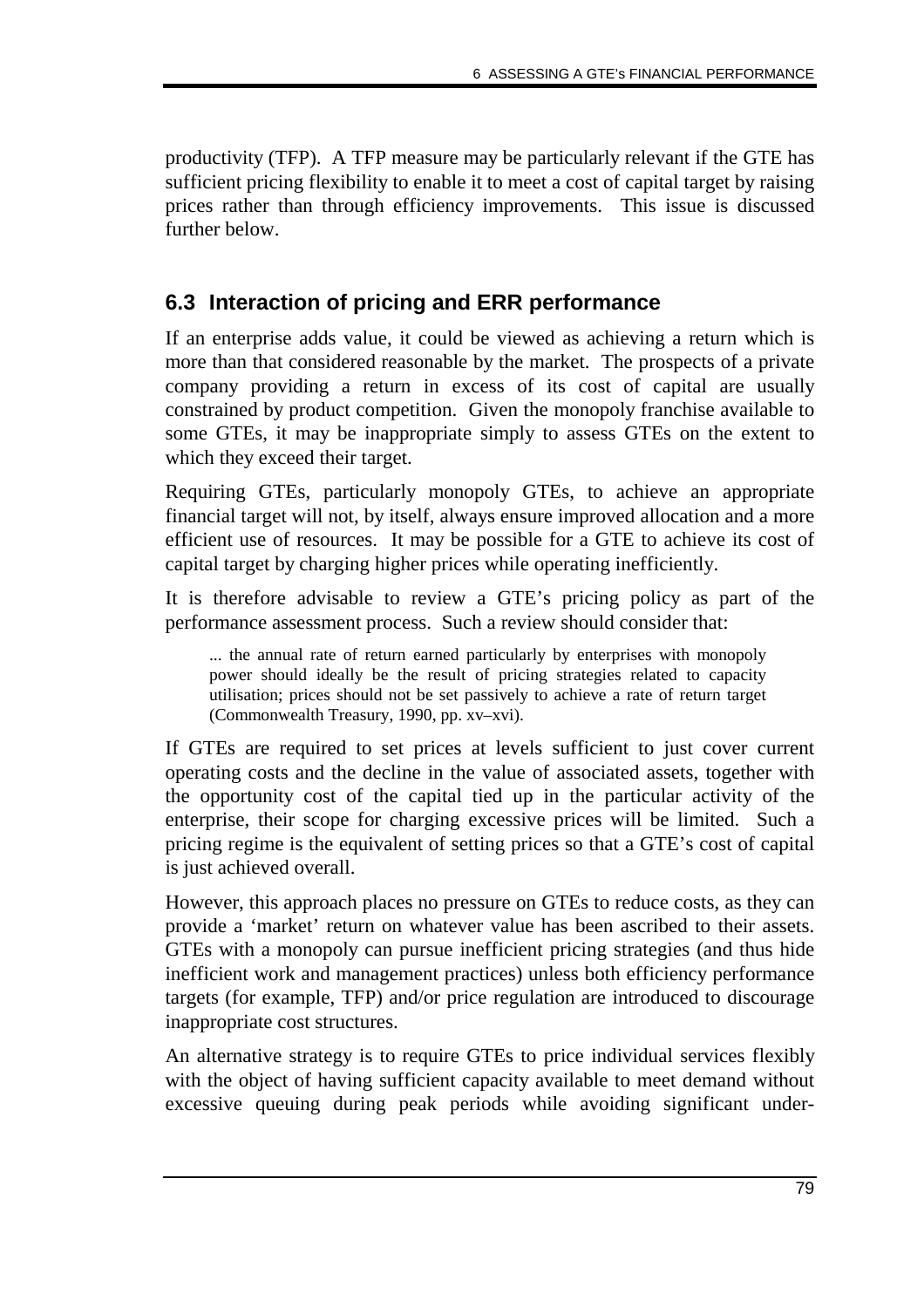productivity (TFP). A TFP measure may be particularly relevant if the GTE has sufficient pricing flexibility to enable it to meet a cost of capital target by raising prices rather than through efficiency improvements. This issue is discussed further below.

## 6.3 Interaction of pricing and ERR performance

If an enterprise adds value, it could be viewed as achieving a return which is more than that considered reasonable by the market. The prospects of a private company providing a return in excess of its cost of capital are usually constrained by product competition. Given the monopoly franchise available to some GTEs, it may be inappropriate simply to assess GTEs on the extent to which they exceed their target.

Requiring GTEs, particularly monopoly GTEs, to achieve an appropriate financial target will not, by itself, always ensure improved allocation and a more efficient use of resources. It may be possible for a GTE to achieve its cost of capital target by charging higher prices while operating inefficiently.

It is therefore advisable to review a GTE's pricing policy as part of the performance assessment process. Such a review should consider that:

> ... the annual rate of return earned particularly by enterprises with monopoly power should ideally be the result of pricing strategies related to capacity utilisation; prices should not be set passively to achieve a rate of return target (Commonwealth Treasury, 1990, pp. xv–xvi).

If GTEs are required to set prices at levels sufficient to just cover current operating costs and the decline in the value of associated assets, together with the opportunity cost of the capital tied up in the particular activity of the enterprise, their scope for charging excessive prices will be limited. Such a pricing regime is the equivalent of setting prices so that a GTE's cost of capital is just achieved overall.

However, this approach places no pressure on GTEs to reduce costs, as they can provide a 'market' return on whatever value has been ascribed to their assets. GTEs with a monopoly can pursue inefficient pricing strategies (and thus hide inefficient work and management practices) unless both efficiency performance targets (for example, TFP) and/or price regulation are introduced to discourage inappropriate cost structures.

An alternative strategy is to require GTEs to price individual services flexibly with the object of having sufficient capacity available to meet demand without excessive queuing during peak periods while avoiding significant under-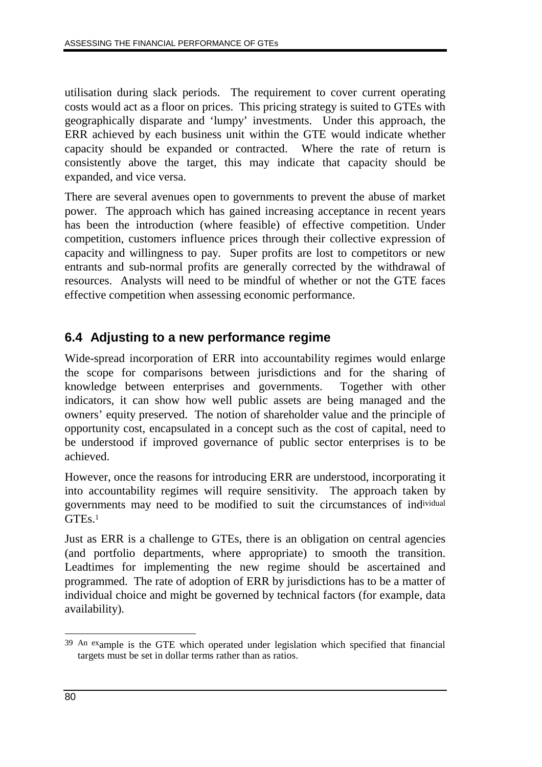utilisation during slack periods. The requirement to cover current operating costs would act as a floor on prices. This pricing strategy is suited to GTEs with geographically disparate and 'lumpy' investments. Under this approach, the ERR achieved by each business unit within the GTE would indicate whether capacity should be expanded or contracted. Where the rate of return is consistently above the target, this may indicate that capacity should be expanded, and vice versa.

There are several avenues open to governments to prevent the abuse of market power. The approach which has gained increasing acceptance in recent years has been the introduction (where feasible) of effective competition. Under competition, customers influence prices through their collective expression of capacity and willingness to pay. Super profits are lost to competitors or new entrants and sub-normal profits are generally corrected by the withdrawal of resources. Analysts will need to be mindful of whether or not the GTE faces effective competition when assessing economic performance.

## 6.4 Adjusting to a new performance regime

Wide-spread incorporation of ERR into accountability regimes would enlarge the scope for comparisons between jurisdictions and for the sharing of knowledge between enterprises and governments. Together with other indicators, it can show how well public assets are being managed and the owners' equity preserved. The notion of shareholder value and the principle of opportunity cost, encapsulated in a concept such as the cost of capital, need to be understood if improved governance of public sector enterprises is to be achieved.

However, once the reasons for introducing ERR are understood, incorporating it into accountability regimes will require sensitivity. The approach taken by governments may need to be modified to suit the circumstances of individual GTEs.[1]

Just as ERR is a challenge to GTEs, there is an obligation on central agencies (and portfolio departments, where appropriate) to smooth the transition. Leadtimes for implementing the new regime should be ascertained and programmed. The rate of adoption of ERR by jurisdictions has to be a matter of individual choice and might be governed by technical factors (for example, data availability).

---

39 An example is the GTE which operated under legislation which specified that financial targets must be set in dollar terms rather than as ratios.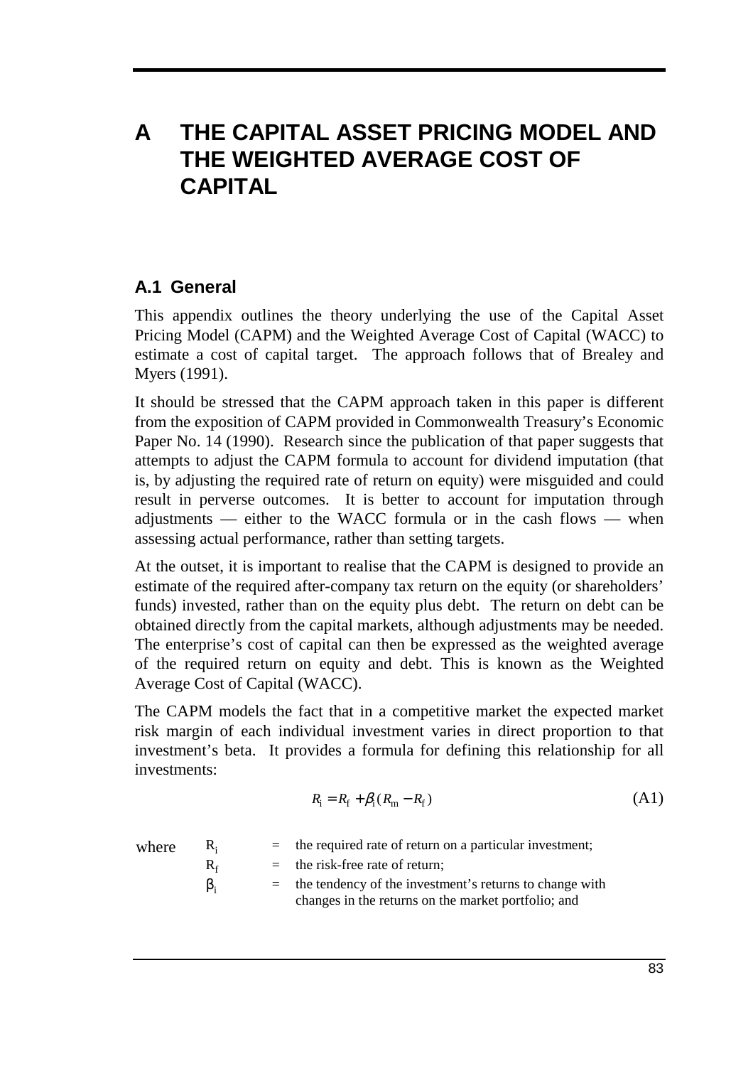#  A THE CAPITAL ASSET PRICING MODEL AND THE WEIGHTED AVERAGE COST OF CAPITAL

## A.1 General

This appendix outlines the theory underlying the use of the Capital Asset Pricing Model (CAPM) and the Weighted Average Cost of Capital (WACC) to estimate a cost of capital target. The approach follows that of Brealey and Myers (1991).

It should be stressed that the CAPM approach taken in this paper is different from the exposition of CAPM provided in Commonwealth Treasury's Economic Paper No. 14 (1990). Research since the publication of that paper suggests that attempts to adjust the CAPM formula to account for dividend imputation (that is, by adjusting the required rate of return on equity) were misguided and could result in perverse outcomes. It is better to account for imputation through adjustments — either to the WACC formula or in the cash flows — when assessing actual performance, rather than setting targets.

At the outset, it is important to realise that the CAPM is designed to provide an estimate of the required after-company tax return on the equity (or shareholders' funds) invested, rather than on the equity plus debt. The return on debt can be obtained directly from the capital markets, although adjustments may be needed. The enterprise's cost of capital can then be expressed as the weighted average of the required return on equity and debt. This is known as the Weighted Average Cost of Capital (WACC).

The CAPM models the fact that in a competitive market the expected market risk margin of each individual investment varies in direct proportion to that investment's beta. It provides a formula for defining this relationship for all investments:

$$R_i = R_f + \beta_i (R_m - R_f) \tag{A1}$$

where

$R_i$ = the required rate of return on a particular investment;

$R_f$ = the risk-free rate of return;

$\beta_i$ = the tendency of the investment's returns to change with changes in the returns on the market portfolio; and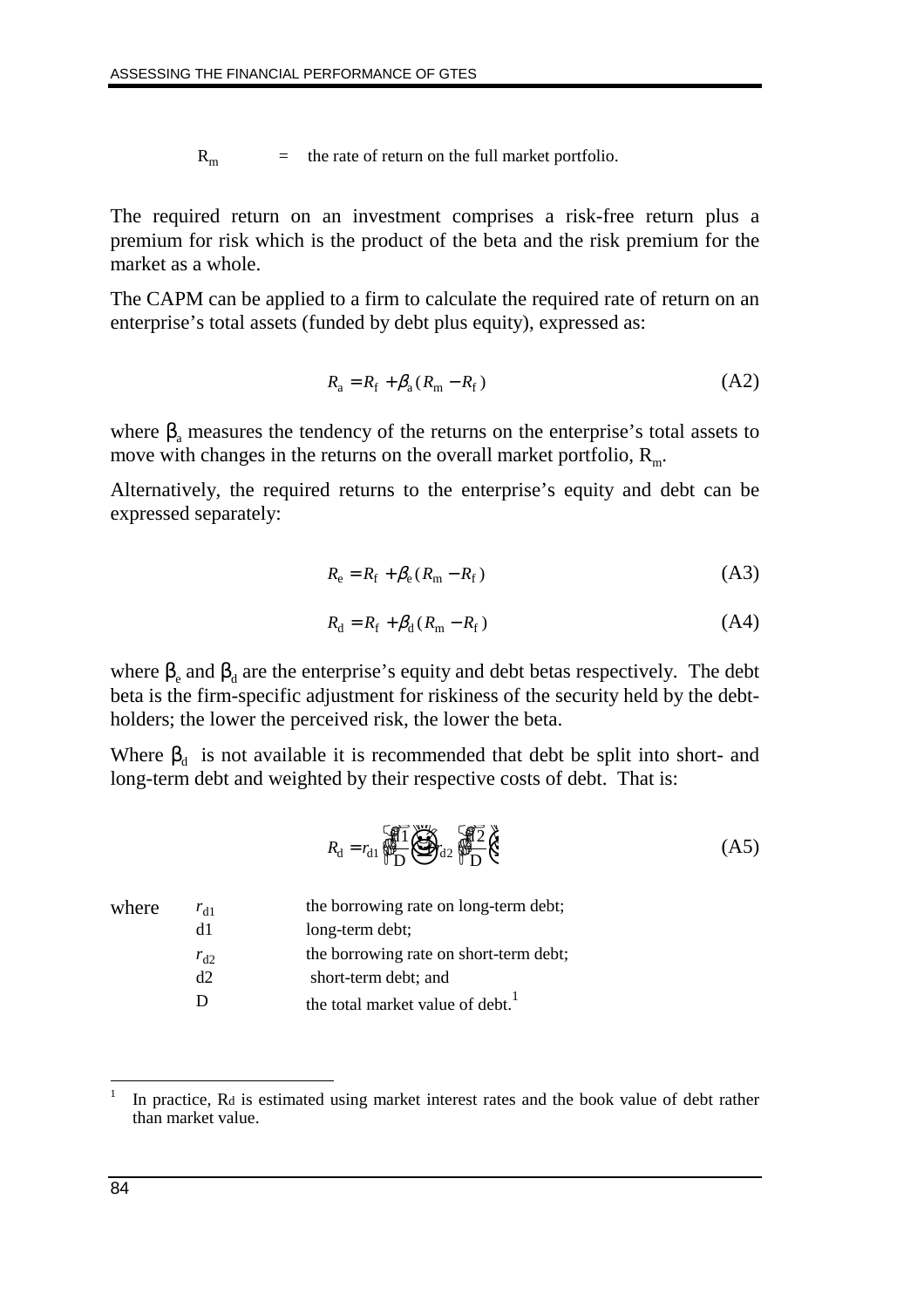$R_m$ = the rate of return on the full market portfolio.

The required return on an investment comprises a risk-free return plus a premium for risk which is the product of the beta and the risk premium for the market as a whole.

The CAPM can be applied to a firm to calculate the required rate of return on an enterprise's total assets (funded by debt plus equity), expressed as:

$$R_a = R_f + \beta_a (R_m - R_f) \tag{A2}$$

where $\beta_a$ measures the tendency of the returns on the enterprise's total assets to move with changes in the returns on the overall market portfolio, $R_m$.

Alternatively, the required returns to the enterprise's equity and debt can be expressed separately:

$$R_e = R_f + \beta_e (R_m - R_f) \tag{A3}$$

$$R_d = R_f + \beta_d (R_m - R_f) \tag{A4}$$

where $\beta_e$ and $\beta_d$ are the enterprise's equity and debt betas respectively. The debt beta is the firm-specific adjustment for riskiness of the security held by the debt-holders; the lower the perceived risk, the lower the beta.

Where $\beta_d$ is not available it is recommended that debt be split into short- and long-term debt and weighted by their respective costs of debt. That is:

$$R_d = r_{d1}\left(\frac{d1}{D}\right) + r_{d2}\left(\frac{d2}{D}\right) \tag{A5}$$

where
- $r_{d1}$ the borrowing rate on long-term debt;
- d1 long-term debt;
- $r_{d2}$ the borrowing rate on short-term debt;
- d2 short-term debt; and
- D the total market value of debt.[1]

[1] In practice, Rd is estimated using market interest rates and the book value of debt rather than market value.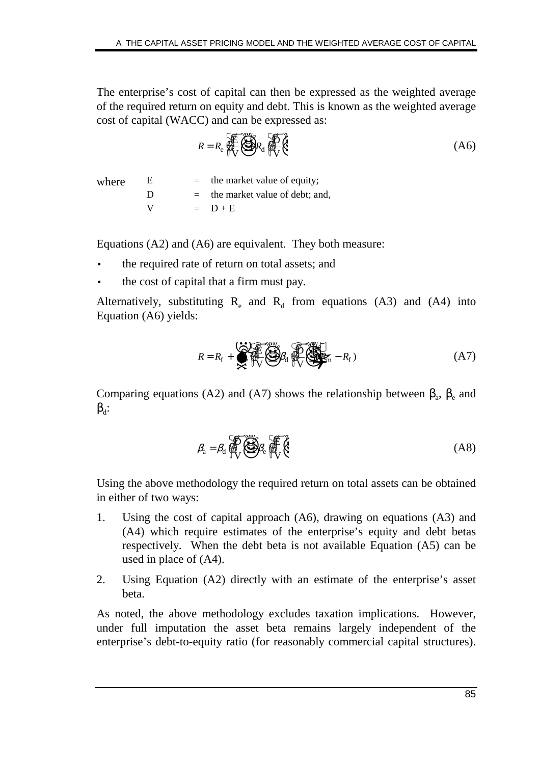The enterprise's cost of capital can then be expressed as the weighted average of the required return on equity and debt. This is known as the weighted average cost of capital (WACC) and can be expressed as:

$$R = R_e \left(\frac{E}{V}\right) + R_d \left(\frac{D}{V}\right) \tag{A6}$$

where

| | | |
|---|---|---|
| E | = | the market value of equity; |
| D | = | the market value of debt; and, |
| V | = | D + E |

Equations (A2) and (A6) are equivalent. They both measure:

- the required rate of return on total assets; and
- the cost of capital that a firm must pay.

Alternatively, substituting $R_e$ and $R_d$ from equations (A3) and (A4) into Equation (A6) yields:

$$R = R_f + \left[\beta_e \left(\frac{E}{V}\right) + \beta_d \left(\frac{D}{V}\right)\right](R_m - R_f) \tag{A7}$$

Comparing equations (A2) and (A7) shows the relationship between $\beta_a$, $\beta_e$ and $\beta_d$:

$$\beta_a = \beta_d \left(\frac{D}{V}\right) + \beta_e \left(\frac{E}{V}\right) \tag{A8}$$

Using the above methodology the required return on total assets can be obtained in either of two ways:

1. Using the cost of capital approach (A6), drawing on equations (A3) and (A4) which require estimates of the enterprise's equity and debt betas respectively. When the debt beta is not available Equation (A5) can be used in place of (A4).
2. Using Equation (A2) directly with an estimate of the enterprise's asset beta.

As noted, the above methodology excludes taxation implications. However, under full imputation the asset beta remains largely independent of the enterprise's debt-to-equity ratio (for reasonably commercial capital structures).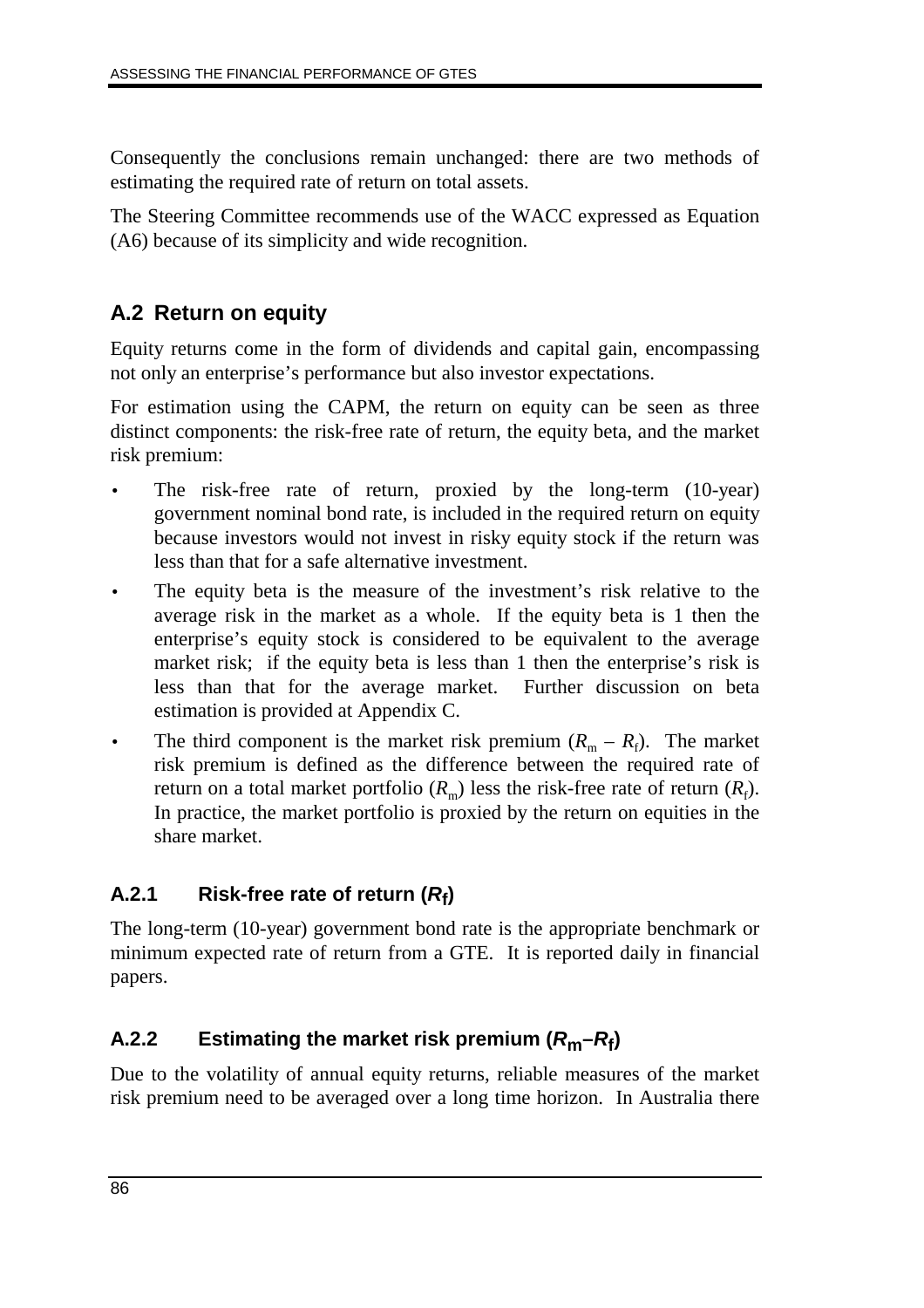Consequently the conclusions remain unchanged: there are two methods of estimating the required rate of return on total assets.

The Steering Committee recommends use of the WACC expressed as Equation (A6) because of its simplicity and wide recognition.

## A.2 Return on equity

Equity returns come in the form of dividends and capital gain, encompassing not only an enterprise's performance but also investor expectations.

For estimation using the CAPM, the return on equity can be seen as three distinct components: the risk-free rate of return, the equity beta, and the market risk premium:

- The risk-free rate of return, proxied by the long-term (10-year) government nominal bond rate, is included in the required return on equity because investors would not invest in risky equity stock if the return was less than that for a safe alternative investment.
- The equity beta is the measure of the investment's risk relative to the average risk in the market as a whole. If the equity beta is 1 then the enterprise's equity stock is considered to be equivalent to the average market risk; if the equity beta is less than 1 then the enterprise's risk is less than that for the average market. Further discussion on beta estimation is provided at Appendix C.
- The third component is the market risk premium ($R_m - R_f$). The market risk premium is defined as the difference between the required rate of return on a total market portfolio ($R_m$) less the risk-free rate of return ($R_f$). In practice, the market portfolio is proxied by the return on equities in the share market.

### A.2.1 Risk-free rate of return ($R_f$)

The long-term (10-year) government bond rate is the appropriate benchmark or minimum expected rate of return from a GTE. It is reported daily in financial papers.

### A.2.2 Estimating the market risk premium ($R_m - R_f$)

Due to the volatility of annual equity returns, reliable measures of the market risk premium need to be averaged over a long time horizon. In Australia there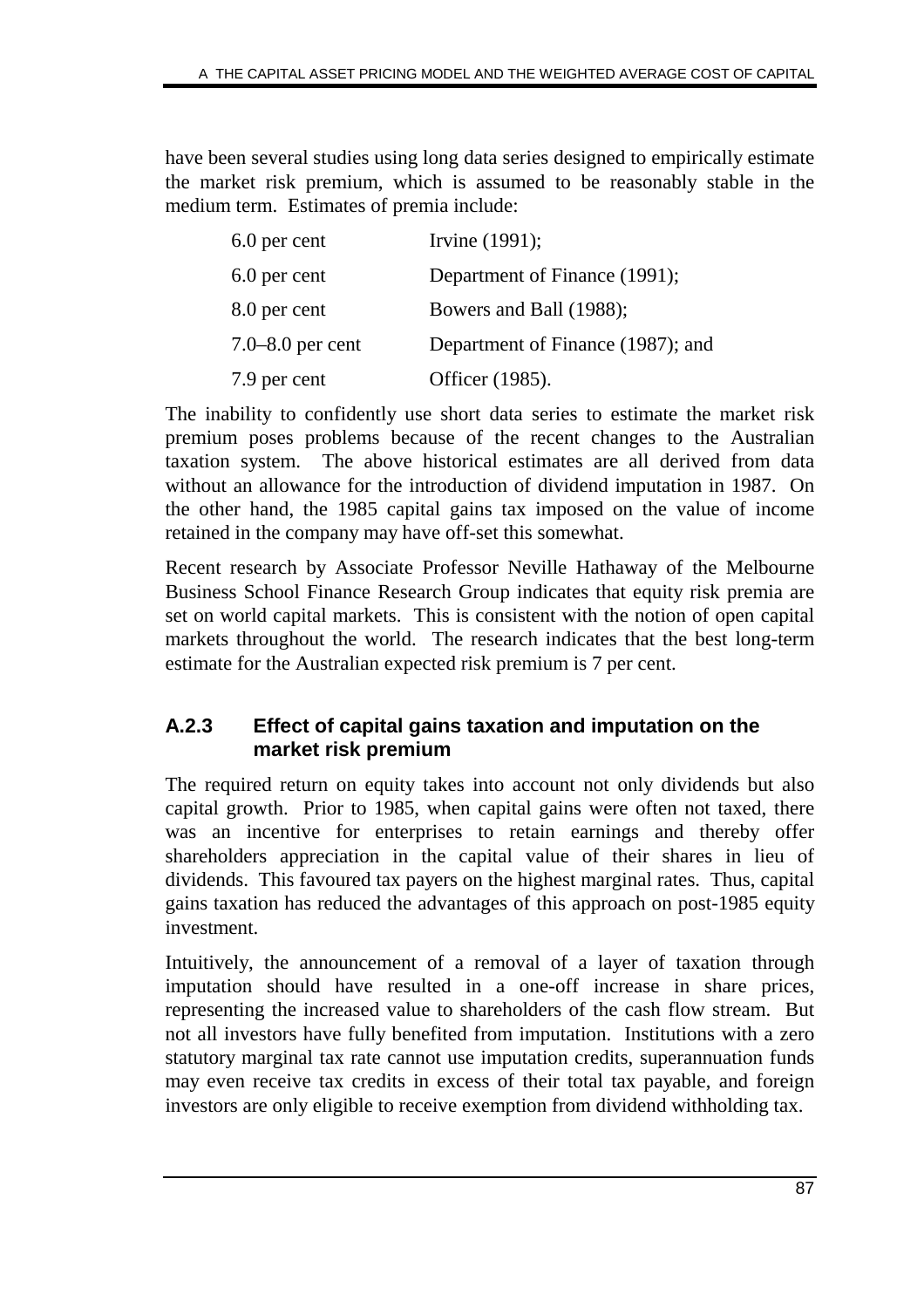have been several studies using long data series designed to empirically estimate the market risk premium, which is assumed to be reasonably stable in the medium term. Estimates of premia include:

| | |
|---|---|
| 6.0 per cent | Irvine (1991); |
| 6.0 per cent | Department of Finance (1991); |
| 8.0 per cent | Bowers and Ball (1988); |
| 7.0–8.0 per cent | Department of Finance (1987); and |
| 7.9 per cent | Officer (1985). |

The inability to confidently use short data series to estimate the market risk premium poses problems because of the recent changes to the Australian taxation system. The above historical estimates are all derived from data without an allowance for the introduction of dividend imputation in 1987. On the other hand, the 1985 capital gains tax imposed on the value of income retained in the company may have off-set this somewhat.

Recent research by Associate Professor Neville Hathaway of the Melbourne Business School Finance Research Group indicates that equity risk premia are set on world capital markets. This is consistent with the notion of open capital markets throughout the world. The research indicates that the best long-term estimate for the Australian expected risk premium is 7 per cent.

### A.2.3 Effect of capital gains taxation and imputation on the market risk premium

The required return on equity takes into account not only dividends but also capital growth. Prior to 1985, when capital gains were often not taxed, there was an incentive for enterprises to retain earnings and thereby offer shareholders appreciation in the capital value of their shares in lieu of dividends. This favoured tax payers on the highest marginal rates. Thus, capital gains taxation has reduced the advantages of this approach on post-1985 equity investment.

Intuitively, the announcement of a removal of a layer of taxation through imputation should have resulted in a one-off increase in share prices, representing the increased value to shareholders of the cash flow stream. But not all investors have fully benefited from imputation. Institutions with a zero statutory marginal tax rate cannot use imputation credits, superannuation funds may even receive tax credits in excess of their total tax payable, and foreign investors are only eligible to receive exemption from dividend withholding tax.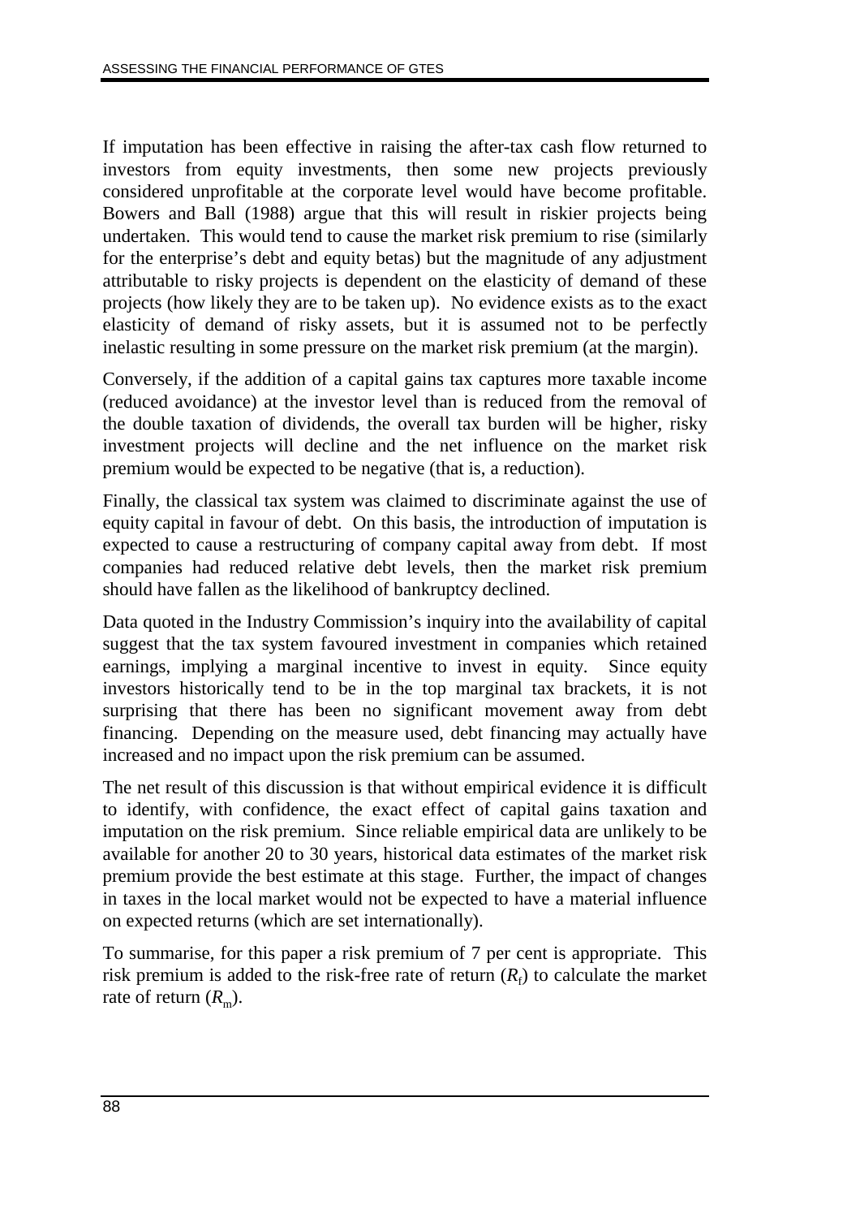If imputation has been effective in raising the after-tax cash flow returned to investors from equity investments, then some new projects previously considered unprofitable at the corporate level would have become profitable. Bowers and Ball (1988) argue that this will result in riskier projects being undertaken. This would tend to cause the market risk premium to rise (similarly for the enterprise's debt and equity betas) but the magnitude of any adjustment attributable to risky projects is dependent on the elasticity of demand of these projects (how likely they are to be taken up). No evidence exists as to the exact elasticity of demand of risky assets, but it is assumed not to be perfectly inelastic resulting in some pressure on the market risk premium (at the margin).

Conversely, if the addition of a capital gains tax captures more taxable income (reduced avoidance) at the investor level than is reduced from the removal of the double taxation of dividends, the overall tax burden will be higher, risky investment projects will decline and the net influence on the market risk premium would be expected to be negative (that is, a reduction).

Finally, the classical tax system was claimed to discriminate against the use of equity capital in favour of debt. On this basis, the introduction of imputation is expected to cause a restructuring of company capital away from debt. If most companies had reduced relative debt levels, then the market risk premium should have fallen as the likelihood of bankruptcy declined.

Data quoted in the Industry Commission's inquiry into the availability of capital suggest that the tax system favoured investment in companies which retained earnings, implying a marginal incentive to invest in equity. Since equity investors historically tend to be in the top marginal tax brackets, it is not surprising that there has been no significant movement away from debt financing. Depending on the measure used, debt financing may actually have increased and no impact upon the risk premium can be assumed.

The net result of this discussion is that without empirical evidence it is difficult to identify, with confidence, the exact effect of capital gains taxation and imputation on the risk premium. Since reliable empirical data are unlikely to be available for another 20 to 30 years, historical data estimates of the market risk premium provide the best estimate at this stage. Further, the impact of changes in taxes in the local market would not be expected to have a material influence on expected returns (which are set internationally).

To summarise, for this paper a risk premium of 7 per cent is appropriate. This risk premium is added to the risk-free rate of return ($R_f$) to calculate the market rate of return ($R_m$).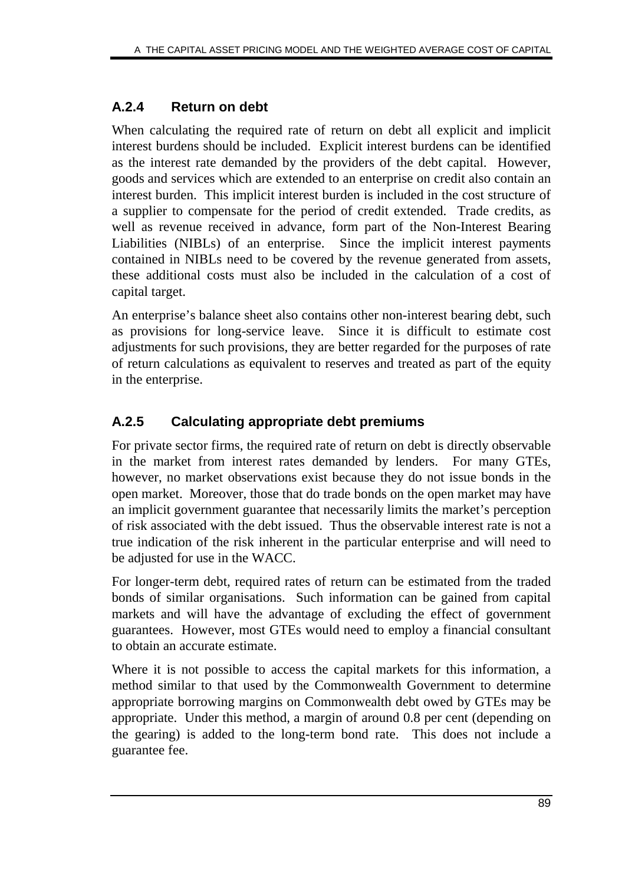### A.2.4 Return on debt

When calculating the required rate of return on debt all explicit and implicit interest burdens should be included. Explicit interest burdens can be identified as the interest rate demanded by the providers of the debt capital. However, goods and services which are extended to an enterprise on credit also contain an interest burden. This implicit interest burden is included in the cost structure of a supplier to compensate for the period of credit extended. Trade credits, as well as revenue received in advance, form part of the Non-Interest Bearing Liabilities (NIBLs) of an enterprise. Since the implicit interest payments contained in NIBLs need to be covered by the revenue generated from assets, these additional costs must also be included in the calculation of a cost of capital target.

An enterprise's balance sheet also contains other non-interest bearing debt, such as provisions for long-service leave. Since it is difficult to estimate cost adjustments for such provisions, they are better regarded for the purposes of rate of return calculations as equivalent to reserves and treated as part of the equity in the enterprise.

### A.2.5 Calculating appropriate debt premiums

For private sector firms, the required rate of return on debt is directly observable in the market from interest rates demanded by lenders. For many GTEs, however, no market observations exist because they do not issue bonds in the open market. Moreover, those that do trade bonds on the open market may have an implicit government guarantee that necessarily limits the market's perception of risk associated with the debt issued. Thus the observable interest rate is not a true indication of the risk inherent in the particular enterprise and will need to be adjusted for use in the WACC.

For longer-term debt, required rates of return can be estimated from the traded bonds of similar organisations. Such information can be gained from capital markets and will have the advantage of excluding the effect of government guarantees. However, most GTEs would need to employ a financial consultant to obtain an accurate estimate.

Where it is not possible to access the capital markets for this information, a method similar to that used by the Commonwealth Government to determine appropriate borrowing margins on Commonwealth debt owed by GTEs may be appropriate. Under this method, a margin of around 0.8 per cent (depending on the gearing) is added to the long-term bond rate. This does not include a guarantee fee.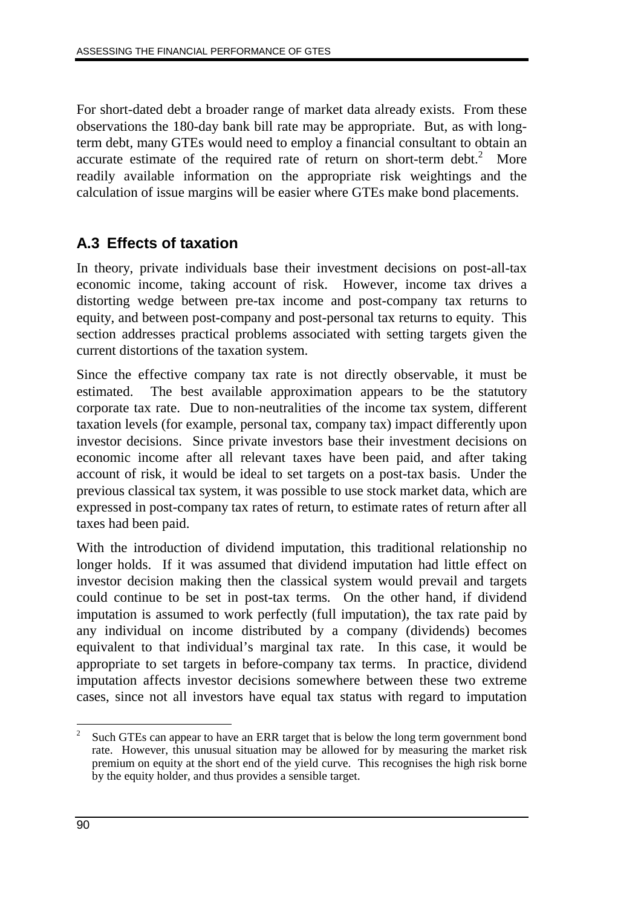For short-dated debt a broader range of market data already exists. From these observations the 180-day bank bill rate may be appropriate. But, as with long-term debt, many GTEs would need to employ a financial consultant to obtain an accurate estimate of the required rate of return on short-term debt.[2] More readily available information on the appropriate risk weightings and the calculation of issue margins will be easier where GTEs make bond placements.

## A.3 Effects of taxation

In theory, private individuals base their investment decisions on post-all-tax economic income, taking account of risk. However, income tax drives a distorting wedge between pre-tax income and post-company tax returns to equity, and between post-company and post-personal tax returns to equity. This section addresses practical problems associated with setting targets given the current distortions of the taxation system.

Since the effective company tax rate is not directly observable, it must be estimated. The best available approximation appears to be the statutory corporate tax rate. Due to non-neutralities of the income tax system, different taxation levels (for example, personal tax, company tax) impact differently upon investor decisions. Since private investors base their investment decisions on economic income after all relevant taxes have been paid, and after taking account of risk, it would be ideal to set targets on a post-tax basis. Under the previous classical tax system, it was possible to use stock market data, which are expressed in post-company tax rates of return, to estimate rates of return after all taxes had been paid.

With the introduction of dividend imputation, this traditional relationship no longer holds. If it was assumed that dividend imputation had little effect on investor decision making then the classical system would prevail and targets could continue to be set in post-tax terms. On the other hand, if dividend imputation is assumed to work perfectly (full imputation), the tax rate paid by any individual on income distributed by a company (dividends) becomes equivalent to that individual's marginal tax rate. In this case, it would be appropriate to set targets in before-company tax terms. In practice, dividend imputation affects investor decisions somewhere between these two extreme cases, since not all investors have equal tax status with regard to imputation

---

[2] Such GTEs can appear to have an ERR target that is below the long term government bond rate. However, this unusual situation may be allowed for by measuring the market risk premium on equity at the short end of the yield curve. This recognises the high risk borne by the equity holder, and thus provides a sensible target.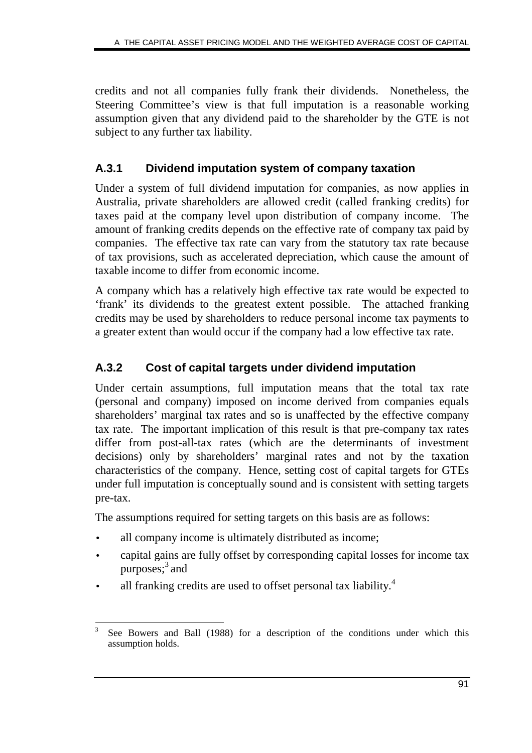credits and not all companies fully frank their dividends. Nonetheless, the Steering Committee's view is that full imputation is a reasonable working assumption given that any dividend paid to the shareholder by the GTE is not subject to any further tax liability.

### A.3.1 Dividend imputation system of company taxation

Under a system of full dividend imputation for companies, as now applies in Australia, private shareholders are allowed credit (called franking credits) for taxes paid at the company level upon distribution of company income. The amount of franking credits depends on the effective rate of company tax paid by companies. The effective tax rate can vary from the statutory tax rate because of tax provisions, such as accelerated depreciation, which cause the amount of taxable income to differ from economic income.

A company which has a relatively high effective tax rate would be expected to 'frank' its dividends to the greatest extent possible. The attached franking credits may be used by shareholders to reduce personal income tax payments to a greater extent than would occur if the company had a low effective tax rate.

### A.3.2 Cost of capital targets under dividend imputation

Under certain assumptions, full imputation means that the total tax rate (personal and company) imposed on income derived from companies equals shareholders' marginal tax rates and so is unaffected by the effective company tax rate. The important implication of this result is that pre-company tax rates differ from post-all-tax rates (which are the determinants of investment decisions) only by shareholders' marginal rates and not by the taxation characteristics of the company. Hence, setting cost of capital targets for GTEs under full imputation is conceptually sound and is consistent with setting targets pre-tax.

The assumptions required for setting targets on this basis are as follows:

- all company income is ultimately distributed as income;
- capital gains are fully offset by corresponding capital losses for income tax purposes;[3] and
- all franking credits are used to offset personal tax liability.[4]

---

[3] See Bowers and Ball (1988) for a description of the conditions under which this assumption holds.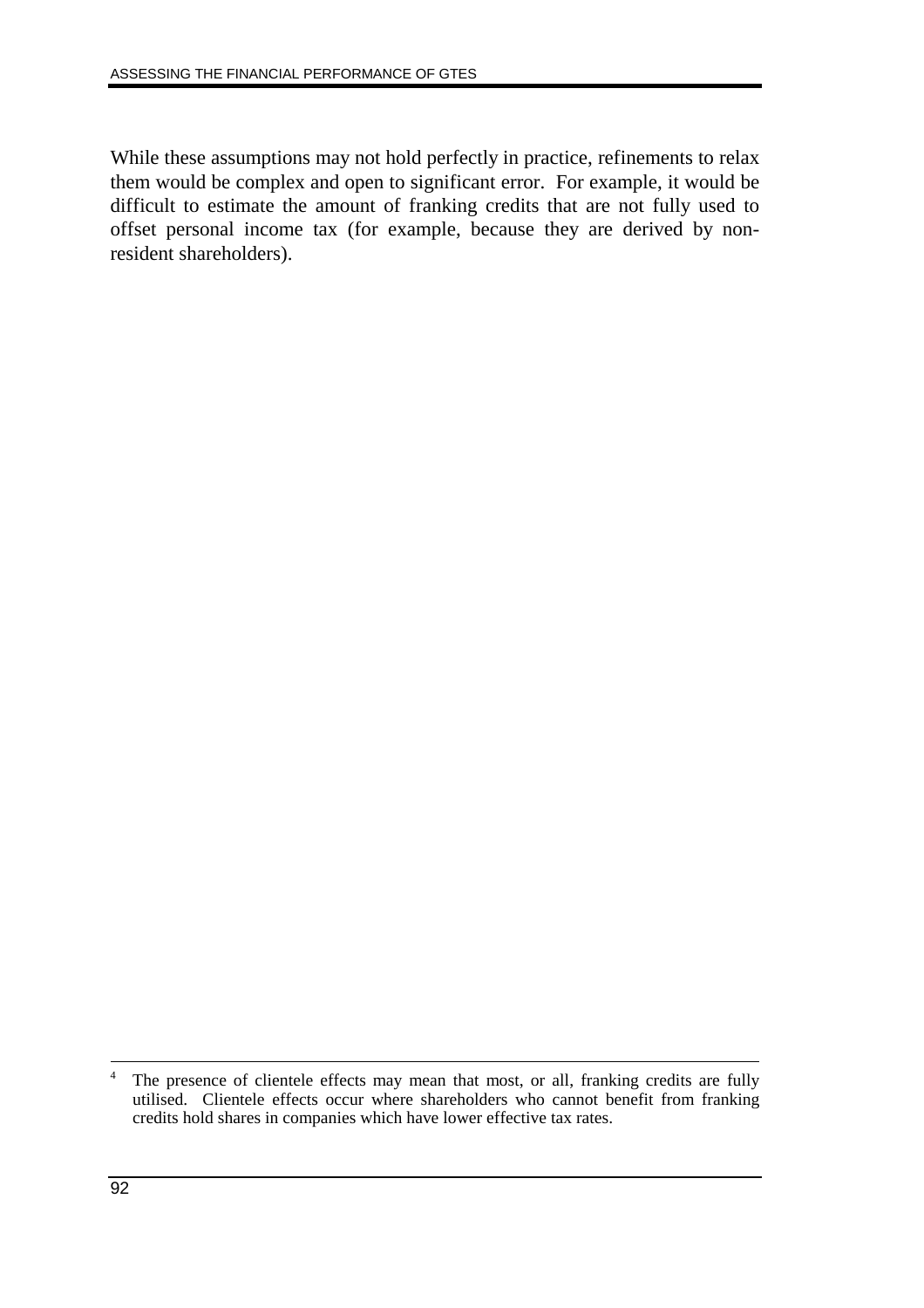While these assumptions may not hold perfectly in practice, refinements to relax them would be complex and open to significant error. For example, it would be difficult to estimate the amount of franking credits that are not fully used to offset personal income tax (for example, because they are derived by non-resident shareholders).

---

[4] The presence of clientele effects may mean that most, or all, franking credits are fully utilised. Clientele effects occur where shareholders who cannot benefit from franking credits hold shares in companies which have lower effective tax rates.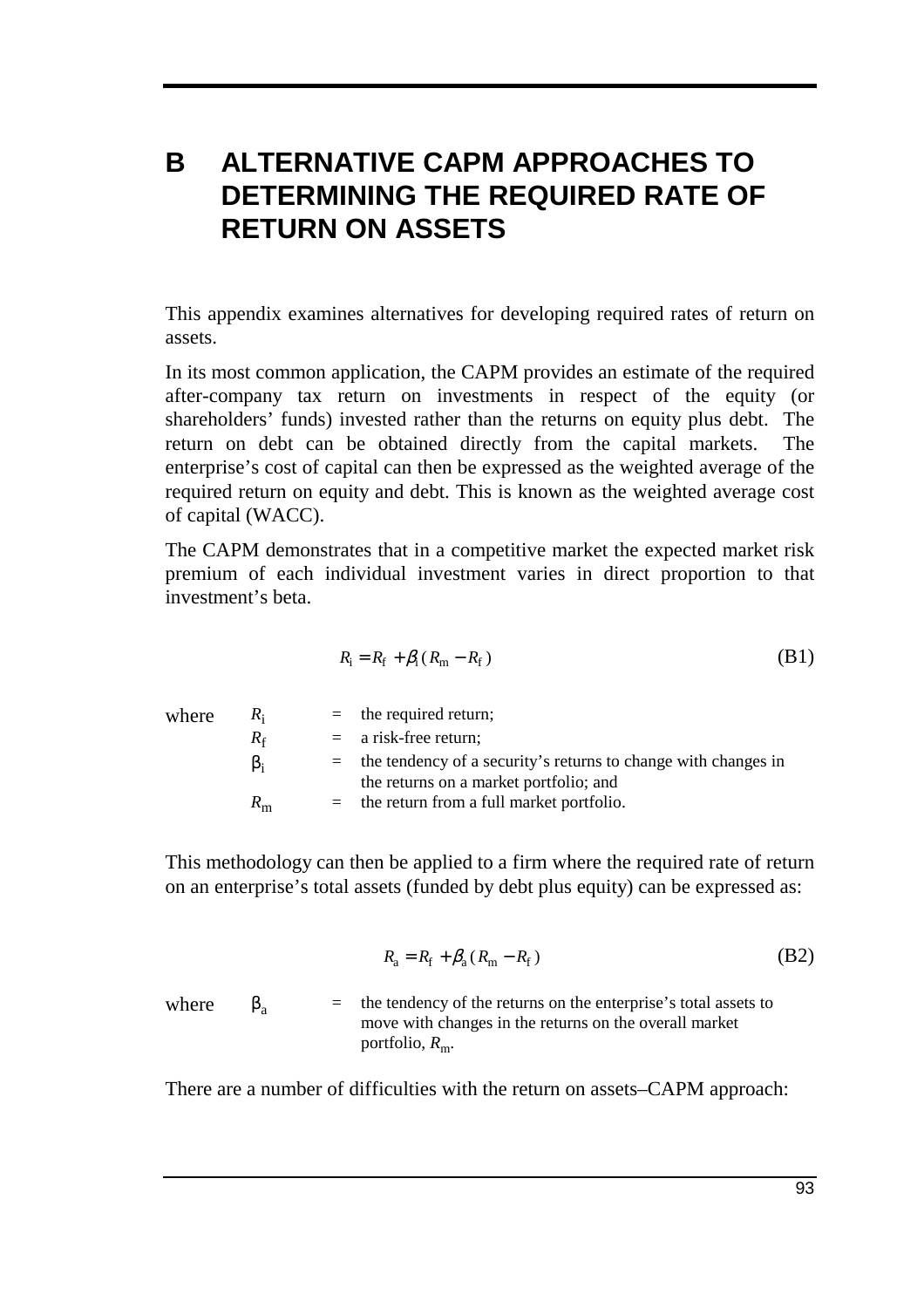# B ALTERNATIVE CAPM APPROACHES TO DETERMINING THE REQUIRED RATE OF RETURN ON ASSETS

This appendix examines alternatives for developing required rates of return on assets.

In its most common application, the CAPM provides an estimate of the required after-company tax return on investments in respect of the equity (or shareholders' funds) invested rather than the returns on equity plus debt. The return on debt can be obtained directly from the capital markets. The enterprise's cost of capital can then be expressed as the weighted average of the required return on equity and debt. This is known as the weighted average cost of capital (WACC).

The CAPM demonstrates that in a competitive market the expected market risk premium of each individual investment varies in direct proportion to that investment's beta.

$$R_i = R_f + \beta_i (R_m - R_f) \tag{B1}$$

where
- $R_i$ = the required return;
- $R_f$ = a risk-free return;
- $\beta_i$ = the tendency of a security's returns to change with changes in the returns on a market portfolio; and
- $R_m$ = the return from a full market portfolio.

This methodology can then be applied to a firm where the required rate of return on an enterprise's total assets (funded by debt plus equity) can be expressed as:

$$R_a = R_f + \beta_a (R_m - R_f) \tag{B2}$$

where
- $\beta_a$ = the tendency of the returns on the enterprise's total assets to move with changes in the returns on the overall market portfolio, $R_m$.

There are a number of difficulties with the return on assets–CAPM approach: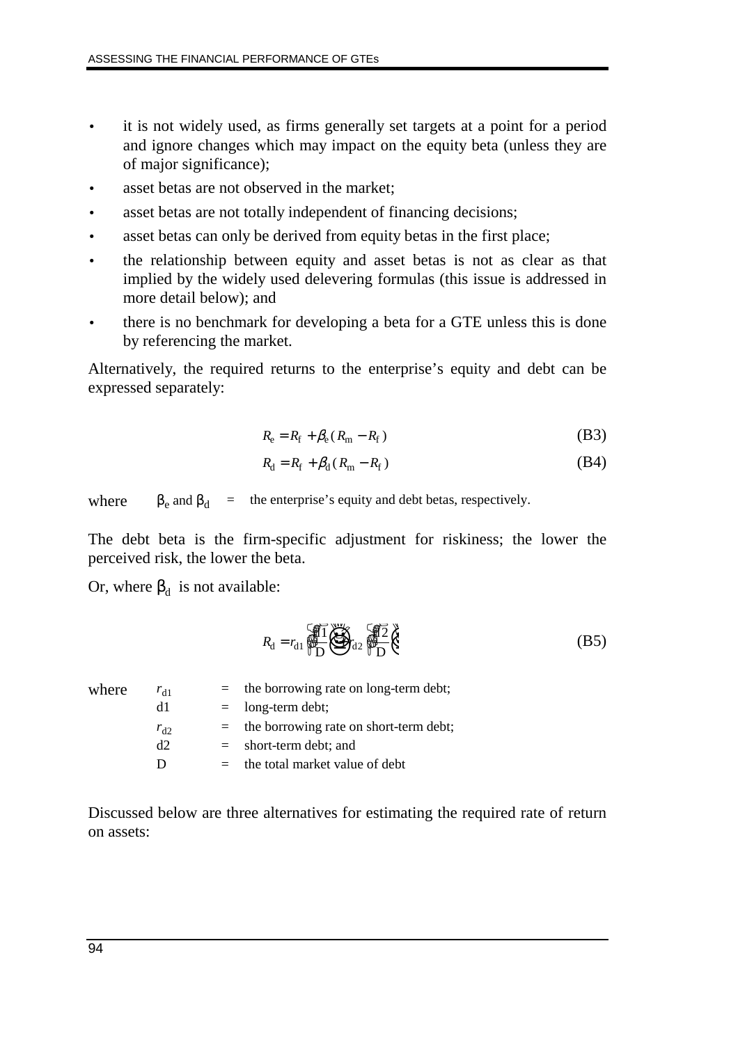- it is not widely used, as firms generally set targets at a point for a period and ignore changes which may impact on the equity beta (unless they are of major significance);
- asset betas are not observed in the market;
- asset betas are not totally independent of financing decisions;
- asset betas can only be derived from equity betas in the first place;
- the relationship between equity and asset betas is not as clear as that implied by the widely used delevering formulas (this issue is addressed in more detail below); and
- there is no benchmark for developing a beta for a GTE unless this is done by referencing the market.

Alternatively, the required returns to the enterprise's equity and debt can be expressed separately:

$$R_e = R_f + \beta_e (R_m - R_f) \tag{B3}$$

$$R_d = R_f + \beta_d (R_m - R_f) \tag{B4}$$

where $\beta_e$ and $\beta_d$ = the enterprise's equity and debt betas, respectively.

The debt beta is the firm-specific adjustment for riskiness; the lower the perceived risk, the lower the beta.

Or, where $\beta_d$ is not available:

$$R_d = r_{d1} \left( \frac{d1}{D} \right) + r_{d2} \left( \frac{d2}{D} \right) \tag{B5}$$

where

| | | |
|---|---|---|
| $r_{d1}$ | = | the borrowing rate on long-term debt; |
| d1 | = | long-term debt; |
| $r_{d2}$ | = | the borrowing rate on short-term debt; |
| d2 | = | short-term debt; and |
| D | = | the total market value of debt |

Discussed below are three alternatives for estimating the required rate of return on assets: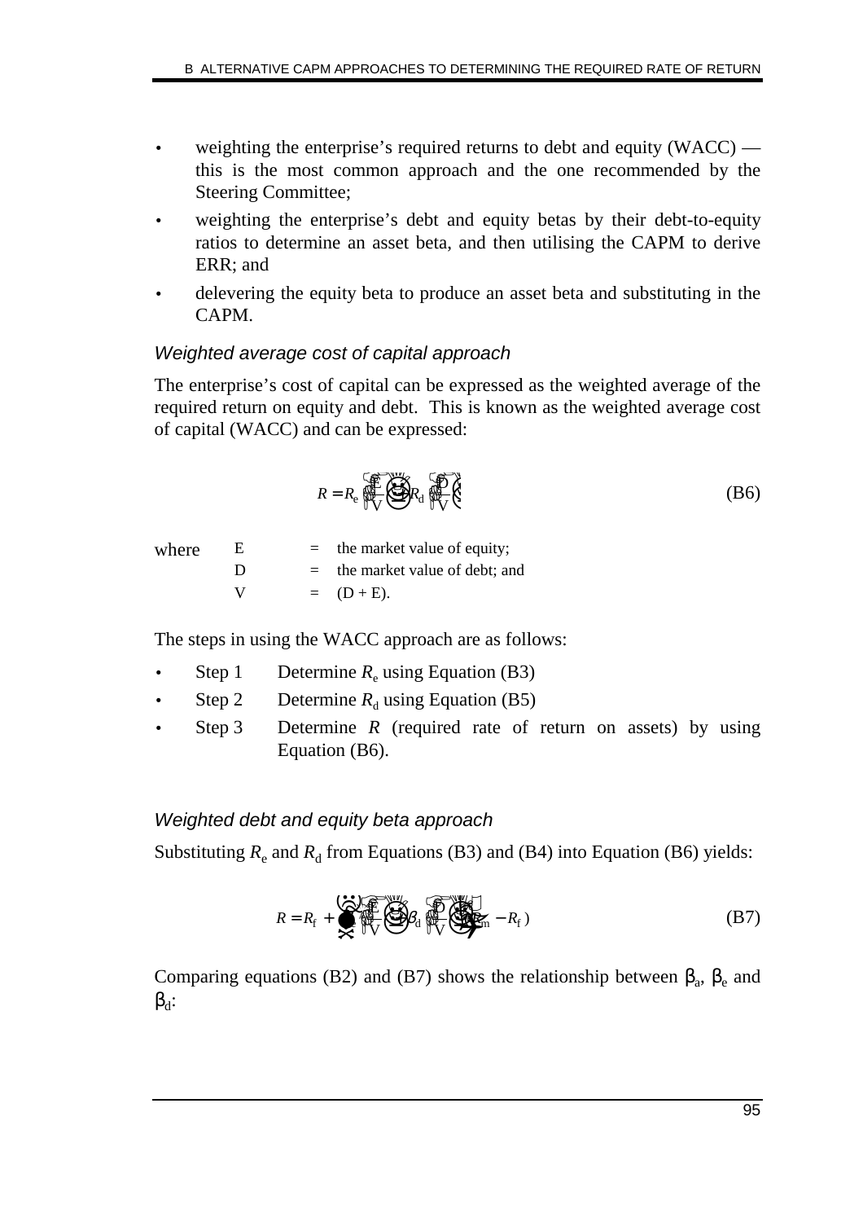- weighting the enterprise's required returns to debt and equity (WACC) — this is the most common approach and the one recommended by the Steering Committee;
- weighting the enterprise's debt and equity betas by their debt-to-equity ratios to determine an asset beta, and then utilising the CAPM to derive ERR; and
- delevering the equity beta to produce an asset beta and substituting in the CAPM.

### *Weighted average cost of capital approach*

The enterprise's cost of capital can be expressed as the weighted average of the required return on equity and debt. This is known as the weighted average cost of capital (WACC) and can be expressed:

$$R = R_e \left(\frac{E}{V}\right) + R_d \left(\frac{D}{V}\right) \tag{B6}$$

where
E = the market value of equity;
D = the market value of debt; and
V = (D + E).

The steps in using the WACC approach are as follows:

- Step 1 Determine $R_e$ using Equation (B3)
- Step 2 Determine $R_d$ using Equation (B5)
- Step 3 Determine $R$ (required rate of return on assets) by using Equation (B6).

### *Weighted debt and equity beta approach*

Substituting $R_e$ and $R_d$ from Equations (B3) and (B4) into Equation (B6) yields:

$$R = R_f + \left[\beta_e \left(\frac{E}{V}\right) + \beta_d \left(\frac{D}{V}\right)\right](R_m - R_f) \tag{B7}$$

Comparing equations (B2) and (B7) shows the relationship between $\beta_a$, $\beta_e$ and $\beta_d$: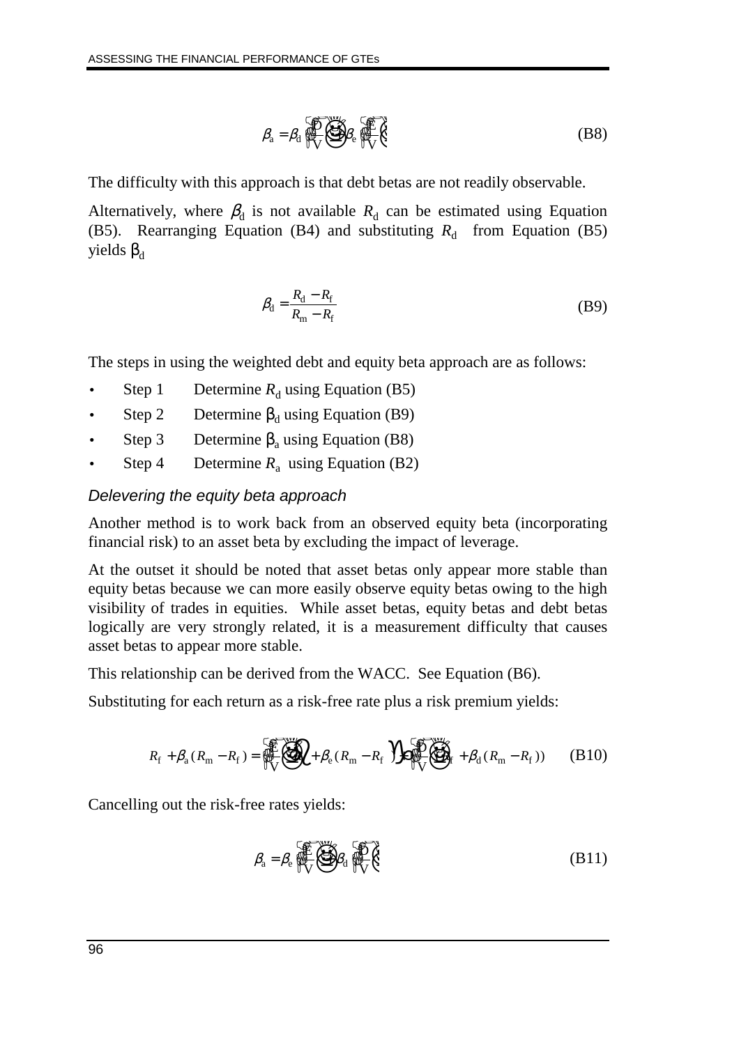$$\beta_a = \beta_d \left(\frac{D}{V}\right) + \beta_e \left(\frac{E}{V}\right) \tag{B8}$$

The difficulty with this approach is that debt betas are not readily observable.

Alternatively, where $\beta_d$ is not available $R_d$ can be estimated using Equation (B5). Rearranging Equation (B4) and substituting $R_d$ from Equation (B5) yields $\beta_d$

$$\beta_d = \frac{R_d - R_f}{R_m - R_f} \tag{B9}$$

The steps in using the weighted debt and equity beta approach are as follows:

- Step 1 Determine $R_d$ using Equation (B5)
- Step 2 Determine $\beta_d$ using Equation (B9)
- Step 3 Determine $\beta_a$ using Equation (B8)
- Step 4 Determine $R_a$ using Equation (B2)

### *Delevering the equity beta approach*

Another method is to work back from an observed equity beta (incorporating financial risk) to an asset beta by excluding the impact of leverage.

At the outset it should be noted that asset betas only appear more stable than equity betas because we can more easily observe equity betas owing to the high visibility of trades in equities. While asset betas, equity betas and debt betas logically are very strongly related, it is a measurement difficulty that causes asset betas to appear more stable.

This relationship can be derived from the WACC. See Equation (B6).

Substituting for each return as a risk-free rate plus a risk premium yields:

$$R_f + \beta_a (R_m - R_f) = \left(\frac{E}{V}\right)\left(R_f + \beta_e (R_m - R_f)\right) + \left(\frac{D}{V}\right)\left(R_f + \beta_d (R_m - R_f)\right) \tag{B10}$$

Cancelling out the risk-free rates yields:

$$\beta_a = \beta_e \left(\frac{E}{V}\right) + \beta_d \left(\frac{D}{V}\right) \tag{B11}$$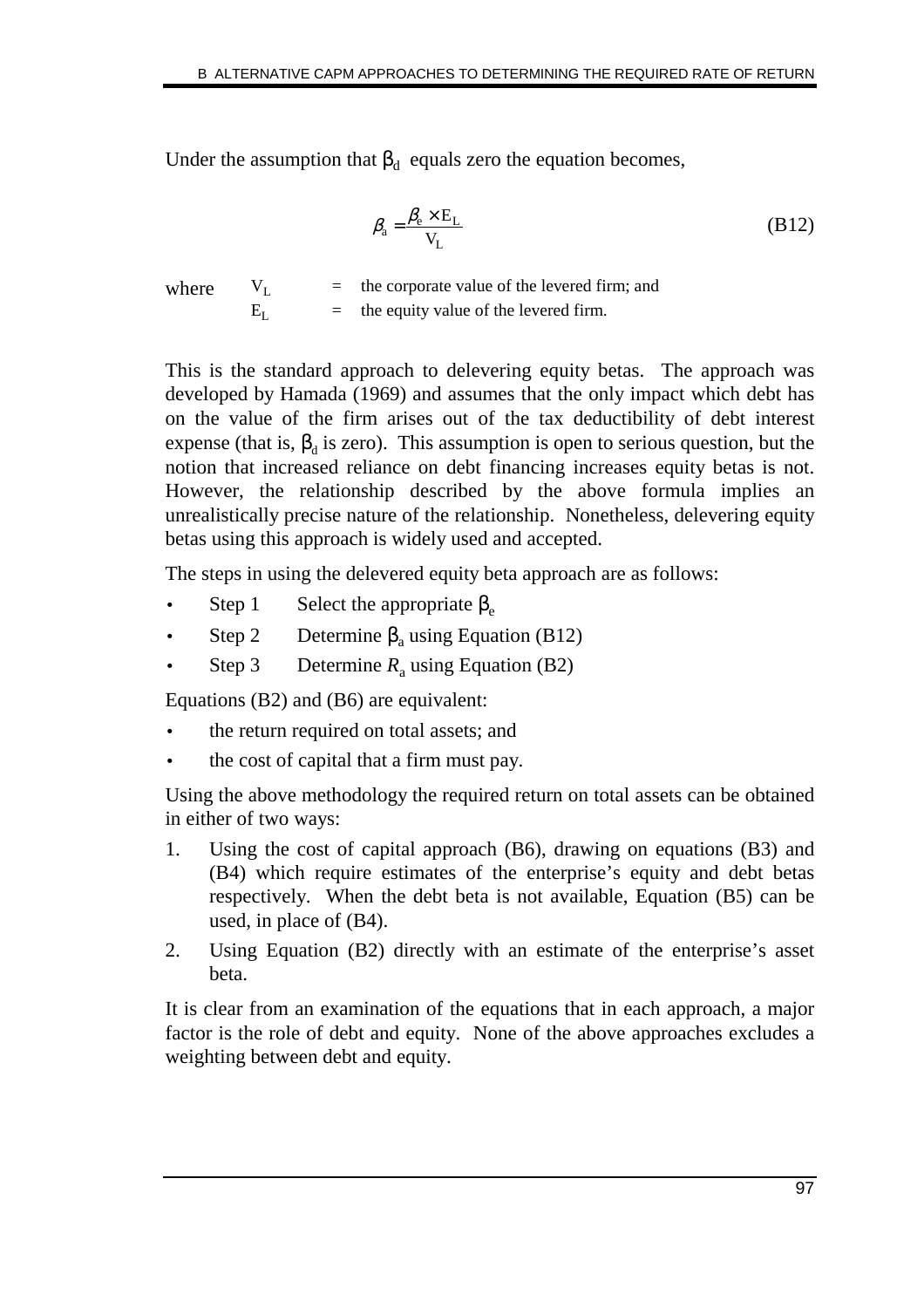Under the assumption that $\beta_d$ equals zero the equation becomes,

$$\beta_a = \frac{\beta_e \times E_L}{V_L} \tag{B12}$$

where $V_L$ = the corporate value of the levered firm; and
$E_L$ = the equity value of the levered firm.

This is the standard approach to delevering equity betas. The approach was developed by Hamada (1969) and assumes that the only impact which debt has on the value of the firm arises out of the tax deductibility of debt interest expense (that is, $\beta_d$ is zero). This assumption is open to serious question, but the notion that increased reliance on debt financing increases equity betas is not. However, the relationship described by the above formula implies an unrealistically precise nature of the relationship. Nonetheless, delevering equity betas using this approach is widely used and accepted.

The steps in using the delevered equity beta approach are as follows:

- Step 1 Select the appropriate $\beta_e$
- Step 2 Determine $\beta_a$ using Equation (B12)
- Step 3 Determine $R_a$ using Equation (B2)

Equations (B2) and (B6) are equivalent:

- the return required on total assets; and
- the cost of capital that a firm must pay.

Using the above methodology the required return on total assets can be obtained in either of two ways:

1. Using the cost of capital approach (B6), drawing on equations (B3) and (B4) which require estimates of the enterprise's equity and debt betas respectively. When the debt beta is not available, Equation (B5) can be used, in place of (B4).
2. Using Equation (B2) directly with an estimate of the enterprise's asset beta.

It is clear from an examination of the equations that in each approach, a major factor is the role of debt and equity. None of the above approaches excludes a weighting between debt and equity.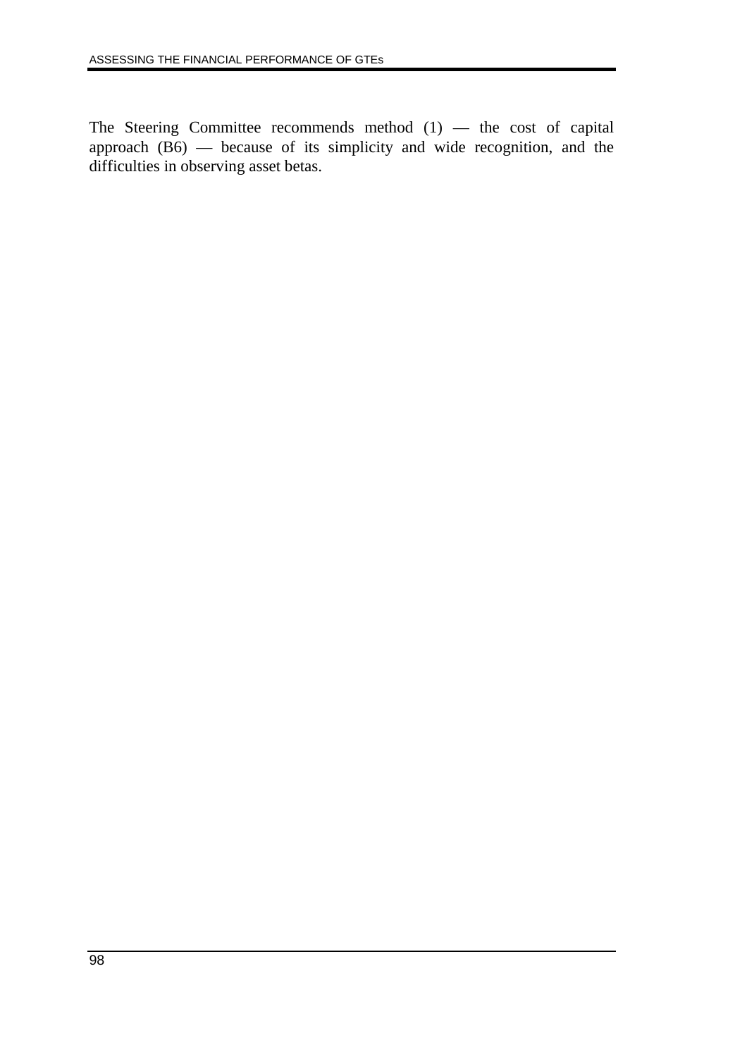The Steering Committee recommends method (1) — the cost of capital approach (B6) — because of its simplicity and wide recognition, and the difficulties in observing asset betas.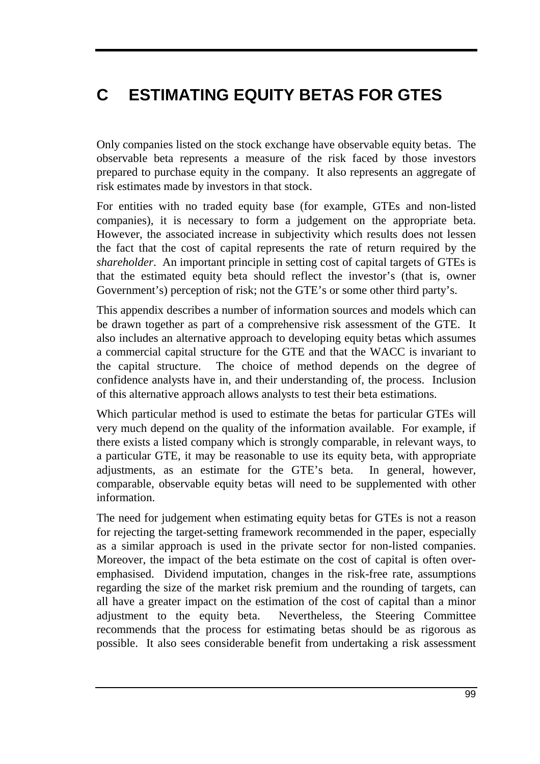# C ESTIMATING EQUITY BETAS FOR GTES

Only companies listed on the stock exchange have observable equity betas. The observable beta represents a measure of the risk faced by those investors prepared to purchase equity in the company. It also represents an aggregate of risk estimates made by investors in that stock.

For entities with no traded equity base (for example, GTEs and non-listed companies), it is necessary to form a judgement on the appropriate beta. However, the associated increase in subjectivity which results does not lessen the fact that the cost of capital represents the rate of return required by the *shareholder*. An important principle in setting cost of capital targets of GTEs is that the estimated equity beta should reflect the investor's (that is, owner Government's) perception of risk; not the GTE's or some other third party's.

This appendix describes a number of information sources and models which can be drawn together as part of a comprehensive risk assessment of the GTE. It also includes an alternative approach to developing equity betas which assumes a commercial capital structure for the GTE and that the WACC is invariant to the capital structure. The choice of method depends on the degree of confidence analysts have in, and their understanding of, the process. Inclusion of this alternative approach allows analysts to test their beta estimations.

Which particular method is used to estimate the betas for particular GTEs will very much depend on the quality of the information available. For example, if there exists a listed company which is strongly comparable, in relevant ways, to a particular GTE, it may be reasonable to use its equity beta, with appropriate adjustments, as an estimate for the GTE's beta. In general, however, comparable, observable equity betas will need to be supplemented with other information.

The need for judgement when estimating equity betas for GTEs is not a reason for rejecting the target-setting framework recommended in the paper, especially as a similar approach is used in the private sector for non-listed companies. Moreover, the impact of the beta estimate on the cost of capital is often over-emphasised. Dividend imputation, changes in the risk-free rate, assumptions regarding the size of the market risk premium and the rounding of targets, can all have a greater impact on the estimation of the cost of capital than a minor adjustment to the equity beta. Nevertheless, the Steering Committee recommends that the process for estimating betas should be as rigorous as possible. It also sees considerable benefit from undertaking a risk assessment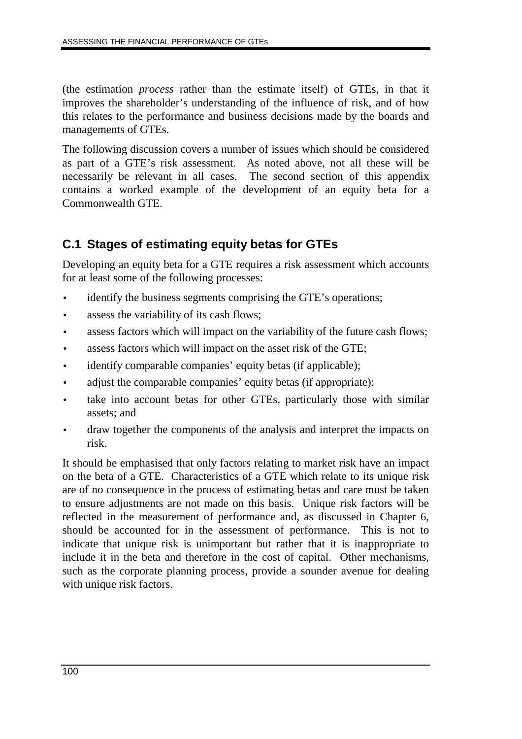(the estimation *process* rather than the estimate itself) of GTEs, in that it improves the shareholder's understanding of the influence of risk, and of how this relates to the performance and business decisions made by the boards and managements of GTEs.

The following discussion covers a number of issues which should be considered as part of a GTE's risk assessment. As noted above, not all these will be necessarily be relevant in all cases. The second section of this appendix contains a worked example of the development of an equity beta for a Commonwealth GTE.

## C.1 Stages of estimating equity betas for GTEs

Developing an equity beta for a GTE requires a risk assessment which accounts for at least some of the following processes:

- identify the business segments comprising the GTE's operations;
- assess the variability of its cash flows;
- assess factors which will impact on the variability of the future cash flows;
- assess factors which will impact on the asset risk of the GTE;
- identify comparable companies' equity betas (if applicable);
- adjust the comparable companies' equity betas (if appropriate);
- take into account betas for other GTEs, particularly those with similar assets; and
- draw together the components of the analysis and interpret the impacts on risk.

It should be emphasised that only factors relating to market risk have an impact on the beta of a GTE. Characteristics of a GTE which relate to its unique risk are of no consequence in the process of estimating betas and care must be taken to ensure adjustments are not made on this basis. Unique risk factors will be reflected in the measurement of performance and, as discussed in Chapter 6, should be accounted for in the assessment of performance. This is not to indicate that unique risk is unimportant but rather that it is inappropriate to include it in the beta and therefore in the cost of capital. Other mechanisms, such as the corporate planning process, provide a sounder avenue for dealing with unique risk factors.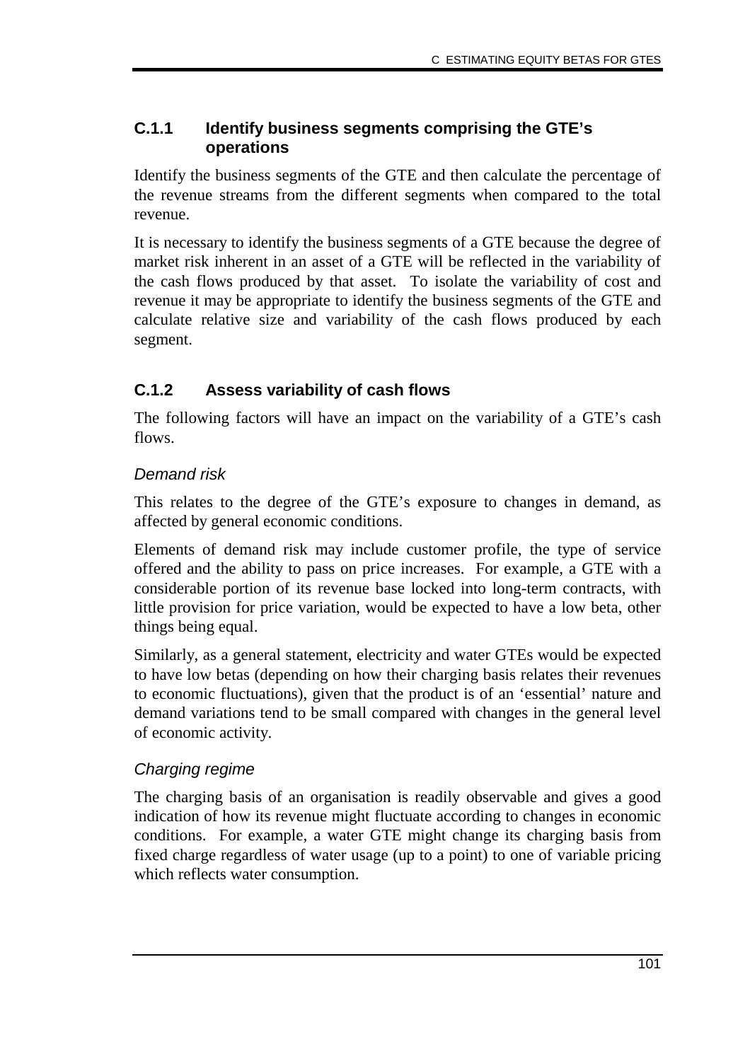### C.1.1 Identify business segments comprising the GTE's operations

Identify the business segments of the GTE and then calculate the percentage of the revenue streams from the different segments when compared to the total revenue.

It is necessary to identify the business segments of a GTE because the degree of market risk inherent in an asset of a GTE will be reflected in the variability of the cash flows produced by that asset. To isolate the variability of cost and revenue it may be appropriate to identify the business segments of the GTE and calculate relative size and variability of the cash flows produced by each segment.

### C.1.2 Assess variability of cash flows

The following factors will have an impact on the variability of a GTE's cash flows.

*Demand risk*

This relates to the degree of the GTE's exposure to changes in demand, as affected by general economic conditions.

Elements of demand risk may include customer profile, the type of service offered and the ability to pass on price increases. For example, a GTE with a considerable portion of its revenue base locked into long-term contracts, with little provision for price variation, would be expected to have a low beta, other things being equal.

Similarly, as a general statement, electricity and water GTEs would be expected to have low betas (depending on how their charging basis relates their revenues to economic fluctuations), given that the product is of an 'essential' nature and demand variations tend to be small compared with changes in the general level of economic activity.

*Charging regime*

The charging basis of an organisation is readily observable and gives a good indication of how its revenue might fluctuate according to changes in economic conditions. For example, a water GTE might change its charging basis from fixed charge regardless of water usage (up to a point) to one of variable pricing which reflects water consumption.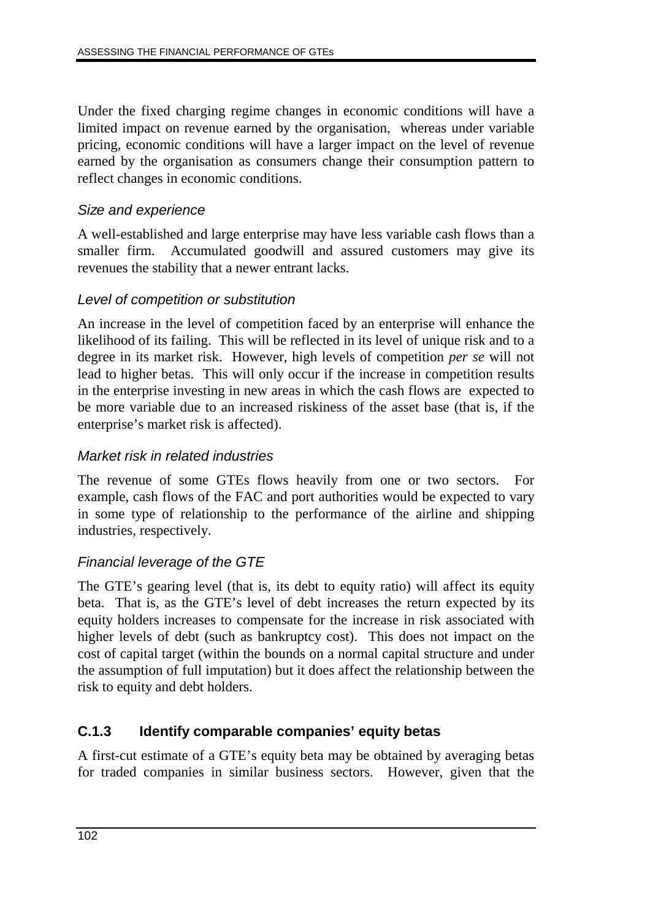Under the fixed charging regime changes in economic conditions will have a limited impact on revenue earned by the organisation, whereas under variable pricing, economic conditions will have a larger impact on the level of revenue earned by the organisation as consumers change their consumption pattern to reflect changes in economic conditions.

#### *Size and experience*

A well-established and large enterprise may have less variable cash flows than a smaller firm. Accumulated goodwill and assured customers may give its revenues the stability that a newer entrant lacks.

#### *Level of competition or substitution*

An increase in the level of competition faced by an enterprise will enhance the likelihood of its failing. This will be reflected in its level of unique risk and to a degree in its market risk. However, high levels of competition *per se* will not lead to higher betas. This will only occur if the increase in competition results in the enterprise investing in new areas in which the cash flows are expected to be more variable due to an increased riskiness of the asset base (that is, if the enterprise's market risk is affected).

#### *Market risk in related industries*

The revenue of some GTEs flows heavily from one or two sectors. For example, cash flows of the FAC and port authorities would be expected to vary in some type of relationship to the performance of the airline and shipping industries, respectively.

#### *Financial leverage of the GTE*

The GTE's gearing level (that is, its debt to equity ratio) will affect its equity beta. That is, as the GTE's level of debt increases the return expected by its equity holders increases to compensate for the increase in risk associated with higher levels of debt (such as bankruptcy cost). This does not impact on the cost of capital target (within the bounds on a normal capital structure and under the assumption of full imputation) but it does affect the relationship between the risk to equity and debt holders.

### C.1.3 Identify comparable companies' equity betas

A first-cut estimate of a GTE's equity beta may be obtained by averaging betas for traded companies in similar business sectors. However, given that the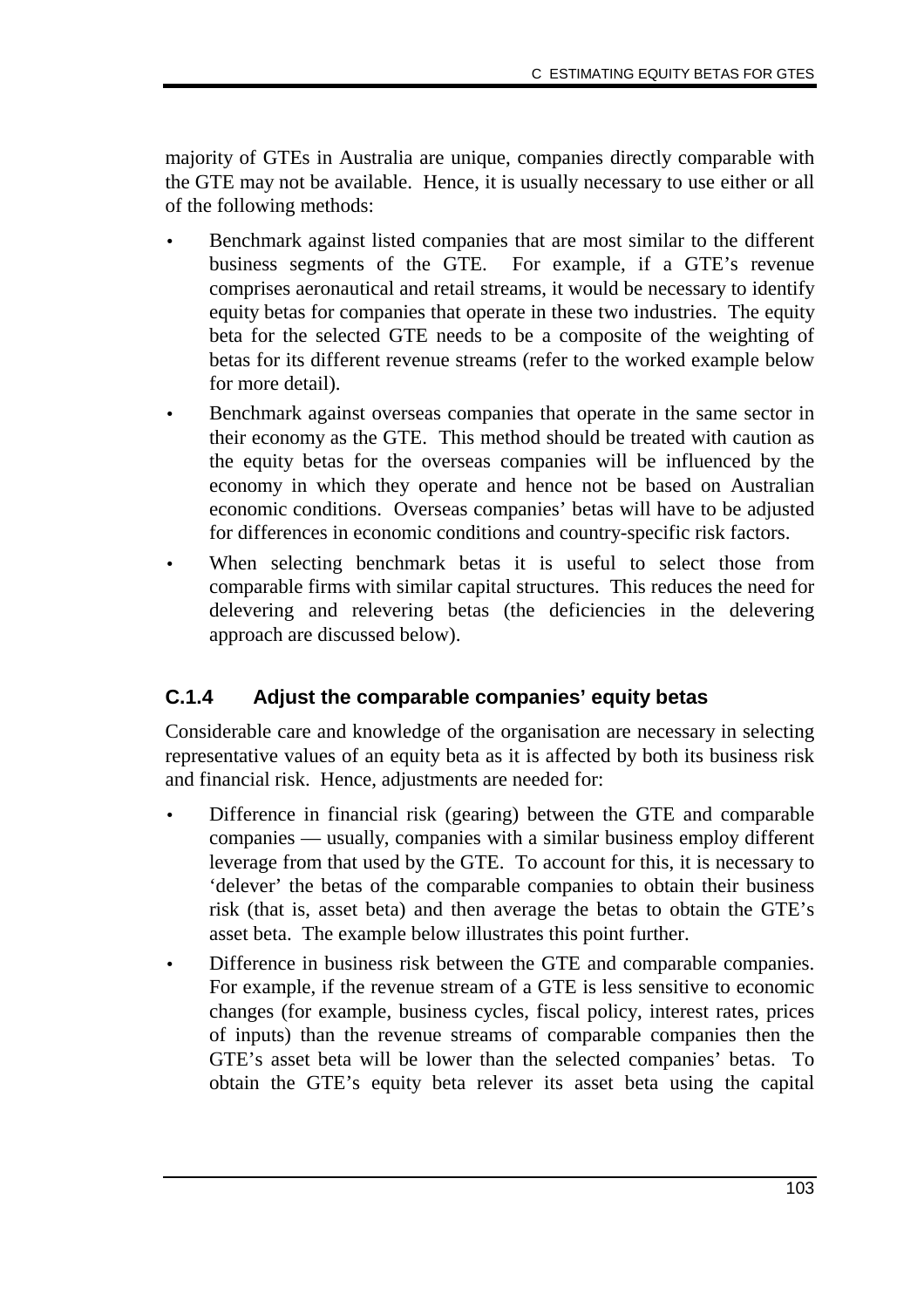majority of GTEs in Australia are unique, companies directly comparable with the GTE may not be available. Hence, it is usually necessary to use either or all of the following methods:

- Benchmark against listed companies that are most similar to the different business segments of the GTE. For example, if a GTE's revenue comprises aeronautical and retail streams, it would be necessary to identify equity betas for companies that operate in these two industries. The equity beta for the selected GTE needs to be a composite of the weighting of betas for its different revenue streams (refer to the worked example below for more detail).
- Benchmark against overseas companies that operate in the same sector in their economy as the GTE. This method should be treated with caution as the equity betas for the overseas companies will be influenced by the economy in which they operate and hence not be based on Australian economic conditions. Overseas companies' betas will have to be adjusted for differences in economic conditions and country-specific risk factors.
- When selecting benchmark betas it is useful to select those from comparable firms with similar capital structures. This reduces the need for delevering and relevering betas (the deficiencies in the delevering approach are discussed below).

### C.1.4 Adjust the comparable companies' equity betas

Considerable care and knowledge of the organisation are necessary in selecting representative values of an equity beta as it is affected by both its business risk and financial risk. Hence, adjustments are needed for:

- Difference in financial risk (gearing) between the GTE and comparable companies — usually, companies with a similar business employ different leverage from that used by the GTE. To account for this, it is necessary to 'delever' the betas of the comparable companies to obtain their business risk (that is, asset beta) and then average the betas to obtain the GTE's asset beta. The example below illustrates this point further.
- Difference in business risk between the GTE and comparable companies. For example, if the revenue stream of a GTE is less sensitive to economic changes (for example, business cycles, fiscal policy, interest rates, prices of inputs) than the revenue streams of comparable companies then the GTE's asset beta will be lower than the selected companies' betas. To obtain the GTE's equity beta relever its asset beta using the capital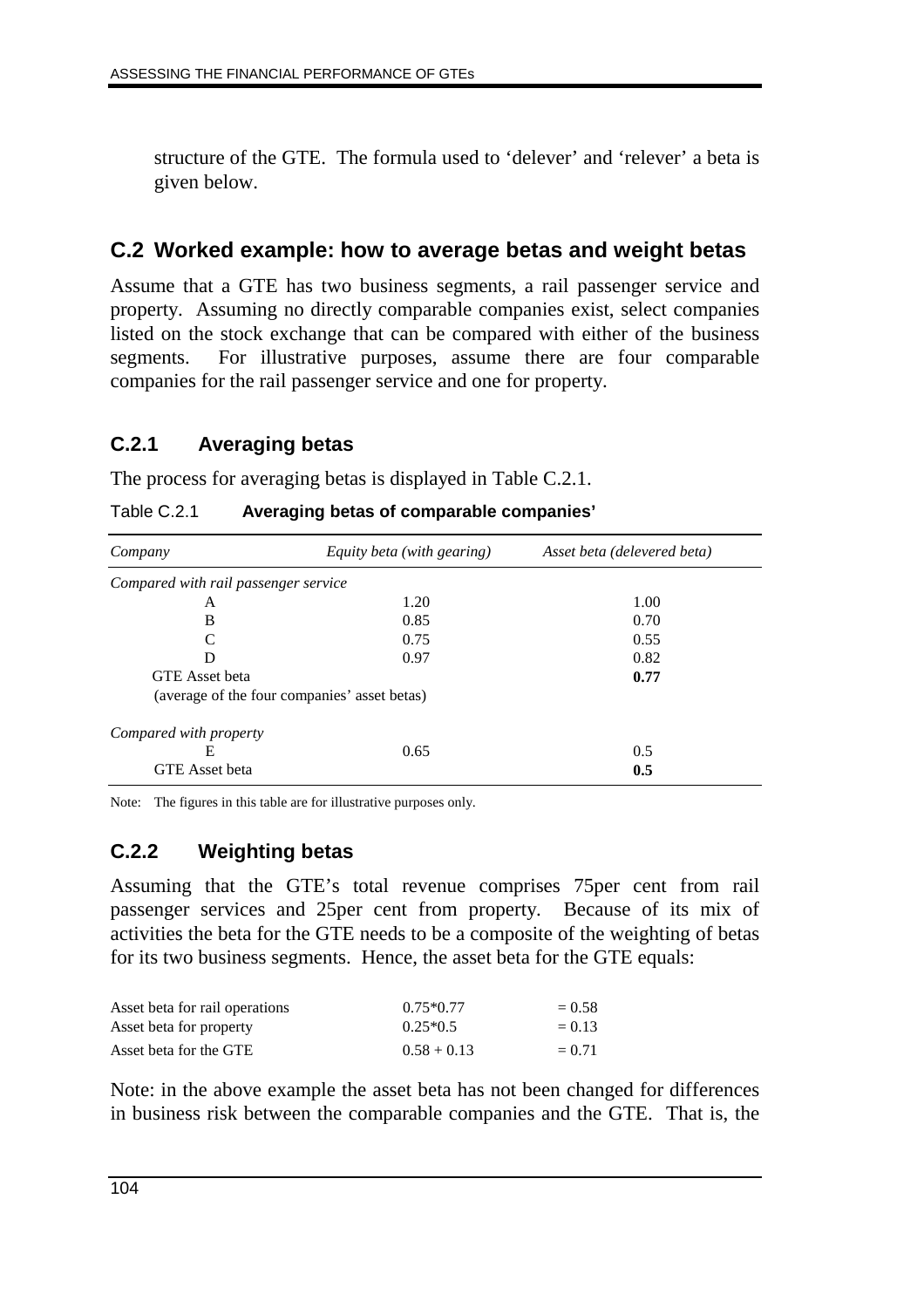structure of the GTE. The formula used to 'delever' and 'relever' a beta is given below.

## C.2 Worked example: how to average betas and weight betas

Assume that a GTE has two business segments, a rail passenger service and property. Assuming no directly comparable companies exist, select companies listed on the stock exchange that can be compared with either of the business segments. For illustrative purposes, assume there are four comparable companies for the rail passenger service and one for property.

### C.2.1 Averaging betas

The process for averaging betas is displayed in Table C.2.1.

Table C.2.1 **Averaging betas of comparable companies'**

| *Company* | *Equity beta (with gearing)* | *Asset beta (delevered beta)* |
|---|---|---|
| *Compared with rail passenger service* | | |
| A | 1.20 | 1.00 |
| B | 0.85 | 0.70 |
| C | 0.75 | 0.55 |
| D | 0.97 | 0.82 |
| GTE Asset beta | | **0.77** |
| (average of the four companies' asset betas) | | |
| *Compared with property* | | |
| E | 0.65 | 0.5 |
| GTE Asset beta | | **0.5** |

Note: The figures in this table are for illustrative purposes only.

### C.2.2 Weighting betas

Assuming that the GTE's total revenue comprises 75per cent from rail passenger services and 25per cent from property. Because of its mix of activities the beta for the GTE needs to be a composite of the weighting of betas for its two business segments. Hence, the asset beta for the GTE equals:

| | | |
|---|---|---|
| Asset beta for rail operations | 0.75*0.77 | = 0.58 |
| Asset beta for property | 0.25*0.5 | = 0.13 |
| Asset beta for the GTE | 0.58 + 0.13 | = 0.71 |

Note: in the above example the asset beta has not been changed for differences in business risk between the comparable companies and the GTE. That is, the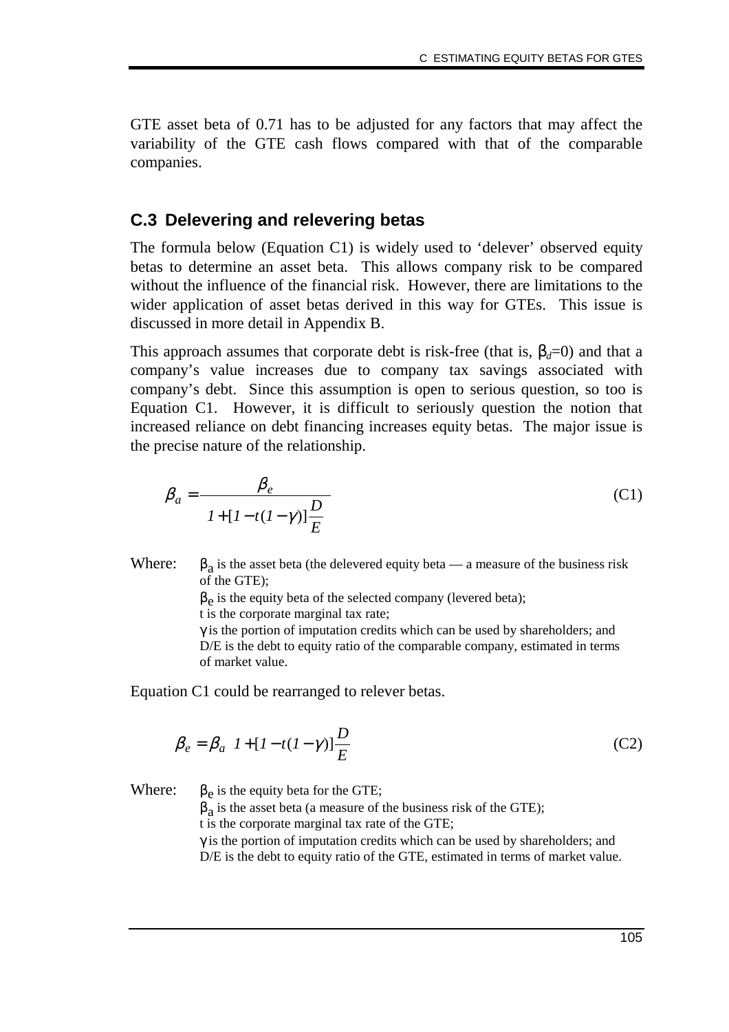GTE asset beta of 0.71 has to be adjusted for any factors that may affect the variability of the GTE cash flows compared with that of the comparable companies.

## C.3 Delevering and relevering betas

The formula below (Equation C1) is widely used to 'delever' observed equity betas to determine an asset beta. This allows company risk to be compared without the influence of the financial risk. However, there are limitations to the wider application of asset betas derived in this way for GTEs. This issue is discussed in more detail in Appendix B.

This approach assumes that corporate debt is risk-free (that is, $\beta_d=0$) and that a company's value increases due to company tax savings associated with company's debt. Since this assumption is open to serious question, so too is Equation C1. However, it is difficult to seriously question the notion that increased reliance on debt financing increases equity betas. The major issue is the precise nature of the relationship.

$$\beta_a = \frac{\beta_e}{1 + [1 - t(1-\gamma)]\dfrac{D}{E}} \tag{C1}$$

Where:
- $\beta_a$ is the asset beta (the delevered equity beta — a measure of the business risk of the GTE);
- $\beta_e$ is the equity beta of the selected company (levered beta);
- t is the corporate marginal tax rate;
- $\gamma$ is the portion of imputation credits which can be used by shareholders; and
- D/E is the debt to equity ratio of the comparable company, estimated in terms of market value.

Equation C1 could be rearranged to relever betas.

$$\beta_e = \beta_a \left( 1 + [1 - t(1-\gamma)]\frac{D}{E} \right) \tag{C2}$$

Where:
- $\beta_e$ is the equity beta for the GTE;
- $\beta_a$ is the asset beta (a measure of the business risk of the GTE);
- t is the corporate marginal tax rate of the GTE;
- $\gamma$ is the portion of imputation credits which can be used by shareholders; and
- D/E is the debt to equity ratio of the GTE, estimated in terms of market value.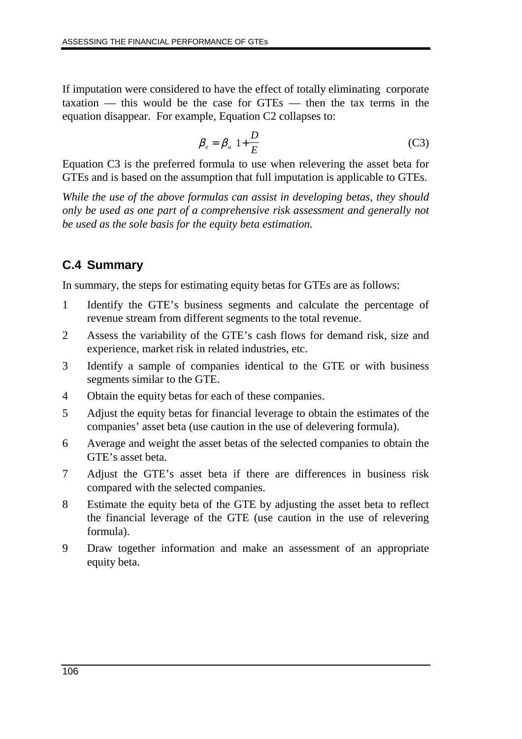If imputation were considered to have the effect of totally eliminating corporate taxation — this would be the case for GTEs — then the tax terms in the equation disappear. For example, Equation C2 collapses to:

$$\beta_e = \beta_a \left(1 + \frac{D}{E}\right) \tag{C3}$$

Equation C3 is the preferred formula to use when relevering the asset beta for GTEs and is based on the assumption that full imputation is applicable to GTEs.

*While the use of the above formulas can assist in developing betas, they should only be used as one part of a comprehensive risk assessment and generally not be used as the sole basis for the equity beta estimation.*

## C.4 Summary

In summary, the steps for estimating equity betas for GTEs are as follows:

1. Identify the GTE's business segments and calculate the percentage of revenue stream from different segments to the total revenue.
2. Assess the variability of the GTE's cash flows for demand risk, size and experience, market risk in related industries, etc.
3. Identify a sample of companies identical to the GTE or with business segments similar to the GTE.
4. Obtain the equity betas for each of these companies.
5. Adjust the equity betas for financial leverage to obtain the estimates of the companies' asset beta (use caution in the use of delevering formula).
6. Average and weight the asset betas of the selected companies to obtain the GTE's asset beta.
7. Adjust the GTE's asset beta if there are differences in business risk compared with the selected companies.
8. Estimate the equity beta of the GTE by adjusting the asset beta to reflect the financial leverage of the GTE (use caution in the use of relevering formula).
9. Draw together information and make an assessment of an appropriate equity beta.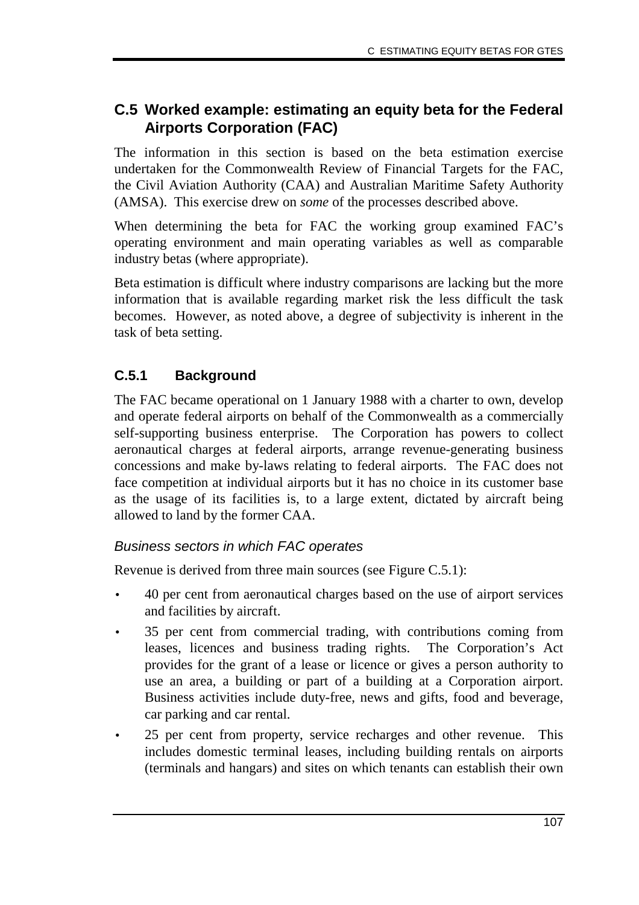## C.5 Worked example: estimating an equity beta for the Federal Airports Corporation (FAC)

The information in this section is based on the beta estimation exercise undertaken for the Commonwealth Review of Financial Targets for the FAC, the Civil Aviation Authority (CAA) and Australian Maritime Safety Authority (AMSA). This exercise drew on *some* of the processes described above.

When determining the beta for FAC the working group examined FAC's operating environment and main operating variables as well as comparable industry betas (where appropriate).

Beta estimation is difficult where industry comparisons are lacking but the more information that is available regarding market risk the less difficult the task becomes. However, as noted above, a degree of subjectivity is inherent in the task of beta setting.

### C.5.1 Background

The FAC became operational on 1 January 1988 with a charter to own, develop and operate federal airports on behalf of the Commonwealth as a commercially self-supporting business enterprise. The Corporation has powers to collect aeronautical charges at federal airports, arrange revenue-generating business concessions and make by-laws relating to federal airports. The FAC does not face competition at individual airports but it has no choice in its customer base as the usage of its facilities is, to a large extent, dictated by aircraft being allowed to land by the former CAA.

#### *Business sectors in which FAC operates*

Revenue is derived from three main sources (see Figure C.5.1):

- 40 per cent from aeronautical charges based on the use of airport services and facilities by aircraft.
- 35 per cent from commercial trading, with contributions coming from leases, licences and business trading rights. The Corporation's Act provides for the grant of a lease or licence or gives a person authority to use an area, a building or part of a building at a Corporation airport. Business activities include duty-free, news and gifts, food and beverage, car parking and car rental.
- 25 per cent from property, service recharges and other revenue. This includes domestic terminal leases, including building rentals on airports (terminals and hangars) and sites on which tenants can establish their own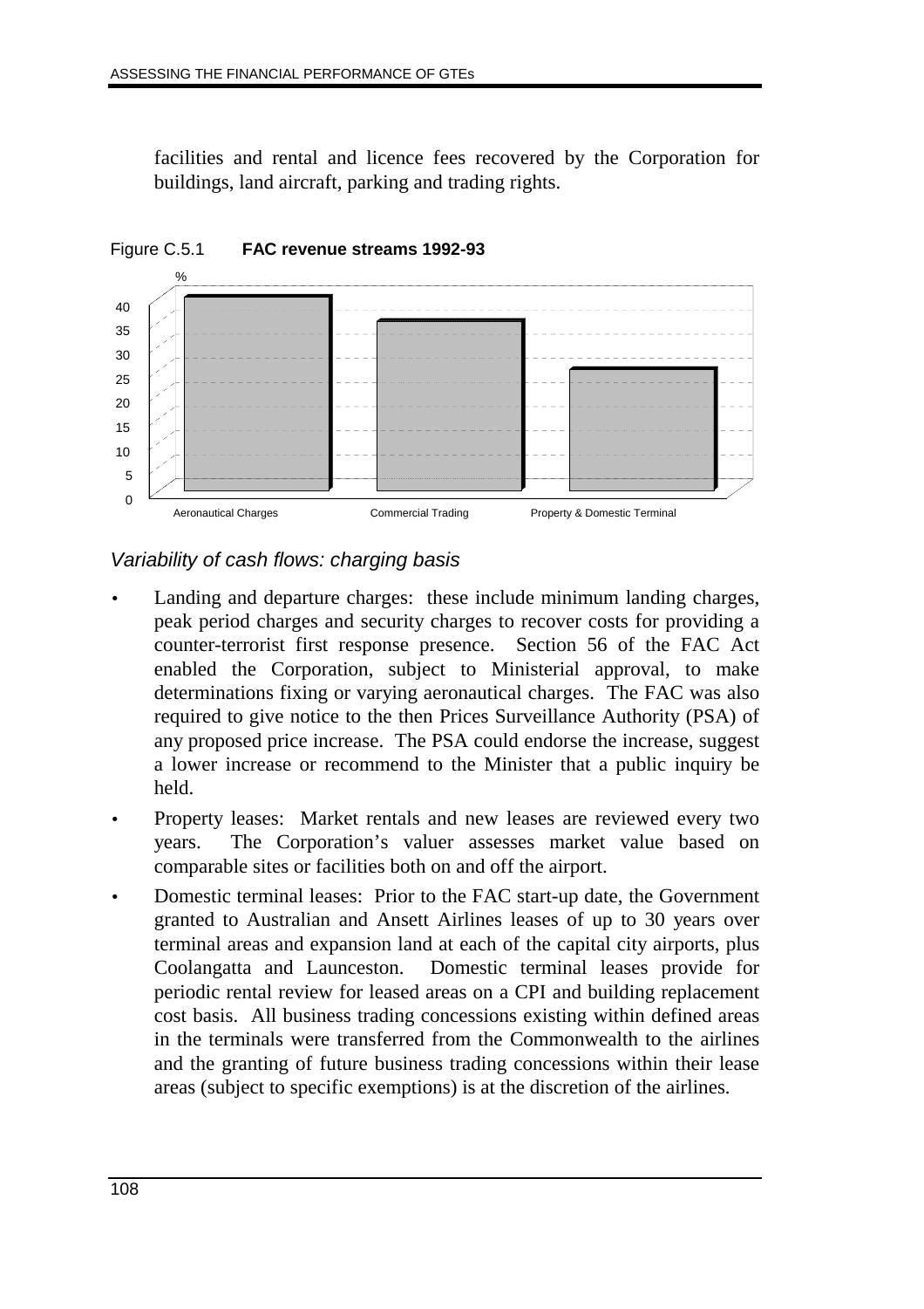facilities and rental and licence fees recovered by the Corporation for buildings, land aircraft, parking and trading rights.

Figure C.5.1 **FAC revenue streams 1992-93**

*Variability of cash flows: charging basis*

- Landing and departure charges: these include minimum landing charges, peak period charges and security charges to recover costs for providing a counter-terrorist first response presence. Section 56 of the FAC Act enabled the Corporation, subject to Ministerial approval, to make determinations fixing or varying aeronautical charges. The FAC was also required to give notice to the then Prices Surveillance Authority (PSA) of any proposed price increase. The PSA could endorse the increase, suggest a lower increase or recommend to the Minister that a public inquiry be held.
- Property leases: Market rentals and new leases are reviewed every two years. The Corporation's valuer assesses market value based on comparable sites or facilities both on and off the airport.
- Domestic terminal leases: Prior to the FAC start-up date, the Government granted to Australian and Ansett Airlines leases of up to 30 years over terminal areas and expansion land at each of the capital city airports, plus Coolangatta and Launceston. Domestic terminal leases provide for periodic rental review for leased areas on a CPI and building replacement cost basis. All business trading concessions existing within defined areas in the terminals were transferred from the Commonwealth to the airlines and the granting of future business trading concessions within their lease areas (subject to specific exemptions) is at the discretion of the airlines.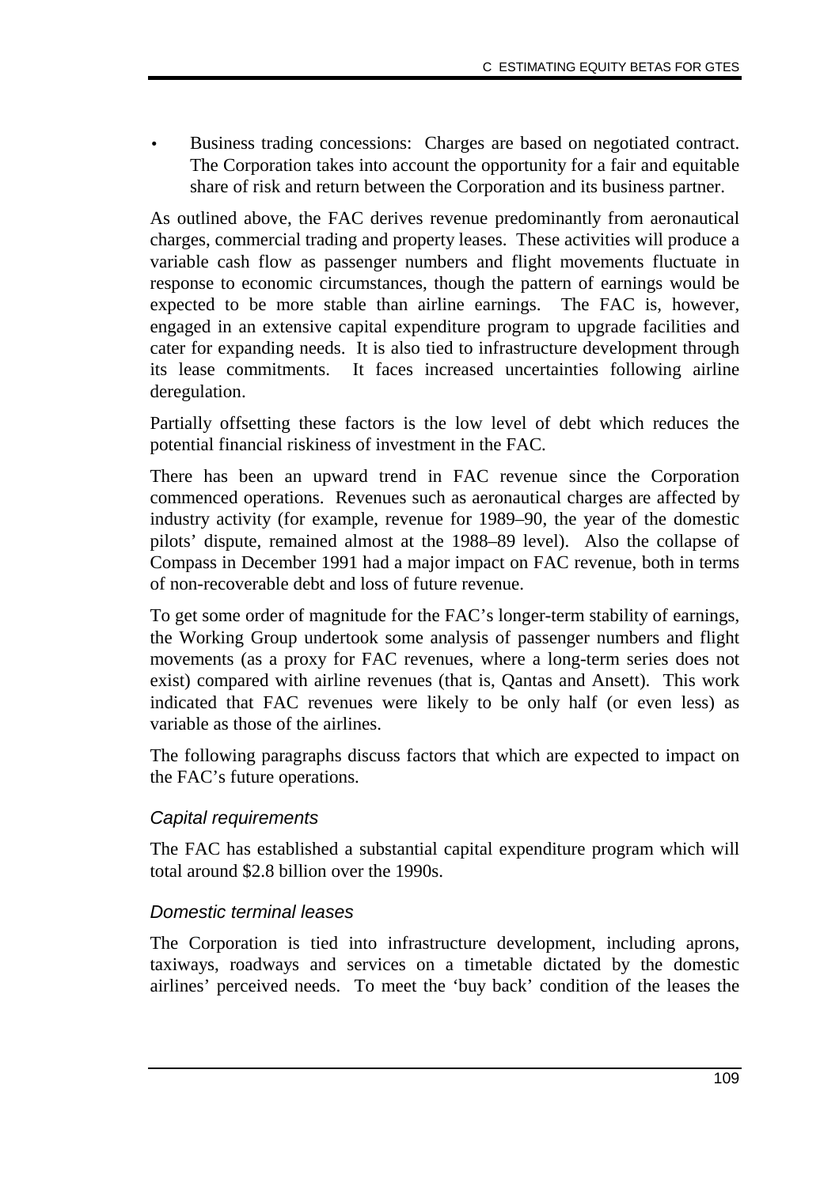- Business trading concessions: Charges are based on negotiated contract. The Corporation takes into account the opportunity for a fair and equitable share of risk and return between the Corporation and its business partner.

As outlined above, the FAC derives revenue predominantly from aeronautical charges, commercial trading and property leases. These activities will produce a variable cash flow as passenger numbers and flight movements fluctuate in response to economic circumstances, though the pattern of earnings would be expected to be more stable than airline earnings. The FAC is, however, engaged in an extensive capital expenditure program to upgrade facilities and cater for expanding needs. It is also tied to infrastructure development through its lease commitments. It faces increased uncertainties following airline deregulation.

Partially offsetting these factors is the low level of debt which reduces the potential financial riskiness of investment in the FAC.

There has been an upward trend in FAC revenue since the Corporation commenced operations. Revenues such as aeronautical charges are affected by industry activity (for example, revenue for 1989–90, the year of the domestic pilots' dispute, remained almost at the 1988–89 level). Also the collapse of Compass in December 1991 had a major impact on FAC revenue, both in terms of non-recoverable debt and loss of future revenue.

To get some order of magnitude for the FAC's longer-term stability of earnings, the Working Group undertook some analysis of passenger numbers and flight movements (as a proxy for FAC revenues, where a long-term series does not exist) compared with airline revenues (that is, Qantas and Ansett). This work indicated that FAC revenues were likely to be only half (or even less) as variable as those of the airlines.

The following paragraphs discuss factors that which are expected to impact on the FAC's future operations.

### *Capital requirements*

The FAC has established a substantial capital expenditure program which will total around $2.8 billion over the 1990s.

### *Domestic terminal leases*

The Corporation is tied into infrastructure development, including aprons, taxiways, roadways and services on a timetable dictated by the domestic airlines' perceived needs. To meet the 'buy back' condition of the leases the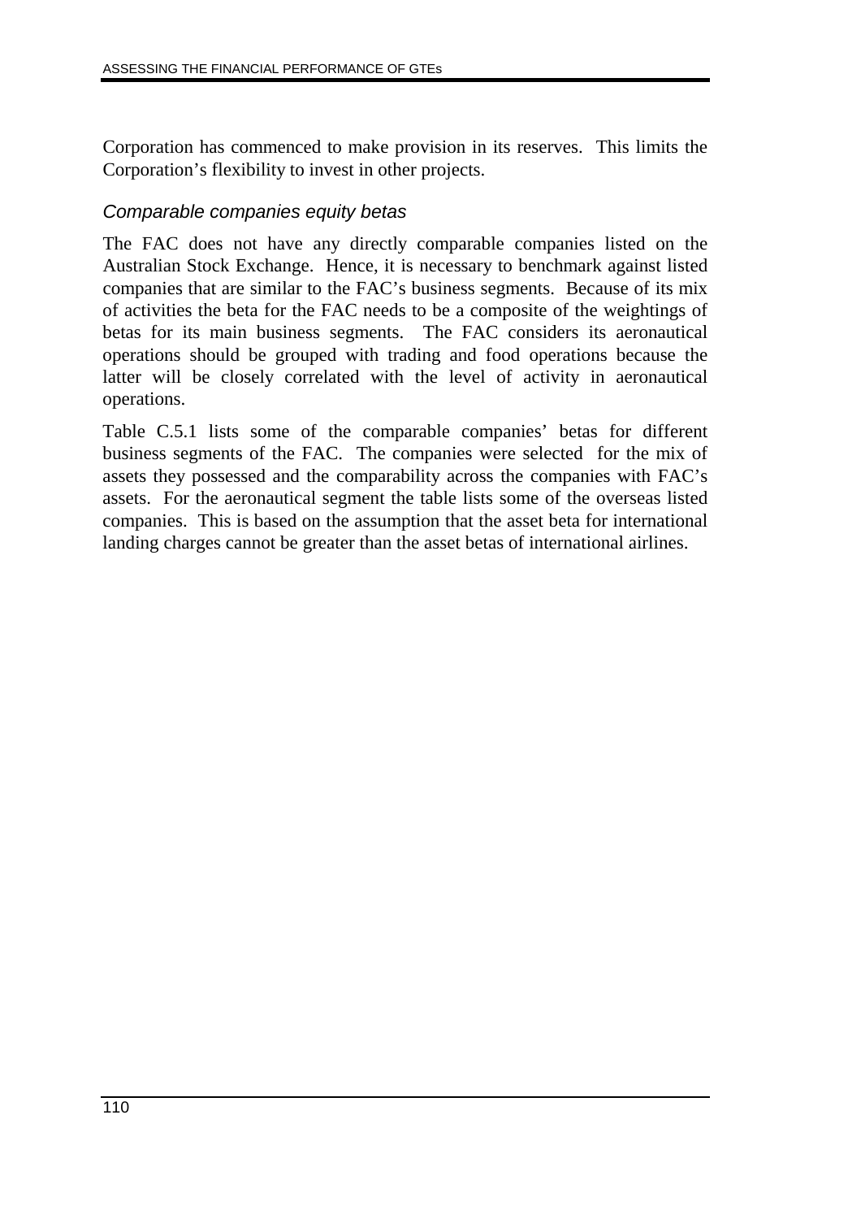Corporation has commenced to make provision in its reserves. This limits the Corporation's flexibility to invest in other projects.

### *Comparable companies equity betas*

The FAC does not have any directly comparable companies listed on the Australian Stock Exchange. Hence, it is necessary to benchmark against listed companies that are similar to the FAC's business segments. Because of its mix of activities the beta for the FAC needs to be a composite of the weightings of betas for its main business segments. The FAC considers its aeronautical operations should be grouped with trading and food operations because the latter will be closely correlated with the level of activity in aeronautical operations.

Table C.5.1 lists some of the comparable companies' betas for different business segments of the FAC. The companies were selected for the mix of assets they possessed and the comparability across the companies with FAC's assets. For the aeronautical segment the table lists some of the overseas listed companies. This is based on the assumption that the asset beta for international landing charges cannot be greater than the asset betas of international airlines.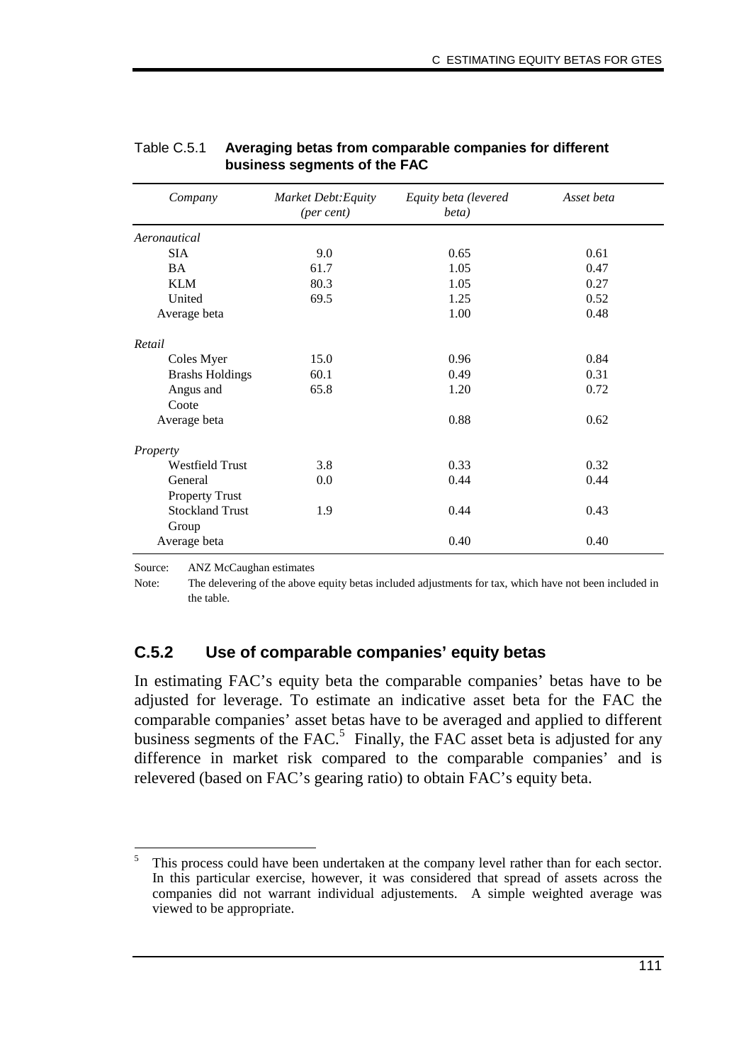Table C.5.1 **Averaging betas from comparable companies for different business segments of the FAC**

| *Company* | *Market Debt:Equity (per cent)* | *Equity beta (levered beta)* | *Asset beta* |
|---|---|---|---|
| *Aeronautical* | | | |
| SIA | 9.0 | 0.65 | 0.61 |
| BA | 61.7 | 1.05 | 0.47 |
| KLM | 80.3 | 1.05 | 0.27 |
| United | 69.5 | 1.25 | 0.52 |
| Average beta | | 1.00 | 0.48 |
| *Retail* | | | |
| Coles Myer | 15.0 | 0.96 | 0.84 |
| Brashs Holdings | 60.1 | 0.49 | 0.31 |
| Angus and Coote | 65.8 | 1.20 | 0.72 |
| Average beta | | 0.88 | 0.62 |
| *Property* | | | |
| Westfield Trust | 3.8 | 0.33 | 0.32 |
| General Property Trust | 0.0 | 0.44 | 0.44 |
| Stockland Trust Group | 1.9 | 0.44 | 0.43 |
| Average beta | | 0.40 | 0.40 |

Source: ANZ McCaughan estimates

Note: The delevering of the above equity betas included adjustments for tax, which have not been included in the table.

## C.5.2 Use of comparable companies' equity betas

In estimating FAC's equity beta the comparable companies' betas have to be adjusted for leverage. To estimate an indicative asset beta for the FAC the comparable companies' asset betas have to be averaged and applied to different business segments of the FAC.[5] Finally, the FAC asset beta is adjusted for any difference in market risk compared to the comparable companies' and is relevered (based on FAC's gearing ratio) to obtain FAC's equity beta.

---

[5] This process could have been undertaken at the company level rather than for each sector. In this particular exercise, however, it was considered that spread of assets across the companies did not warrant individual adjustements. A simple weighted average was viewed to be appropriate.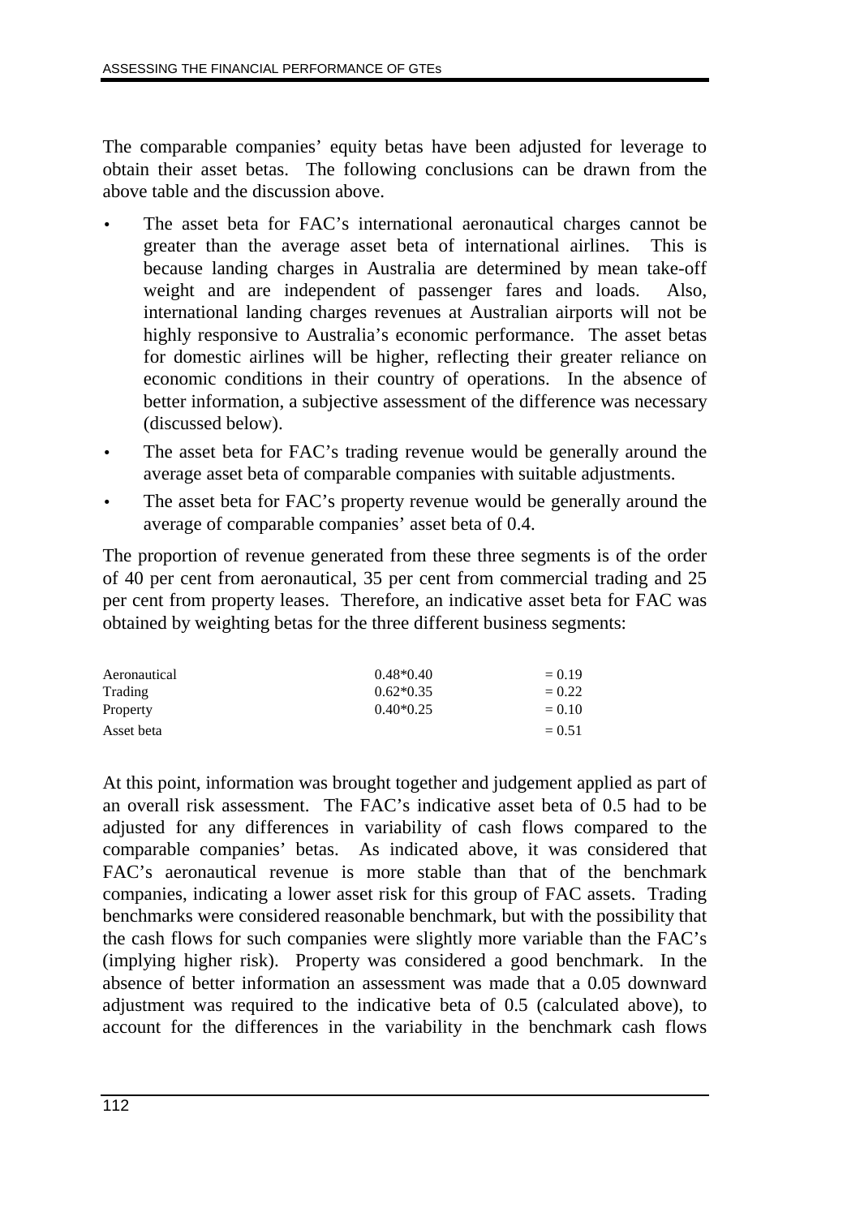The comparable companies' equity betas have been adjusted for leverage to obtain their asset betas. The following conclusions can be drawn from the above table and the discussion above.

- The asset beta for FAC's international aeronautical charges cannot be greater than the average asset beta of international airlines. This is because landing charges in Australia are determined by mean take-off weight and are independent of passenger fares and loads. Also, international landing charges revenues at Australian airports will not be highly responsive to Australia's economic performance. The asset betas for domestic airlines will be higher, reflecting their greater reliance on economic conditions in their country of operations. In the absence of better information, a subjective assessment of the difference was necessary (discussed below).
- The asset beta for FAC's trading revenue would be generally around the average asset beta of comparable companies with suitable adjustments.
- The asset beta for FAC's property revenue would be generally around the average of comparable companies' asset beta of 0.4.

The proportion of revenue generated from these three segments is of the order of 40 per cent from aeronautical, 35 per cent from commercial trading and 25 per cent from property leases. Therefore, an indicative asset beta for FAC was obtained by weighting betas for the three different business segments:

| | | |
|---|---|---|
| Aeronautical | 0.48*0.40 | = 0.19 |
| Trading | 0.62*0.35 | = 0.22 |
| Property | 0.40*0.25 | = 0.10 |
| Asset beta | | = 0.51 |

At this point, information was brought together and judgement applied as part of an overall risk assessment. The FAC's indicative asset beta of 0.5 had to be adjusted for any differences in variability of cash flows compared to the comparable companies' betas. As indicated above, it was considered that FAC's aeronautical revenue is more stable than that of the benchmark companies, indicating a lower asset risk for this group of FAC assets. Trading benchmarks were considered reasonable benchmark, but with the possibility that the cash flows for such companies were slightly more variable than the FAC's (implying higher risk). Property was considered a good benchmark. In the absence of better information an assessment was made that a 0.05 downward adjustment was required to the indicative beta of 0.5 (calculated above), to account for the differences in the variability in the benchmark cash flows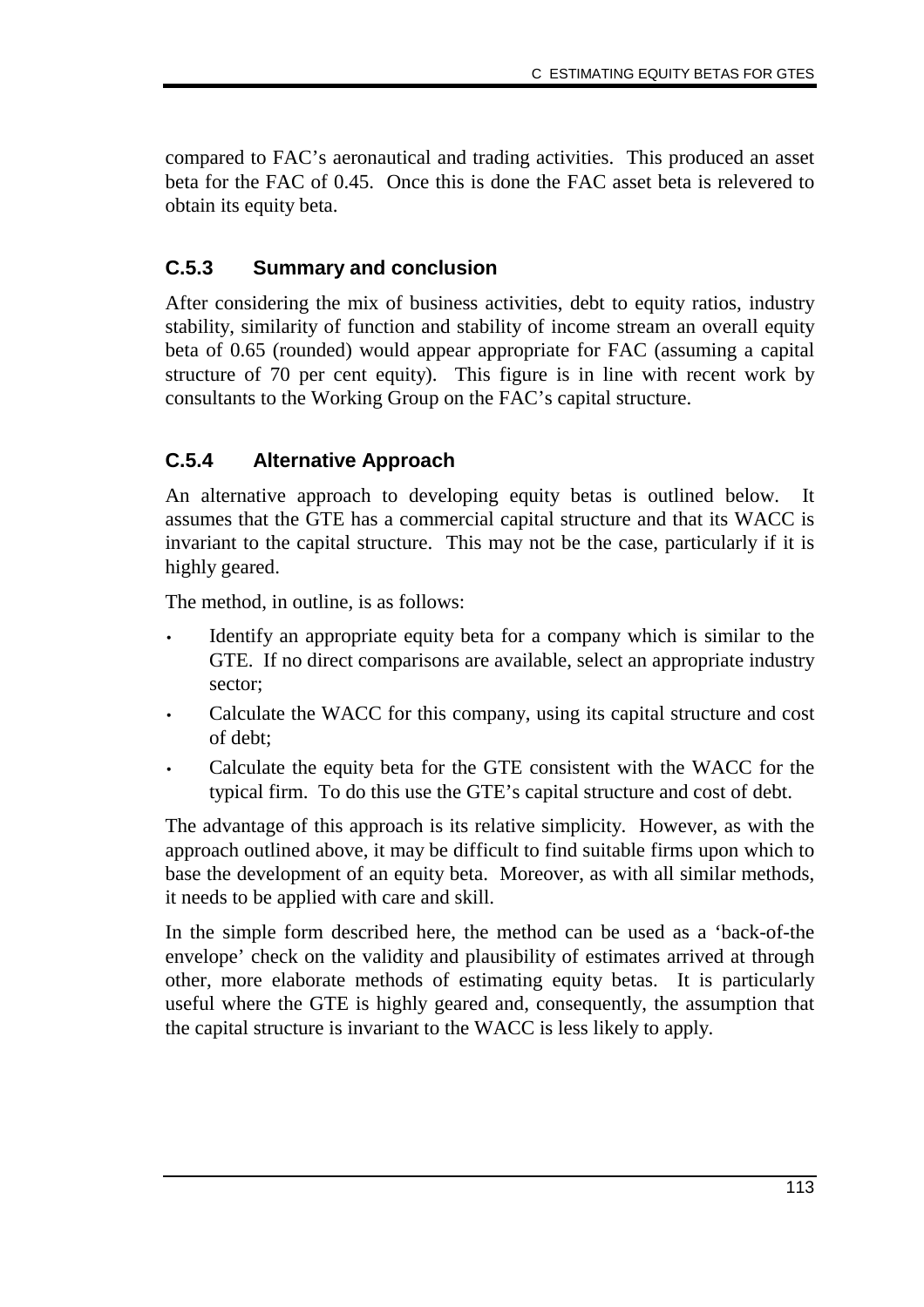compared to FAC's aeronautical and trading activities. This produced an asset beta for the FAC of 0.45. Once this is done the FAC asset beta is relevered to obtain its equity beta.

### C.5.3 Summary and conclusion

After considering the mix of business activities, debt to equity ratios, industry stability, similarity of function and stability of income stream an overall equity beta of 0.65 (rounded) would appear appropriate for FAC (assuming a capital structure of 70 per cent equity). This figure is in line with recent work by consultants to the Working Group on the FAC's capital structure.

### C.5.4 Alternative Approach

An alternative approach to developing equity betas is outlined below. It assumes that the GTE has a commercial capital structure and that its WACC is invariant to the capital structure. This may not be the case, particularly if it is highly geared.

The method, in outline, is as follows:

- Identify an appropriate equity beta for a company which is similar to the GTE. If no direct comparisons are available, select an appropriate industry sector;
- Calculate the WACC for this company, using its capital structure and cost of debt;
- Calculate the equity beta for the GTE consistent with the WACC for the typical firm. To do this use the GTE's capital structure and cost of debt.

The advantage of this approach is its relative simplicity. However, as with the approach outlined above, it may be difficult to find suitable firms upon which to base the development of an equity beta. Moreover, as with all similar methods, it needs to be applied with care and skill.

In the simple form described here, the method can be used as a 'back-of-the envelope' check on the validity and plausibility of estimates arrived at through other, more elaborate methods of estimating equity betas. It is particularly useful where the GTE is highly geared and, consequently, the assumption that the capital structure is invariant to the WACC is less likely to apply.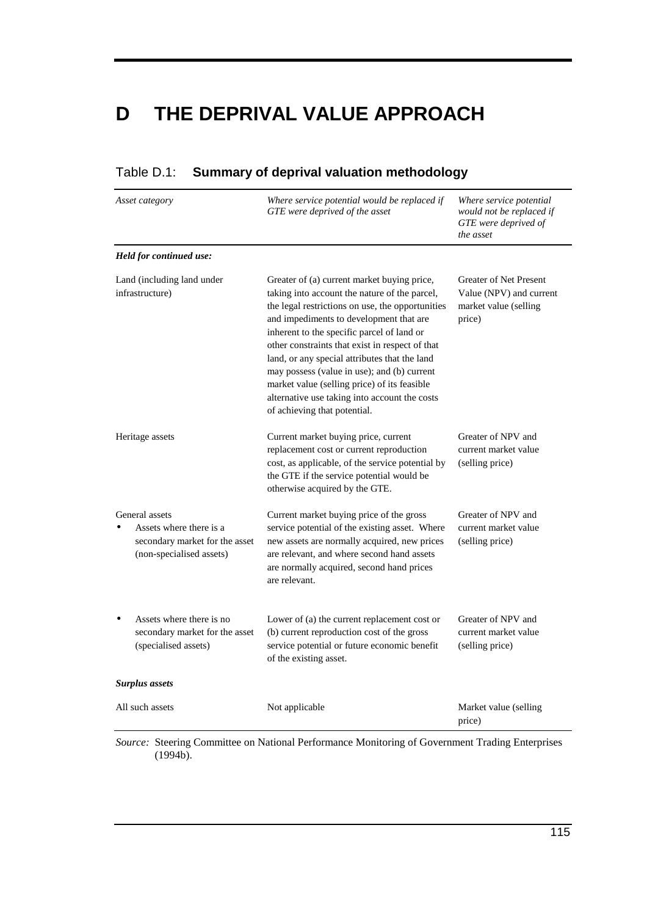# D THE DEPRIVAL VALUE APPROACH

Table D.1: **Summary of deprival valuation methodology**

| *Asset category* | *Where service potential would be replaced if GTE were deprived of the asset* | *Where service potential would not be replaced if GTE were deprived of the asset* |
|---|---|---|
| ***Held for continued use:*** | | |
| Land (including land under infrastructure) | Greater of (a) current market buying price, taking into account the nature of the parcel, the legal restrictions on use, the opportunities and impediments to development that are inherent to the specific parcel of land or other constraints that exist in respect of that land, or any special attributes that the land may possess (value in use); and (b) current market value (selling price) of its feasible alternative use taking into account the costs of achieving that potential. | Greater of Net Present Value (NPV) and current market value (selling price) |
| Heritage assets | Current market buying price, current replacement cost or current reproduction cost, as applicable, of the service potential by the GTE if the service potential would be otherwise acquired by the GTE. | Greater of NPV and current market value (selling price) |
| General assets<br>• Assets where there is a secondary market for the asset (non-specialised assets) | Current market buying price of the gross service potential of the existing asset. Where new assets are normally acquired, new prices are relevant, and where second hand assets are normally acquired, second hand prices are relevant. | Greater of NPV and current market value (selling price) |
| • Assets where there is no secondary market for the asset (specialised assets) | Lower of (a) the current replacement cost or (b) current reproduction cost of the gross service potential or future economic benefit of the existing asset. | Greater of NPV and current market value (selling price) |
| ***Surplus assets*** | | |
| All such assets | Not applicable | Market value (selling price) |

*Source:* Steering Committee on National Performance Monitoring of Government Trading Enterprises (1994b).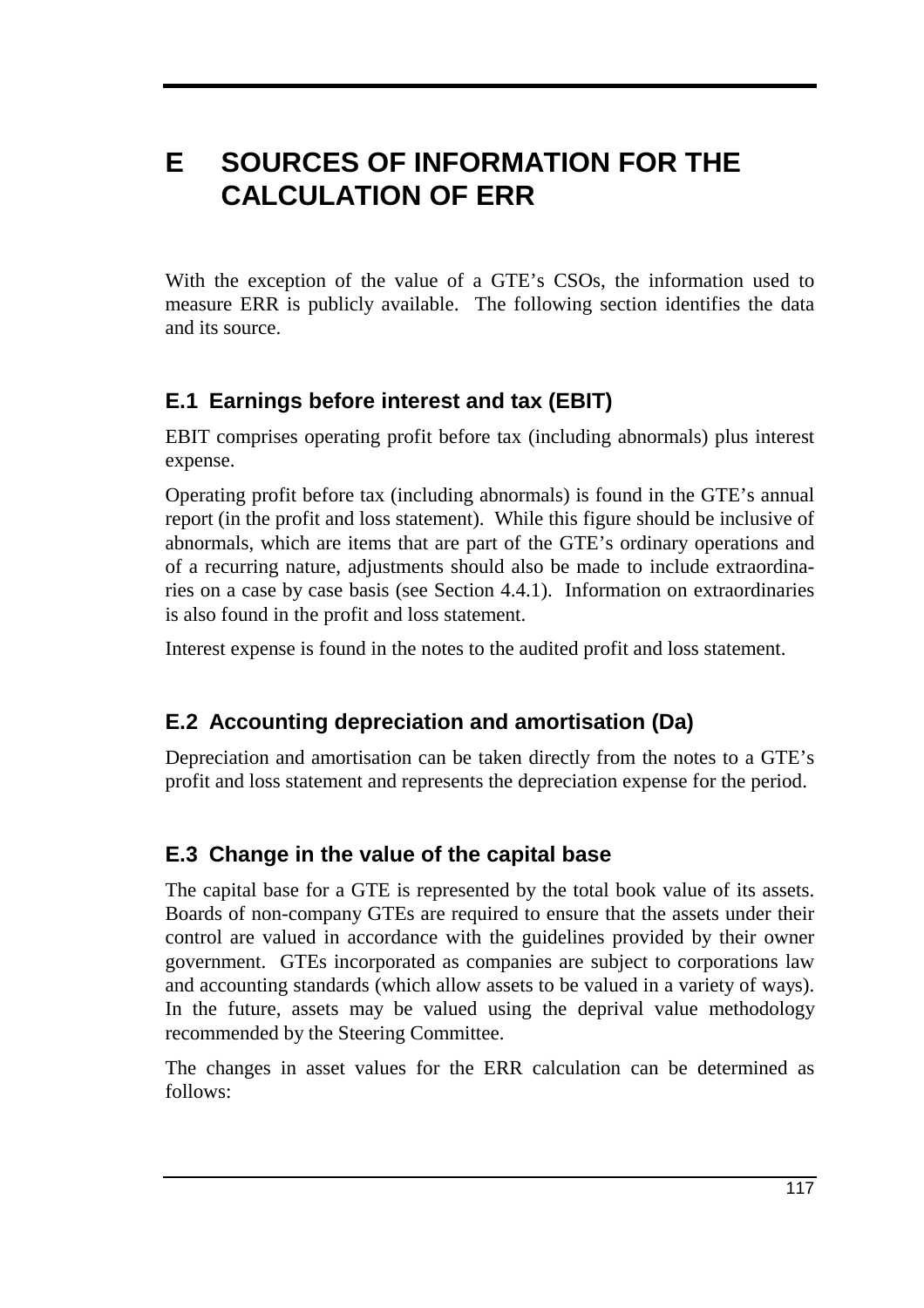# E SOURCES OF INFORMATION FOR THE CALCULATION OF ERR

With the exception of the value of a GTE's CSOs, the information used to measure ERR is publicly available. The following section identifies the data and its source.

## E.1 Earnings before interest and tax (EBIT)

EBIT comprises operating profit before tax (including abnormals) plus interest expense.

Operating profit before tax (including abnormals) is found in the GTE's annual report (in the profit and loss statement). While this figure should be inclusive of abnormals, which are items that are part of the GTE's ordinary operations and of a recurring nature, adjustments should also be made to include extraordinaries on a case by case basis (see Section 4.4.1). Information on extraordinaries is also found in the profit and loss statement.

Interest expense is found in the notes to the audited profit and loss statement.

## E.2 Accounting depreciation and amortisation (Da)

Depreciation and amortisation can be taken directly from the notes to a GTE's profit and loss statement and represents the depreciation expense for the period.

## E.3 Change in the value of the capital base

The capital base for a GTE is represented by the total book value of its assets. Boards of non-company GTEs are required to ensure that the assets under their control are valued in accordance with the guidelines provided by their owner government. GTEs incorporated as companies are subject to corporations law and accounting standards (which allow assets to be valued in a variety of ways). In the future, assets may be valued using the deprival value methodology recommended by the Steering Committee.

The changes in asset values for the ERR calculation can be determined as follows: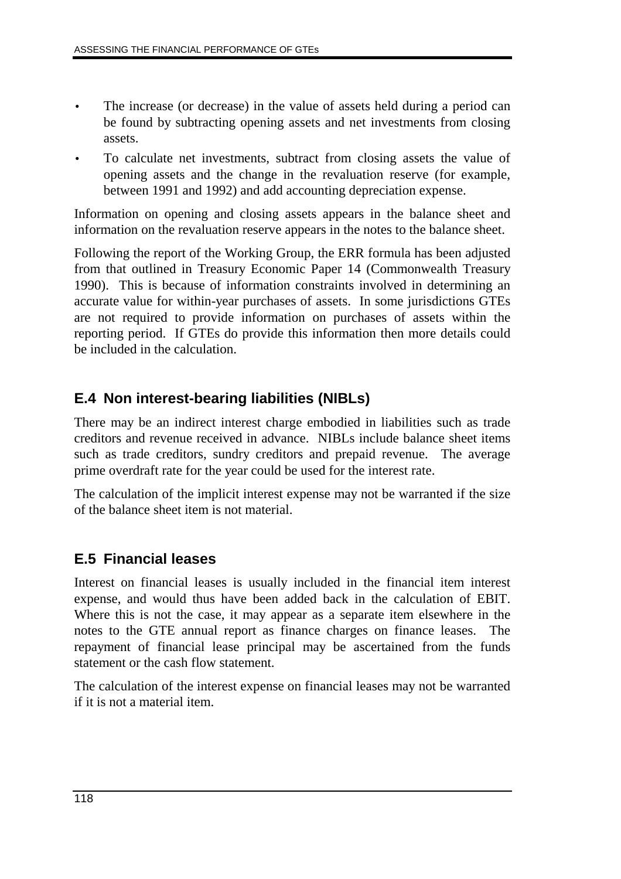- The increase (or decrease) in the value of assets held during a period can be found by subtracting opening assets and net investments from closing assets.
- To calculate net investments, subtract from closing assets the value of opening assets and the change in the revaluation reserve (for example, between 1991 and 1992) and add accounting depreciation expense.

Information on opening and closing assets appears in the balance sheet and information on the revaluation reserve appears in the notes to the balance sheet.

Following the report of the Working Group, the ERR formula has been adjusted from that outlined in Treasury Economic Paper 14 (Commonwealth Treasury 1990). This is because of information constraints involved in determining an accurate value for within-year purchases of assets. In some jurisdictions GTEs are not required to provide information on purchases of assets within the reporting period. If GTEs do provide this information then more details could be included in the calculation.

## E.4 Non interest-bearing liabilities (NIBLs)

There may be an indirect interest charge embodied in liabilities such as trade creditors and revenue received in advance. NIBLs include balance sheet items such as trade creditors, sundry creditors and prepaid revenue. The average prime overdraft rate for the year could be used for the interest rate.

The calculation of the implicit interest expense may not be warranted if the size of the balance sheet item is not material.

## E.5 Financial leases

Interest on financial leases is usually included in the financial item interest expense, and would thus have been added back in the calculation of EBIT. Where this is not the case, it may appear as a separate item elsewhere in the notes to the GTE annual report as finance charges on finance leases. The repayment of financial lease principal may be ascertained from the funds statement or the cash flow statement.

The calculation of the interest expense on financial leases may not be warranted if it is not a material item.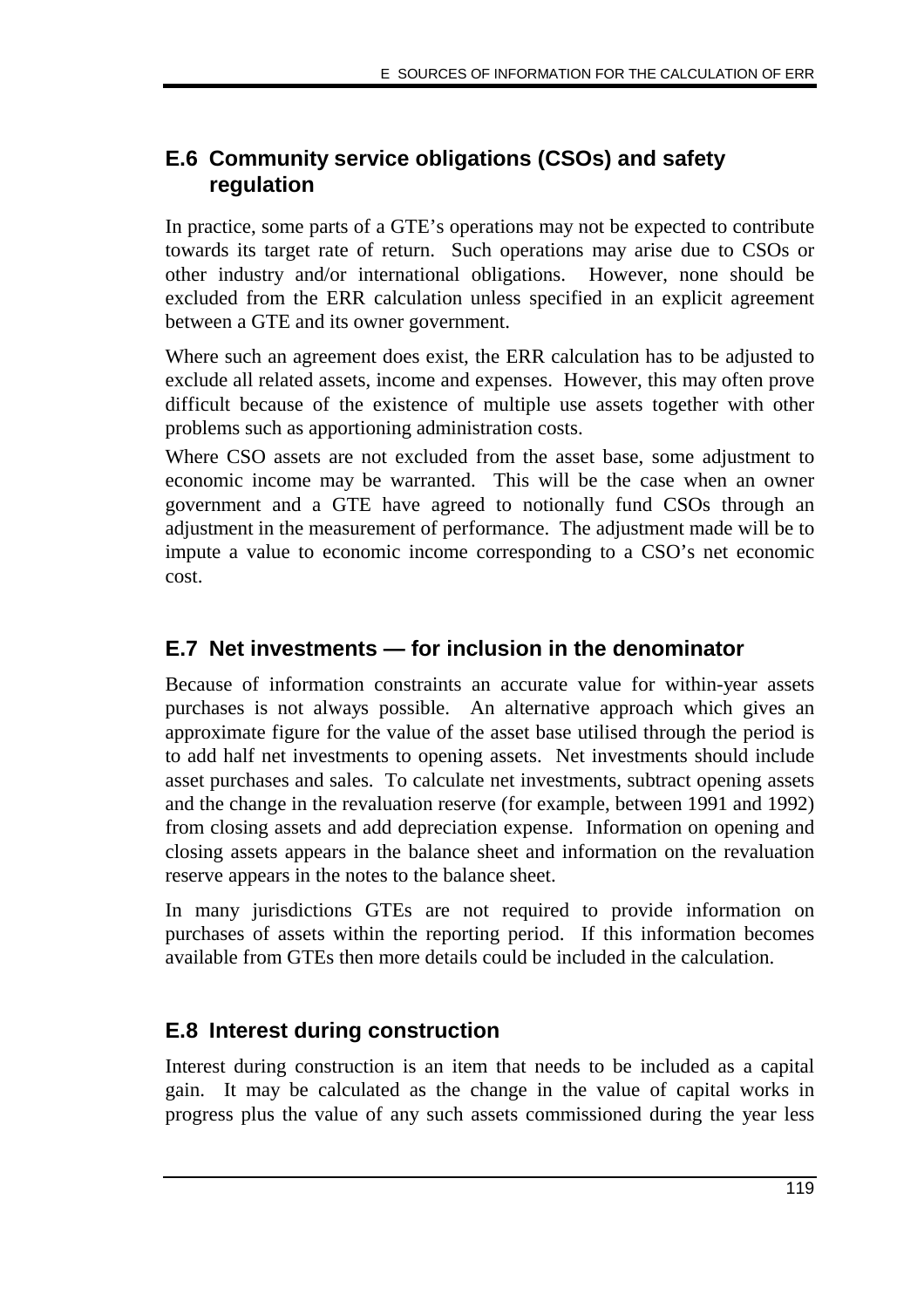## E.6 Community service obligations (CSOs) and safety regulation

In practice, some parts of a GTE's operations may not be expected to contribute towards its target rate of return. Such operations may arise due to CSOs or other industry and/or international obligations. However, none should be excluded from the ERR calculation unless specified in an explicit agreement between a GTE and its owner government.

Where such an agreement does exist, the ERR calculation has to be adjusted to exclude all related assets, income and expenses. However, this may often prove difficult because of the existence of multiple use assets together with other problems such as apportioning administration costs.

Where CSO assets are not excluded from the asset base, some adjustment to economic income may be warranted. This will be the case when an owner government and a GTE have agreed to notionally fund CSOs through an adjustment in the measurement of performance. The adjustment made will be to impute a value to economic income corresponding to a CSO's net economic cost.

## E.7 Net investments — for inclusion in the denominator

Because of information constraints an accurate value for within-year assets purchases is not always possible. An alternative approach which gives an approximate figure for the value of the asset base utilised through the period is to add half net investments to opening assets. Net investments should include asset purchases and sales. To calculate net investments, subtract opening assets and the change in the revaluation reserve (for example, between 1991 and 1992) from closing assets and add depreciation expense. Information on opening and closing assets appears in the balance sheet and information on the revaluation reserve appears in the notes to the balance sheet.

In many jurisdictions GTEs are not required to provide information on purchases of assets within the reporting period. If this information becomes available from GTEs then more details could be included in the calculation.

## E.8 Interest during construction

Interest during construction is an item that needs to be included as a capital gain. It may be calculated as the change in the value of capital works in progress plus the value of any such assets commissioned during the year less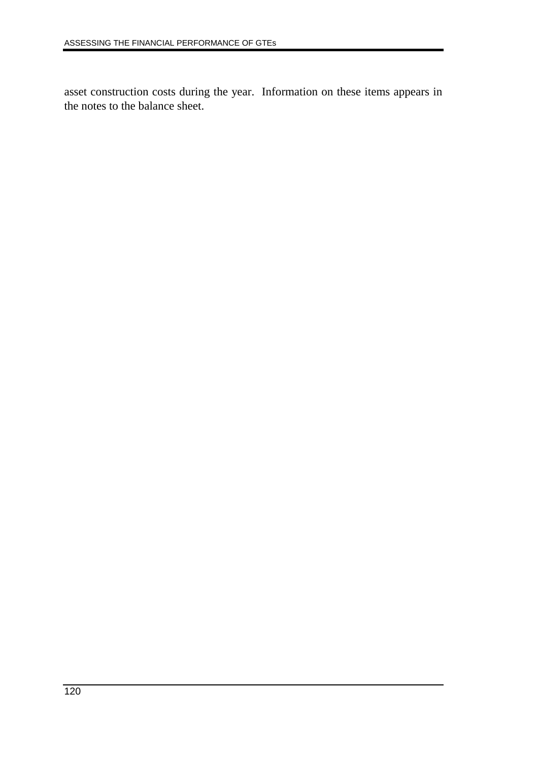asset construction costs during the year. Information on these items appears in the notes to the balance sheet.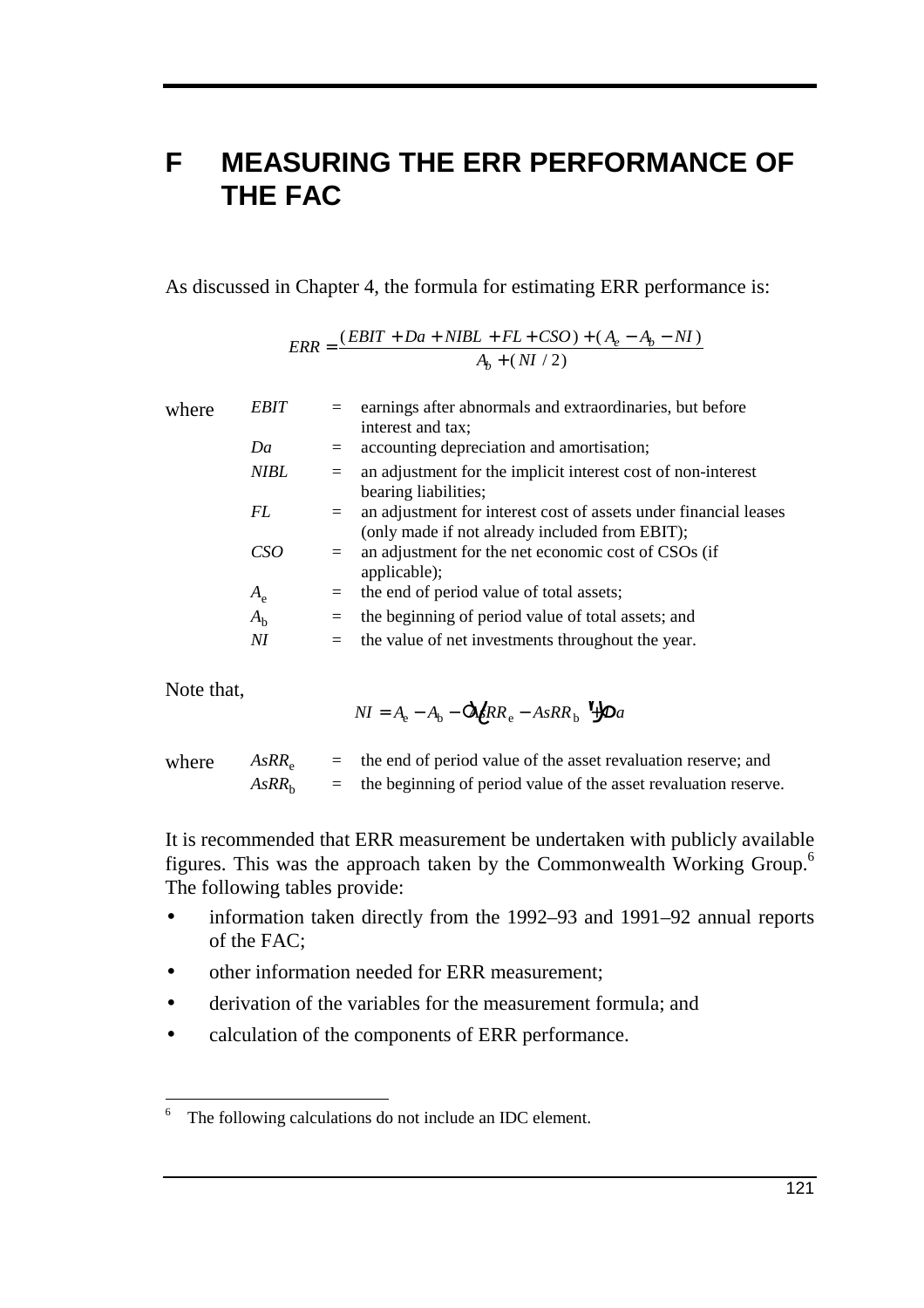# F MEASURING THE ERR PERFORMANCE OF THE FAC

As discussed in Chapter 4, the formula for estimating ERR performance is:

$$ERR = \frac{(EBIT + Da + NIBL + FL + CSO) + (A_e - A_b - NI)}{A_b + (NI/2)}$$

where

| | | |
|---|---|---|
| $EBIT$ | = | earnings after abnormals and extraordinaries, but before interest and tax; |
| $Da$ | = | accounting depreciation and amortisation; |
| $NIBL$ | = | an adjustment for the implicit interest cost of non-interest bearing liabilities; |
| $FL$ | = | an adjustment for interest cost of assets under financial leases (only made if not already included from EBIT); |
| $CSO$ | = | an adjustment for the net economic cost of CSOs (if applicable); |
| $A_e$ | = | the end of period value of total assets; |
| $A_b$ | = | the beginning of period value of total assets; and |
| $NI$ | = | the value of net investments throughout the year. |

Note that,

$$NI = A_e - A_b - (AsRR_e - AsRR_b) + Da$$

where

| | | |
|---|---|---|
| $AsRR_e$ | = | the end of period value of the asset revaluation reserve; and |
| $AsRR_b$ | = | the beginning of period value of the asset revaluation reserve. |

It is recommended that ERR measurement be undertaken with publicly available figures. This was the approach taken by the Commonwealth Working Group.[6] The following tables provide:

- information taken directly from the 1992–93 and 1991–92 annual reports of the FAC;
- other information needed for ERR measurement;
- derivation of the variables for the measurement formula; and
- calculation of the components of ERR performance.

---

6 The following calculations do not include an IDC element.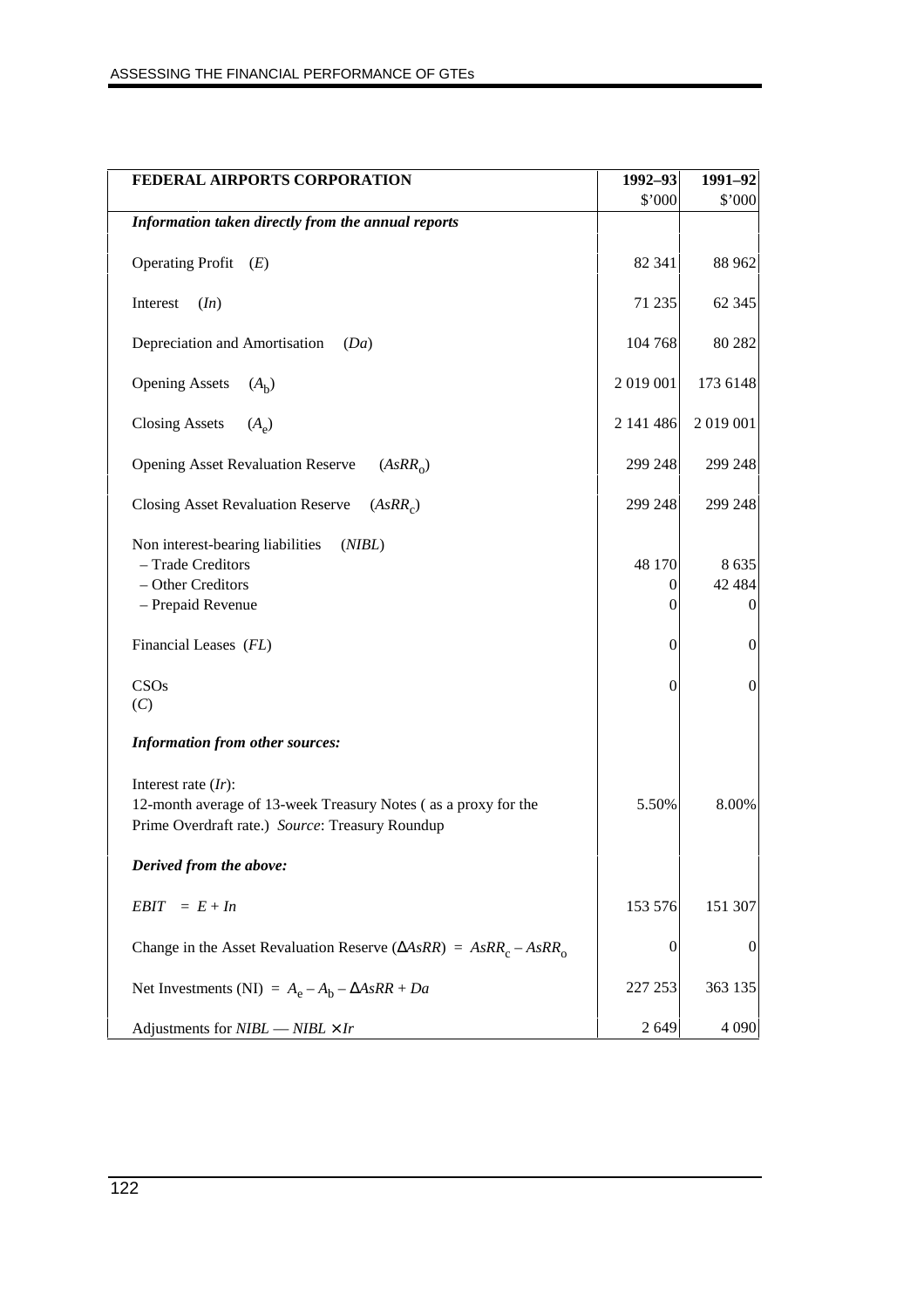| FEDERAL AIRPORTS CORPORATION | 1992–93<br>\$'000 | 1991–92<br>\$'000 |
|---|---|---|
| ***Information taken directly from the annual reports*** | | |
| Operating Profit ($E$) | 82 341 | 88 962 |
| Interest ($In$) | 71 235 | 62 345 |
| Depreciation and Amortisation ($Da$) | 104 768 | 80 282 |
| Opening Assets ($A_b$) | 2 019 001 | 173 6148 |
| Closing Assets ($A_e$) | 2 141 486 | 2 019 001 |
| Opening Asset Revaluation Reserve ($AsRR_o$) | 299 248 | 299 248 |
| Closing Asset Revaluation Reserve ($AsRR_c$) | 299 248 | 299 248 |
| Non interest-bearing liabilities ($NIBL$) | | |
| – Trade Creditors | 48 170 | 8 635 |
| – Other Creditors | 0 | 42 484 |
| – Prepaid Revenue | 0 | 0 |
| Financial Leases ($FL$) | 0 | 0 |
| CSOs ($C$) | 0 | 0 |
| ***Information from other sources:*** | | |
| Interest rate ($Ir$): 12-month average of 13-week Treasury Notes ( as a proxy for the Prime Overdraft rate.) *Source*: Treasury Roundup | 5.50% | 8.00% |
| ***Derived from the above:*** | | |
| $EBIT = E + In$ | 153 576 | 151 307 |
| Change in the Asset Revaluation Reserve ($\Delta AsRR$) $= AsRR_c - AsRR_o$ | 0 | 0 |
| Net Investments (NI) $= A_e - A_b - \Delta AsRR + Da$ | 227 253 | 363 135 |
| Adjustments for $NIBL$ — $NIBL \times Ir$ | 2 649 | 4 090 |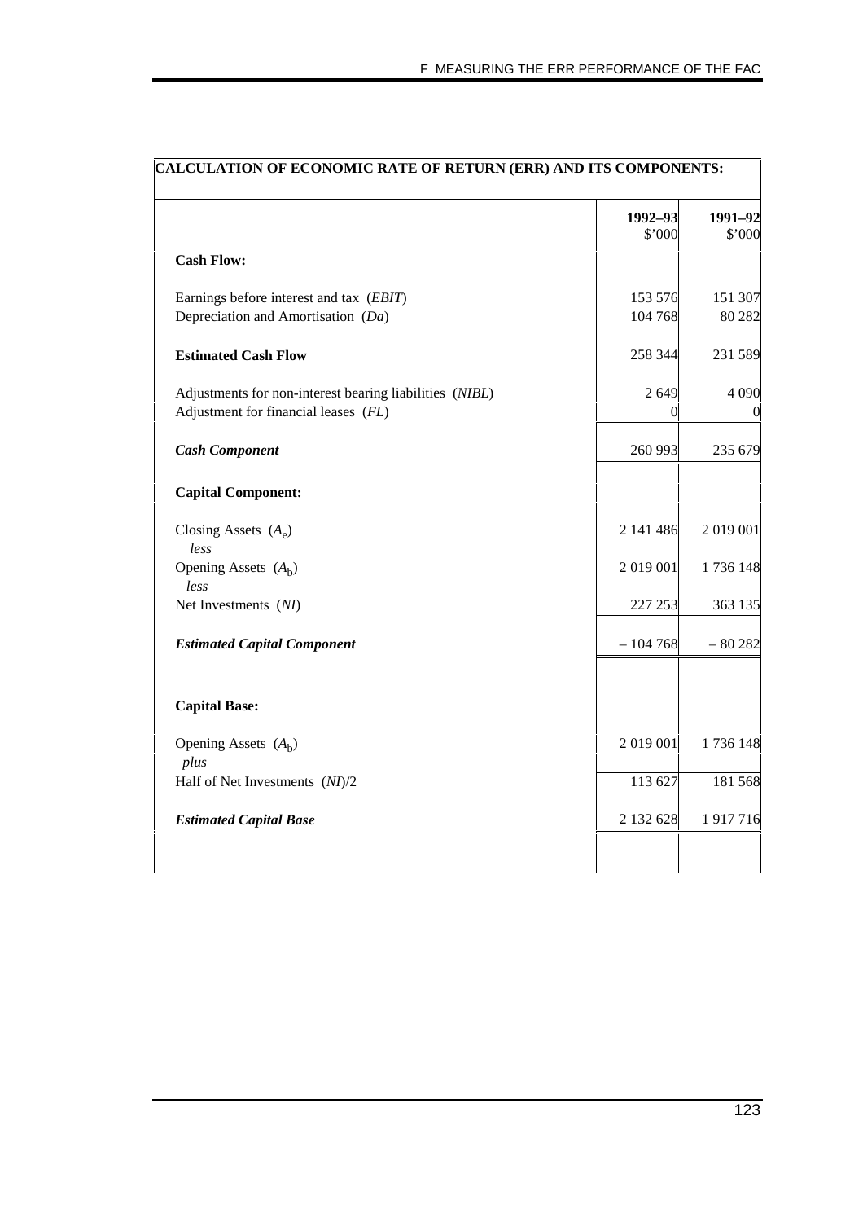| CALCULATION OF ECONOMIC RATE OF RETURN (ERR) AND ITS COMPONENTS: | | |
|---|---|---|
| | **1992–93** \$'000 | **1991–92** \$'000 |
| **Cash Flow:** | | |
| Earnings before interest and tax (*EBIT*) | 153 576 | 151 307 |
| Depreciation and Amortisation (*Da*) | 104 768 | 80 282 |
| **Estimated Cash Flow** | 258 344 | 231 589 |
| Adjustments for non-interest bearing liabilities (*NIBL*) | 2 649 | 4 090 |
| Adjustment for financial leases (*FL*) | 0 | 0 |
| ***Cash Component*** | 260 993 | 235 679 |
| **Capital Component:** | | |
| Closing Assets ($A_e$) *less* | 2 141 486 | 2 019 001 |
| Opening Assets ($A_b$) *less* | 2 019 001 | 1 736 148 |
| Net Investments (*NI*) | 227 253 | 363 135 |
| ***Estimated Capital Component*** | – 104 768 | – 80 282 |
| **Capital Base:** | | |
| Opening Assets ($A_b$) *plus* | 2 019 001 | 1 736 148 |
| Half of Net Investments (*NI*)/2 | 113 627 | 181 568 |
| ***Estimated Capital Base*** | 2 132 628 | 1 917 716 |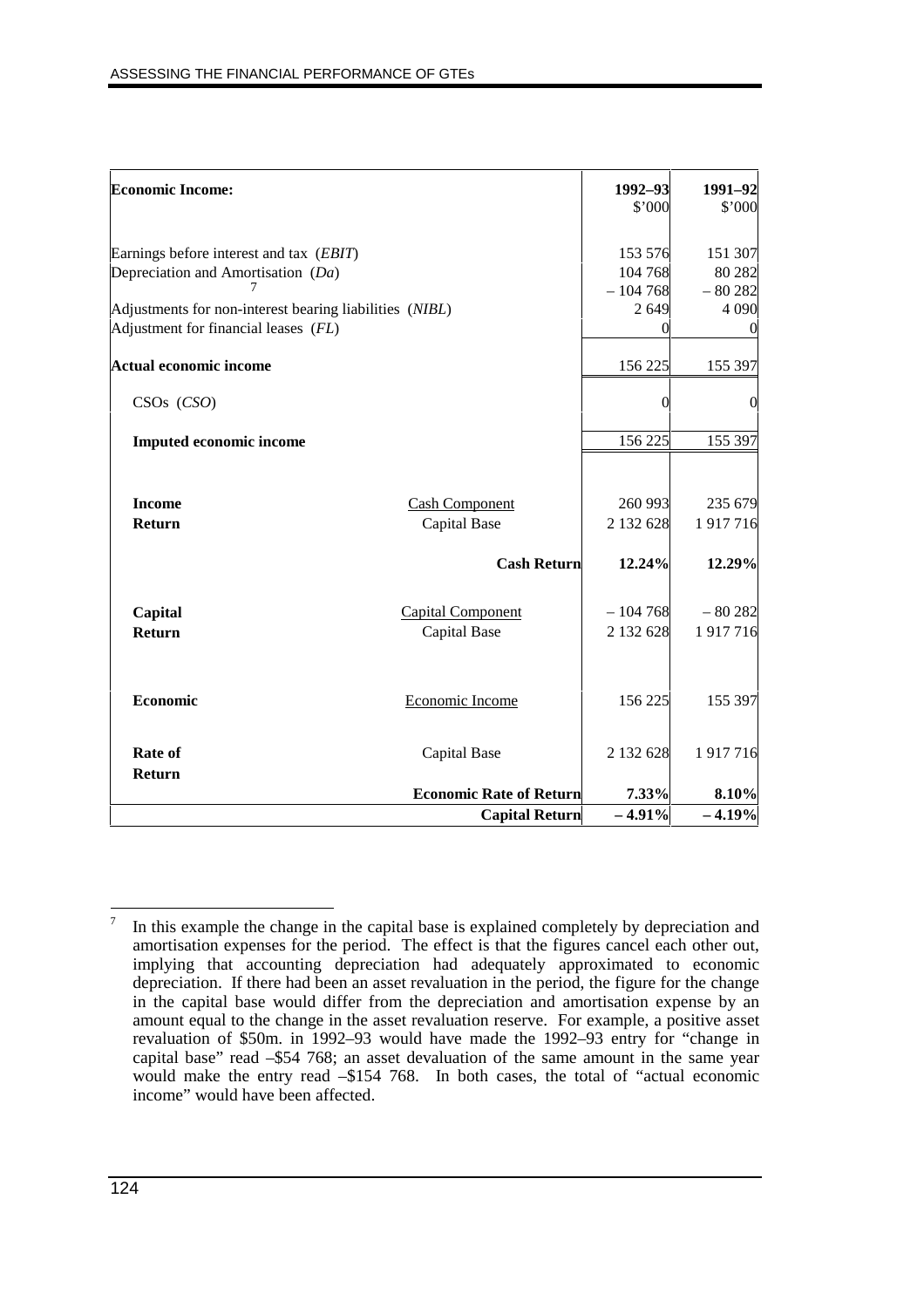| **Economic Income:** | | **1992–93** $'000 | **1991–92** $'000 |
|---|---|---|---|
| Earnings before interest and tax (*EBIT*) | | 153 576 | 151 307 |
| Depreciation and Amortisation (*Da*) | | 104 768 | 80 282 |
| 7 | | – 104 768 | – 80 282 |
| Adjustments for non-interest bearing liabilities (*NIBL*) | | 2 649 | 4 090 |
| Adjustment for financial leases (*FL*) | | 0 | 0 |
| **Actual economic income** | | 156 225 | 155 397 |
| CSOs (*CSO*) | | 0 | 0 |
| **Imputed economic income** | | 156 225 | 155 397 |
| **Income** | Cash Component | 260 993 | 235 679 |
| **Return** | Capital Base | 2 132 628 | 1 917 716 |
| | **Cash Return** | **12.24%** | **12.29%** |
| **Capital** | Capital Component | – 104 768 | – 80 282 |
| **Return** | Capital Base | 2 132 628 | 1 917 716 |
| **Economic** | Economic Income | 156 225 | 155 397 |
| **Rate of Return** | Capital Base | 2 132 628 | 1 917 716 |
| | **Economic Rate of Return** | **7.33%** | **8.10%** |
| | **Capital Return** | **– 4.91%** | **– 4.19%** |

[7] In this example the change in the capital base is explained completely by depreciation and amortisation expenses for the period. The effect is that the figures cancel each other out, implying that accounting depreciation had adequately approximated to economic depreciation. If there had been an asset revaluation in the period, the figure for the change in the capital base would differ from the depreciation and amortisation expense by an amount equal to the change in the asset revaluation reserve. For example, a positive asset revaluation of $50m. in 1992–93 would have made the 1992–93 entry for "change in capital base" read –$54 768; an asset devaluation of the same amount in the same year would make the entry read –$154 768. In both cases, the total of "actual economic income" would have been affected.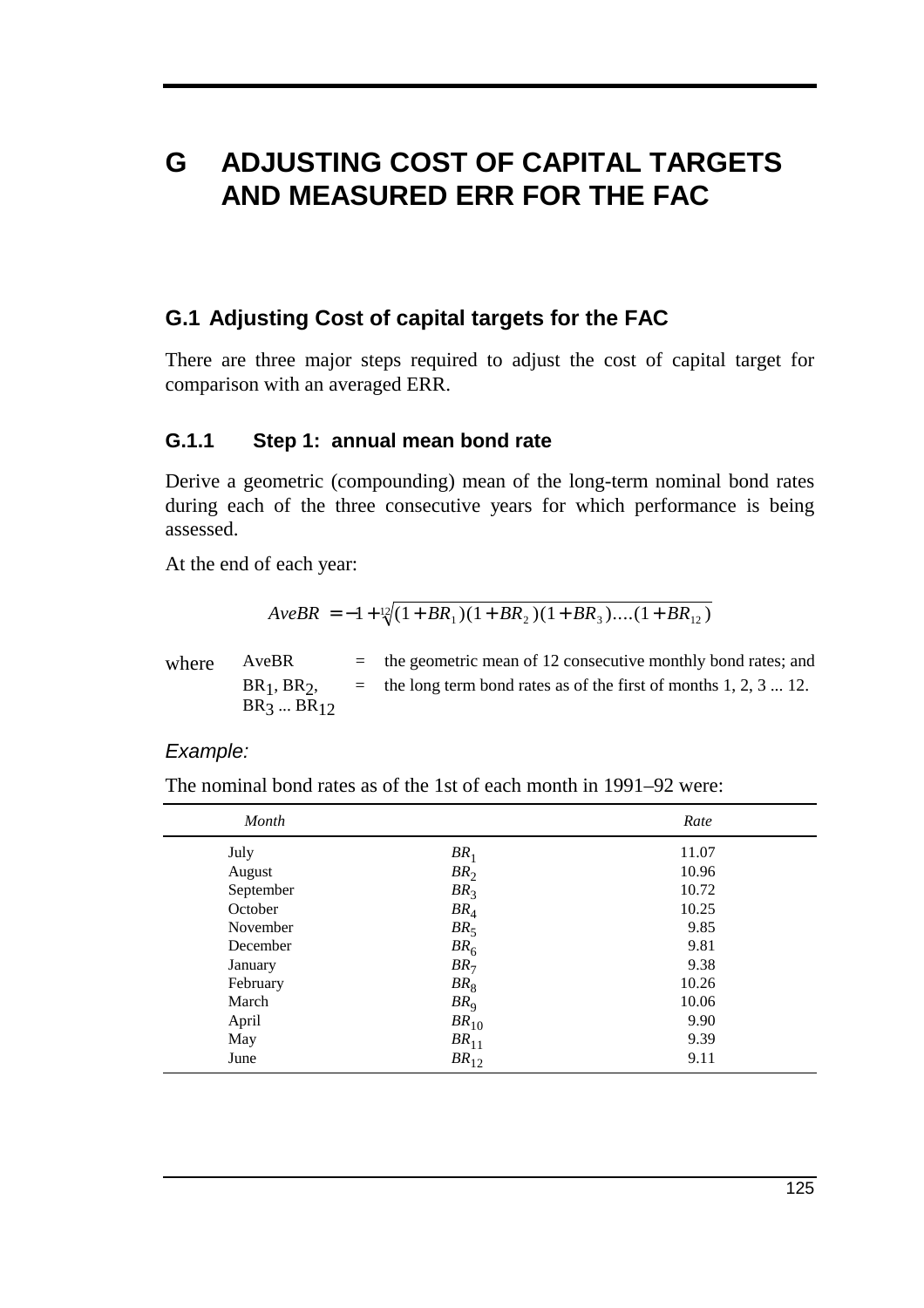# G ADJUSTING COST OF CAPITAL TARGETS AND MEASURED ERR FOR THE FAC

## G.1 Adjusting Cost of capital targets for the FAC

There are three major steps required to adjust the cost of capital target for comparison with an averaged ERR.

### G.1.1 Step 1: annual mean bond rate

Derive a geometric (compounding) mean of the long-term nominal bond rates during each of the three consecutive years for which performance is being assessed.

At the end of each year:

$$AveBR = -1 + \sqrt[12]{(1+BR_1)(1+BR_2)(1+BR_3)....(1+BR_{12})}$$

where

| | | |
|---|---|---|
| AveBR | = | the geometric mean of 12 consecutive monthly bond rates; and |
| $BR_1$, $BR_2$, $BR_3$ ... $BR_{12}$ | = | the long term bond rates as of the first of months 1, 2, 3 ... 12. |

*Example:*

The nominal bond rates as of the 1st of each month in 1991–92 were:

| *Month* | | *Rate* |
|---|---|---|
| July | $BR_1$ | 11.07 |
| August | $BR_2$ | 10.96 |
| September | $BR_3$ | 10.72 |
| October | $BR_4$ | 10.25 |
| November | $BR_5$ | 9.85 |
| December | $BR_6$ | 9.81 |
| January | $BR_7$ | 9.38 |
| February | $BR_8$ | 10.26 |
| March | $BR_9$ | 10.06 |
| April | $BR_{10}$ | 9.90 |
| May | $BR_{11}$ | 9.39 |
| June | $BR_{12}$ | 9.11 |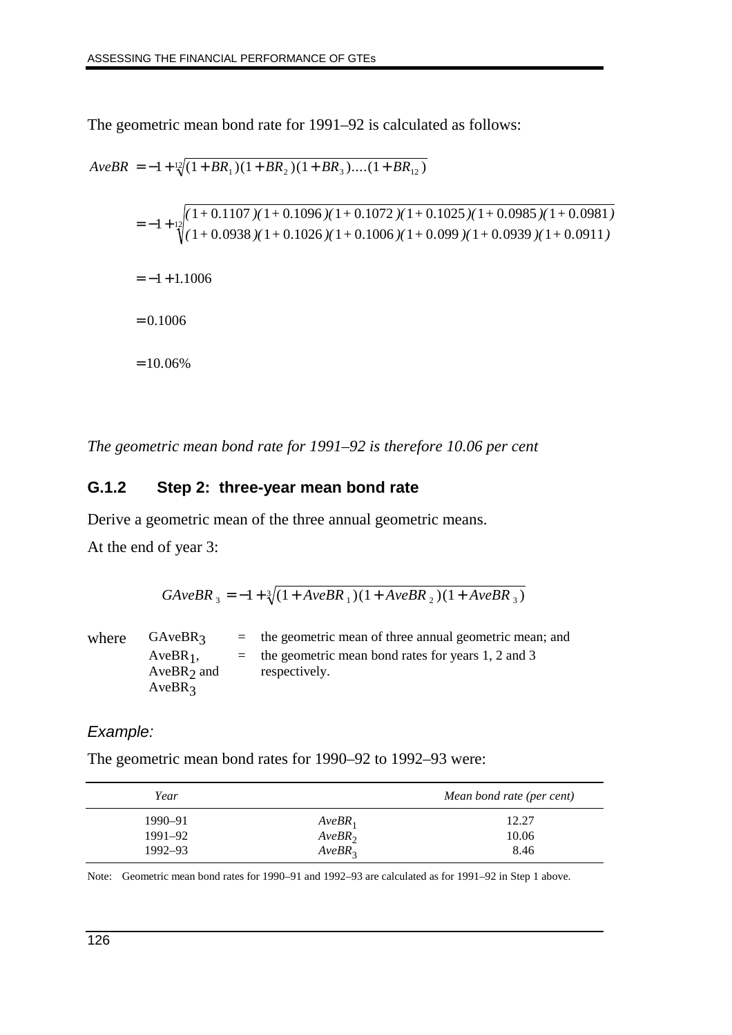The geometric mean bond rate for 1991–92 is calculated as follows:

$$AveBR = -1 + \sqrt[12]{(1+BR_1)(1+BR_2)(1+BR_3)....(1+BR_{12})}$$

$$= -1 + \sqrt[12]{\begin{matrix}(1+0.1107)(1+0.1096)(1+0.1072)(1+0.1025)(1+0.0985)(1+0.0981)\\(1+0.0938)(1+0.1026)(1+0.1006)(1+0.099)(1+0.0939)(1+0.0911)\end{matrix}}$$

$$= -1 + 1.1006$$

$$= 0.1006$$

$$= 10.06\%$$

*The geometric mean bond rate for 1991–92 is therefore 10.06 per cent*

### G.1.2 Step 2: three-year mean bond rate

Derive a geometric mean of the three annual geometric means.

At the end of year 3:

$$GAveBR_3 = -1 + \sqrt[3]{(1+AveBR_1)(1+AveBR_2)(1+AveBR_3)}$$

where $GAveBR_3$ = the geometric mean of three annual geometric mean; and
$AveBR_1$, $AveBR_2$ and $AveBR_3$ = the geometric mean bond rates for years 1, 2 and 3 respectively.

*Example:*

The geometric mean bond rates for 1990–92 to 1992–93 were:

| *Year* | | *Mean bond rate (per cent)* |
|---|---|---|
| 1990–91 | $AveBR_1$ | 12.27 |
| 1991–92 | $AveBR_2$ | 10.06 |
| 1992–93 | $AveBR_3$ | 8.46 |

Note: Geometric mean bond rates for 1990–91 and 1992–93 are calculated as for 1991–92 in Step 1 above.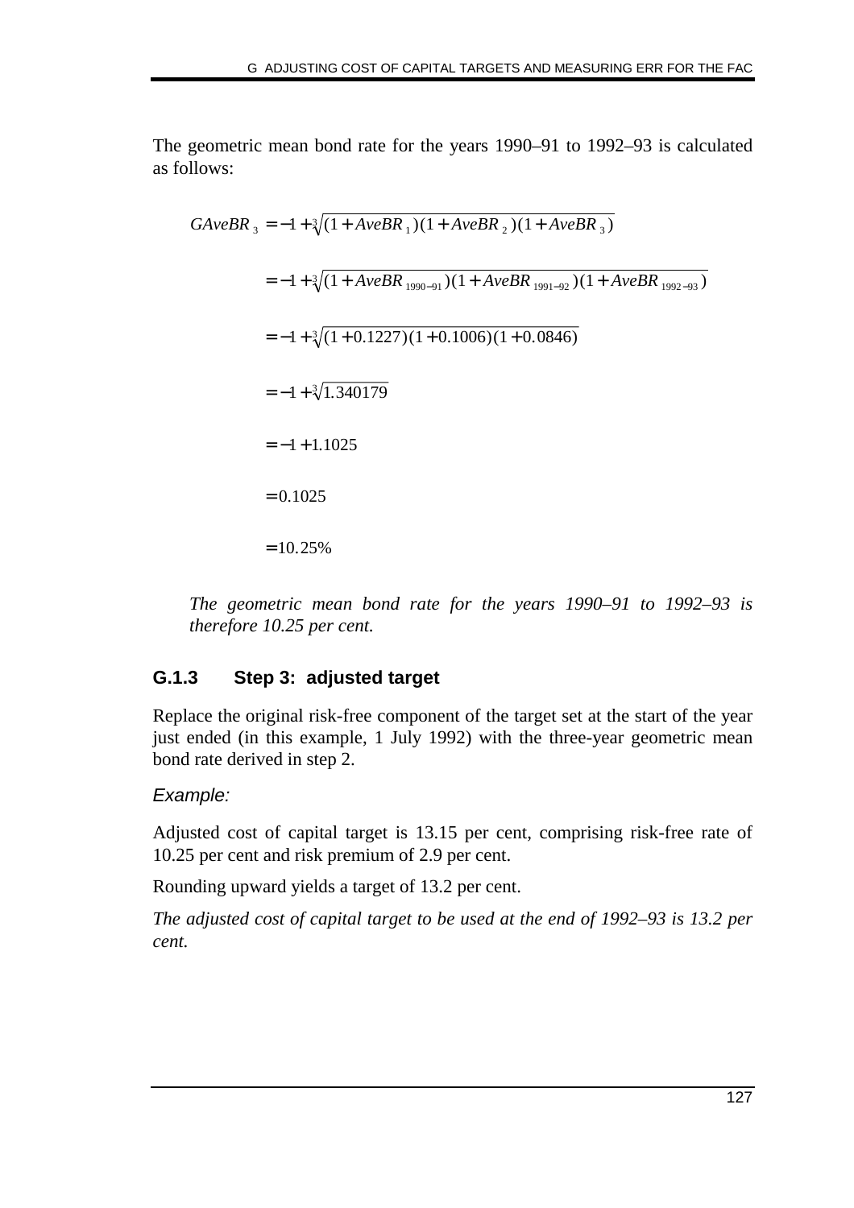The geometric mean bond rate for the years 1990–91 to 1992–93 is calculated as follows:

$$GAveBR_3 = -1 + \sqrt[3]{(1 + AveBR_1)(1 + AveBR_2)(1 + AveBR_3)}$$

$$= -1 + \sqrt[3]{(1 + AveBR_{1990-91})(1 + AveBR_{1991-92})(1 + AveBR_{1992-93})}$$

$$= -1 + \sqrt[3]{(1 + 0.1227)(1 + 0.1006)(1 + 0.0846)}$$

$$= -1 + \sqrt[3]{1.340179}$$

$$= -1 + 1.1025$$

$$= 0.1025$$

$$= 10.25\%$$

*The geometric mean bond rate for the years 1990–91 to 1992–93 is therefore 10.25 per cent.*

### G.1.3 Step 3: adjusted target

Replace the original risk-free component of the target set at the start of the year just ended (in this example, 1 July 1992) with the three-year geometric mean bond rate derived in step 2.

*Example:*

Adjusted cost of capital target is 13.15 per cent, comprising risk-free rate of 10.25 per cent and risk premium of 2.9 per cent.

Rounding upward yields a target of 13.2 per cent.

*The adjusted cost of capital target to be used at the end of 1992–93 is 13.2 per cent.*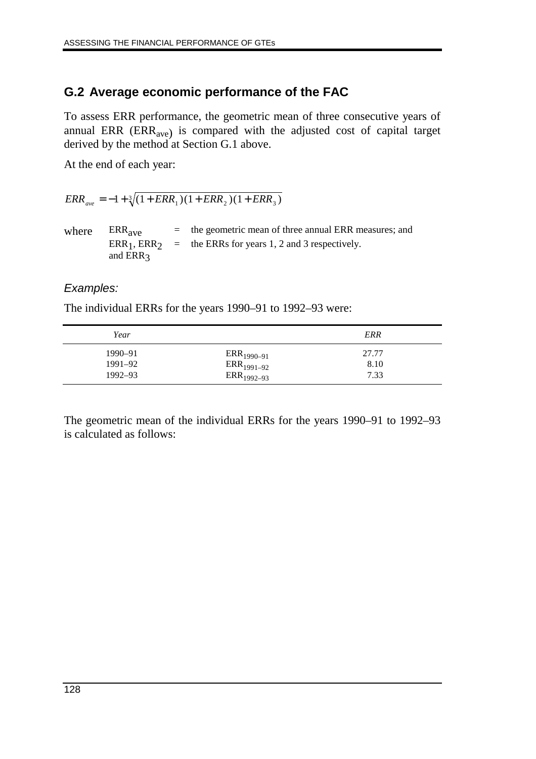## G.2 Average economic performance of the FAC

To assess ERR performance, the geometric mean of three consecutive years of annual ERR ($ERR_{ave}$) is compared with the adjusted cost of capital target derived by the method at Section G.1 above.

At the end of each year:

$$ERR_{ave} = -1 + \sqrt[3]{(1 + ERR_1)(1 + ERR_2)(1 + ERR_3)}$$

where $ERR_{ave}$ = the geometric mean of three annual ERR measures; and

$ERR_1$, $ERR_2$ and $ERR_3$ = the ERRs for years 1, 2 and 3 respectively.

*Examples:*

The individual ERRs for the years 1990–91 to 1992–93 were:

| *Year* | | *ERR* |
|---|---|---|
| 1990–91 | $ERR_{1990–91}$ | 27.77 |
| 1991–92 | $ERR_{1991–92}$ | 8.10 |
| 1992–93 | $ERR_{1992–93}$ | 7.33 |

The geometric mean of the individual ERRs for the years 1990–91 to 1992–93 is calculated as follows: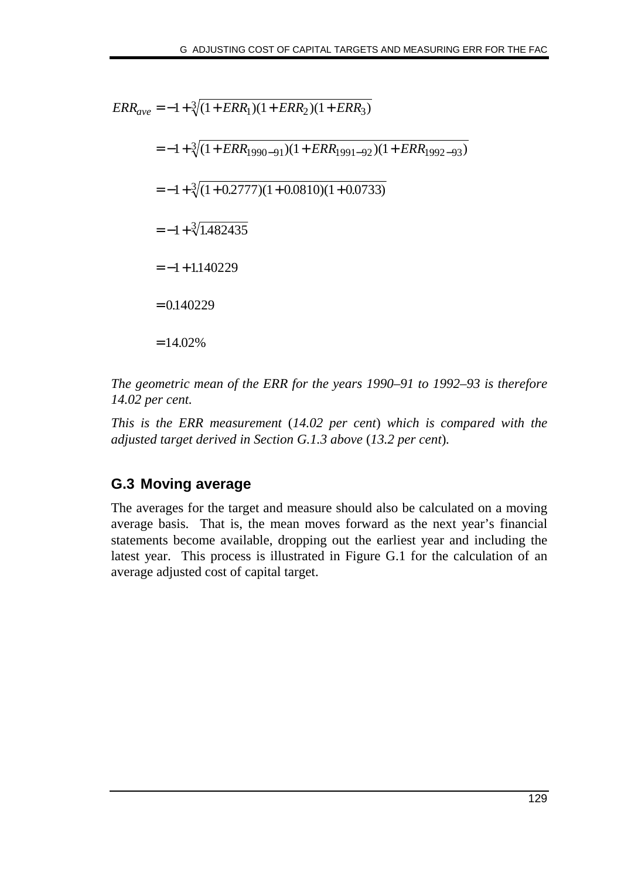$$
\begin{aligned}
ERR_{ave} &= -1 + \sqrt[3]{(1+ERR_1)(1+ERR_2)(1+ERR_3)} \\
&= -1 + \sqrt[3]{(1+ERR_{1990-91})(1+ERR_{1991-92})(1+ERR_{1992-93})} \\
&= -1 + \sqrt[3]{(1+0.2777)(1+0.0810)(1+0.0733)} \\
&= -1 + \sqrt[3]{1.482435} \\
&= -1 + 1.140229 \\
&= 0.140229 \\
&= 14.02\%
\end{aligned}
$$

*The geometric mean of the ERR for the years 1990–91 to 1992–93 is therefore 14.02 per cent.*

*This is the ERR measurement* (*14.02 per cent*) *which is compared with the adjusted target derived in Section G.1.3 above* (*13.2 per cent*).

## G.3 Moving average

The averages for the target and measure should also be calculated on a moving average basis. That is, the mean moves forward as the next year's financial statements become available, dropping out the earliest year and including the latest year. This process is illustrated in Figure G.1 for the calculation of an average adjusted cost of capital target.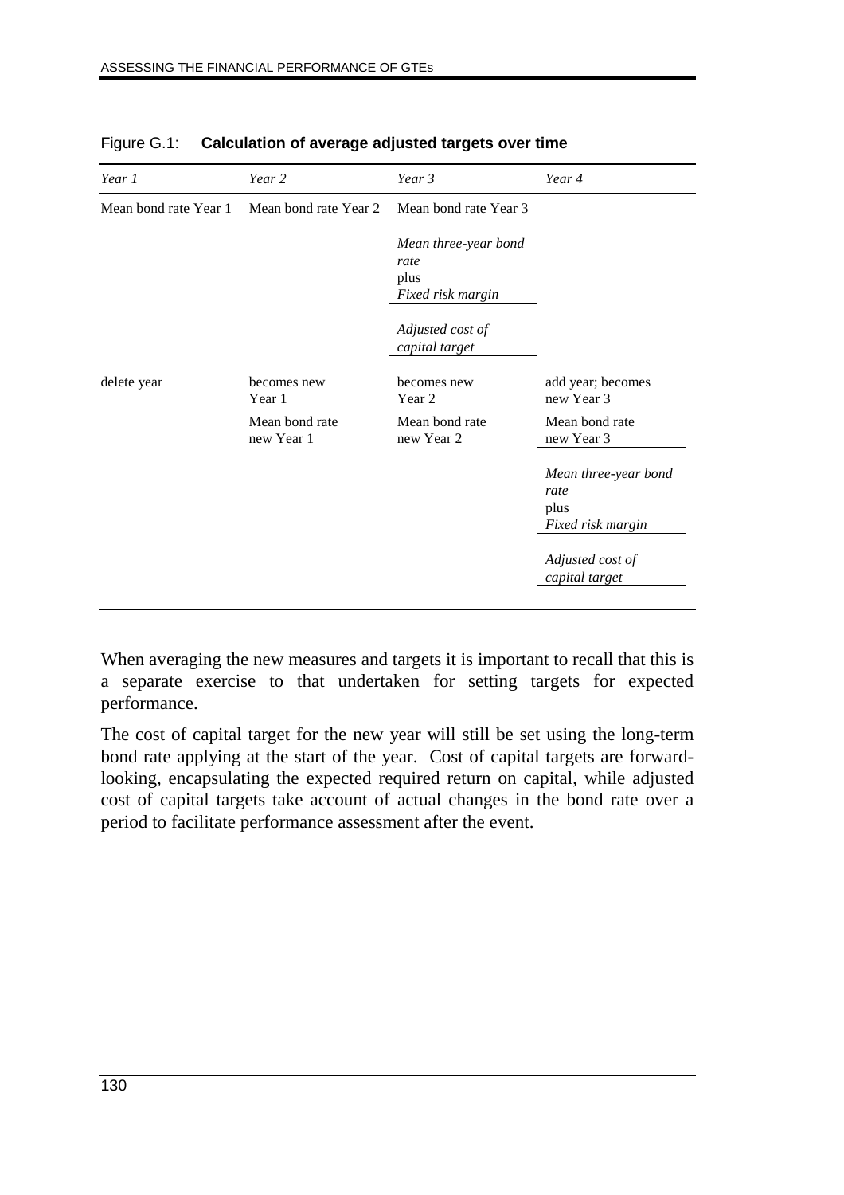Figure G.1: **Calculation of average adjusted targets over time**

| *Year 1* | *Year 2* | *Year 3* | *Year 4* |
|---|---|---|---|
| Mean bond rate Year 1 | Mean bond rate Year 2 | Mean bond rate Year 3 | |
| | | *Mean three-year bond rate* plus *Fixed risk margin* | |
| | | *Adjusted cost of capital target* | |
| delete year | becomes new Year 1 | becomes new Year 2 | add year; becomes new Year 3 |
| | Mean bond rate new Year 1 | Mean bond rate new Year 2 | Mean bond rate new Year 3 |
| | | | *Mean three-year bond rate* plus *Fixed risk margin* |
| | | | *Adjusted cost of capital target* |

When averaging the new measures and targets it is important to recall that this is a separate exercise to that undertaken for setting targets for expected performance.

The cost of capital target for the new year will still be set using the long-term bond rate applying at the start of the year. Cost of capital targets are forward-looking, encapsulating the expected required return on capital, while adjusted cost of capital targets take account of actual changes in the bond rate over a period to facilitate performance assessment after the event.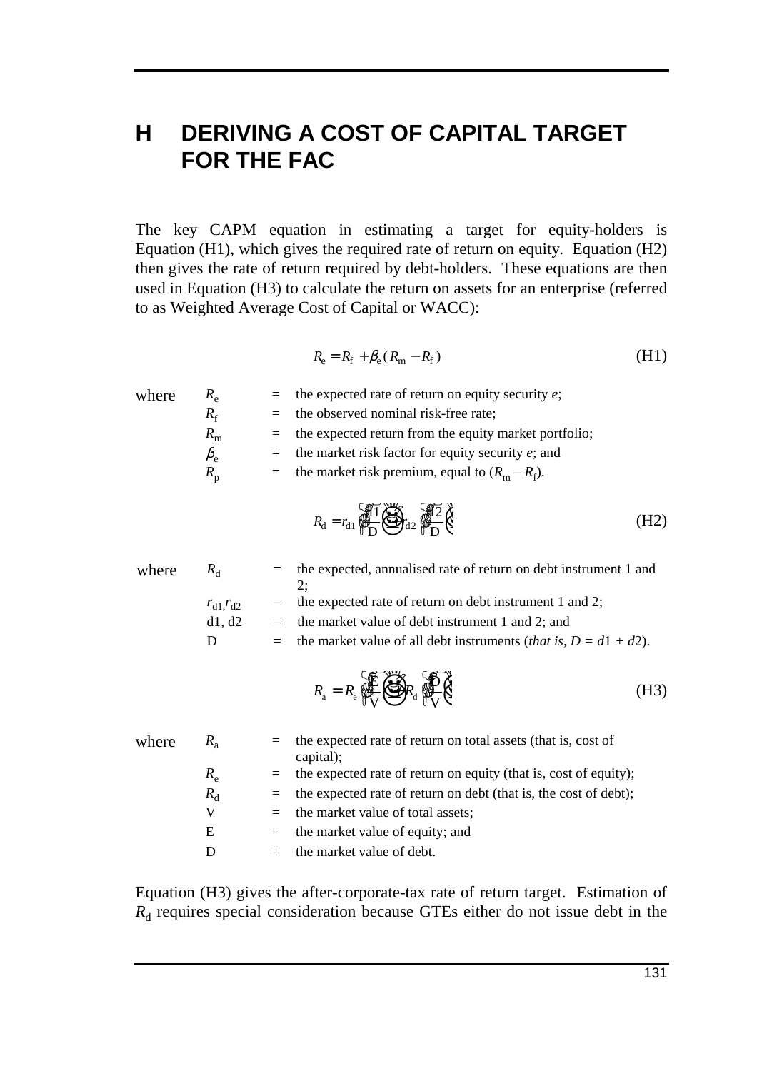# H DERIVING A COST OF CAPITAL TARGET FOR THE FAC

The key CAPM equation in estimating a target for equity-holders is Equation (H1), which gives the required rate of return on equity. Equation (H2) then gives the rate of return required by debt-holders. These equations are then used in Equation (H3) to calculate the return on assets for an enterprise (referred to as Weighted Average Cost of Capital or WACC):

$$R_e = R_f + \beta_e (R_m - R_f) \tag{H1}$$

where

| | | |
|---|---|---|
| $R_e$ | = | the expected rate of return on equity security *e*; |
| $R_f$ | = | the observed nominal risk-free rate; |
| $R_m$ | = | the expected return from the equity market portfolio; |
| $\beta_e$ | = | the market risk factor for equity security *e*; and |
| $R_p$ | = | the market risk premium, equal to $(R_m - R_f)$. |

$$R_d = r_{d1}\left(\frac{d1}{D}\right) + r_{d2}\left(\frac{d2}{D}\right) \tag{H2}$$

where

| | | |
|---|---|---|
| $R_d$ | = | the expected, annualised rate of return on debt instrument 1 and 2; |
| $r_{d1}, r_{d2}$ | = | the expected rate of return on debt instrument 1 and 2; |
| d1, d2 | = | the market value of debt instrument 1 and 2; and |
| D | = | the market value of all debt instruments (*that is, D = d*1 + *d*2). |

$$R_a = R_e\left(\frac{E}{V}\right) + R_d\left(\frac{D}{V}\right) \tag{H3}$$

where

| | | |
|---|---|---|
| $R_a$ | = | the expected rate of return on total assets (that is, cost of capital); |
| $R_e$ | = | the expected rate of return on equity (that is, cost of equity); |
| $R_d$ | = | the expected rate of return on debt (that is, the cost of debt); |
| V | = | the market value of total assets; |
| E | = | the market value of equity; and |
| D | = | the market value of debt. |

Equation (H3) gives the after-corporate-tax rate of return target. Estimation of $R_d$ requires special consideration because GTEs either do not issue debt in the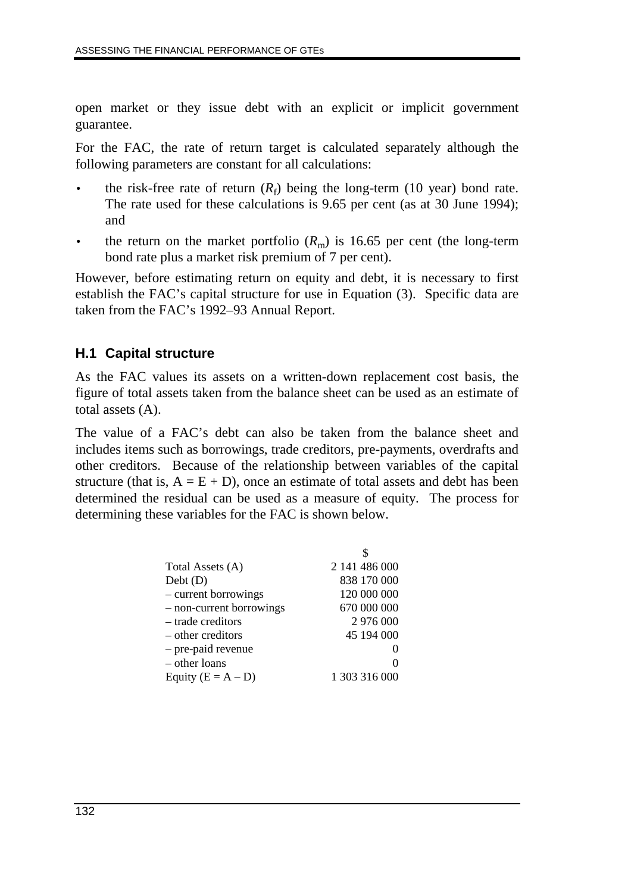open market or they issue debt with an explicit or implicit government guarantee.

For the FAC, the rate of return target is calculated separately although the following parameters are constant for all calculations:

- the risk-free rate of return ($R_f$) being the long-term (10 year) bond rate. The rate used for these calculations is 9.65 per cent (as at 30 June 1994); and
- the return on the market portfolio ($R_m$) is 16.65 per cent (the long-term bond rate plus a market risk premium of 7 per cent).

However, before estimating return on equity and debt, it is necessary to first establish the FAC's capital structure for use in Equation (3). Specific data are taken from the FAC's 1992–93 Annual Report.

## H.1 Capital structure

As the FAC values its assets on a written-down replacement cost basis, the figure of total assets taken from the balance sheet can be used as an estimate of total assets (A).

The value of a FAC's debt can also be taken from the balance sheet and includes items such as borrowings, trade creditors, pre-payments, overdrafts and other creditors. Because of the relationship between variables of the capital structure (that is, A = E + D), once an estimate of total assets and debt has been determined the residual can be used as a measure of equity. The process for determining these variables for the FAC is shown below.

| | $ |
|---|---|
| Total Assets (A) | 2 141 486 000 |
| Debt (D) | 838 170 000 |
| – current borrowings | 120 000 000 |
| – non-current borrowings | 670 000 000 |
| – trade creditors | 2 976 000 |
| – other creditors | 45 194 000 |
| – pre-paid revenue | 0 |
| – other loans | 0 |
| Equity (E = A – D) | 1 303 316 000 |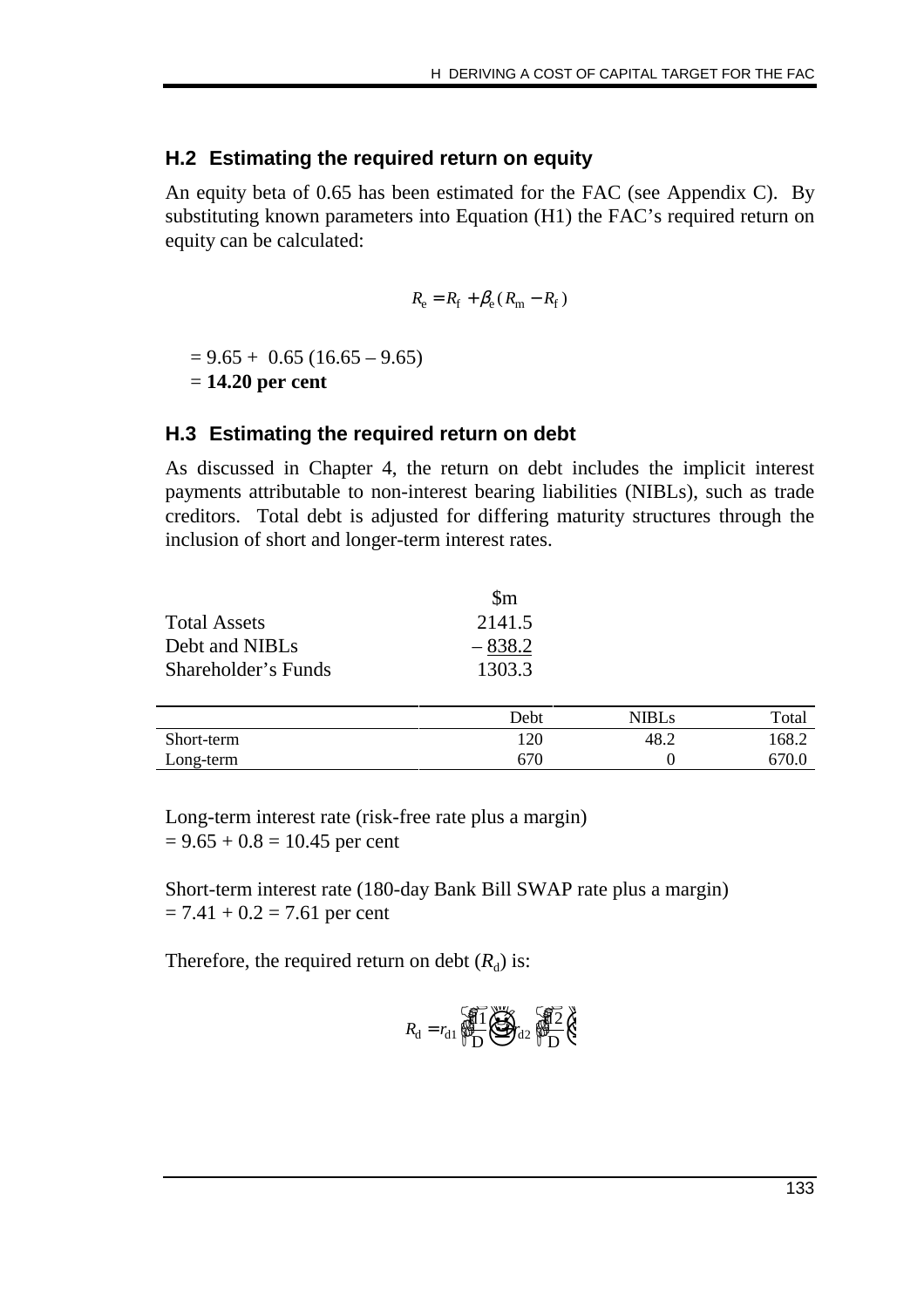## H.2 Estimating the required return on equity

An equity beta of 0.65 has been estimated for the FAC (see Appendix C). By substituting known parameters into Equation (H1) the FAC's required return on equity can be calculated:

$$R_e = R_f + \beta_e (R_m - R_f)$$

$= 9.65 + 0.65\,(16.65 - 9.65)$
$=$ **14.20 per cent**

## H.3 Estimating the required return on debt

As discussed in Chapter 4, the return on debt includes the implicit interest payments attributable to non-interest bearing liabilities (NIBLs), such as trade creditors. Total debt is adjusted for differing maturity structures through the inclusion of short and longer-term interest rates.

| | $m |
|---|---|
| Total Assets | 2141.5 |
| Debt and NIBLs | – 838.2 |
| Shareholder's Funds | 1303.3 |

| | Debt | NIBLs | Total |
|---|---|---|---|
| Short-term | 120 | 48.2 | 168.2 |
| Long-term | 670 | 0 | 670.0 |

Long-term interest rate (risk-free rate plus a margin)
$= 9.65 + 0.8 = 10.45$ per cent

Short-term interest rate (180-day Bank Bill SWAP rate plus a margin)
$= 7.41 + 0.2 = 7.61$ per cent

Therefore, the required return on debt ($R_d$) is:

$$R_d = r_{d1}\left(\frac{D1}{D}\right) + r_{d2}\left(\frac{D2}{D}\right)$$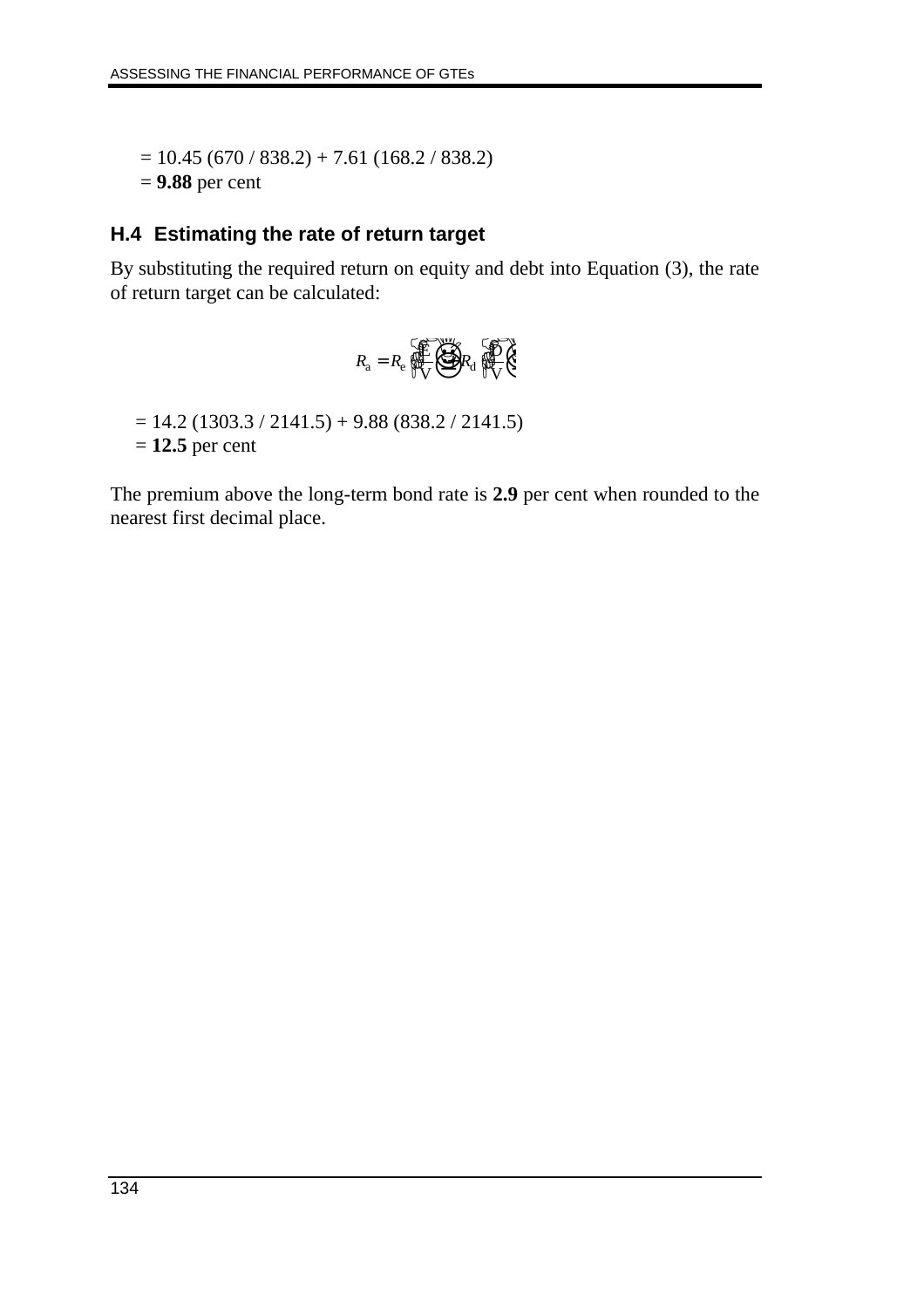= 10.45 (670 / 838.2) + 7.61 (168.2 / 838.2)
= **9.88** per cent

## H.4 Estimating the rate of return target

By substituting the required return on equity and debt into Equation (3), the rate of return target can be calculated:

$$R_a = R_e \left( \frac{E}{V} \right) + R_d \left( \frac{D}{V} \right)$$

= 14.2 (1303.3 / 2141.5) + 9.88 (838.2 / 2141.5)
= **12.5** per cent

The premium above the long-term bond rate is **2.9** per cent when rounded to the nearest first decimal place.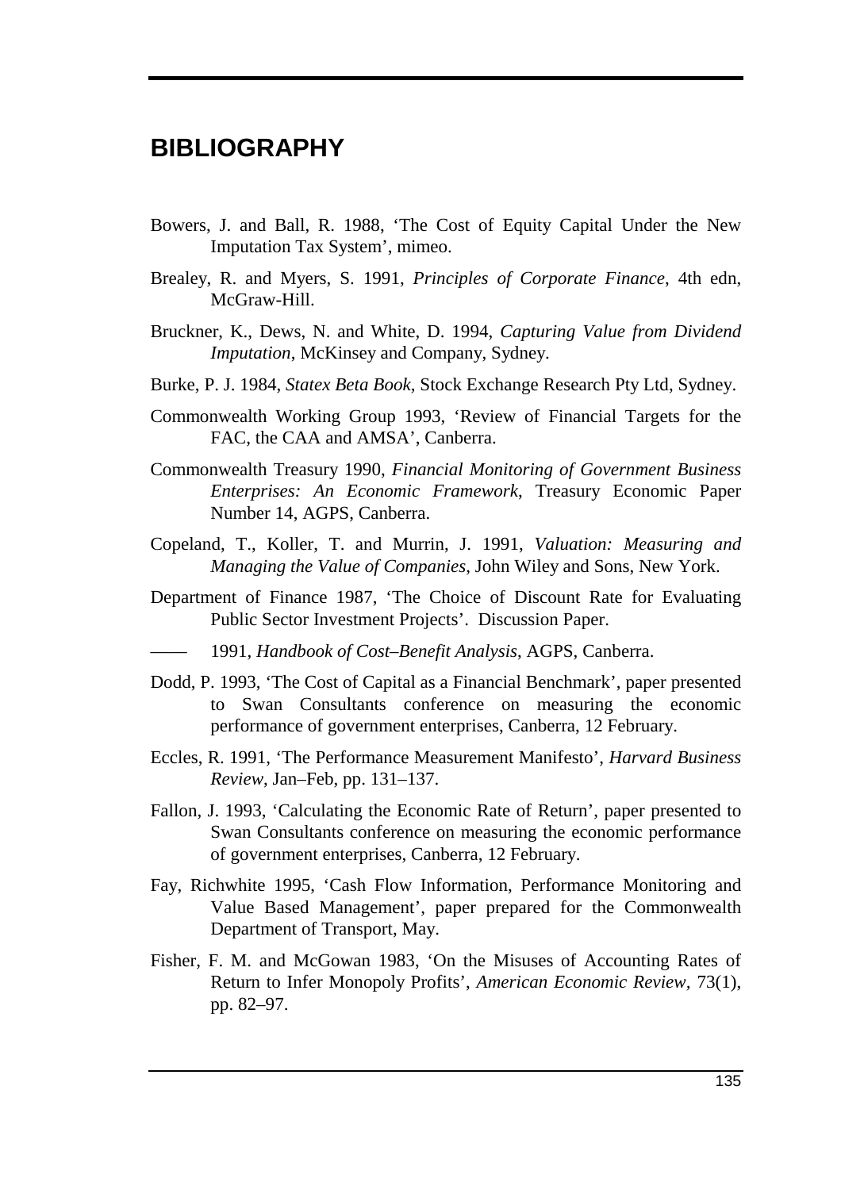# BIBLIOGRAPHY

Bowers, J. and Ball, R. 1988, 'The Cost of Equity Capital Under the New Imputation Tax System', mimeo.

Brealey, R. and Myers, S. 1991, *Principles of Corporate Finance*, 4th edn, McGraw-Hill.

Bruckner, K., Dews, N. and White, D. 1994, *Capturing Value from Dividend Imputation*, McKinsey and Company, Sydney.

Burke, P. J. 1984, *Statex Beta Book*, Stock Exchange Research Pty Ltd, Sydney.

Commonwealth Working Group 1993, 'Review of Financial Targets for the FAC, the CAA and AMSA', Canberra.

Commonwealth Treasury 1990, *Financial Monitoring of Government Business Enterprises: An Economic Framework*, Treasury Economic Paper Number 14, AGPS, Canberra.

Copeland, T., Koller, T. and Murrin, J. 1991, *Valuation: Measuring and Managing the Value of Companies*, John Wiley and Sons, New York.

Department of Finance 1987, 'The Choice of Discount Rate for Evaluating Public Sector Investment Projects'. Discussion Paper.

—— 1991, *Handbook of Cost–Benefit Analysis*, AGPS, Canberra.

Dodd, P. 1993, 'The Cost of Capital as a Financial Benchmark', paper presented to Swan Consultants conference on measuring the economic performance of government enterprises, Canberra, 12 February.

Eccles, R. 1991, 'The Performance Measurement Manifesto', *Harvard Business Review*, Jan–Feb, pp. 131–137.

Fallon, J. 1993, 'Calculating the Economic Rate of Return', paper presented to Swan Consultants conference on measuring the economic performance of government enterprises, Canberra, 12 February.

Fay, Richwhite 1995, 'Cash Flow Information, Performance Monitoring and Value Based Management', paper prepared for the Commonwealth Department of Transport, May.

Fisher, F. M. and McGowan 1983, 'On the Misuses of Accounting Rates of Return to Infer Monopoly Profits', *American Economic Review*, 73(1), pp. 82–97.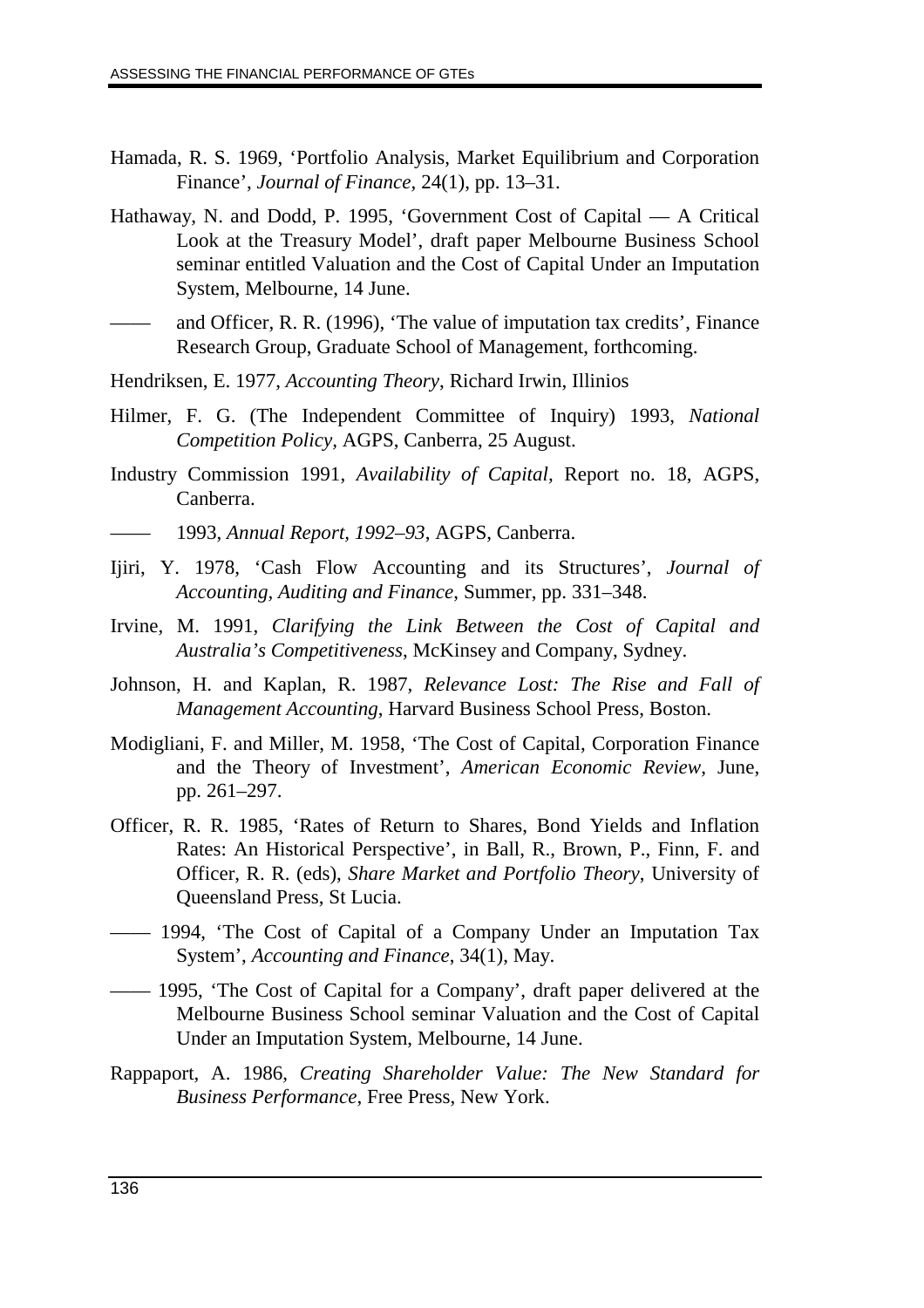Hamada, R. S. 1969, 'Portfolio Analysis, Market Equilibrium and Corporation Finance', *Journal of Finance*, 24(1), pp. 13–31.

Hathaway, N. and Dodd, P. 1995, 'Government Cost of Capital — A Critical Look at the Treasury Model', draft paper Melbourne Business School seminar entitled Valuation and the Cost of Capital Under an Imputation System, Melbourne, 14 June.

—— and Officer, R. R. (1996), 'The value of imputation tax credits', Finance Research Group, Graduate School of Management, forthcoming.

Hendriksen, E. 1977, *Accounting Theory*, Richard Irwin, Illinios

Hilmer, F. G. (The Independent Committee of Inquiry) 1993, *National Competition Policy*, AGPS, Canberra, 25 August.

Industry Commission 1991, *Availability of Capital*, Report no. 18, AGPS, Canberra.

—— 1993, *Annual Report, 1992–93*, AGPS, Canberra.

Ijiri, Y. 1978, 'Cash Flow Accounting and its Structures', *Journal of Accounting, Auditing and Finance*, Summer, pp. 331–348.

Irvine, M. 1991, *Clarifying the Link Between the Cost of Capital and Australia's Competitiveness*, McKinsey and Company, Sydney.

Johnson, H. and Kaplan, R. 1987, *Relevance Lost: The Rise and Fall of Management Accounting*, Harvard Business School Press, Boston.

Modigliani, F. and Miller, M. 1958, 'The Cost of Capital, Corporation Finance and the Theory of Investment', *American Economic Review*, June, pp. 261–297.

Officer, R. R. 1985, 'Rates of Return to Shares, Bond Yields and Inflation Rates: An Historical Perspective', in Ball, R., Brown, P., Finn, F. and Officer, R. R. (eds), *Share Market and Portfolio Theory*, University of Queensland Press, St Lucia.

—— 1994, 'The Cost of Capital of a Company Under an Imputation Tax System', *Accounting and Finance*, 34(1), May.

—— 1995, 'The Cost of Capital for a Company', draft paper delivered at the Melbourne Business School seminar Valuation and the Cost of Capital Under an Imputation System, Melbourne, 14 June.

Rappaport, A. 1986, *Creating Shareholder Value: The New Standard for Business Performance*, Free Press, New York.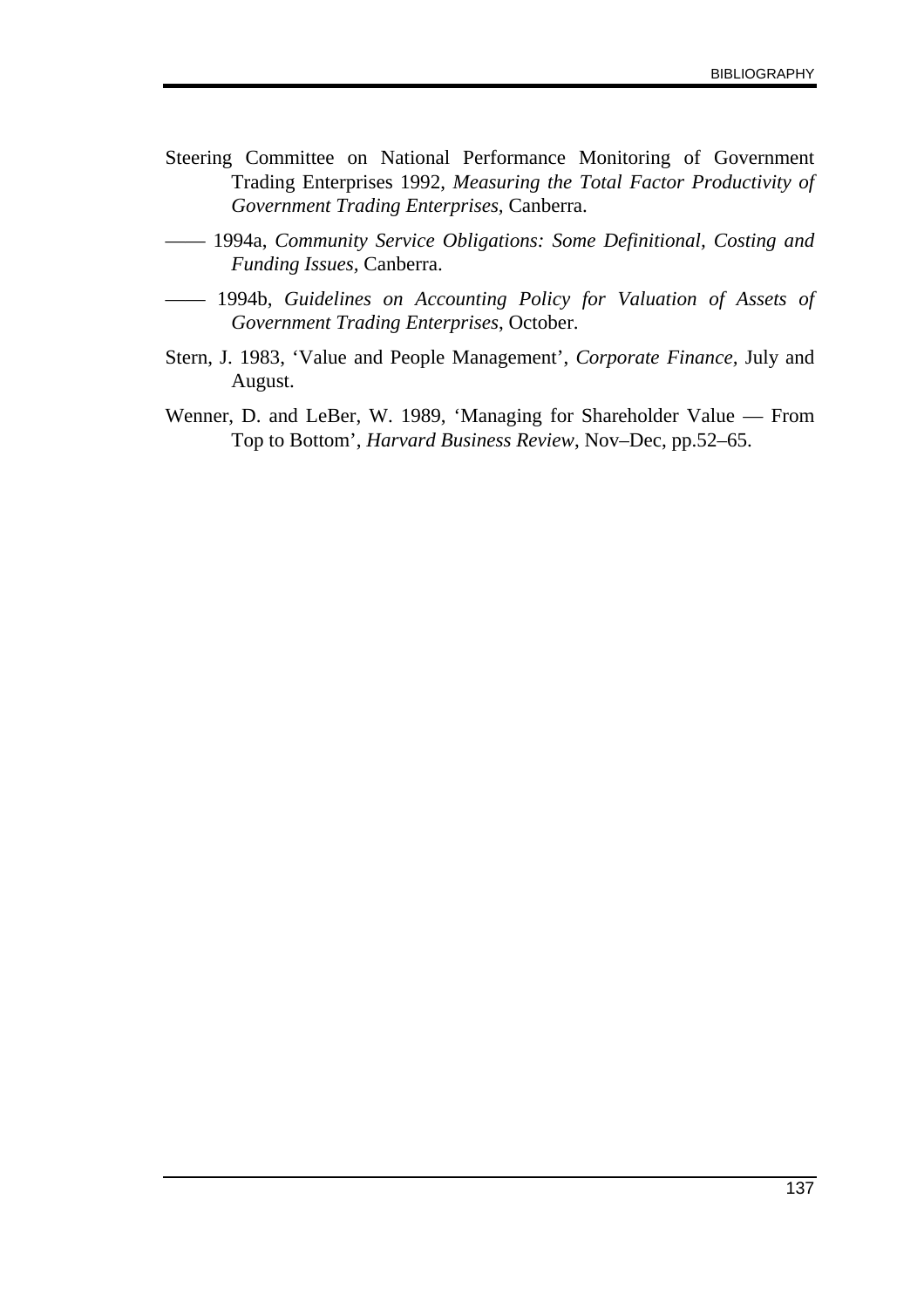Steering Committee on National Performance Monitoring of Government Trading Enterprises 1992, *Measuring the Total Factor Productivity of Government Trading Enterprises*, Canberra.

—— 1994a, *Community Service Obligations: Some Definitional, Costing and Funding Issues*, Canberra.

—— 1994b, *Guidelines on Accounting Policy for Valuation of Assets of Government Trading Enterprises*, October.

Stern, J. 1983, ‘Value and People Management’, *Corporate Finance*, July and August.

Wenner, D. and LeBer, W. 1989, ‘Managing for Shareholder Value — From Top to Bottom’, *Harvard Business Review*, Nov–Dec, pp.52–65.